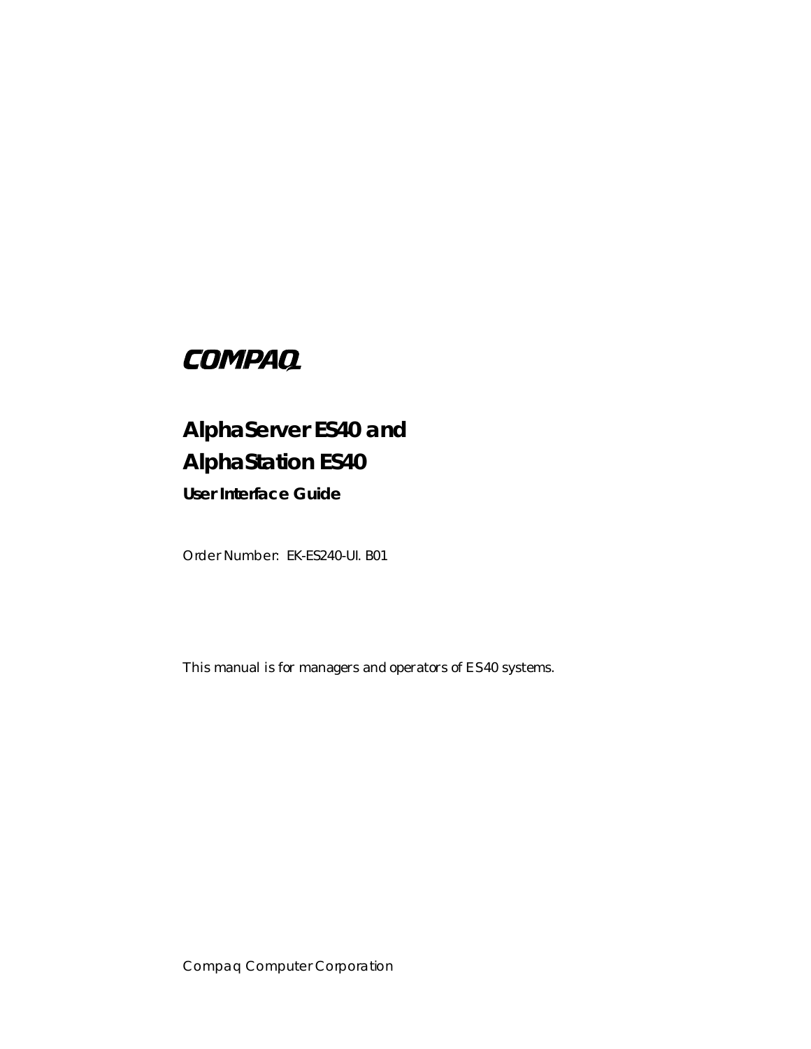COMPAQ

# AlphaServer ES40 and AlphaStation ES40

## User Interface Guide

Order Number: EK-ES240-UI. B01

This manual is for managers and operators of ES40 systems.

Compaq Computer Corporation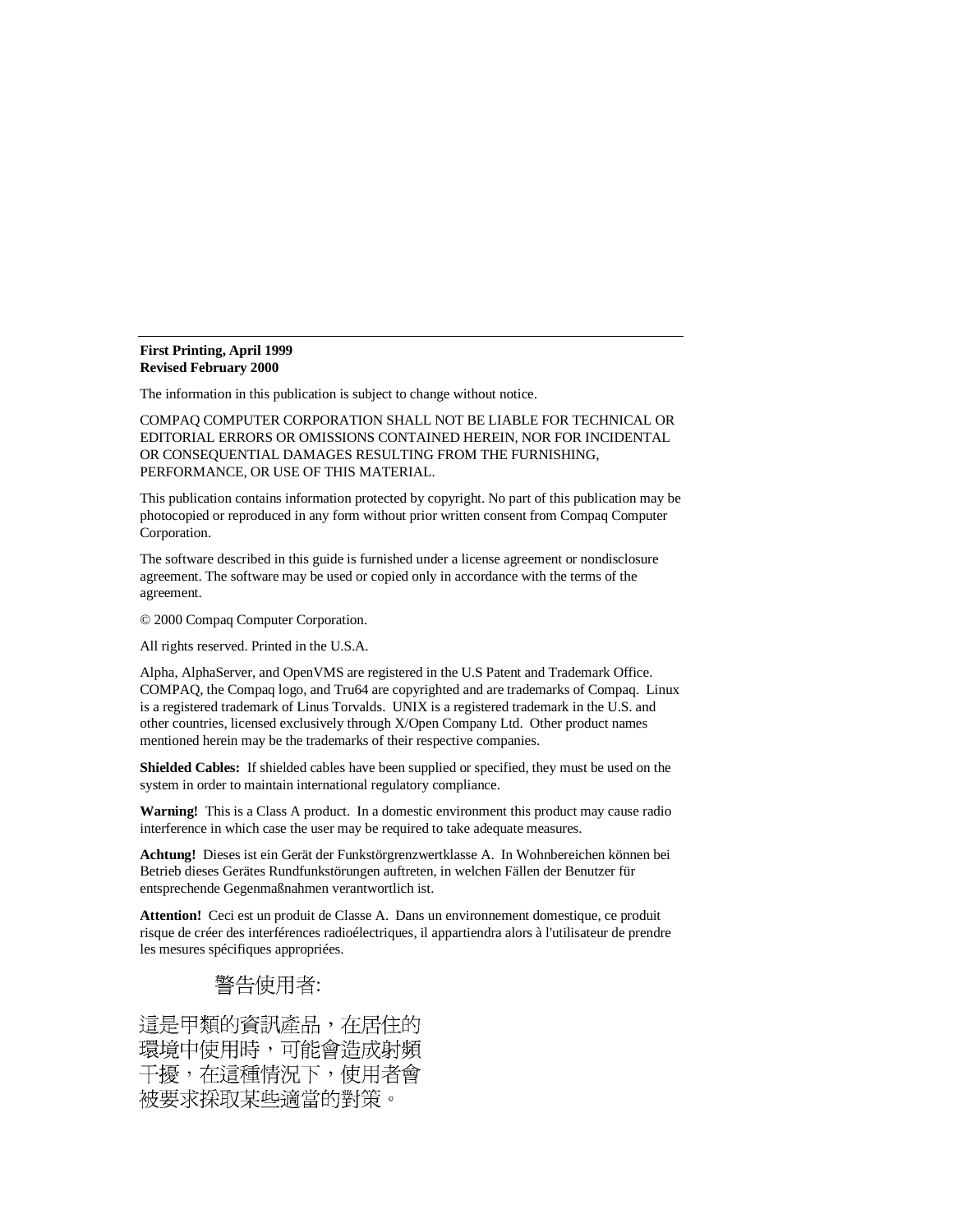**First Printing, April 1999**
**Revised February 2000**

The information in this publication is subject to change without notice.

COMPAQ COMPUTER CORPORATION SHALL NOT BE LIABLE FOR TECHNICAL OR EDITORIAL ERRORS OR OMISSIONS CONTAINED HEREIN, NOR FOR INCIDENTAL OR CONSEQUENTIAL DAMAGES RESULTING FROM THE FURNISHING, PERFORMANCE, OR USE OF THIS MATERIAL.

This publication contains information protected by copyright. No part of this publication may be photocopied or reproduced in any form without prior written consent from Compaq Computer Corporation.

The software described in this guide is furnished under a license agreement or nondisclosure agreement. The software may be used or copied only in accordance with the terms of the agreement.

© 2000 Compaq Computer Corporation.

All rights reserved. Printed in the U.S.A.

Alpha, AlphaServer, and OpenVMS are registered in the U.S Patent and Trademark Office. COMPAQ, the Compaq logo, and Tru64 are copyrighted and are trademarks of Compaq. Linux is a registered trademark of Linus Torvalds. UNIX is a registered trademark in the U.S. and other countries, licensed exclusively through X/Open Company Ltd. Other product names mentioned herein may be the trademarks of their respective companies.

**Shielded Cables:** If shielded cables have been supplied or specified, they must be used on the system in order to maintain international regulatory compliance.

**Warning!** This is a Class A product. In a domestic environment this product may cause radio interference in which case the user may be required to take adequate measures.

**Achtung!** Dieses ist ein Gerät der Funkstörgrenzwertklasse A. In Wohnbereichen können bei Betrieb dieses Gerätes Rundfunkstörungen auftreten, in welchen Fällen der Benutzer für entsprechende Gegenmaßnahmen verantwortlich ist.

**Attention!** Ceci est un produit de Classe A. Dans un environnement domestique, ce produit risque de créer des interférences radioélectriques, il appartiendra alors à l'utilisateur de prendre les mesures spécifiques appropriées.

警告使用者:

這是甲類的資訊產品，在居住的環境中使用時，可能會造成射頻干擾，在這種情況下，使用者會被要求採取某些適當的對策。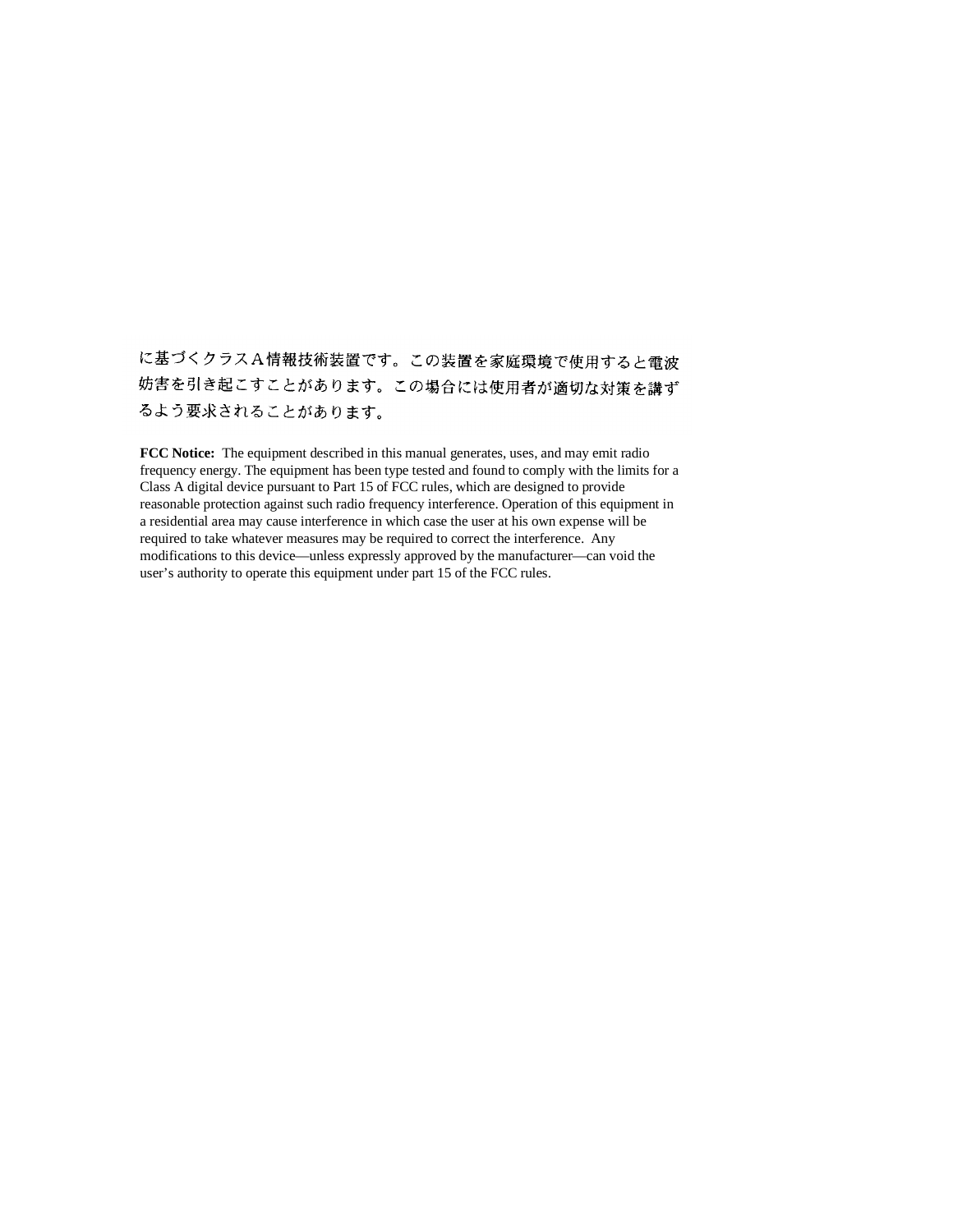に基づくクラスＡ情報技術装置です。この装置を家庭環境で使用すると電波妨害を引き起こすことがあります。この場合には使用者が適切な対策を講ずるよう要求されることがあります。

**FCC Notice:** The equipment described in this manual generates, uses, and may emit radio frequency energy. The equipment has been type tested and found to comply with the limits for a Class A digital device pursuant to Part 15 of FCC rules, which are designed to provide reasonable protection against such radio frequency interference. Operation of this equipment in a residential area may cause interference in which case the user at his own expense will be required to take whatever measures may be required to correct the interference. Any modifications to this device—unless expressly approved by the manufacturer—can void the user's authority to operate this equipment under part 15 of the FCC rules.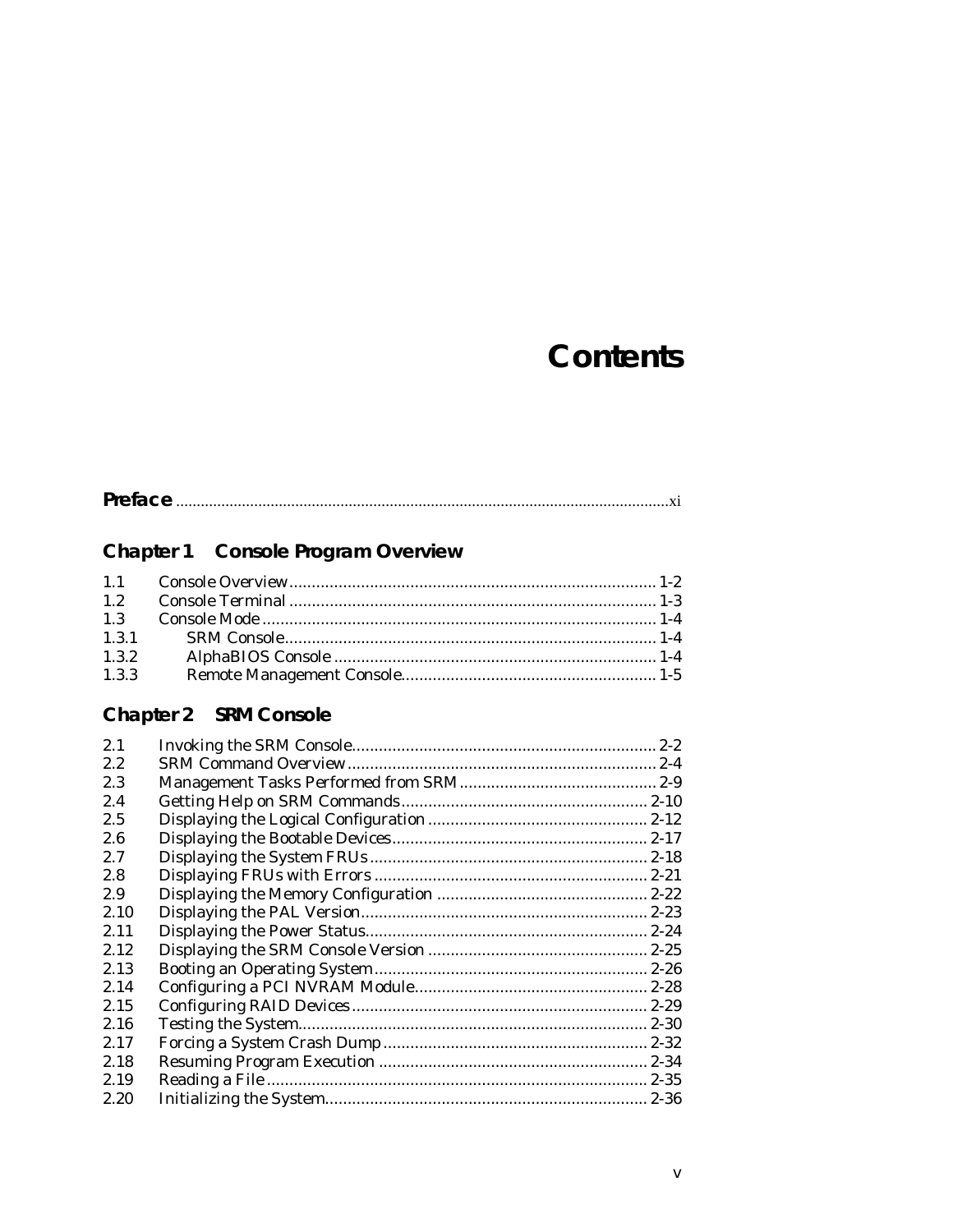# Contents

**Preface** .......................................................................................................................xi

## Chapter 1 Console Program Overview

1.1 Console Overview................................................................................. 1-2
1.2 Console Terminal ................................................................................. 1-3
1.3 Console Mode ....................................................................................... 1-4
1.3.1 SRM Console.................................................................................. 1-4
1.3.2 AlphaBIOS Console ....................................................................... 1-4
1.3.3 Remote Management Console......................................................... 1-5

## Chapter 2 SRM Console

2.1 Invoking the SRM Console................................................................... 2-2
2.2 SRM Command Overview.................................................................... 2-4
2.3 Management Tasks Performed from SRM............................................ 2-9
2.4 Getting Help on SRM Commands....................................................... 2-10
2.5 Displaying the Logical Configuration ................................................. 2-12
2.6 Displaying the Bootable Devices......................................................... 2-17
2.7 Displaying the System FRUs .............................................................. 2-18
2.8 Displaying FRUs with Errors ............................................................. 2-21
2.9 Displaying the Memory Configuration ............................................... 2-22
2.10 Displaying the PAL Version................................................................ 2-23
2.11 Displaying the Power Status............................................................... 2-24
2.12 Displaying the SRM Console Version ................................................. 2-25
2.13 Booting an Operating System............................................................. 2-26
2.14 Configuring a PCI NVRAM Module.................................................... 2-28
2.15 Configuring RAID Devices.................................................................. 2-29
2.16 Testing the System.............................................................................. 2-30
2.17 Forcing a System Crash Dump ........................................................... 2-32
2.18 Resuming Program Execution ............................................................ 2-34
2.19 Reading a File ..................................................................................... 2-35
2.20 Initializing the System........................................................................ 2-36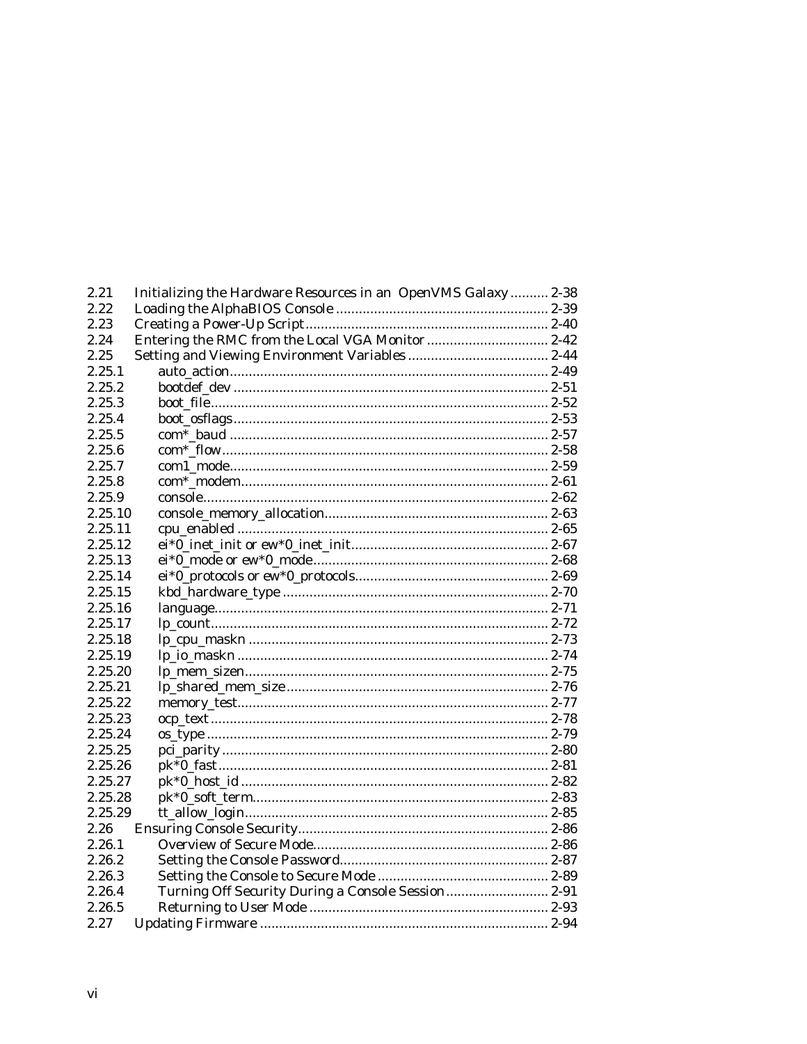| | | |
|---|---|---|
| 2.21 | Initializing the Hardware Resources in an OpenVMS Galaxy | 2-38 |
| 2.22 | Loading the AlphaBIOS Console | 2-39 |
| 2.23 | Creating a Power-Up Script | 2-40 |
| 2.24 | Entering the RMC from the Local VGA Monitor | 2-42 |
| 2.25 | Setting and Viewing Environment Variables | 2-44 |
| 2.25.1 | auto_action | 2-49 |
| 2.25.2 | bootdef_dev | 2-51 |
| 2.25.3 | boot_file | 2-52 |
| 2.25.4 | boot_osflags | 2-53 |
| 2.25.5 | com*_baud | 2-57 |
| 2.25.6 | com*_flow | 2-58 |
| 2.25.7 | com1_mode | 2-59 |
| 2.25.8 | com*_modem | 2-61 |
| 2.25.9 | console | 2-62 |
| 2.25.10 | console_memory_allocation | 2-63 |
| 2.25.11 | cpu_enabled | 2-65 |
| 2.25.12 | ei*0_inet_init or ew*0_inet_init | 2-67 |
| 2.25.13 | ei*0_mode or ew*0_mode | 2-68 |
| 2.25.14 | ei*0_protocols or ew*0_protocols | 2-69 |
| 2.25.15 | kbd_hardware_type | 2-70 |
| 2.25.16 | language | 2-71 |
| 2.25.17 | lp_count | 2-72 |
| 2.25.18 | lp_cpu_maskn | 2-73 |
| 2.25.19 | lp_io_maskn | 2-74 |
| 2.25.20 | lp_mem_sizen | 2-75 |
| 2.25.21 | lp_shared_mem_size | 2-76 |
| 2.25.22 | memory_test | 2-77 |
| 2.25.23 | ocp_text | 2-78 |
| 2.25.24 | os_type | 2-79 |
| 2.25.25 | pci_parity | 2-80 |
| 2.25.26 | pk*0_fast | 2-81 |
| 2.25.27 | pk*0_host_id | 2-82 |
| 2.25.28 | pk*0_soft_term | 2-83 |
| 2.25.29 | tt_allow_login | 2-85 |
| 2.26 | Ensuring Console Security | 2-86 |
| 2.26.1 | Overview of Secure Mode | 2-86 |
| 2.26.2 | Setting the Console Password | 2-87 |
| 2.26.3 | Setting the Console to Secure Mode | 2-89 |
| 2.26.4 | Turning Off Security During a Console Session | 2-91 |
| 2.26.5 | Returning to User Mode | 2-93 |
| 2.27 | Updating Firmware | 2-94 |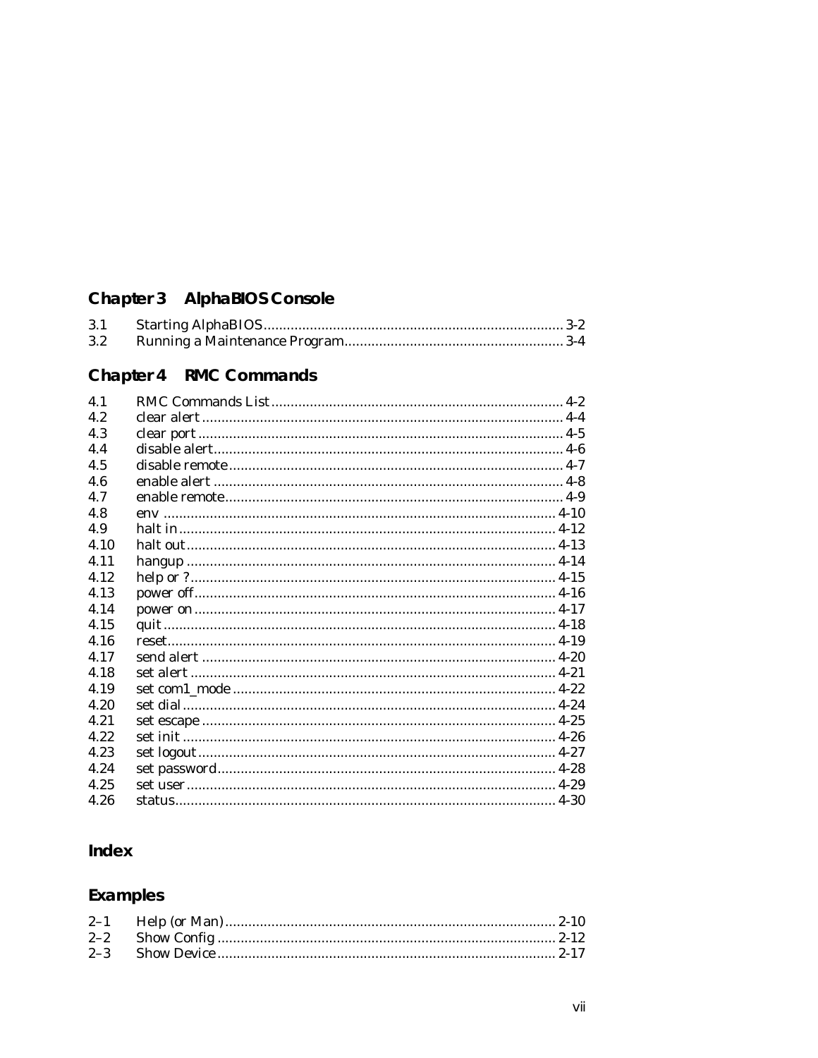## Chapter 3 AlphaBIOS Console

| | | |
|---|---|---|
| 3.1 | Starting AlphaBIOS | 3-2 |
| 3.2 | Running a Maintenance Program | 3-4 |

## Chapter 4 RMC Commands

| | | |
|---|---|---|
| 4.1 | RMC Commands List | 4-2 |
| 4.2 | clear alert | 4-4 |
| 4.3 | clear port | 4-5 |
| 4.4 | disable alert | 4-6 |
| 4.5 | disable remote | 4-7 |
| 4.6 | enable alert | 4-8 |
| 4.7 | enable remote | 4-9 |
| 4.8 | env | 4-10 |
| 4.9 | halt in | 4-12 |
| 4.10 | halt out | 4-13 |
| 4.11 | hangup | 4-14 |
| 4.12 | help or ? | 4-15 |
| 4.13 | power off | 4-16 |
| 4.14 | power on | 4-17 |
| 4.15 | quit | 4-18 |
| 4.16 | reset | 4-19 |
| 4.17 | send alert | 4-20 |
| 4.18 | set alert | 4-21 |
| 4.19 | set com1_mode | 4-22 |
| 4.20 | set dial | 4-24 |
| 4.21 | set escape | 4-25 |
| 4.22 | set init | 4-26 |
| 4.23 | set logout | 4-27 |
| 4.24 | set password | 4-28 |
| 4.25 | set user | 4-29 |
| 4.26 | status | 4-30 |

## Index

## Examples

| | | |
|---|---|---|
| 2–1 | Help (or Man) | 2-10 |
| 2–2 | Show Config | 2-12 |
| 2–3 | Show Device | 2-17 |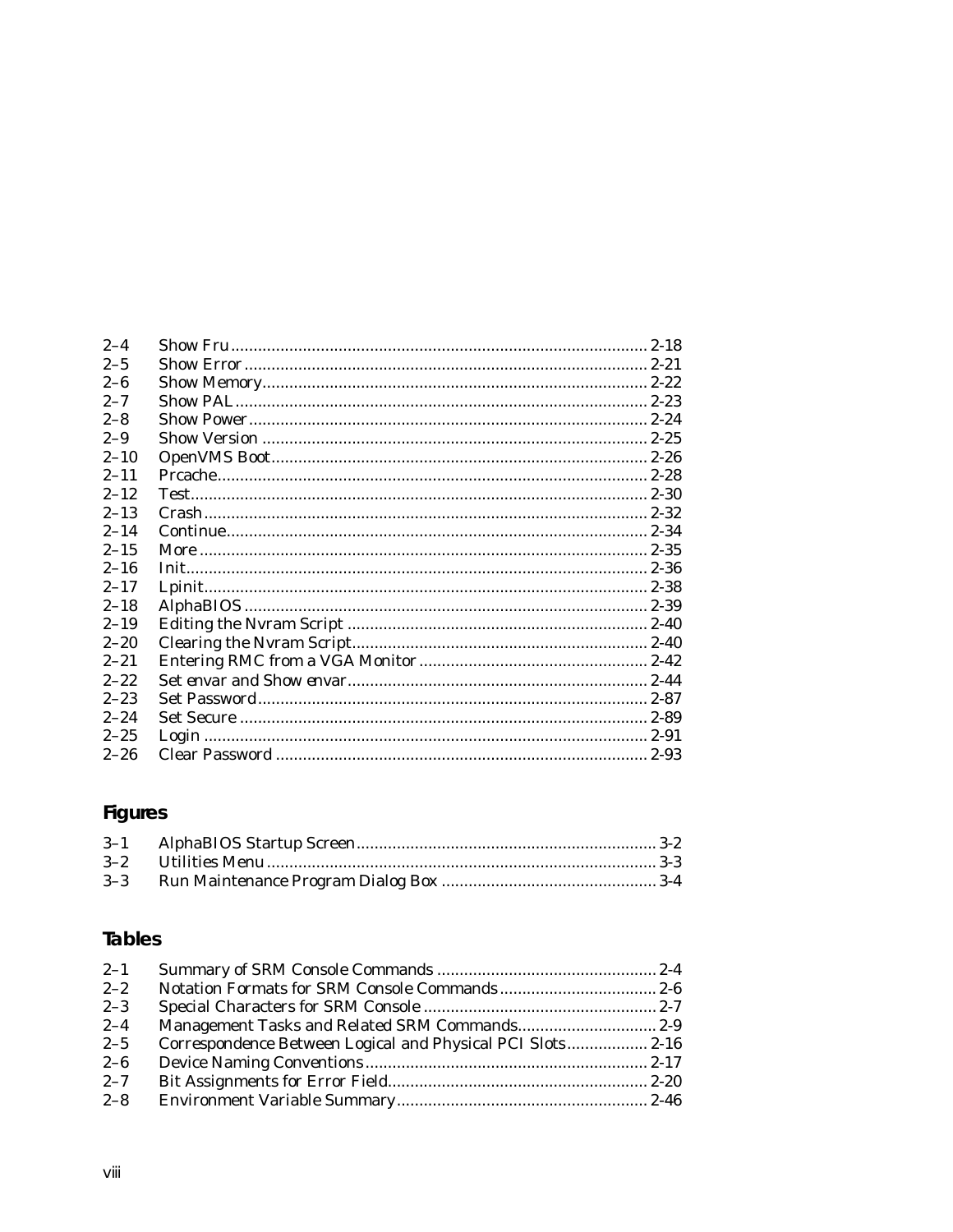| | | |
|---|---|---|
| 2–4 | Show Fru | 2-18 |
| 2–5 | Show Error | 2-21 |
| 2–6 | Show Memory | 2-22 |
| 2–7 | Show PAL | 2-23 |
| 2–8 | Show Power | 2-24 |
| 2–9 | Show Version | 2-25 |
| 2–10 | OpenVMS Boot | 2-26 |
| 2–11 | Prcache | 2-28 |
| 2–12 | Test | 2-30 |
| 2–13 | Crash | 2-32 |
| 2–14 | Continue | 2-34 |
| 2–15 | More | 2-35 |
| 2–16 | Init | 2-36 |
| 2–17 | Lpinit | 2-38 |
| 2–18 | AlphaBIOS | 2-39 |
| 2–19 | Editing the Nvram Script | 2-40 |
| 2–20 | Clearing the Nvram Script | 2-40 |
| 2–21 | Entering RMC from a VGA Monitor | 2-42 |
| 2–22 | Set envar and Show envar | 2-44 |
| 2–23 | Set Password | 2-87 |
| 2–24 | Set Secure | 2-89 |
| 2–25 | Login | 2-91 |
| 2–26 | Clear Password | 2-93 |

## Figures

| | | |
|---|---|---|
| 3–1 | AlphaBIOS Startup Screen | 3-2 |
| 3–2 | Utilities Menu | 3-3 |
| 3–3 | Run Maintenance Program Dialog Box | 3-4 |

## Tables

| | | |
|---|---|---|
| 2–1 | Summary of SRM Console Commands | 2-4 |
| 2–2 | Notation Formats for SRM Console Commands | 2-6 |
| 2–3 | Special Characters for SRM Console | 2-7 |
| 2–4 | Management Tasks and Related SRM Commands | 2-9 |
| 2–5 | Correspondence Between Logical and Physical PCI Slots | 2-16 |
| 2–6 | Device Naming Conventions | 2-17 |
| 2–7 | Bit Assignments for Error Field | 2-20 |
| 2–8 | Environment Variable Summary | 2-46 |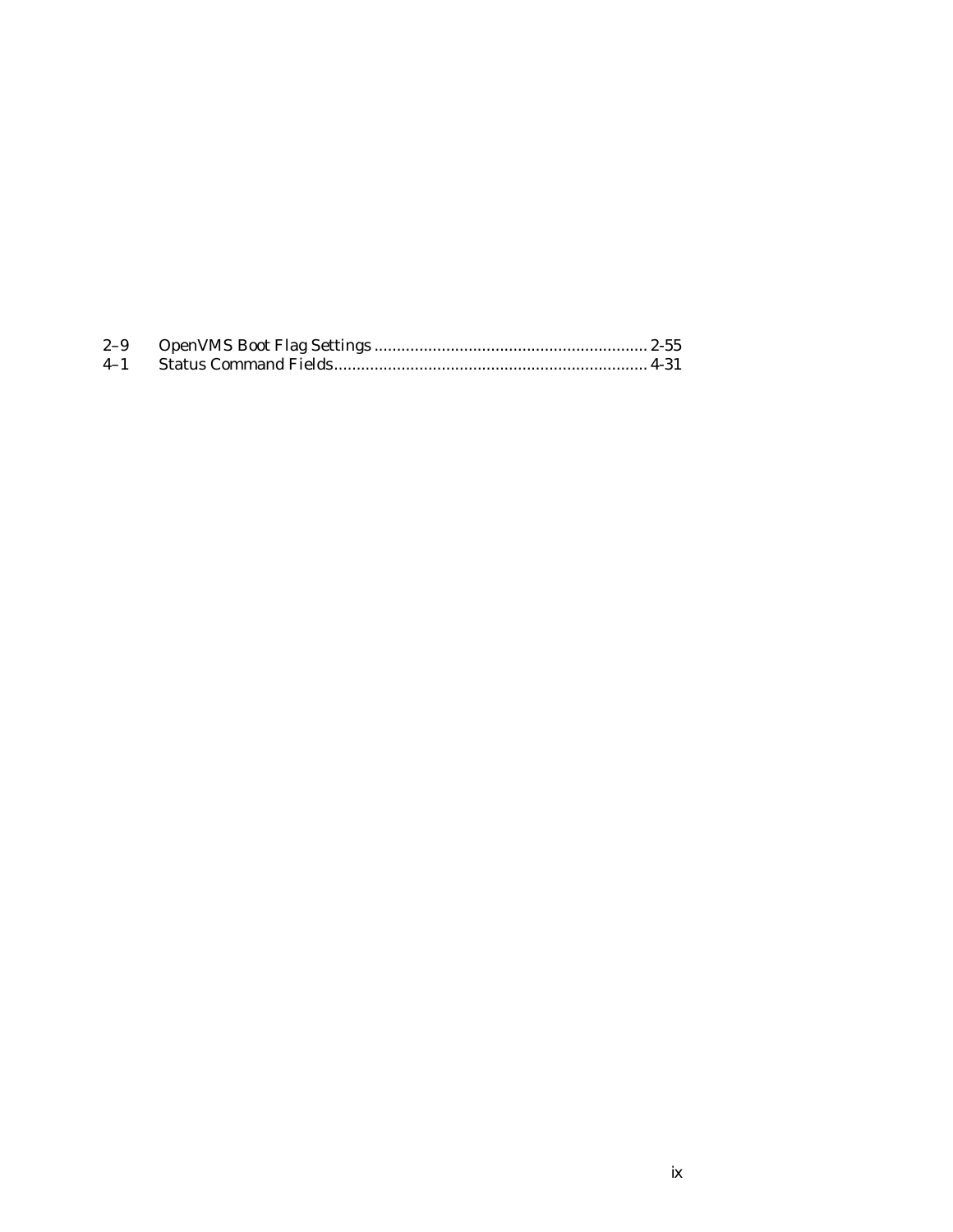2–9 OpenVMS Boot Flag Settings ............................................................ 2-55
4–1 Status Command Fields..................................................................... 4-31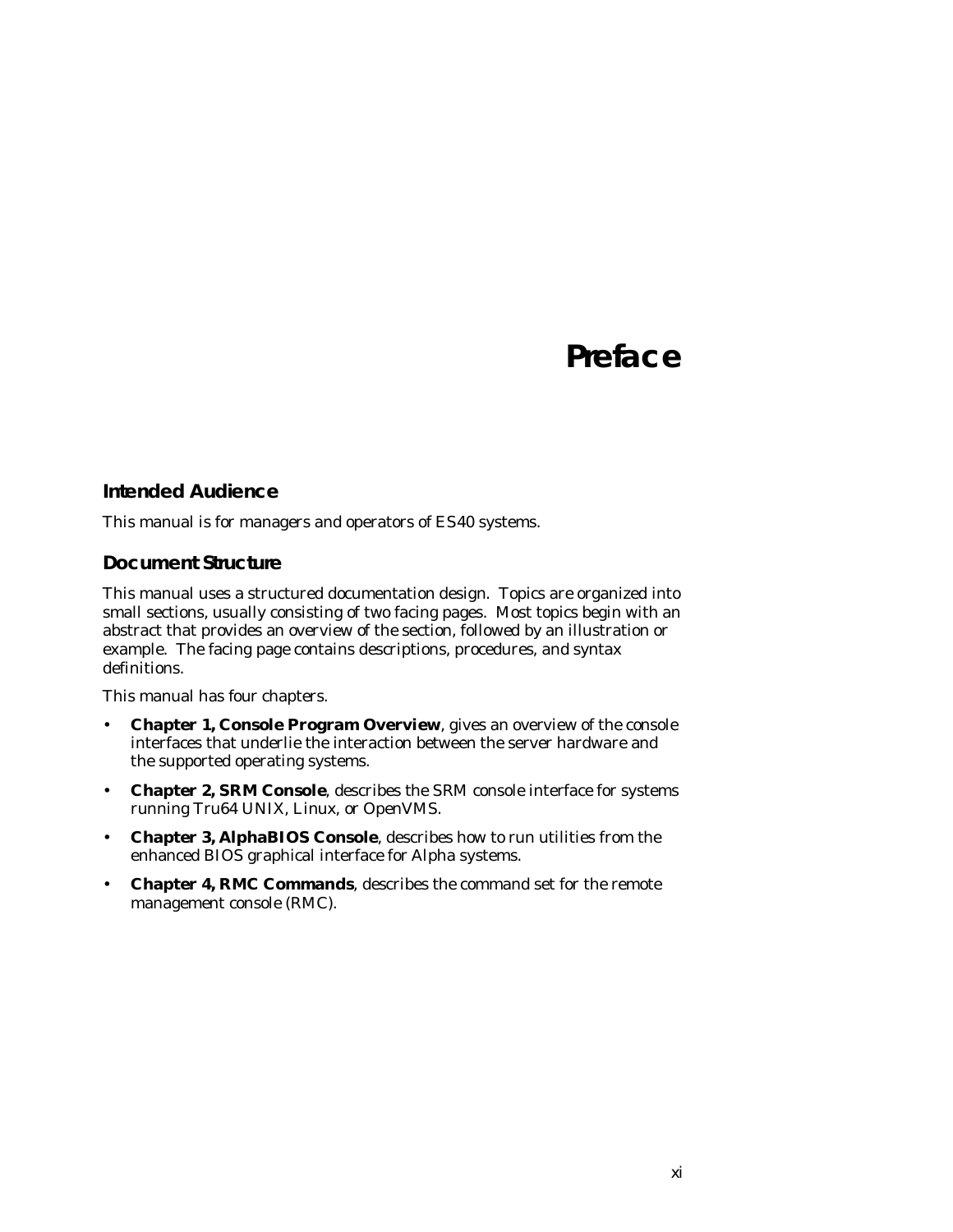# Preface

## Intended Audience

This manual is for managers and operators of ES40 systems.

## Document Structure

This manual uses a structured documentation design. Topics are organized into small sections, usually consisting of two facing pages. Most topics begin with an abstract that provides an overview of the section, followed by an illustration or example. The facing page contains descriptions, procedures, and syntax definitions.

This manual has four chapters.

- **Chapter 1, Console Program Overview**, gives an overview of the console interfaces that underlie the interaction between the server hardware and the supported operating systems.
- **Chapter 2, SRM Console**, describes the SRM console interface for systems running Tru64 UNIX, Linux, or OpenVMS.
- **Chapter 3, AlphaBIOS Console**, describes how to run utilities from the enhanced BIOS graphical interface for Alpha systems.
- **Chapter 4, RMC Commands**, describes the command set for the remote management console (RMC).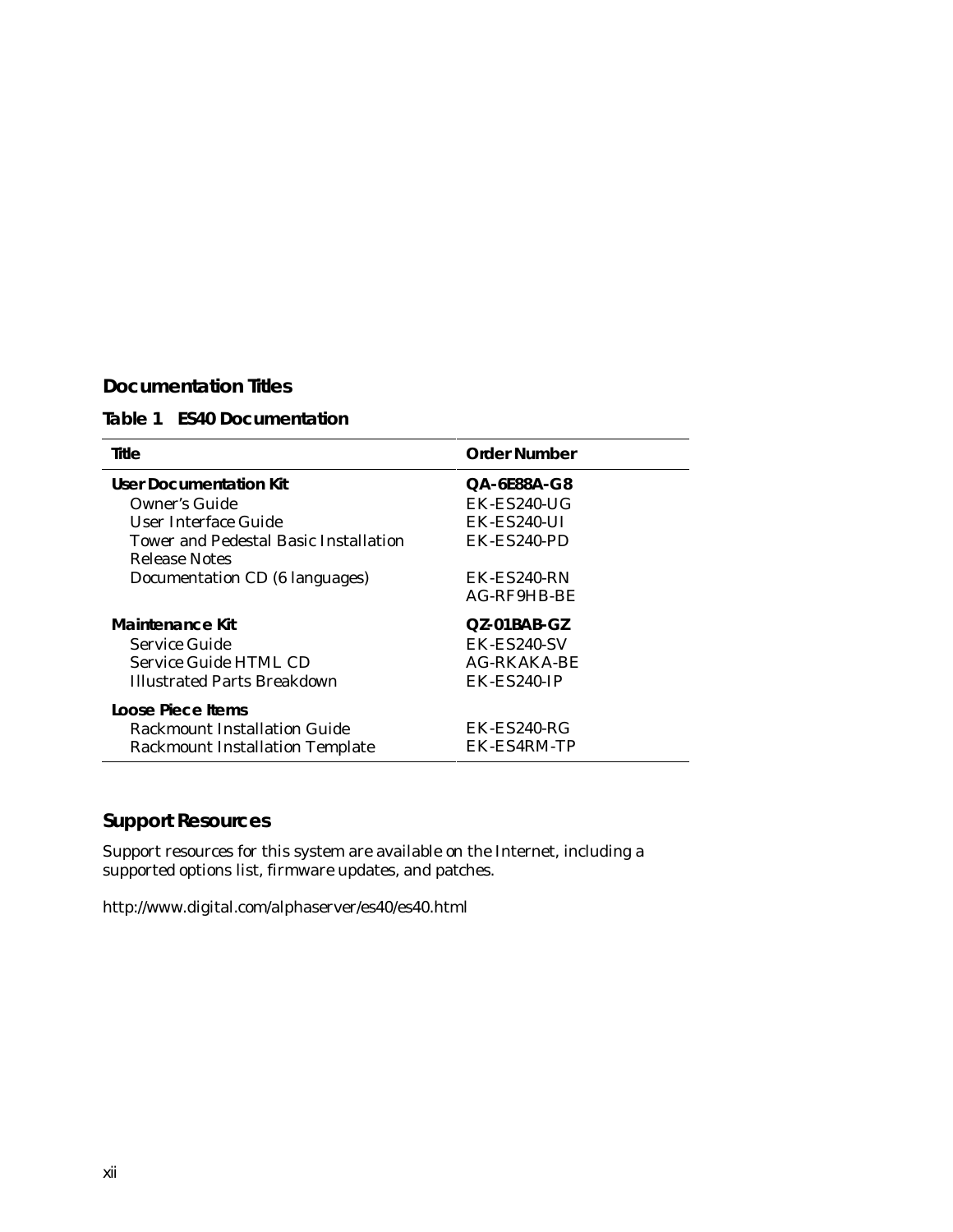## Documentation Titles

**Table 1 ES40 Documentation**

| Title | Order Number |
|---|---|
| **User Documentation Kit** | **QA-6E88A-G8** |
| Owner's Guide | EK-ES240-UG |
| User Interface Guide | EK-ES240-UI |
| Tower and Pedestal Basic Installation | EK-ES240-PD |
| Release Notes | EK-ES240-RN |
| Documentation CD (6 languages) | AG-RF9HB-BE |
| **Maintenance Kit** | **QZ-01BAB-GZ** |
| Service Guide | EK-ES240-SV |
| Service Guide HTML CD | AG-RKAKA-BE |
| Illustrated Parts Breakdown | EK-ES240-IP |
| **Loose Piece Items** | |
| Rackmount Installation Guide | EK-ES240-RG |
| Rackmount Installation Template | EK-ES4RM-TP |

## Support Resources

Support resources for this system are available on the Internet, including a supported options list, firmware updates, and patches.

http://www.digital.com/alphaserver/es40/es40.html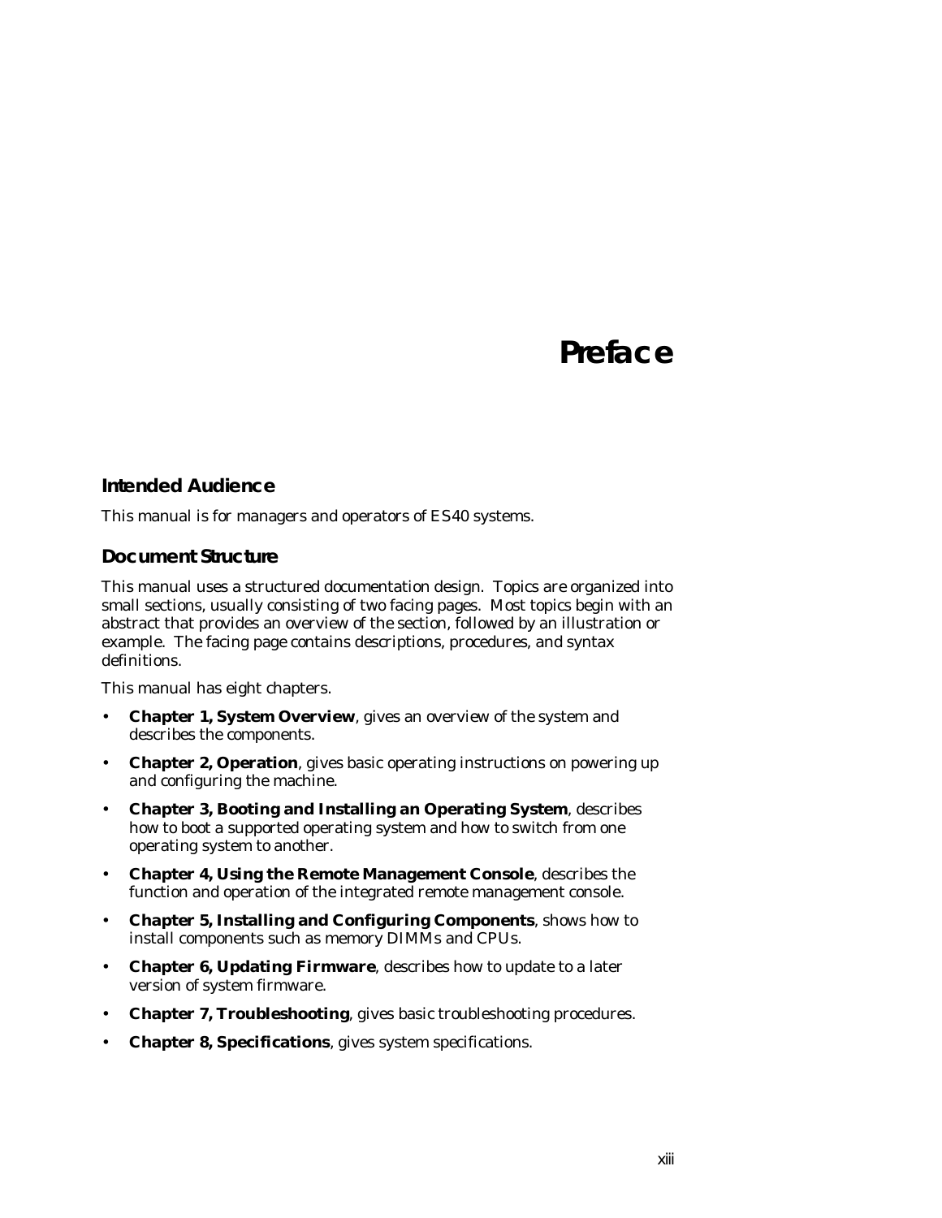# Preface

## Intended Audience

This manual is for managers and operators of ES40 systems.

## Document Structure

This manual uses a structured documentation design. Topics are organized into small sections, usually consisting of two facing pages. Most topics begin with an abstract that provides an overview of the section, followed by an illustration or example. The facing page contains descriptions, procedures, and syntax definitions.

This manual has eight chapters.

- **Chapter 1, System Overview**, gives an overview of the system and describes the components.
- **Chapter 2, Operation**, gives basic operating instructions on powering up and configuring the machine.
- **Chapter 3, Booting and Installing an Operating System**, describes how to boot a supported operating system and how to switch from one operating system to another.
- **Chapter 4, Using the Remote Management Console**, describes the function and operation of the integrated remote management console.
- **Chapter 5, Installing and Configuring Components**, shows how to install components such as memory DIMMs and CPUs.
- **Chapter 6, Updating Firmware**, describes how to update to a later version of system firmware.
- **Chapter 7, Troubleshooting**, gives basic troubleshooting procedures.
- **Chapter 8, Specifications**, gives system specifications.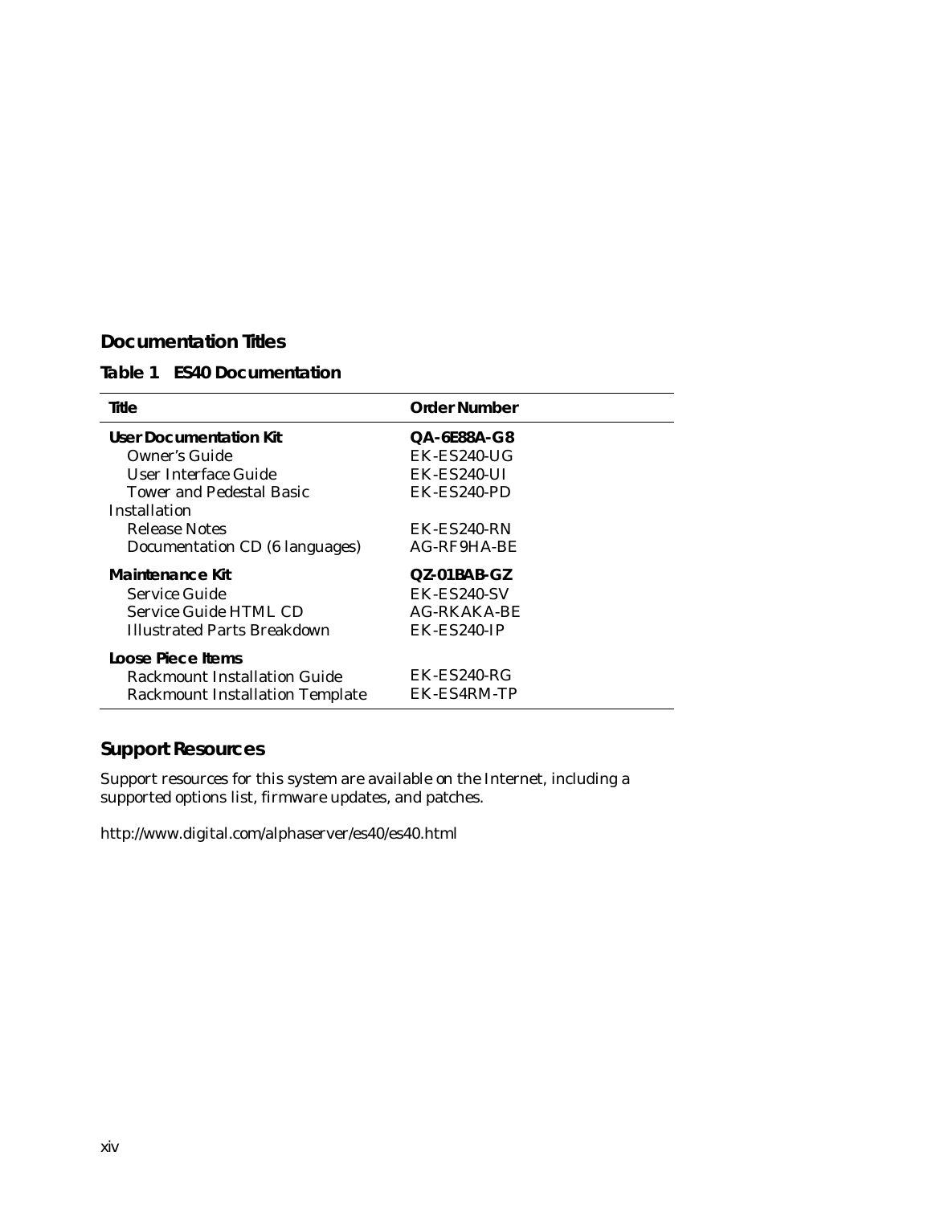## Documentation Titles

**Table 1 ES40 Documentation**

| Title | Order Number |
|---|---|
| **User Documentation Kit** | **QA-6E88A-G8** |
| Owner's Guide | EK-ES240-UG |
| User Interface Guide | EK-ES240-UI |
| Tower and Pedestal Basic Installation | EK-ES240-PD |
| Release Notes | EK-ES240-RN |
| Documentation CD (6 languages) | AG-RF9HA-BE |
| **Maintenance Kit** | **QZ-01BAB-GZ** |
| Service Guide | EK-ES240-SV |
| Service Guide HTML CD | AG-RKAKA-BE |
| Illustrated Parts Breakdown | EK-ES240-IP |
| **Loose Piece Items** | |
| Rackmount Installation Guide | EK-ES240-RG |
| Rackmount Installation Template | EK-ES4RM-TP |

## Support Resources

Support resources for this system are available on the Internet, including a supported options list, firmware updates, and patches.

http://www.digital.com/alphaserver/es40/es40.html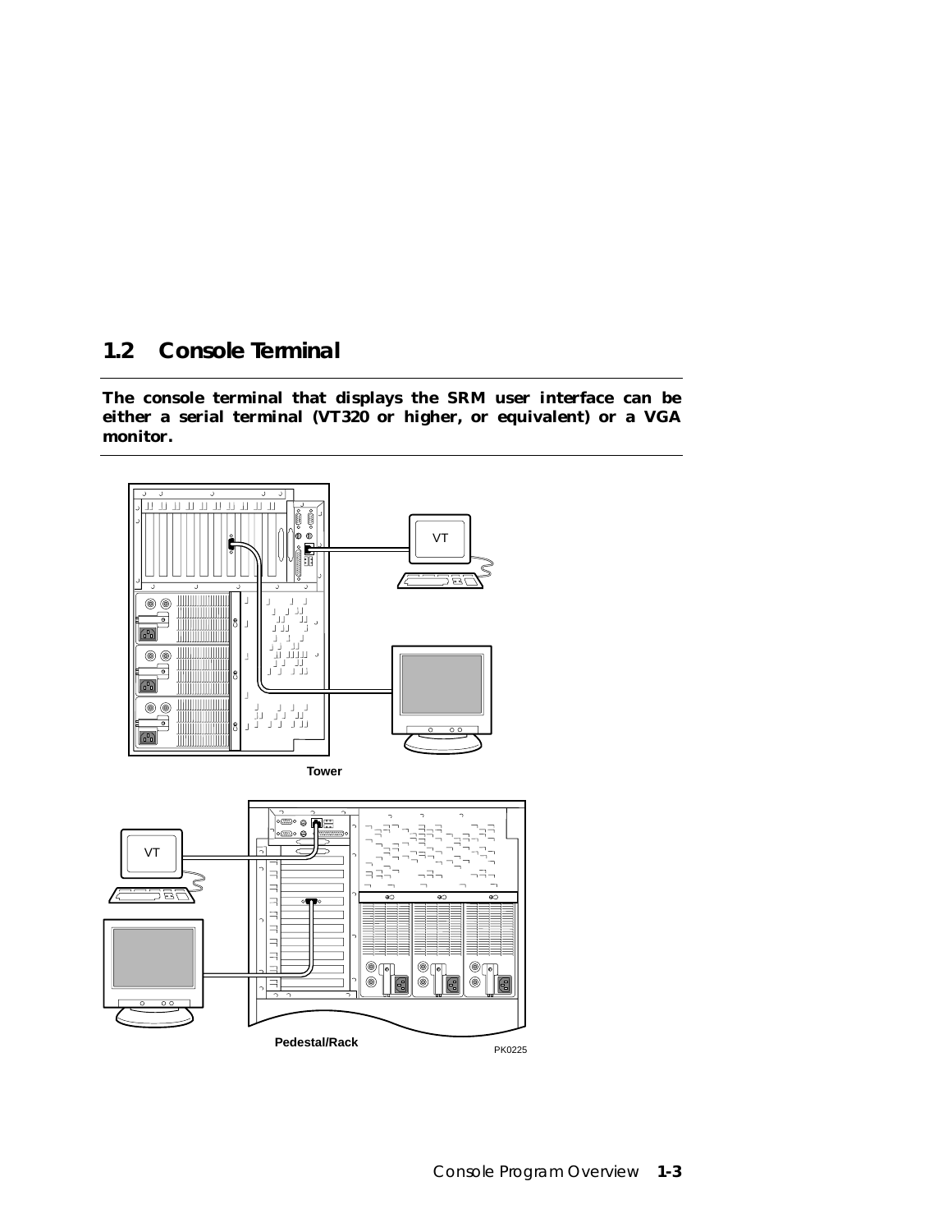## 1.2 Console Terminal

**The console terminal that displays the SRM user interface can be either a serial terminal (VT320 or higher, or equivalent) or a VGA monitor.**

Tower

Pedestal/Rack

PK0225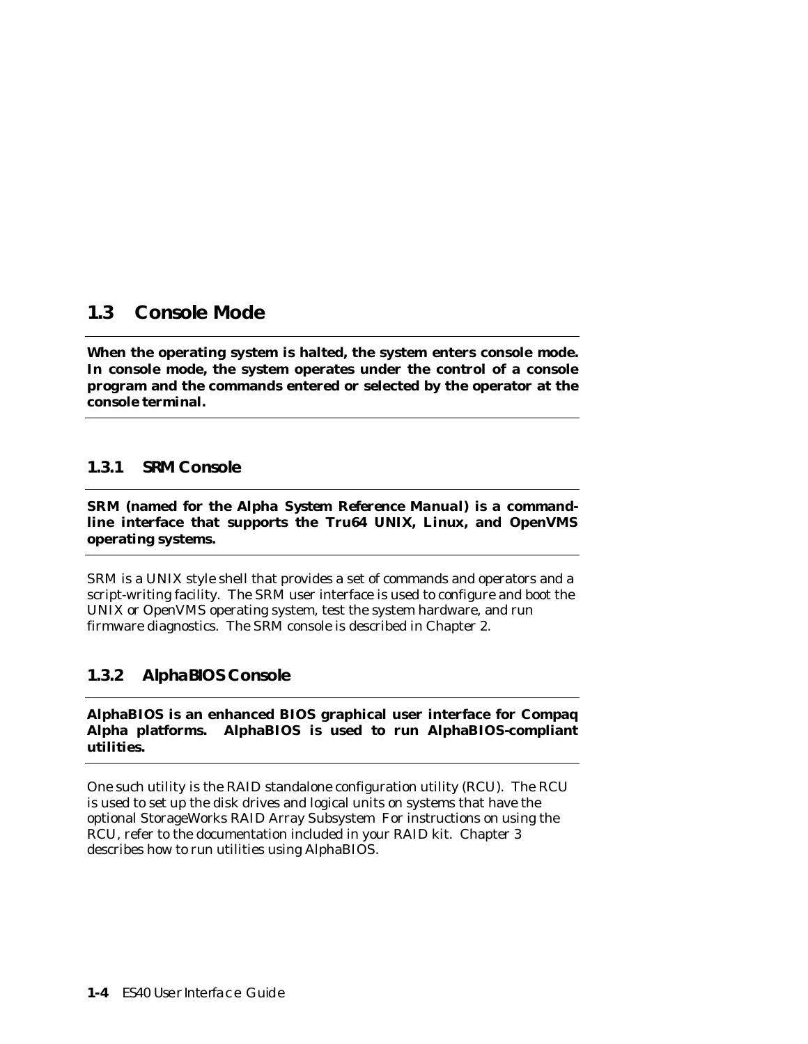## 1.3 Console Mode

**When the operating system is halted, the system enters console mode. In console mode, the system operates under the control of a console program and the commands entered or selected by the operator at the console terminal.**

### 1.3.1 SRM Console

**SRM (named for the *Alpha System Reference Manual*) is a command-line interface that supports the Tru64 UNIX, Linux, and OpenVMS operating systems.**

SRM is a UNIX style shell that provides a set of commands and operators and a script-writing facility. The SRM user interface is used to configure and boot the UNIX or OpenVMS operating system, test the system hardware, and run firmware diagnostics. The SRM console is described in Chapter 2.

### 1.3.2 AlphaBIOS Console

**AlphaBIOS is an enhanced BIOS graphical user interface for Compaq Alpha platforms. AlphaBIOS is used to run AlphaBIOS-compliant utilities.**

One such utility is the RAID standalone configuration utility (RCU). The RCU is used to set up the disk drives and logical units on systems that have the optional StorageWorks RAID Array Subsystem For instructions on using the RCU, refer to the documentation included in your RAID kit. Chapter 3 describes how to run utilities using AlphaBIOS.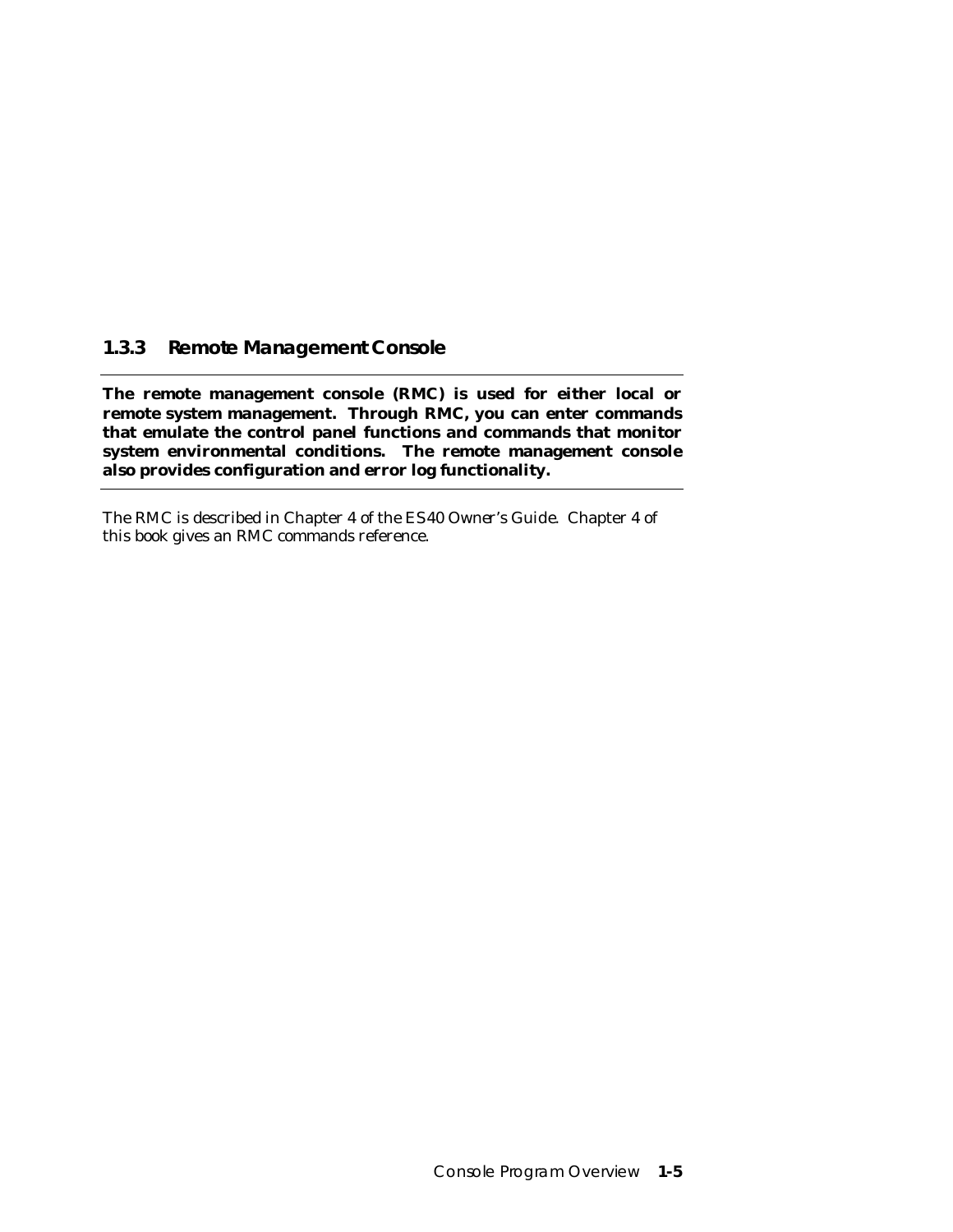### 1.3.3 Remote Management Console

**The remote management console (RMC) is used for either local or remote system management. Through RMC, you can enter commands that emulate the control panel functions and commands that monitor system environmental conditions. The remote management console also provides configuration and error log functionality.**

The RMC is described in Chapter 4 of the *ES40 Owner's Guide*. Chapter 4 of this book gives an RMC commands reference.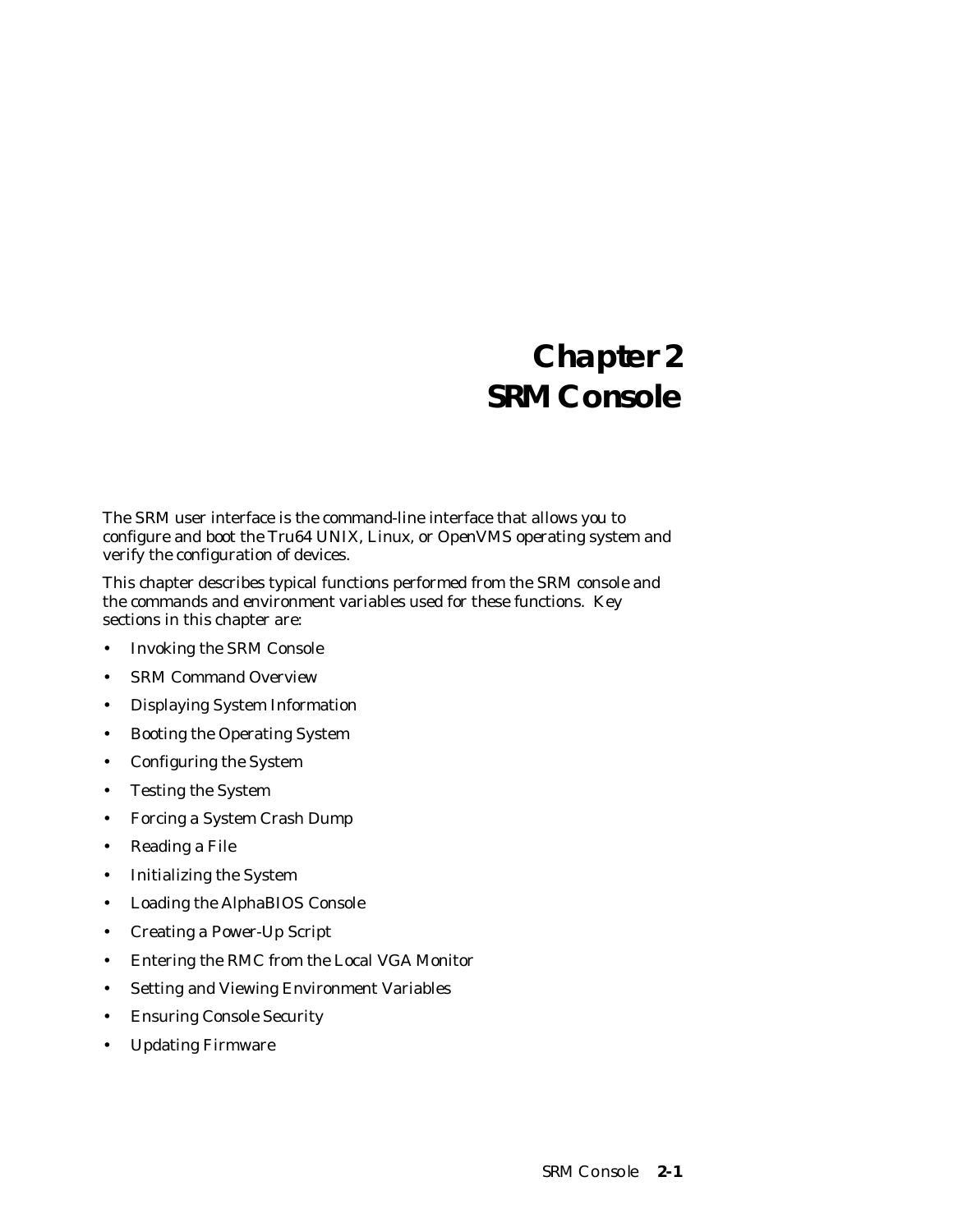# Chapter 2
# SRM Console

The SRM user interface is the command-line interface that allows you to configure and boot the Tru64 UNIX, Linux, or OpenVMS operating system and verify the configuration of devices.

This chapter describes typical functions performed from the SRM console and the commands and environment variables used for these functions. Key sections in this chapter are:

- Invoking the SRM Console
- SRM Command Overview
- Displaying System Information
- Booting the Operating System
- Configuring the System
- Testing the System
- Forcing a System Crash Dump
- Reading a File
- Initializing the System
- Loading the AlphaBIOS Console
- Creating a Power-Up Script
- Entering the RMC from the Local VGA Monitor
- Setting and Viewing Environment Variables
- Ensuring Console Security
- Updating Firmware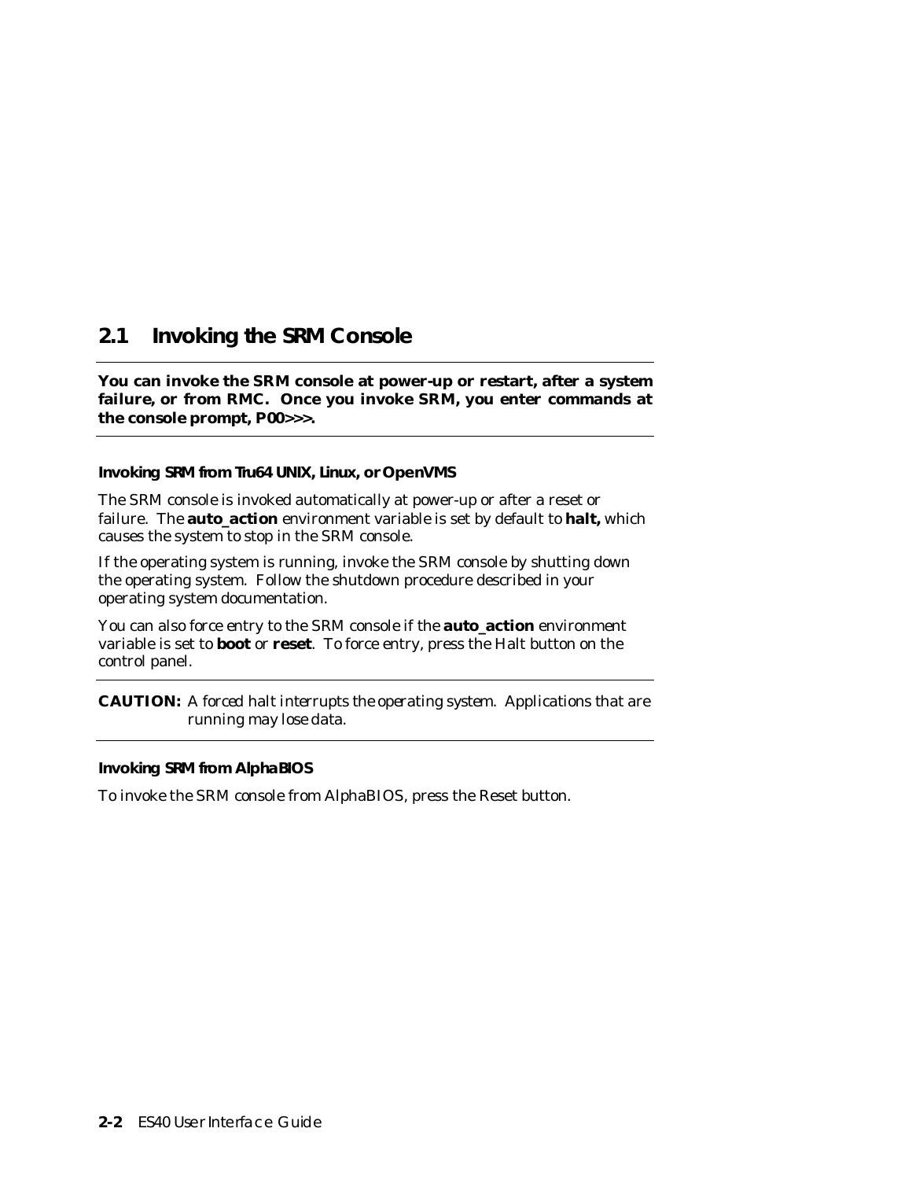## 2.1 Invoking the SRM Console

**You can invoke the SRM console at power-up or restart, after a system failure, or from RMC. Once you invoke SRM, you enter commands at the console prompt, P00>>>.**

### Invoking SRM from Tru64 UNIX, Linux, or OpenVMS

The SRM console is invoked automatically at power-up or after a reset or failure. The **auto_action** environment variable is set by default to **halt,** which causes the system to stop in the SRM console.

If the operating system is running, invoke the SRM console by shutting down the operating system. Follow the shutdown procedure described in your operating system documentation.

You can also force entry to the SRM console if the **auto_action** environment variable is set to **boot** or **reset**. To force entry, press the Halt button on the control panel.

**CAUTION:** A forced halt interrupts the operating system. Applications that are running may lose data.

### Invoking SRM from AlphaBIOS

To invoke the SRM console from AlphaBIOS, press the Reset button.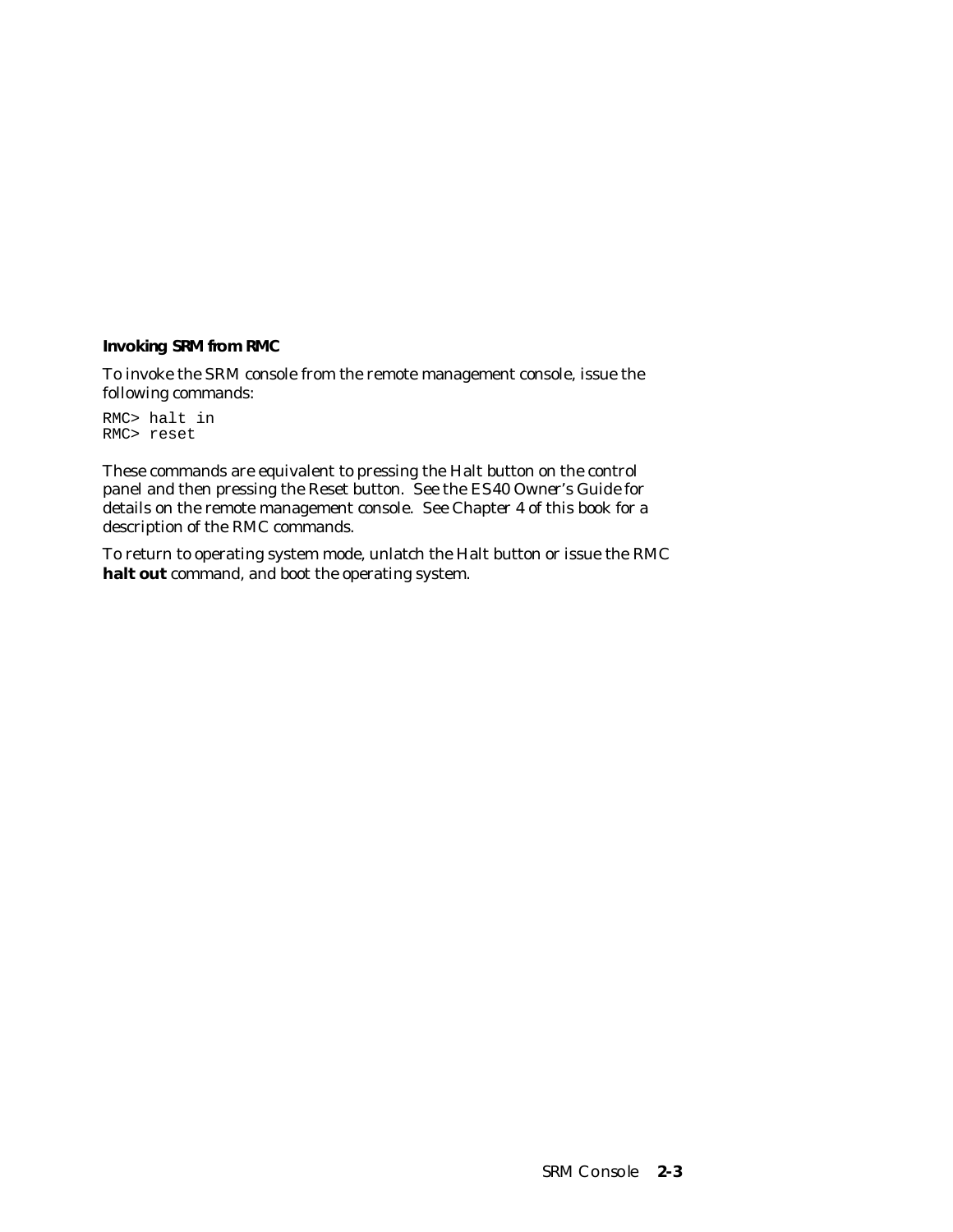### Invoking SRM from RMC

To invoke the SRM console from the remote management console, issue the following commands:

```
RMC> halt in
RMC> reset
```

These commands are equivalent to pressing the Halt button on the control panel and then pressing the Reset button. See the *ES40 Owner's Guide* for details on the remote management console. See Chapter 4 of this book for a description of the RMC commands.

To return to operating system mode, unlatch the Halt button or issue the RMC **halt out** command, and boot the operating system.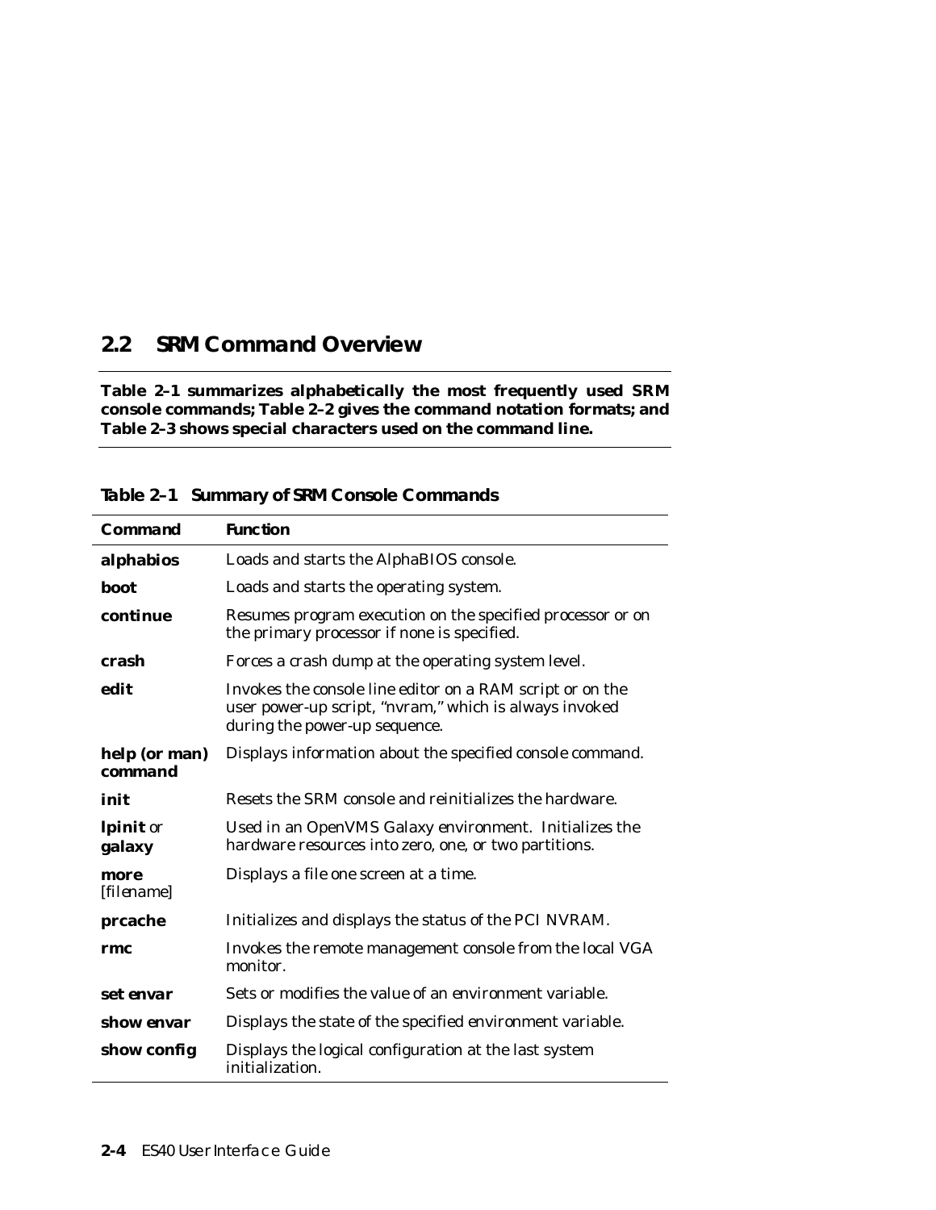## 2.2 SRM Command Overview

**Table 2–1 summarizes alphabetically the most frequently used SRM console commands; Table 2–2 gives the command notation formats; and Table 2–3 shows special characters used on the command line.**

**Table 2–1 Summary of SRM Console Commands**

| Command | Function |
|---|---|
| **alphabios** | Loads and starts the AlphaBIOS console. |
| **boot** | Loads and starts the operating system. |
| **continue** | Resumes program execution on the specified processor or on the primary processor if none is specified. |
| **crash** | Forces a crash dump at the operating system level. |
| **edit** | Invokes the console line editor on a RAM script or on the user power-up script, "nvram," which is always invoked during the power-up sequence. |
| **help (or man)** ***command*** | Displays information about the specified console command. |
| **init** | Resets the SRM console and reinitializes the hardware. |
| **lpinit** or **galaxy** | Used in an OpenVMS Galaxy environment. Initializes the hardware resources into zero, one, or two partitions. |
| **more** [*filename*] | Displays a file one screen at a time. |
| **prcache** | Initializes and displays the status of the PCI NVRAM. |
| **rmc** | Invokes the remote management console from the local VGA monitor. |
| **set** ***envar*** | Sets or modifies the value of an environment variable. |
| **show** ***envar*** | Displays the state of the specified environment variable. |
| **show config** | Displays the logical configuration at the last system initialization. |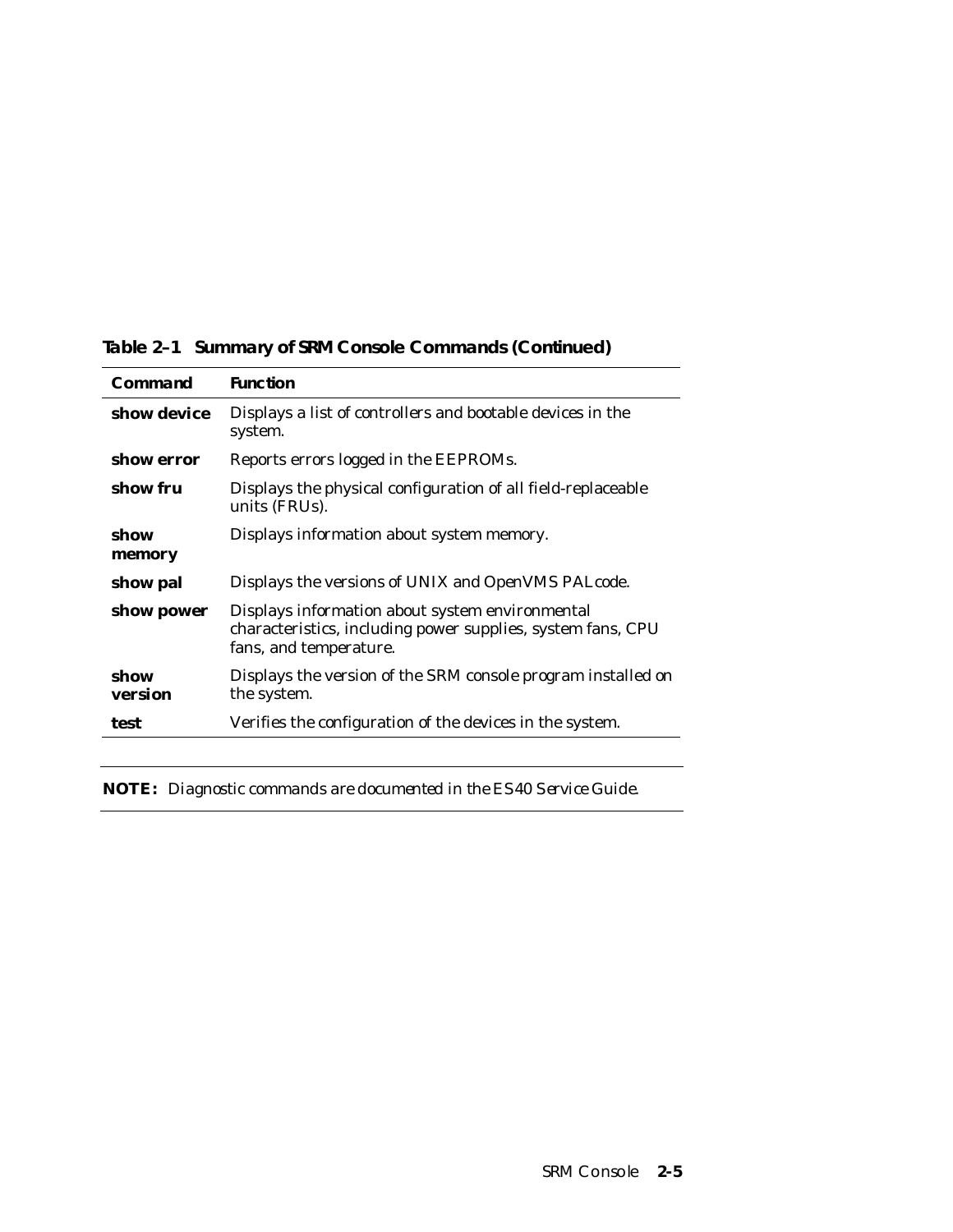**Table 2–1 Summary of SRM Console Commands (Continued)**

| Command | Function |
|---|---|
| **show device** | Displays a list of controllers and bootable devices in the system. |
| **show error** | Reports errors logged in the EEPROMs. |
| **show fru** | Displays the physical configuration of all field-replaceable units (FRUs). |
| **show memory** | Displays information about system memory. |
| **show pal** | Displays the versions of UNIX and OpenVMS PALcode. |
| **show power** | Displays information about system environmental characteristics, including power supplies, system fans, CPU fans, and temperature. |
| **show version** | Displays the version of the SRM console program installed on the system. |
| **test** | Verifies the configuration of the devices in the system. |

**NOTE:** *Diagnostic commands are documented in the ES40 Service Guide.*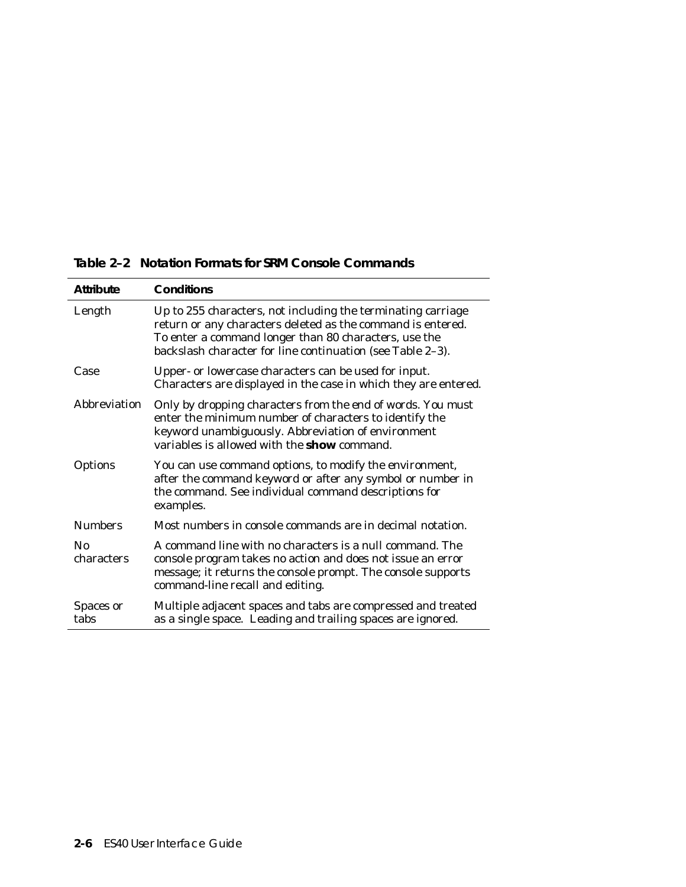**Table 2–2 Notation Formats for SRM Console Commands**

| Attribute | Conditions |
|---|---|
| Length | Up to 255 characters, not including the terminating carriage return or any characters deleted as the command is entered. To enter a command longer than 80 characters, use the backslash character for line continuation (see Table 2–3). |
| Case | Upper- or lowercase characters can be used for input. Characters are displayed in the case in which they are entered. |
| Abbreviation | Only by dropping characters from the end of words. You must enter the minimum number of characters to identify the keyword unambiguously. Abbreviation of environment variables is allowed with the **show** command. |
| Options | You can use command options, to modify the environment, after the command keyword or after any symbol or number in the command. See individual command descriptions for examples. |
| Numbers | Most numbers in console commands are in decimal notation. |
| No characters | A command line with no characters is a null command. The console program takes no action and does not issue an error message; it returns the console prompt. The console supports command-line recall and editing. |
| Spaces or tabs | Multiple adjacent spaces and tabs are compressed and treated as a single space. Leading and trailing spaces are ignored. |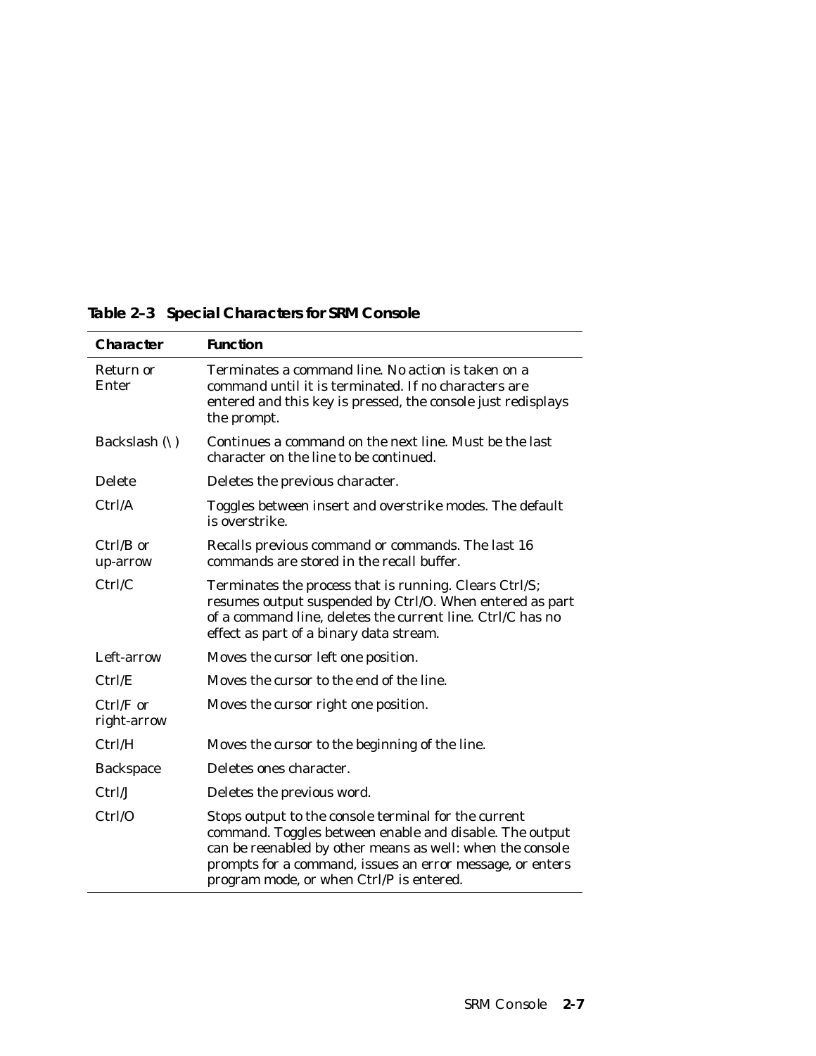**Table 2–3 Special Characters for SRM Console**

| Character | Function |
| --- | --- |
| Return or Enter | Terminates a command line. No action is taken on a command until it is terminated. If no characters are entered and this key is pressed, the console just redisplays the prompt. |
| Backslash (\) | Continues a command on the next line. Must be the last character on the line to be continued. |
| Delete | Deletes the previous character. |
| Ctrl/A | Toggles between insert and overstrike modes. The default is overstrike. |
| Ctrl/B or up-arrow | Recalls previous command or commands. The last 16 commands are stored in the recall buffer. |
| Ctrl/C | Terminates the process that is running. Clears Ctrl/S; resumes output suspended by Ctrl/O. When entered as part of a command line, deletes the current line. Ctrl/C has no effect as part of a binary data stream. |
| Left-arrow | Moves the cursor left one position. |
| Ctrl/E | Moves the cursor to the end of the line. |
| Ctrl/F or right-arrow | Moves the cursor right one position. |
| Ctrl/H | Moves the cursor to the beginning of the line. |
| Backspace | Deletes ones character. |
| Ctrl/J | Deletes the previous word. |
| Ctrl/O | Stops output to the console terminal for the current command. Toggles between enable and disable. The output can be reenabled by other means as well: when the console prompts for a command, issues an error message, or enters program mode, or when Ctrl/P is entered. |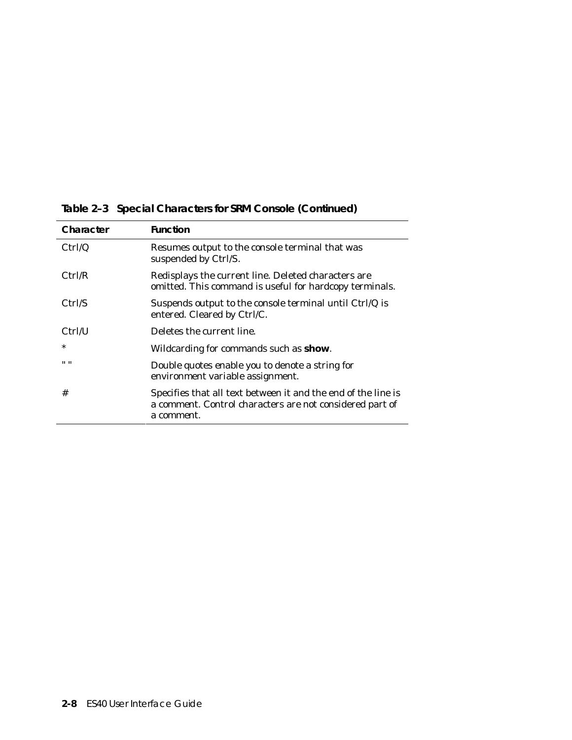**Table 2–3 Special Characters for SRM Console (Continued)**

| Character | Function |
|---|---|
| Ctrl/Q | Resumes output to the console terminal that was suspended by Ctrl/S. |
| Ctrl/R | Redisplays the current line. Deleted characters are omitted. This command is useful for hardcopy terminals. |
| Ctrl/S | Suspends output to the console terminal until Ctrl/Q is entered. Cleared by Ctrl/C. |
| Ctrl/U | Deletes the current line. |
| * | Wildcarding for commands such as **show**. |
| " " | Double quotes enable you to denote a string for environment variable assignment. |
| # | Specifies that all text between it and the end of the line is a comment. Control characters are not considered part of a comment. |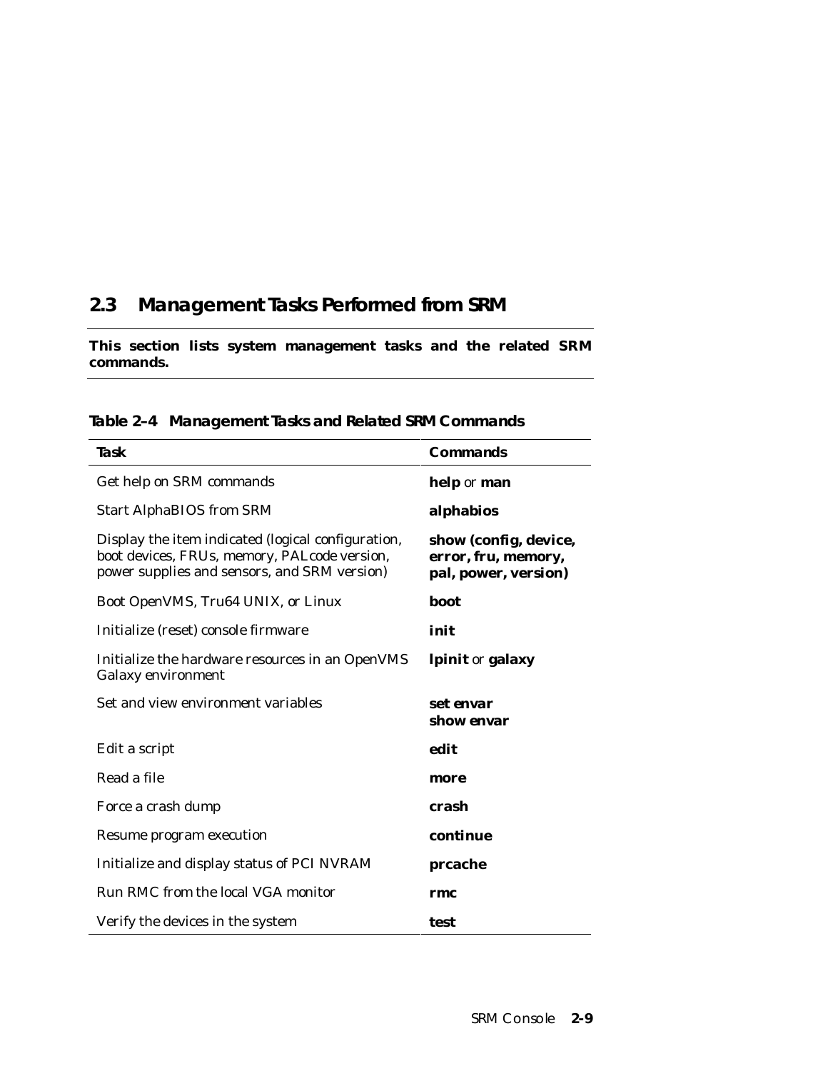## 2.3 Management Tasks Performed from SRM

**This section lists system management tasks and the related SRM commands.**

**Table 2–4 Management Tasks and Related SRM Commands**

| Task | Commands |
|---|---|
| Get help on SRM commands | **help** or **man** |
| Start AlphaBIOS from SRM | **alphabios** |
| Display the item indicated (logical configuration, boot devices, FRUs, memory, PALcode version, power supplies and sensors, and SRM version) | **show (config, device, error, fru, memory, pal, power, version)** |
| Boot OpenVMS, Tru64 UNIX, or Linux | **boot** |
| Initialize (reset) console firmware | **init** |
| Initialize the hardware resources in an OpenVMS Galaxy environment | **lpinit** or **galaxy** |
| Set and view environment variables | **set envar**<br>**show envar** |
| Edit a script | **edit** |
| Read a file | **more** |
| Force a crash dump | **crash** |
| Resume program execution | **continue** |
| Initialize and display status of PCI NVRAM | **prcache** |
| Run RMC from the local VGA monitor | **rmc** |
| Verify the devices in the system | **test** |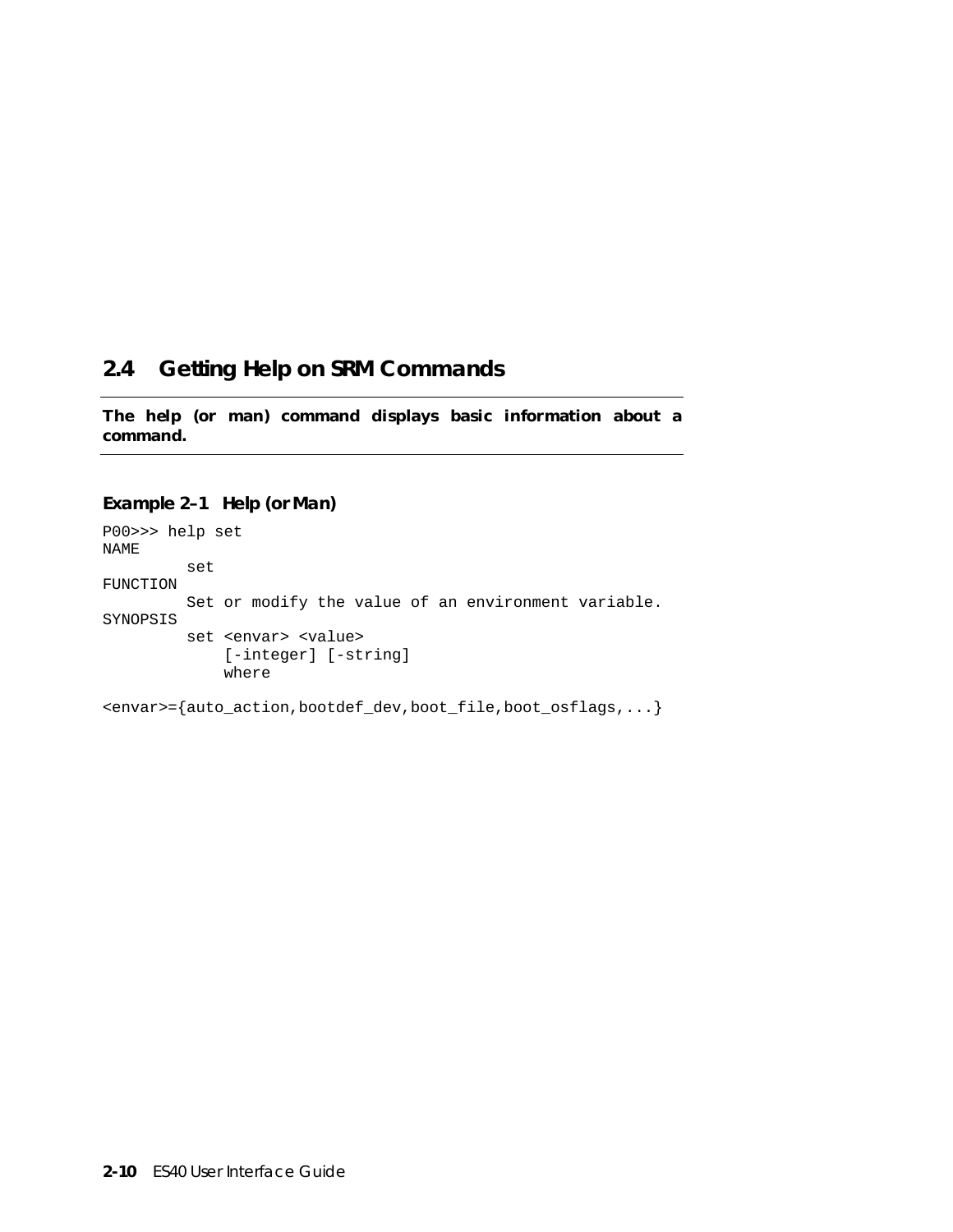## 2.4 Getting Help on SRM Commands

**The help (or man) command displays basic information about a command.**

**Example 2–1 Help (or Man)**

```
P00>>> help set
NAME
        set
FUNCTION
        Set or modify the value of an environment variable.
SYNOPSIS
        set <envar> <value>
            [-integer] [-string]
            where

<envar>={auto_action,bootdef_dev,boot_file,boot_osflags,...}
```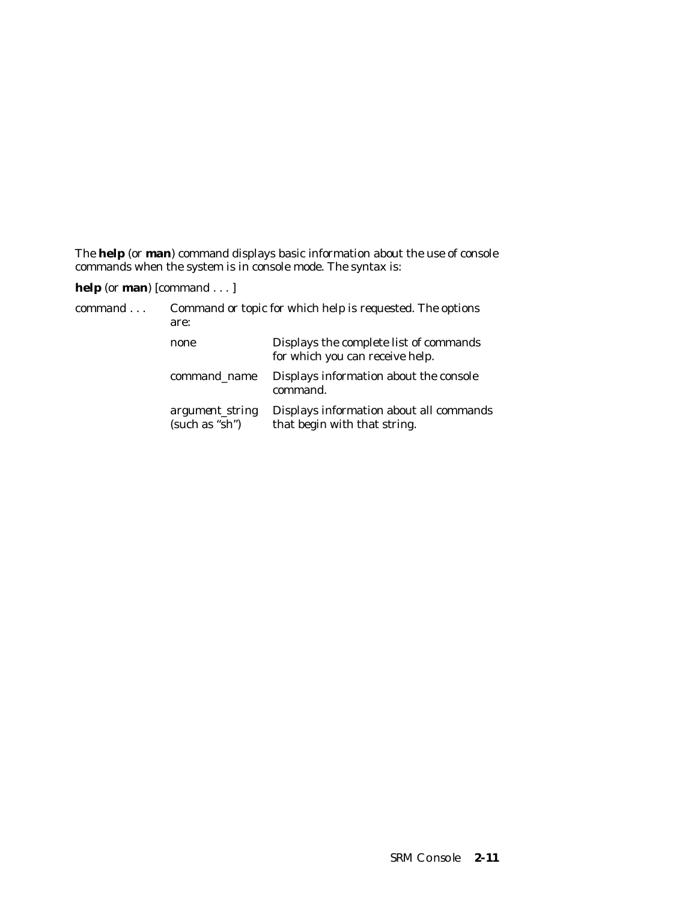The **help** (or **man**) command displays basic information about the use of console commands when the system is in console mode. The syntax is:

**help** (or **man**) [command . . . ]

| | | |
|---|---|---|
| *command . . .* | Command or topic for which help is requested. The options are: | |
| | none | Displays the complete list of commands for which you can receive help. |
| | command_name | Displays information about the console command. |
| | argument_string (such as "sh") | Displays information about all commands that begin with that string. |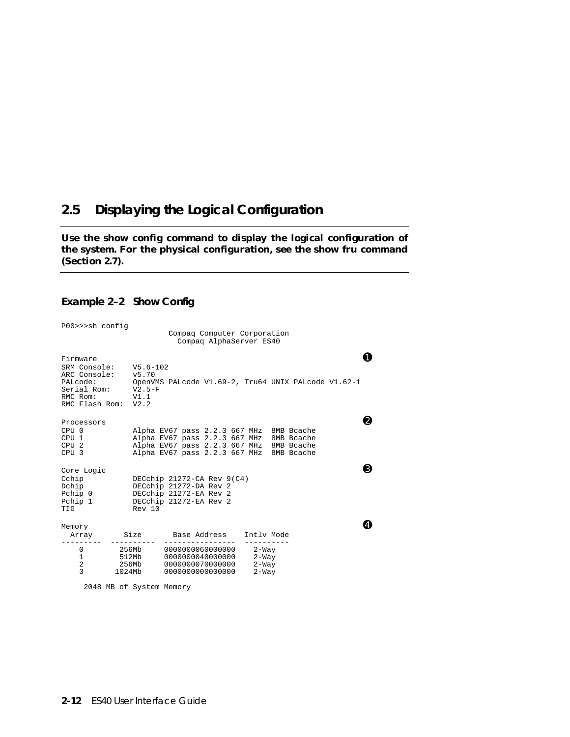## 2.5 Displaying the Logical Configuration

**Use the show config command to display the logical configuration of the system. For the physical configuration, see the show fru command (Section 2.7).**

### Example 2–2 Show Config

```
P00>>>sh config
                        Compaq Computer Corporation
                          Compaq AlphaServer ES40

Firmware                                                                ❶
SRM Console:    V5.6-102
ARC Console:    v5.70
PALcode:        OpenVMS PALcode V1.69-2, Tru64 UNIX PALcode V1.62-1
Serial Rom:     V2.5-F
RMC Rom:        V1.1
RMC Flash Rom:  V2.2

Processors                                                              ❷
CPU 0           Alpha EV67 pass 2.2.3 667 MHz  8MB Bcache
CPU 1           Alpha EV67 pass 2.2.3 667 MHz  8MB Bcache
CPU 2           Alpha EV67 pass 2.2.3 667 MHz  8MB Bcache
CPU 3           Alpha EV67 pass 2.2.3 667 MHz  8MB Bcache

Core Logic                                                              ❸
Cchip           DECchip 21272-CA Rev 9(C4)
Dchip           DECchip 21272-DA Rev 2
Pchip 0         DECchip 21272-EA Rev 2
Pchip 1         DECchip 21272-EA Rev 2
TIG             Rev 10

Memory                                                                  ❹
  Array       Size       Base Address    Intlv Mode
---------  ----------  ----------------  ----------
    0        256Mb     0000000060000000    2-Way
    1        512Mb     0000000040000000    2-Way
    2        256Mb     0000000070000000    2-Way
    3       1024Mb     0000000000000000    2-Way

     2048 MB of System Memory
```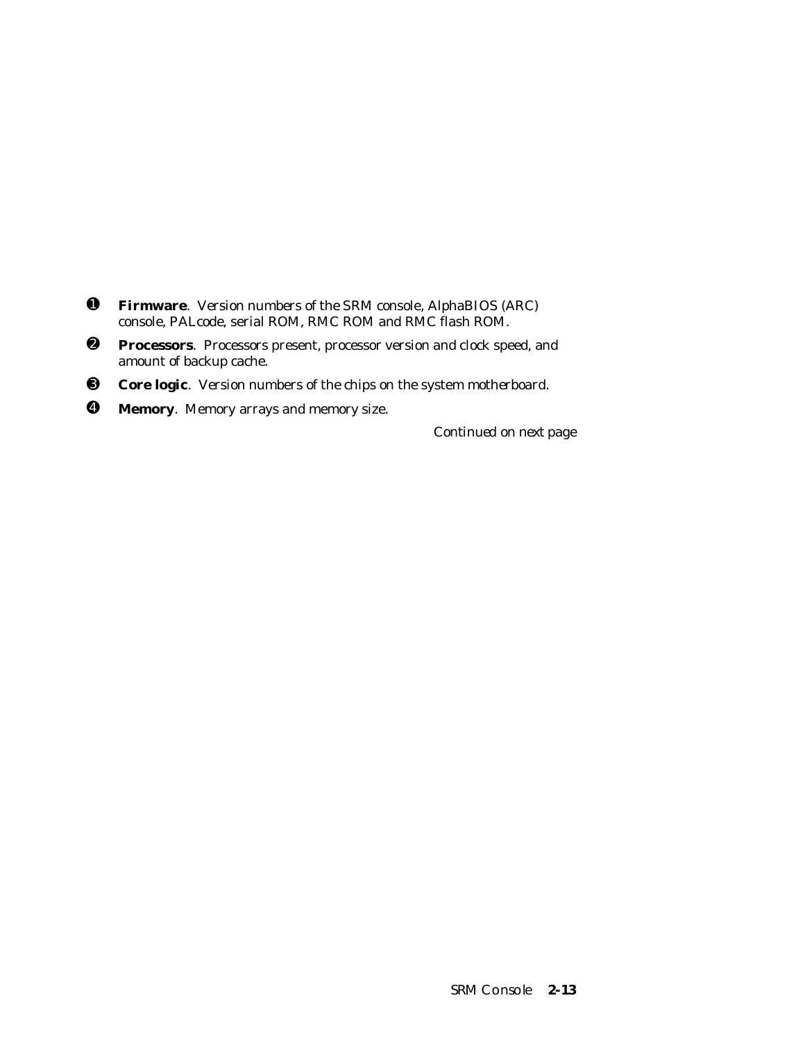❶ **Firmware**. Version numbers of the SRM console, AlphaBIOS (ARC) console, PALcode, serial ROM, RMC ROM and RMC flash ROM.

❷ **Processors**. Processors present, processor version and clock speed, and amount of backup cache.

❸ **Core logic**. Version numbers of the chips on the system motherboard.

❹ **Memory**. Memory arrays and memory size.

*Continued on next page*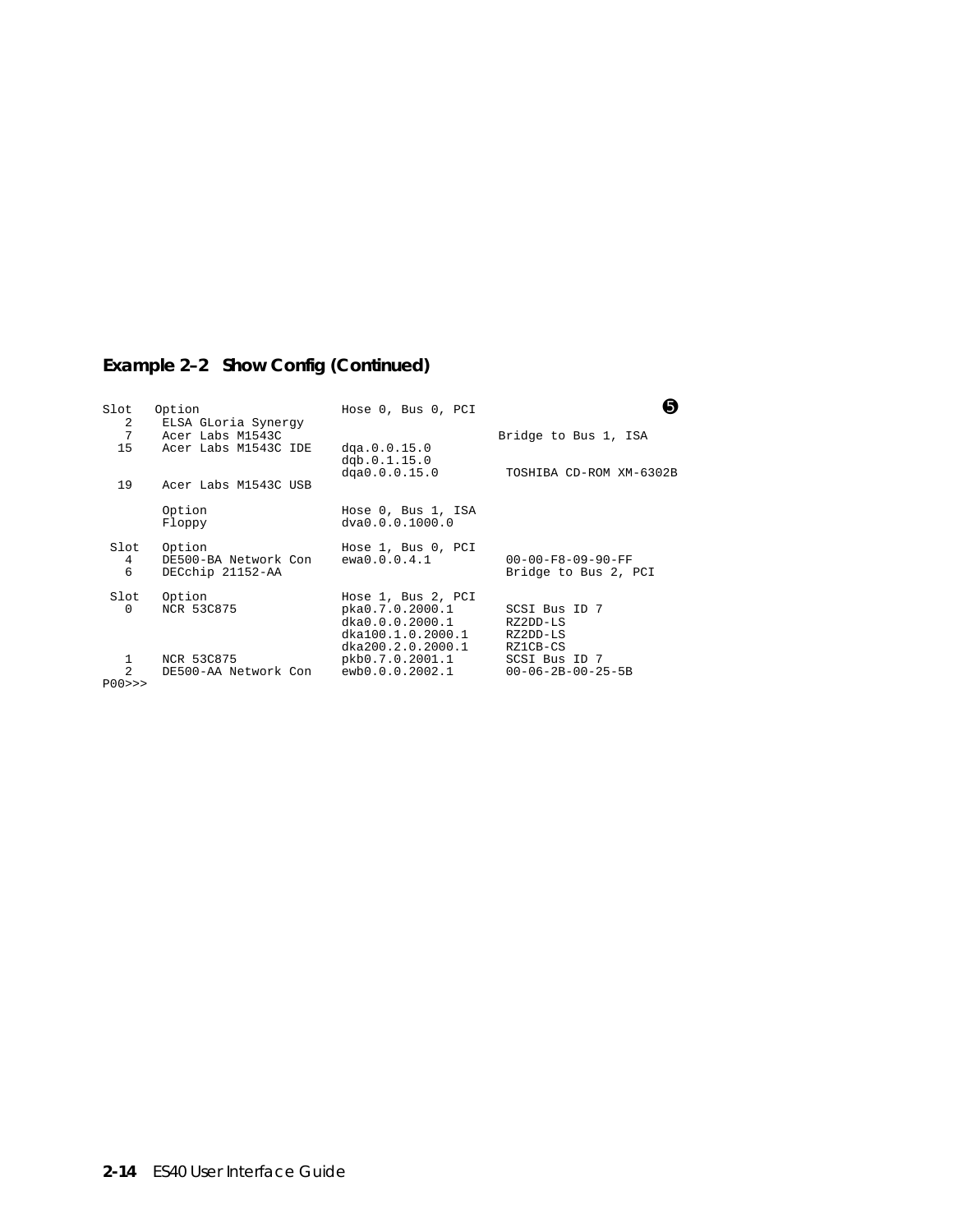**Example 2–2 Show Config (Continued)**

```
Slot   Option                  Hose 0, Bus 0, PCI                          ❺
  2     ELSA GLoria Synergy
  7     Acer Labs M1543C                              Bridge to Bus 1, ISA
 15     Acer Labs M1543C IDE    dqa.0.0.15.0
                                dqb.0.1.15.0
                                dqa0.0.0.15.0          TOSHIBA CD-ROM XM-6302B
 19     Acer Labs M1543C USB

        Option                  Hose 0, Bus 1, ISA
        Floppy                  dva0.0.0.1000.0

 Slot   Option                  Hose 1, Bus 0, PCI
  4     DE500-BA Network Con    ewa0.0.0.4.1           00-00-F8-09-90-FF
  6     DECchip 21152-AA                               Bridge to Bus 2, PCI

 Slot   Option                  Hose 1, Bus 2, PCI
  0     NCR 53C875              pka0.7.0.2000.1        SCSI Bus ID 7
                                dka0.0.0.2000.1        RZ2DD-LS
                                dka100.1.0.2000.1      RZ2DD-LS
                                dka200.2.0.2000.1      RZ1CB-CS
  1     NCR 53C875              pkb0.7.0.2001.1        SCSI Bus ID 7
  2     DE500-AA Network Con    ewb0.0.0.2002.1        00-06-2B-00-25-5B
P00>>>
```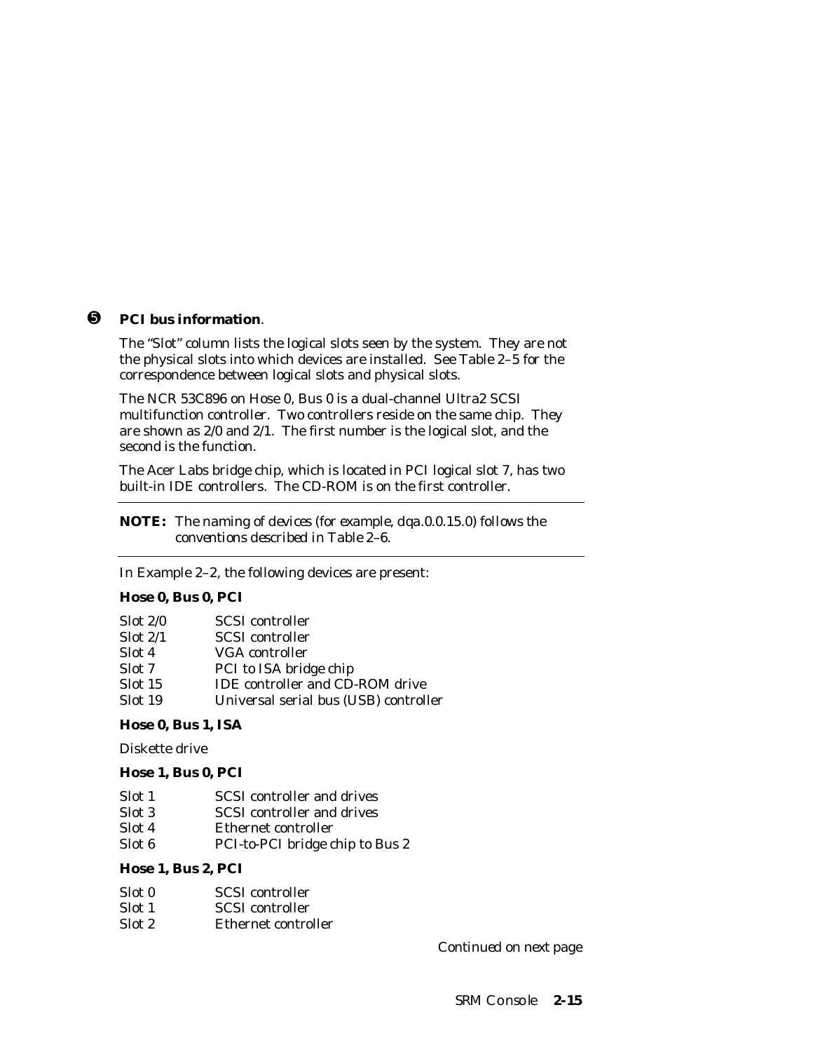❺ **PCI bus information**.

The “Slot” column lists the logical slots seen by the system. They are not the physical slots into which devices are installed. See Table 2–5 for the correspondence between logical slots and physical slots.

The NCR 53C896 on Hose 0, Bus 0 is a dual-channel Ultra2 SCSI multifunction controller. Two controllers reside on the same chip. They are shown as 2/0 and 2/1. The first number is the logical slot, and the second is the function.

The Acer Labs bridge chip, which is located in PCI logical slot 7, has two built-in IDE controllers. The CD-ROM is on the first controller.

---

**NOTE:** *The naming of devices (for example, dqa.0.0.15.0) follows the conventions described in Table 2–6.*

---

In Example 2–2, the following devices are present:

**Hose 0, Bus 0, PCI**

| | |
|---|---|
| Slot 2/0 | SCSI controller |
| Slot 2/1 | SCSI controller |
| Slot 4 | VGA controller |
| Slot 7 | PCI to ISA bridge chip |
| Slot 15 | IDE controller and CD-ROM drive |
| Slot 19 | Universal serial bus (USB) controller |

**Hose 0, Bus 1, ISA**

Diskette drive

**Hose 1, Bus 0, PCI**

| | |
|---|---|
| Slot 1 | SCSI controller and drives |
| Slot 3 | SCSI controller and drives |
| Slot 4 | Ethernet controller |
| Slot 6 | PCI-to-PCI bridge chip to Bus 2 |

**Hose 1, Bus 2, PCI**

| | |
|---|---|
| Slot 0 | SCSI controller |
| Slot 1 | SCSI controller |
| Slot 2 | Ethernet controller |

*Continued on next page*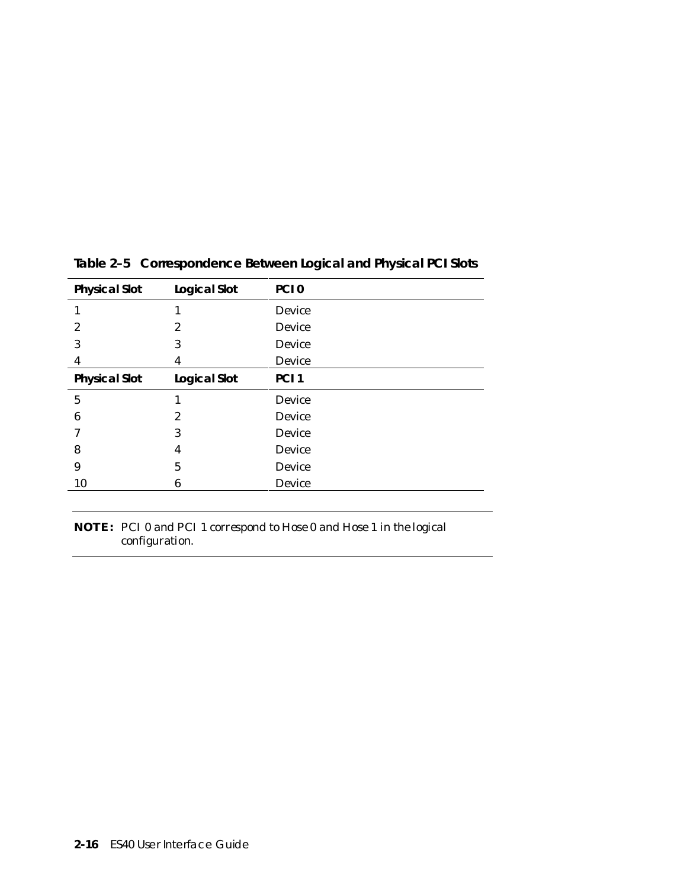**Table 2–5 Correspondence Between Logical and Physical PCI Slots**

| Physical Slot | Logical Slot | PCI 0 |
|---|---|---|
| 1 | 1 | Device |
| 2 | 2 | Device |
| 3 | 3 | Device |
| 4 | 4 | Device |
| **Physical Slot** | **Logical Slot** | **PCI 1** |
| 5 | 1 | Device |
| 6 | 2 | Device |
| 7 | 3 | Device |
| 8 | 4 | Device |
| 9 | 5 | Device |
| 10 | 6 | Device |

---

**NOTE:** PCI 0 and PCI 1 correspond to Hose 0 and Hose 1 in the logical configuration.

---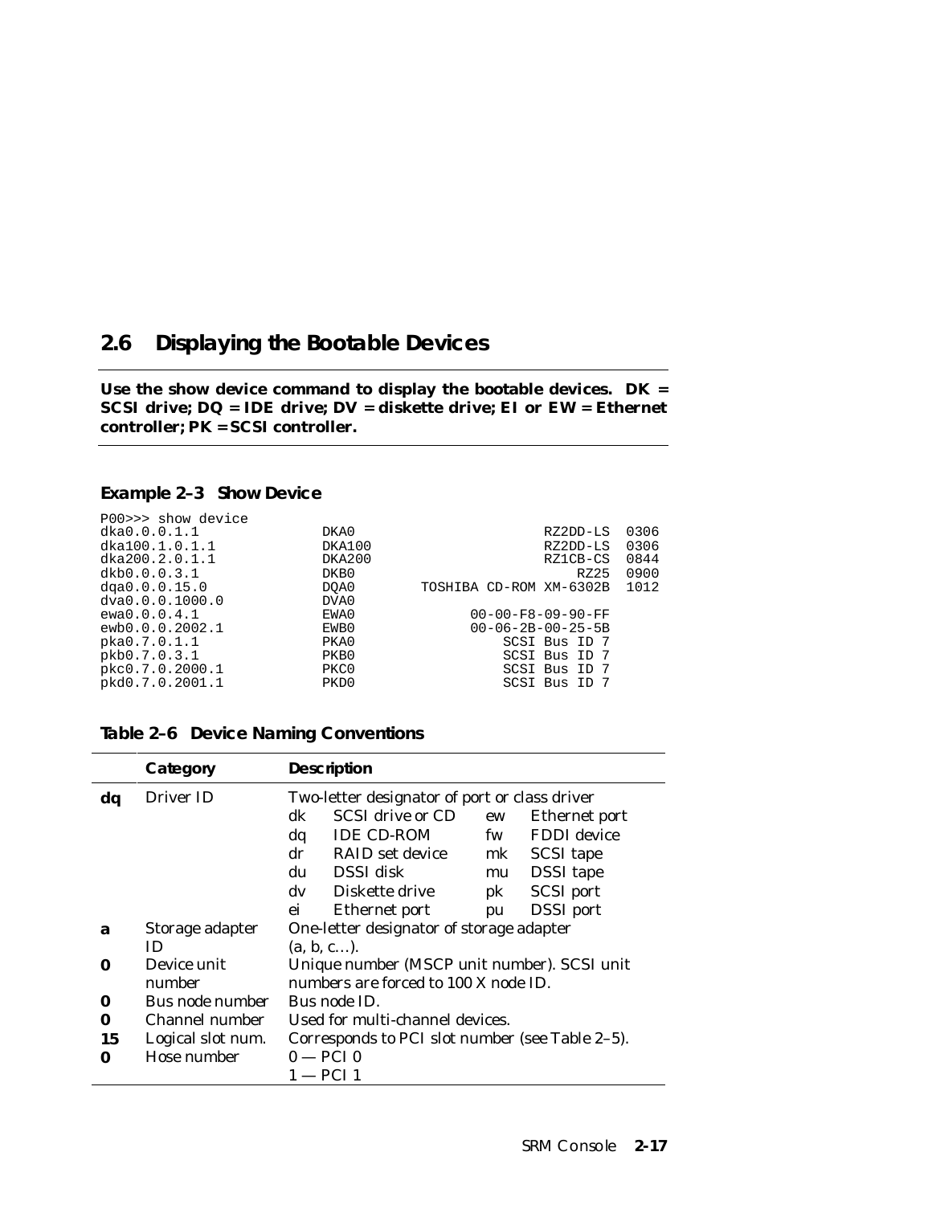## 2.6 Displaying the Bootable Devices

**Use the show device command to display the bootable devices. DK = SCSI drive; DQ = IDE drive; DV = diskette drive; EI or EW = Ethernet controller; PK = SCSI controller.**

**Example 2–3 Show Device**

```
P00>>> show device
dka0.0.0.1.1              DKA0                      RZ2DD-LS  0306
dka100.1.0.1.1            DKA100                    RZ2DD-LS  0306
dka200.2.0.1.1            DKA200                    RZ1CB-CS  0844
dkb0.0.0.3.1              DKB0                          RZ25  0900
dqa0.0.0.15.0             DQA0          TOSHIBA CD-ROM XM-6302B  1012
dva0.0.0.1000.0           DVA0
ewa0.0.0.4.1              EWA0             00-00-F8-09-90-FF
ewb0.0.0.2002.1           EWB0             00-06-2B-00-25-5B
pka0.7.0.1.1              PKA0                 SCSI Bus ID 7
pkb0.7.0.3.1              PKB0                 SCSI Bus ID 7
pkc0.7.0.2000.1           PKC0                 SCSI Bus ID 7
pkd0.7.0.2001.1           PKD0                 SCSI Bus ID 7
```

**Table 2–6 Device Naming Conventions**

| | Category | Description |
|---|---|---|
| **dq** | Driver ID | Two-letter designator of port or class driver<br>dk SCSI drive or CD; ew Ethernet port<br>dq IDE CD-ROM; fw FDDI device<br>dr RAID set device; mk SCSI tape<br>du DSSI disk; mu DSSI tape<br>dv Diskette drive; pk SCSI port<br>ei Ethernet port; pu DSSI port |
| **a** | Storage adapter ID | One-letter designator of storage adapter (a, b, c...). |
| **0** | Device unit number | Unique number (MSCP unit number). SCSI unit numbers are forced to 100 X node ID. |
| **0** | Bus node number | Bus node ID. |
| **0** | Channel number | Used for multi-channel devices. |
| **15** | Logical slot num. | Corresponds to PCI slot number (see Table 2–5). |
| **0** | Hose number | 0 — PCI 0<br>1 — PCI 1 |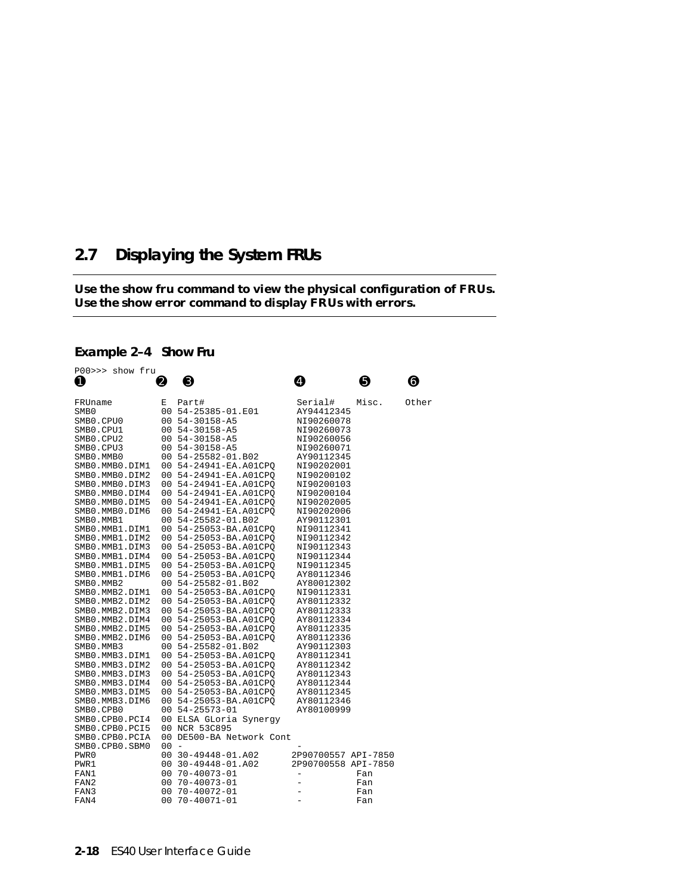## 2.7 Displaying the System FRUs

**Use the show fru command to view the physical configuration of FRUs. Use the show error command to display FRUs with errors.**

### Example 2–4 Show Fru

```
P00>>> show fru
❶                 ❷  ❸                      ❹           ❺         ❻

FRUname          E  Part#                  Serial#     Misc.     Other
SMB0             00 54-25385-01.E01        AY94412345
SMB0.CPU0        00 54-30158-A5            NI90260078
SMB0.CPU1        00 54-30158-A5            NI90260073
SMB0.CPU2        00 54-30158-A5            NI90260056
SMB0.CPU3        00 54-30158-A5            NI90260071
SMB0.MMB0        00 54-25582-01.B02        AY90112345
SMB0.MMB0.DIM1   00 54-24941-EA.A01CPQ     NI90202001
SMB0.MMB0.DIM2   00 54-24941-EA.A01CPQ     NI90200102
SMB0.MMB0.DIM3   00 54-24941-EA.A01CPQ     NI90200103
SMB0.MMB0.DIM4   00 54-24941-EA.A01CPQ     NI90200104
SMB0.MMB0.DIM5   00 54-24941-EA.A01CPQ     NI90202005
SMB0.MMB0.DIM6   00 54-24941-EA.A01CPQ     NI90202006
SMB0.MMB1        00 54-25582-01.B02        AY90112301
SMB0.MMB1.DIM1   00 54-25053-BA.A01CPQ     NI90112341
SMB0.MMB1.DIM2   00 54-25053-BA.A01CPQ     NI90112342
SMB0.MMB1.DIM3   00 54-25053-BA.A01CPQ     NI90112343
SMB0.MMB1.DIM4   00 54-25053-BA.A01CPQ     NI90112344
SMB0.MMB1.DIM5   00 54-25053-BA.A01CPQ     NI90112345
SMB0.MMB1.DIM6   00 54-25053-BA.A01CPQ     AY80112346
SMB0.MMB2        00 54-25582-01.B02        AY80012302
SMB0.MMB2.DIM1   00 54-25053-BA.A01CPQ     NI90112331
SMB0.MMB2.DIM2   00 54-25053-BA.A01CPQ     AY80112332
SMB0.MMB2.DIM3   00 54-25053-BA.A01CPQ     AY80112333
SMB0.MMB2.DIM4   00 54-25053-BA.A01CPQ     AY80112334
SMB0.MMB2.DIM5   00 54-25053-BA.A01CPQ     AY80112335
SMB0.MMB2.DIM6   00 54-25053-BA.A01CPQ     AY80112336
SMB0.MMB3        00 54-25582-01.B02        AY90112303
SMB0.MMB3.DIM1   00 54-25053-BA.A01CPQ     AY80112341
SMB0.MMB3.DIM2   00 54-25053-BA.A01CPQ     AY80112342
SMB0.MMB3.DIM3   00 54-25053-BA.A01CPQ     AY80112343
SMB0.MMB3.DIM4   00 54-25053-BA.A01CPQ     AY80112344
SMB0.MMB3.DIM5   00 54-25053-BA.A01CPQ     AY80112345
SMB0.MMB3.DIM6   00 54-25053-BA.A01CPQ     AY80112346
SMB0.CPB0        00 54-25573-01            AY80100999
SMB0.CPB0.PCI4   00 ELSA GLoria Synergy
SMB0.CPB0.PCI5   00 NCR 53C895
SMB0.CPB0.PCIA   00 DE500-BA Network Cont
SMB0.CPB0.SBM0   00 -                      -
PWR0             00 30-49448-01.A02       2P90700557 API-7850
PWR1             00 30-49448-01.A02       2P90700558 API-7850
FAN1             00 70-40073-01            -           Fan
FAN2             00 70-40073-01            -           Fan
FAN3             00 70-40072-01            -           Fan
FAN4             00 70-40071-01            -           Fan
```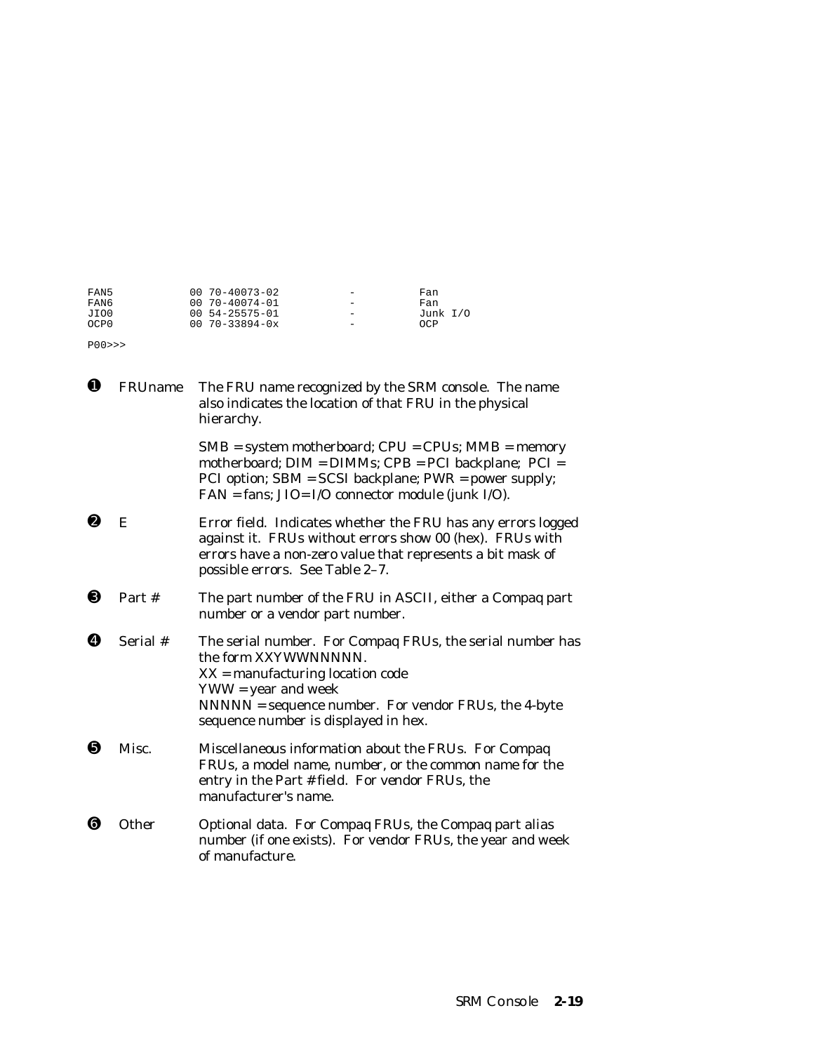```
FAN5          00 70-40073-02          -          Fan
FAN6          00 70-40074-01          -          Fan
JIO0          00 54-25575-01          -          Junk I/O
OCP0          00 70-33894-0x          -          OCP

P00>>>
```

❶ **FRUname** The FRU name recognized by the SRM console. The name also indicates the location of that FRU in the physical hierarchy.

SMB = system motherboard; CPU = CPUs; MMB = memory motherboard; DIM = DIMMs; CPB = PCI backplane; PCI = PCI option; SBM = SCSI backplane; PWR = power supply; FAN = fans; JIO= I/O connector module (junk I/O).

❷ **E** Error field. Indicates whether the FRU has any errors logged against it. FRUs without errors show 00 (hex). FRUs with errors have a non-zero value that represents a bit mask of possible errors. See Table 2–7.

❸ **Part #** The part number of the FRU in ASCII, either a Compaq part number or a vendor part number.

❹ **Serial #** The serial number. For Compaq FRUs, the serial number has the form XXYWWNNNNN.
XX = manufacturing location code
YWW = year and week
NNNNN = sequence number. For vendor FRUs, the 4-byte sequence number is displayed in hex.

❺ **Misc.** Miscellaneous information about the FRUs. For Compaq FRUs, a model name, number, or the common name for the entry in the Part # field. For vendor FRUs, the manufacturer's name.

❻ **Other** Optional data. For Compaq FRUs, the Compaq part alias number (if one exists). For vendor FRUs, the year and week of manufacture.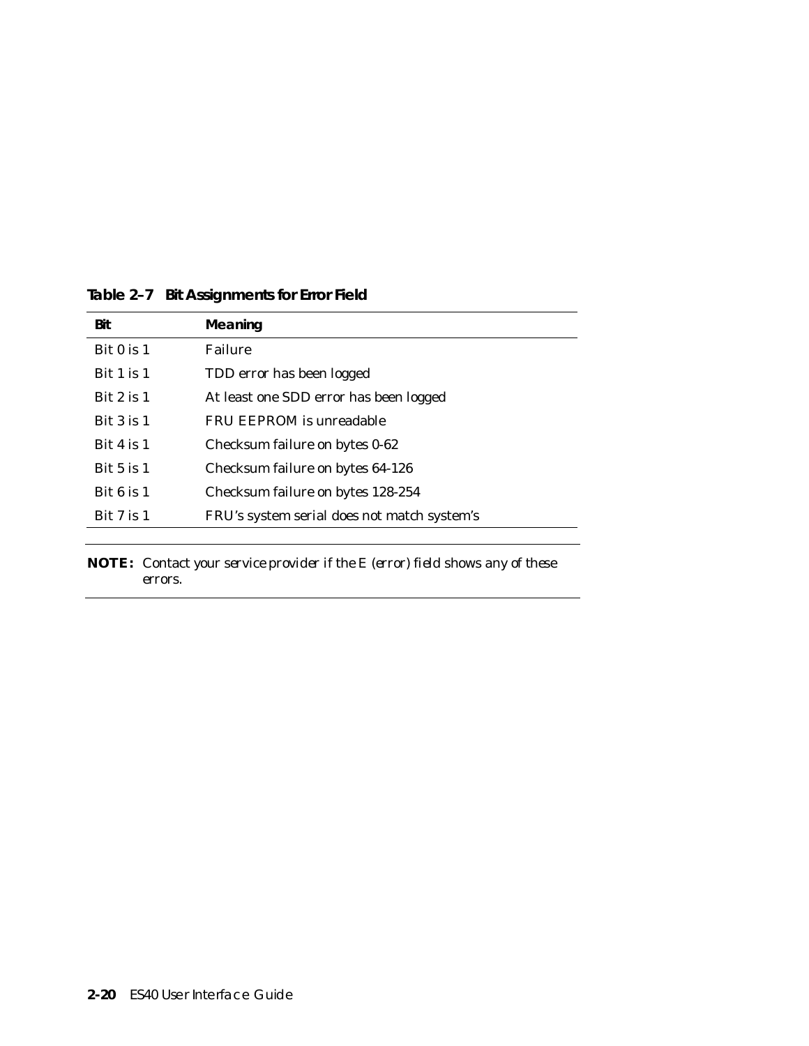**Table 2–7 Bit Assignments for Error Field**

| Bit | Meaning |
|---|---|
| Bit 0 is 1 | Failure |
| Bit 1 is 1 | TDD error has been logged |
| Bit 2 is 1 | At least one SDD error has been logged |
| Bit 3 is 1 | FRU EEPROM is unreadable |
| Bit 4 is 1 | Checksum failure on bytes 0-62 |
| Bit 5 is 1 | Checksum failure on bytes 64-126 |
| Bit 6 is 1 | Checksum failure on bytes 128-254 |
| Bit 7 is 1 | FRU's system serial does not match system's |

**NOTE:** Contact your service provider if the E (error) field shows any of these errors.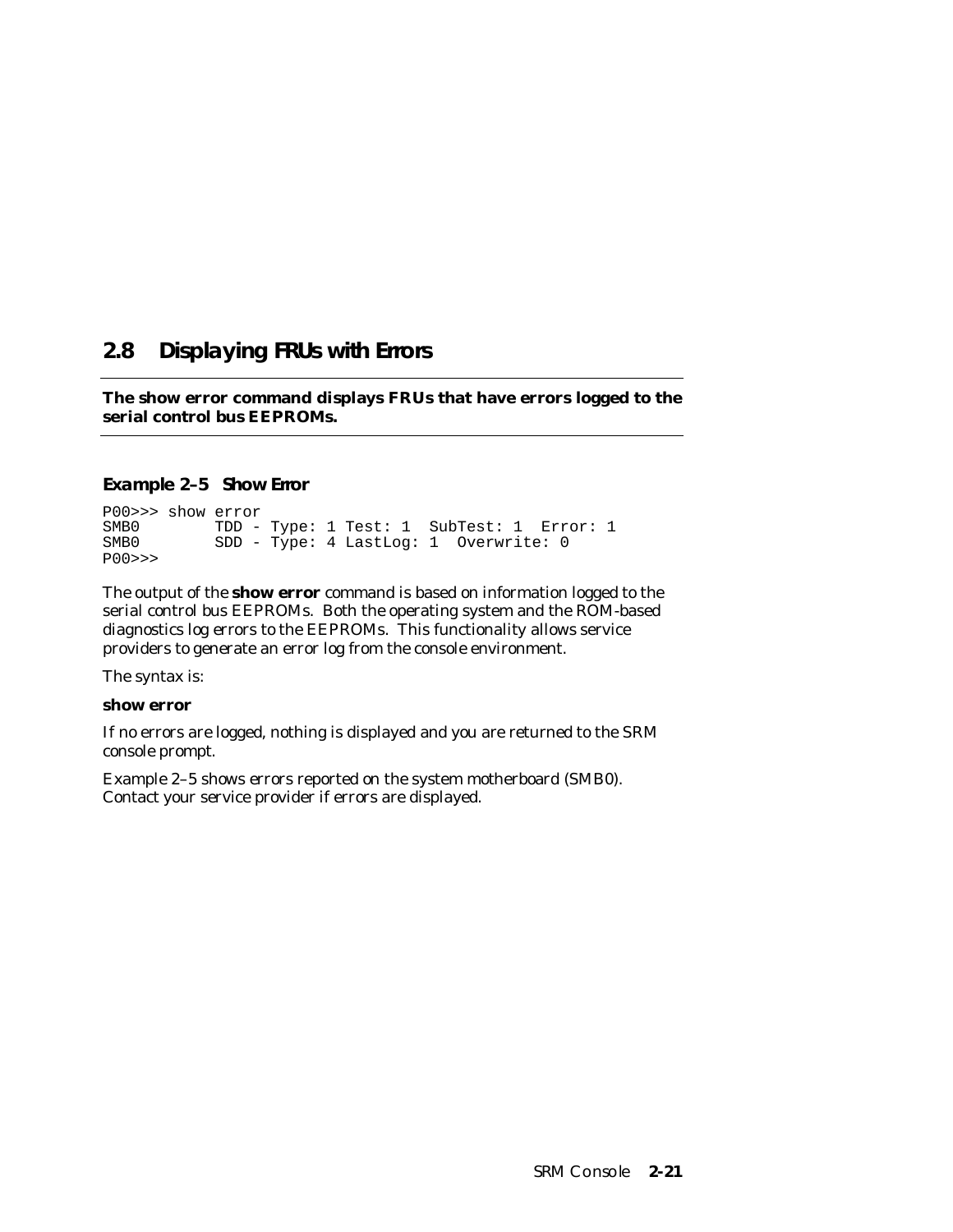## 2.8 Displaying FRUs with Errors

**The show error command displays FRUs that have errors logged to the serial control bus EEPROMs.**

### Example 2–5 Show Error

```
P00>>> show error
SMB0        TDD - Type: 1 Test: 1  SubTest: 1  Error: 1
SMB0        SDD - Type: 4 LastLog: 1  Overwrite: 0
P00>>>
```

The output of the **show error** command is based on information logged to the serial control bus EEPROMs. Both the operating system and the ROM-based diagnostics log errors to the EEPROMs. This functionality allows service providers to generate an error log from the console environment.

The syntax is:

**show error**

If no errors are logged, nothing is displayed and you are returned to the SRM console prompt.

Example 2–5 shows errors reported on the system motherboard (SMB0). Contact your service provider if errors are displayed.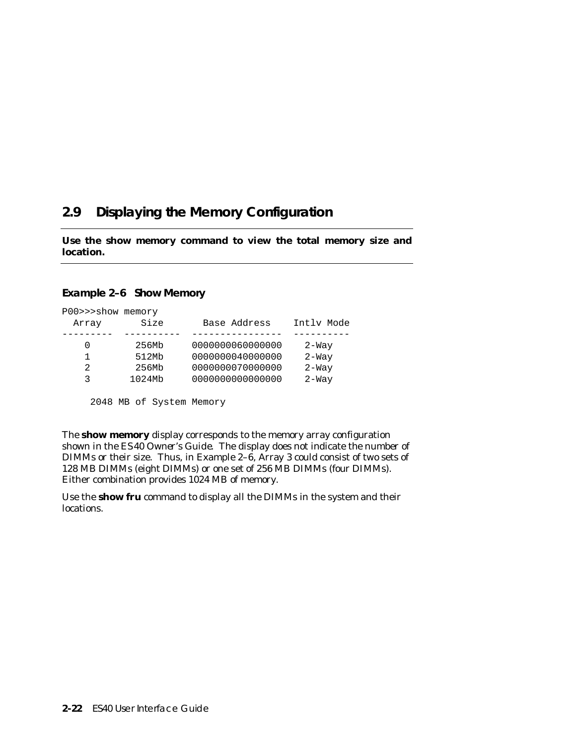## 2.9 Displaying the Memory Configuration

**Use the show memory command to view the total memory size and location.**

**Example 2–6 Show Memory**

```
P00>>>show memory
  Array       Size       Base Address    Intlv Mode
---------  ----------  ----------------  ----------
    0        256Mb     0000000060000000    2-Way
    1        512Mb     0000000040000000    2-Way
    2        256Mb     0000000070000000    2-Way
    3       1024Mb     0000000000000000    2-Way

     2048 MB of System Memory
```

The **show memory** display corresponds to the memory array configuration shown in the *ES40 Owner's Guide*. The display does not indicate the number of DIMMs or their size. Thus, in Example 2–6, Array 3 could consist of two sets of 128 MB DIMMs (eight DIMMs) or one set of 256 MB DIMMs (four DIMMs). Either combination provides 1024 MB of memory.

Use the **show fru** command to display all the DIMMs in the system and their locations.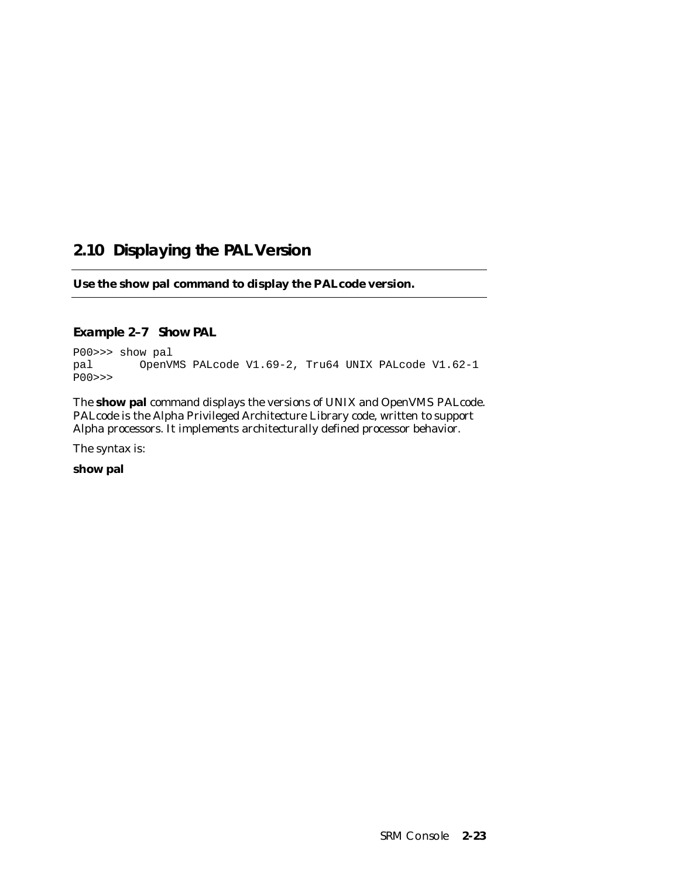## 2.10 Displaying the PAL Version

**Use the show pal command to display the PALcode version.**

### Example 2–7 Show PAL

```
P00>>> show pal
pal       OpenVMS PALcode V1.69-2, Tru64 UNIX PALcode V1.62-1
P00>>>
```

The **show pal** command displays the versions of UNIX and OpenVMS PALcode. PALcode is the Alpha Privileged Architecture Library code, written to support Alpha processors. It implements architecturally defined processor behavior.

The syntax is:

**show pal**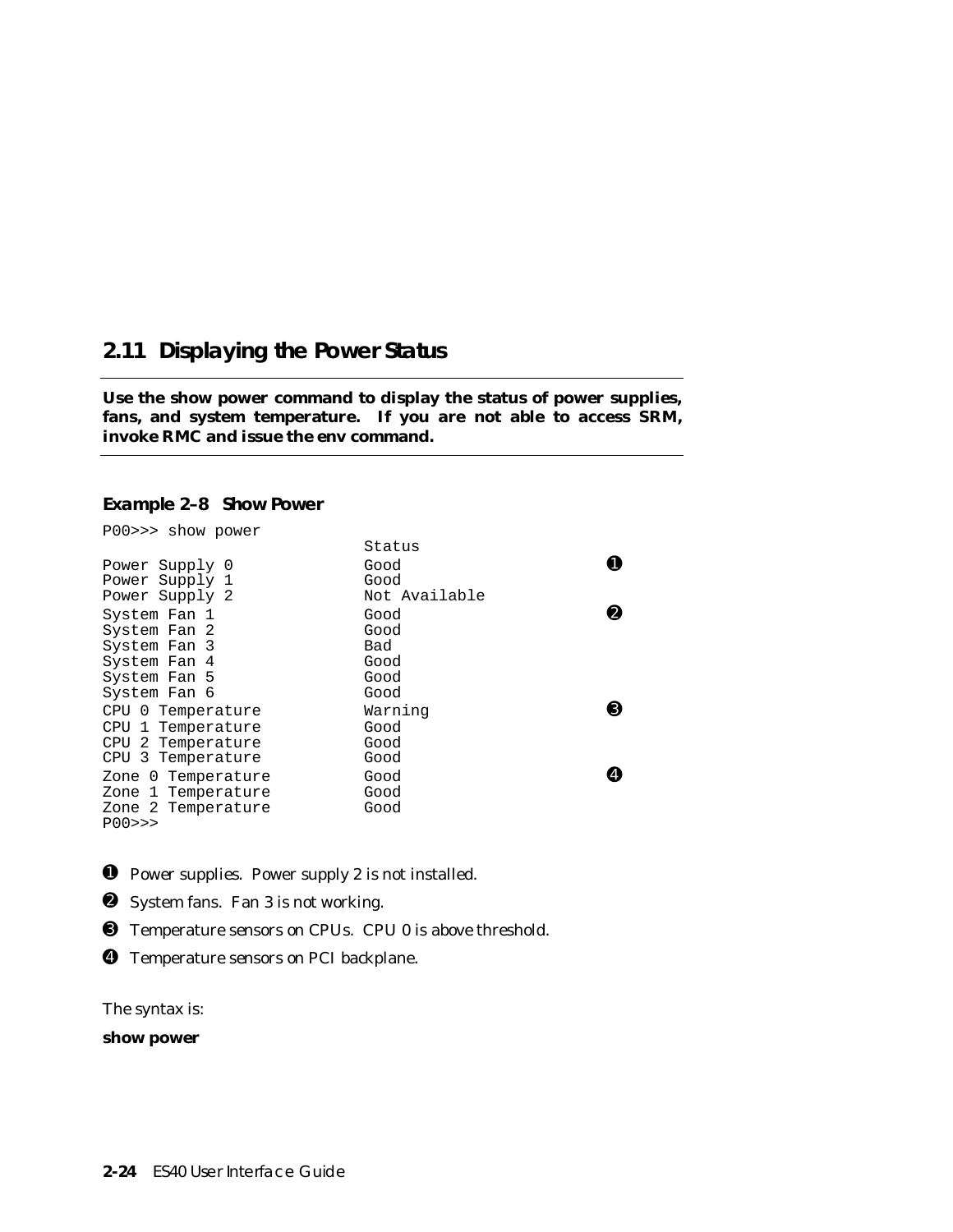## 2.11 Displaying the Power Status

**Use the show power command to display the status of power supplies, fans, and system temperature. If you are not able to access SRM, invoke RMC and issue the env command.**

**Example 2–8 Show Power**

```
P00>>> show power
                              Status
Power Supply 0                Good                      ➊
Power Supply 1                Good
Power Supply 2                Not Available
System Fan 1                  Good                      ➋
System Fan 2                  Good
System Fan 3                  Bad
System Fan 4                  Good
System Fan 5                  Good
System Fan 6                  Good
CPU 0 Temperature             Warning                   ➌
CPU 1 Temperature             Good
CPU 2 Temperature             Good
CPU 3 Temperature             Good
Zone 0 Temperature            Good                      ➍
Zone 1 Temperature            Good
Zone 2 Temperature            Good
P00>>>
```

➊ Power supplies. Power supply 2 is not installed.

➋ System fans. Fan 3 is not working.

➌ Temperature sensors on CPUs. CPU 0 is above threshold.

➍ Temperature sensors on PCI backplane.

The syntax is:

**show power**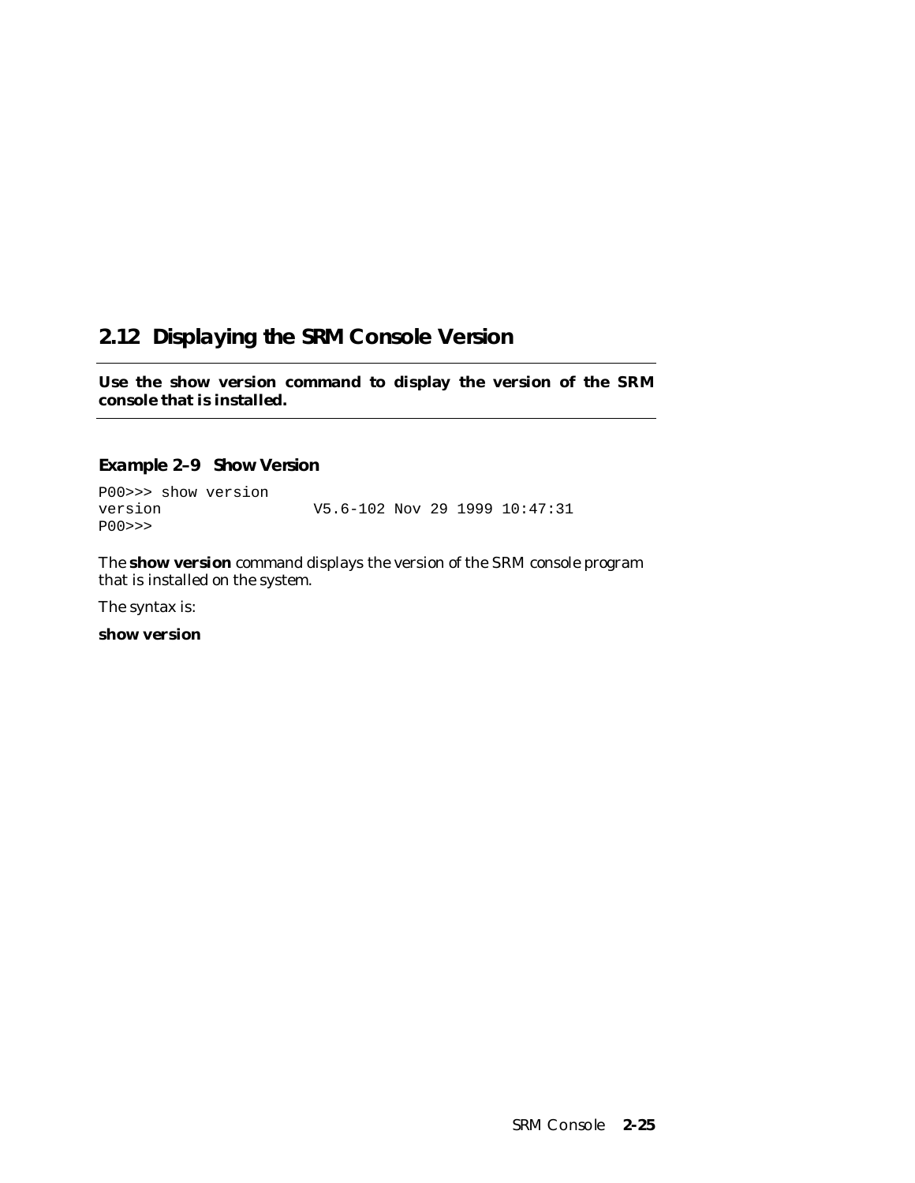## 2.12 Displaying the SRM Console Version

**Use the show version command to display the version of the SRM console that is installed.**

### Example 2–9 Show Version

```
P00>>> show version
version                V5.6-102 Nov 29 1999 10:47:31
P00>>>
```

The **show version** command displays the version of the SRM console program that is installed on the system.

The syntax is:

**show version**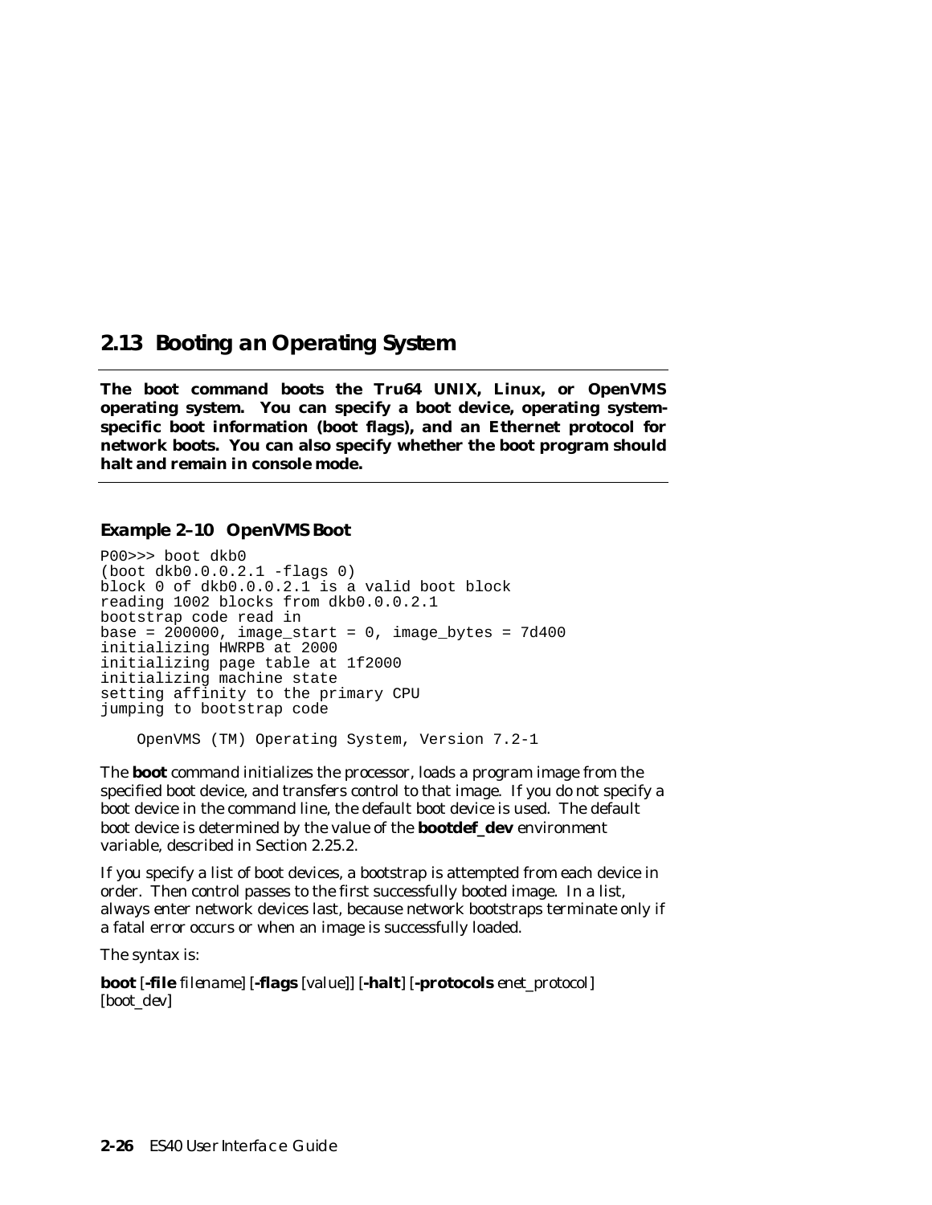## 2.13 Booting an Operating System

**The boot command boots the Tru64 UNIX, Linux, or OpenVMS operating system. You can specify a boot device, operating system-specific boot information (boot flags), and an Ethernet protocol for network boots. You can also specify whether the boot program should halt and remain in console mode.**

### Example 2–10 OpenVMS Boot

```
P00>>> boot dkb0
(boot dkb0.0.0.2.1 -flags 0)
block 0 of dkb0.0.0.2.1 is a valid boot block
reading 1002 blocks from dkb0.0.0.2.1
bootstrap code read in
base = 200000, image_start = 0, image_bytes = 7d400
initializing HWRPB at 2000
initializing page table at 1f2000
initializing machine state
setting affinity to the primary CPU
jumping to bootstrap code

    OpenVMS (TM) Operating System, Version 7.2-1
```

The **boot** command initializes the processor, loads a program image from the specified boot device, and transfers control to that image. If you do not specify a boot device in the command line, the default boot device is used. The default boot device is determined by the value of the **bootdef_dev** environment variable, described in Section 2.25.2.

If you specify a list of boot devices, a bootstrap is attempted from each device in order. Then control passes to the first successfully booted image. In a list, always enter network devices last, because network bootstraps terminate only if a fatal error occurs or when an image is successfully loaded.

The syntax is:

**boot** [**-file** *filename*] [**-flags** [*value*]] [**-halt**] [**-protocols** *enet_protocol*] [*boot_dev*]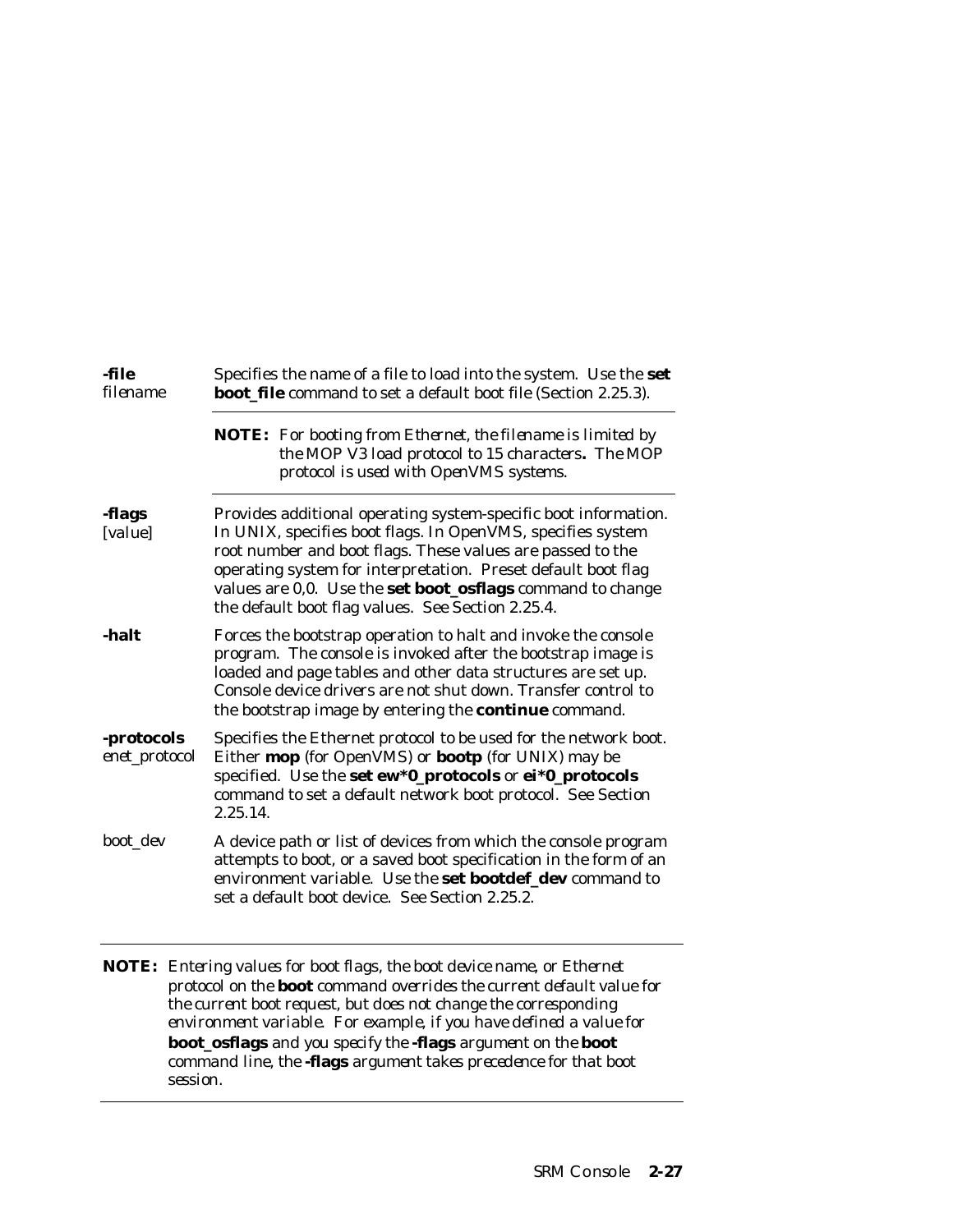| | |
|---|---|
| **-file** *filename* | Specifies the name of a file to load into the system. Use the **set boot_file** command to set a default boot file (Section 2.25.3). |
| | **NOTE:** *For booting from Ethernet, the filename is limited by the MOP V3 load protocol to 15 characters. The MOP protocol is used with OpenVMS systems.* |
| **-flags** [value] | Provides additional operating system-specific boot information. In UNIX, specifies boot flags. In OpenVMS, specifies system root number and boot flags. These values are passed to the operating system for interpretation. Preset default boot flag values are 0,0. Use the **set boot_osflags** command to change the default boot flag values. See Section 2.25.4. |
| **-halt** | Forces the bootstrap operation to halt and invoke the console program. The console is invoked after the bootstrap image is loaded and page tables and other data structures are set up. Console device drivers are not shut down. Transfer control to the bootstrap image by entering the **continue** command. |
| **-protocols** *enet_protocol* | Specifies the Ethernet protocol to be used for the network boot. Either **mop** (for OpenVMS) or **bootp** (for UNIX) may be specified. Use the **set ew*0_protocols** or **ei*0_protocols** command to set a default network boot protocol. See Section 2.25.14. |
| boot_dev | A device path or list of devices from which the console program attempts to boot, or a saved boot specification in the form of an environment variable. Use the **set bootdef_dev** command to set a default boot device. See Section 2.25.2. |

**NOTE:** *Entering values for boot flags, the boot device name, or Ethernet protocol on the* **boot** *command overrides the current default value for the current boot request, but does not change the corresponding environment variable. For example, if you have defined a value for* **boot_osflags** *and you specify the* **-flags** *argument on the* **boot** *command line, the* **-flags** *argument takes precedence for that boot session.*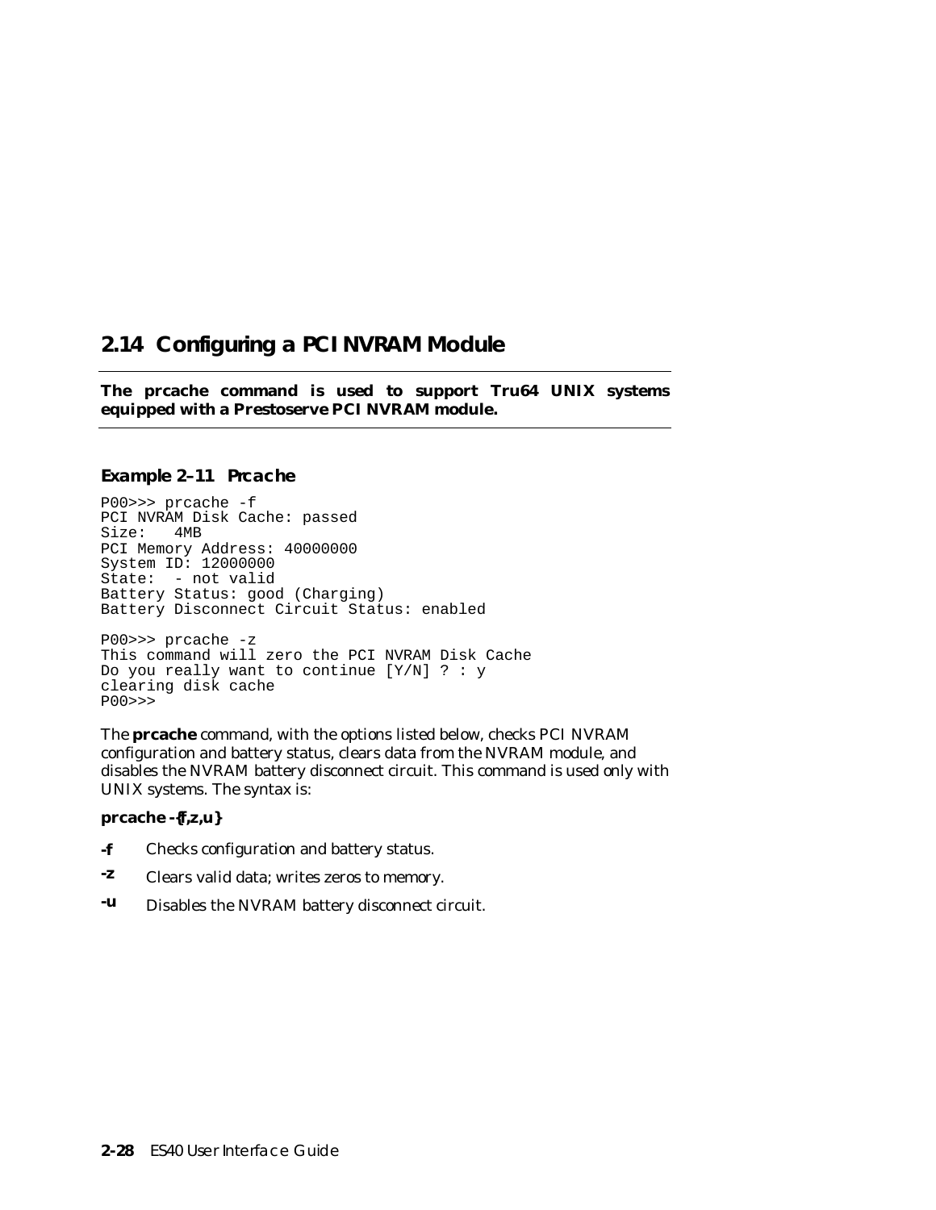## 2.14 Configuring a PCI NVRAM Module

**The prcache command is used to support Tru64 UNIX systems equipped with a Prestoserve PCI NVRAM module.**

### Example 2–11 Prcache

```
P00>>> prcache -f
PCI NVRAM Disk Cache: passed
Size:   4MB
PCI Memory Address: 40000000
System ID: 12000000
State:  - not valid
Battery Status: good (Charging)
Battery Disconnect Circuit Status: enabled

P00>>> prcache -z
This command will zero the PCI NVRAM Disk Cache
Do you really want to continue [Y/N] ? : y
clearing disk cache
P00>>>
```

The **prcache** command, with the options listed below, checks PCI NVRAM configuration and battery status, clears data from the NVRAM module, and disables the NVRAM battery disconnect circuit. This command is used only with UNIX systems. The syntax is:

**prcache -{f,z,u}**

**-f** Checks configuration and battery status.

**-z** Clears valid data; writes zeros to memory.

**-u** Disables the NVRAM battery disconnect circuit.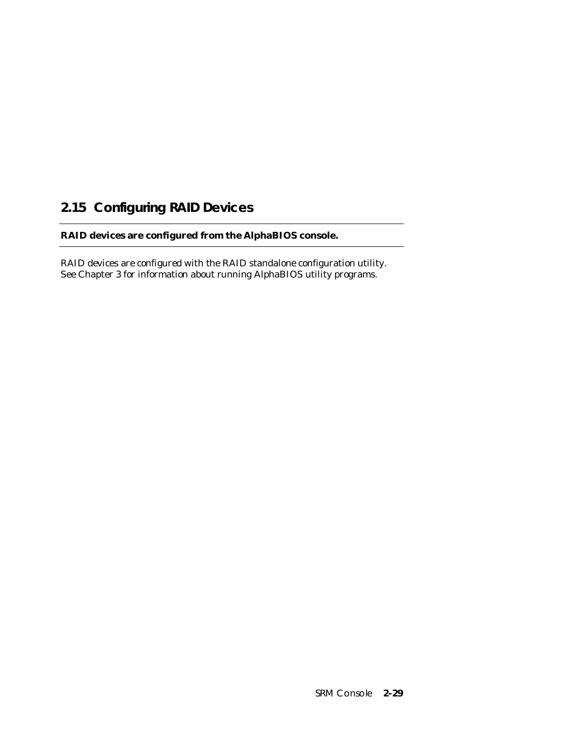## 2.15 Configuring RAID Devices

**RAID devices are configured from the AlphaBIOS console.**

RAID devices are configured with the RAID standalone configuration utility. See Chapter 3 for information about running AlphaBIOS utility programs.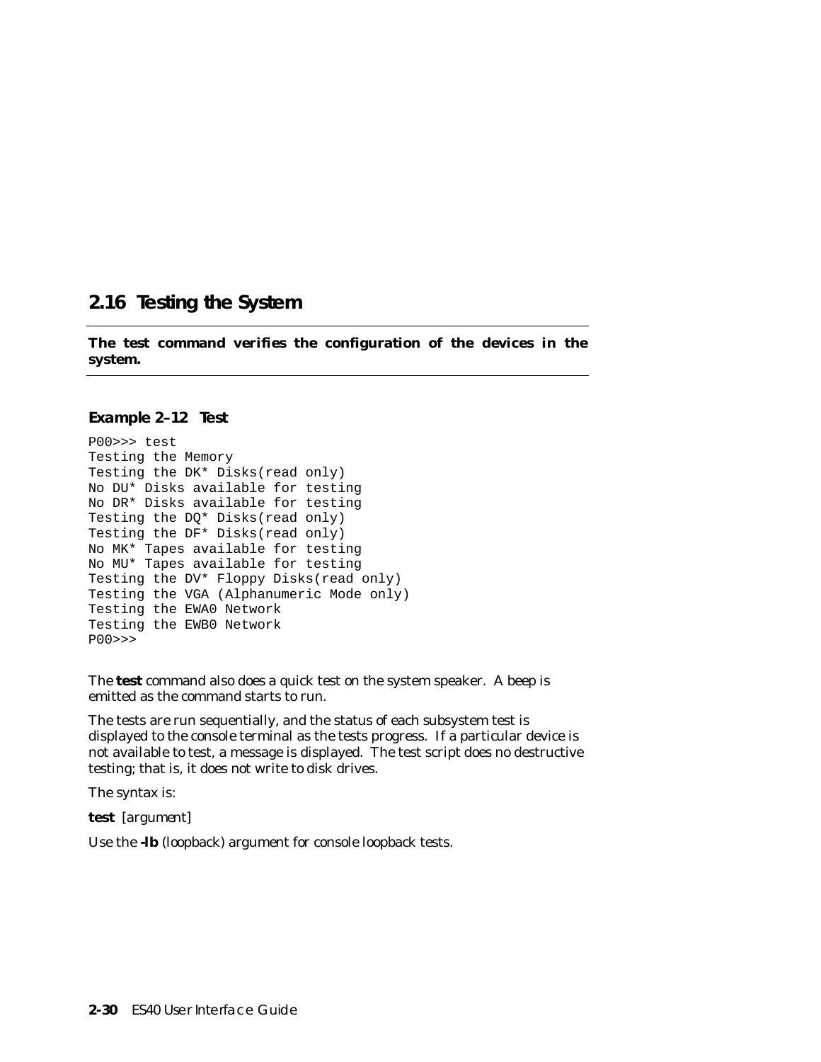## 2.16 Testing the System

**The test command verifies the configuration of the devices in the system.**

### Example 2–12 Test

```
P00>>> test
Testing the Memory
Testing the DK* Disks(read only)
No DU* Disks available for testing
No DR* Disks available for testing
Testing the DQ* Disks(read only)
Testing the DF* Disks(read only)
No MK* Tapes available for testing
No MU* Tapes available for testing
Testing the DV* Floppy Disks(read only)
Testing the VGA (Alphanumeric Mode only)
Testing the EWA0 Network
Testing the EWB0 Network
P00>>>
```

The **test** command also does a quick test on the system speaker. A beep is emitted as the command starts to run.

The tests are run sequentially, and the status of each subsystem test is displayed to the console terminal as the tests progress. If a particular device is not available to test, a message is displayed. The test script does no destructive testing; that is, it does not write to disk drives.

The syntax is:

**test** [*argument*]

Use the **-lb** (loopback) argument for console loopback tests.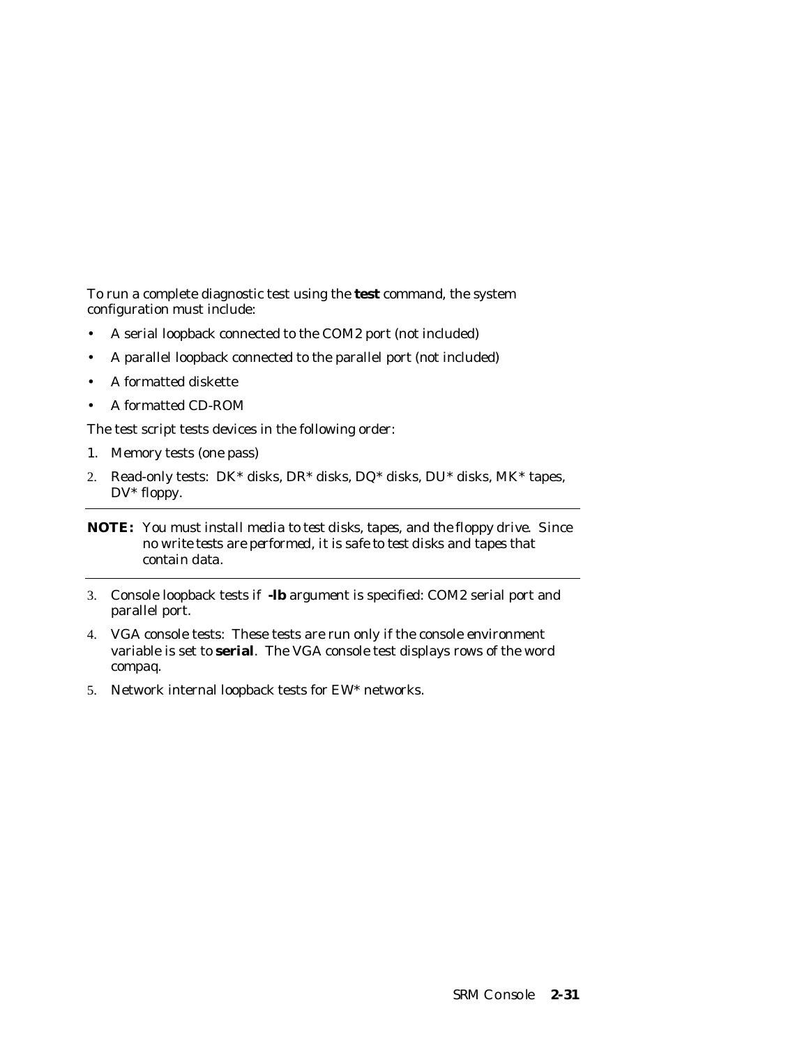To run a complete diagnostic test using the **test** command, the system configuration must include:

- A serial loopback connected to the COM2 port (not included)
- A parallel loopback connected to the parallel port (not included)
- A formatted diskette
- A formatted CD-ROM

The test script tests devices in the following order:

1. Memory tests (one pass)
2. Read-only tests: DK* disks, DR* disks, DQ* disks, DU* disks, MK* tapes, DV* floppy.

---

**NOTE:** You must install media to test disks, tapes, and the floppy drive. Since no write tests are performed, it is safe to test disks and tapes that contain data.

---

3. Console loopback tests if **-lb** argument is specified: COM2 serial port and parallel port.
4. VGA console tests: These tests are run only if the console environment variable is set to **serial**. The VGA console test displays rows of the word compaq.
5. Network internal loopback tests for EW* networks.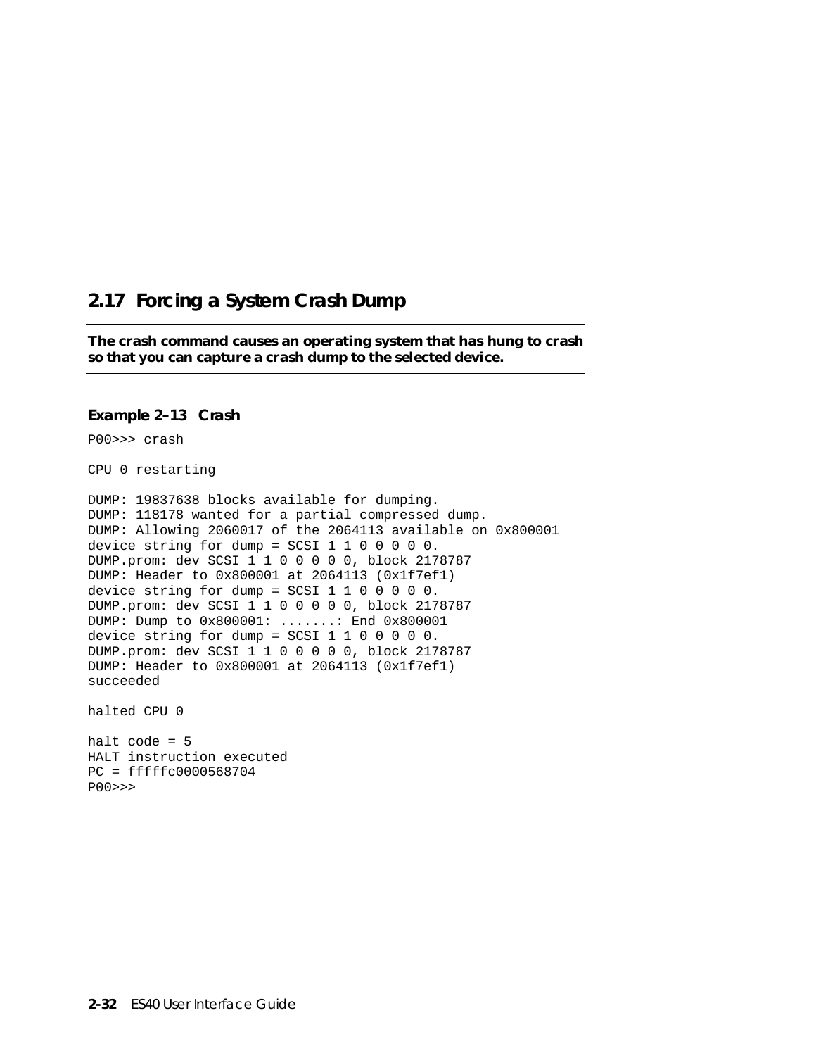## 2.17 Forcing a System Crash Dump

**The crash command causes an operating system that has hung to crash so that you can capture a crash dump to the selected device.**

### Example 2–13 Crash

```
P00>>> crash

CPU 0 restarting

DUMP: 19837638 blocks available for dumping.
DUMP: 118178 wanted for a partial compressed dump.
DUMP: Allowing 2060017 of the 2064113 available on 0x800001
device string for dump = SCSI 1 1 0 0 0 0 0.
DUMP.prom: dev SCSI 1 1 0 0 0 0 0, block 2178787
DUMP: Header to 0x800001 at 2064113 (0x1f7ef1)
device string for dump = SCSI 1 1 0 0 0 0 0.
DUMP.prom: dev SCSI 1 1 0 0 0 0 0, block 2178787
DUMP: Dump to 0x800001: .......: End 0x800001
device string for dump = SCSI 1 1 0 0 0 0 0.
DUMP.prom: dev SCSI 1 1 0 0 0 0 0, block 2178787
DUMP: Header to 0x800001 at 2064113 (0x1f7ef1)
succeeded

halted CPU 0

halt code = 5
HALT instruction executed
PC = fffffc0000568704
P00>>>
```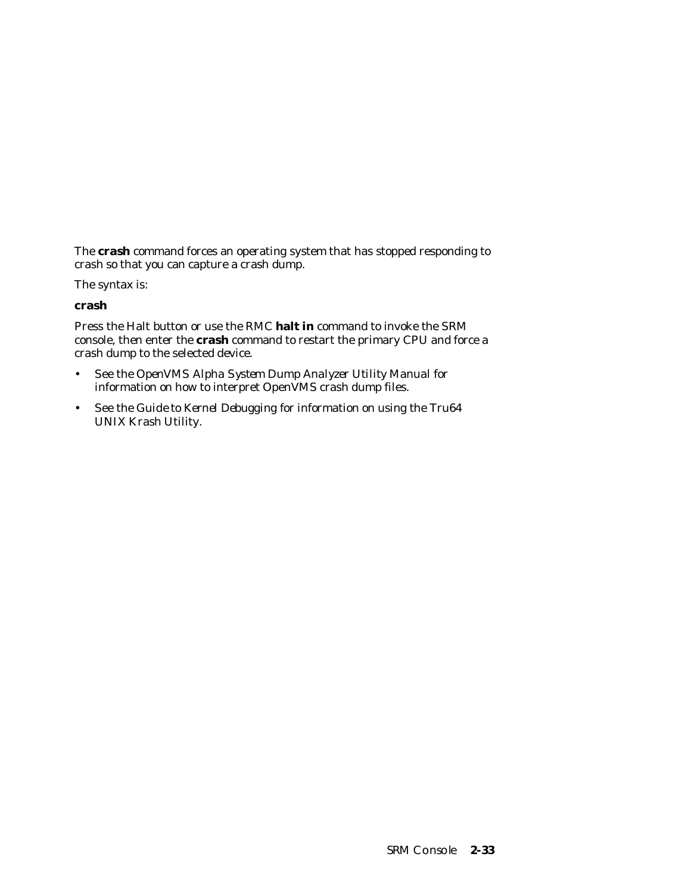The **crash** command forces an operating system that has stopped responding to crash so that you can capture a crash dump.

The syntax is:

**crash**

Press the Halt button or use the RMC **halt in** command to invoke the SRM console, then enter the **crash** command to restart the primary CPU and force a crash dump to the selected device.

- See the *OpenVMS Alpha System Dump Analyzer Utility Manual* for information on how to interpret OpenVMS crash dump files.
- See the *Guide to Kernel Debugging* for information on using the Tru64 UNIX Krash Utility.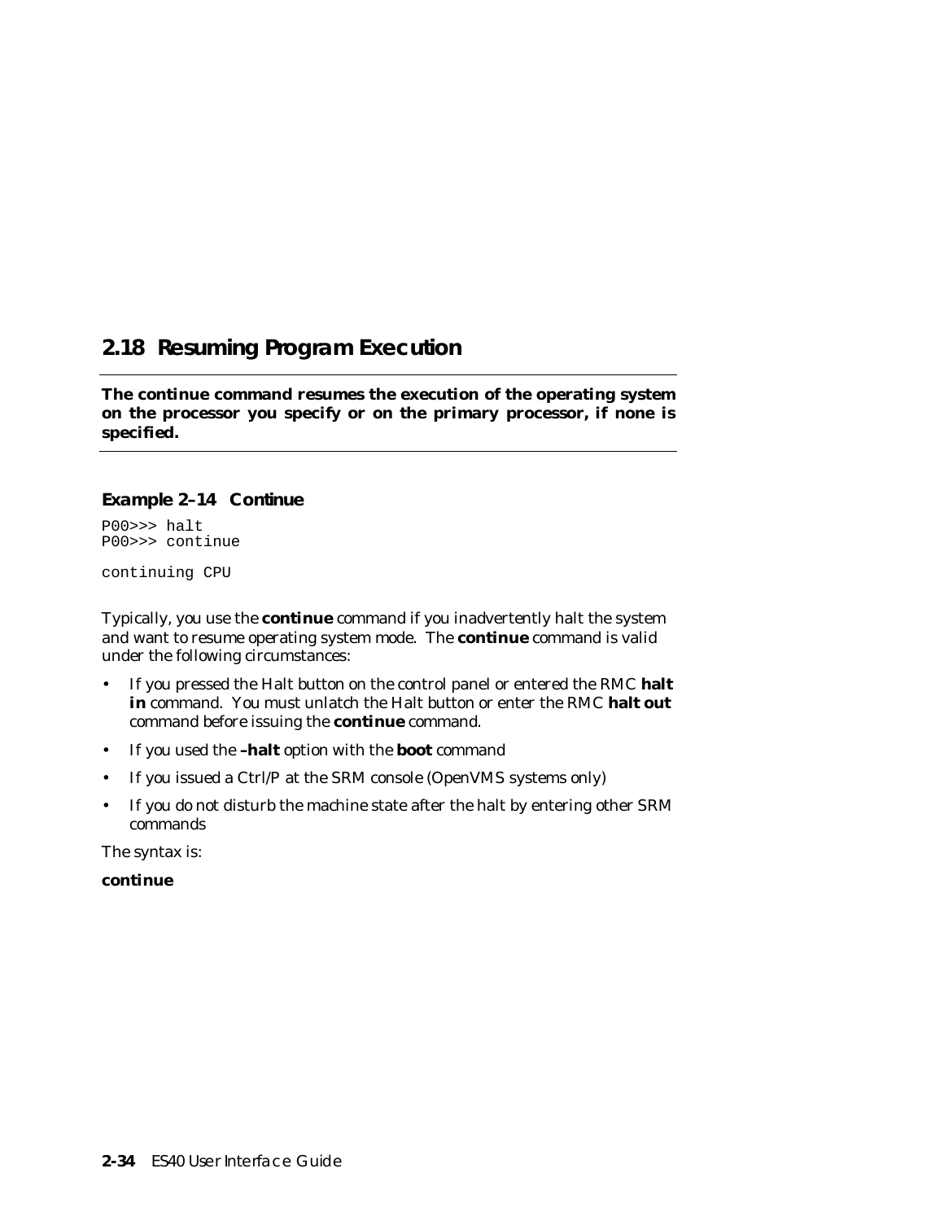## 2.18 Resuming Program Execution

**The continue command resumes the execution of the operating system on the processor you specify or on the primary processor, if none is specified.**

---

**Example 2–14 Continue**

```
P00>>> halt
P00>>> continue

continuing CPU
```

Typically, you use the **continue** command if you inadvertently halt the system and want to resume operating system mode. The **continue** command is valid under the following circumstances:

- If you pressed the Halt button on the control panel or entered the RMC **halt in** command. You must unlatch the Halt button or enter the RMC **halt out** command before issuing the **continue** command.
- If you used the **–halt** option with the **boot** command
- If you issued a Ctrl/P at the SRM console (OpenVMS systems only)
- If you do not disturb the machine state after the halt by entering other SRM commands

The syntax is:

**continue**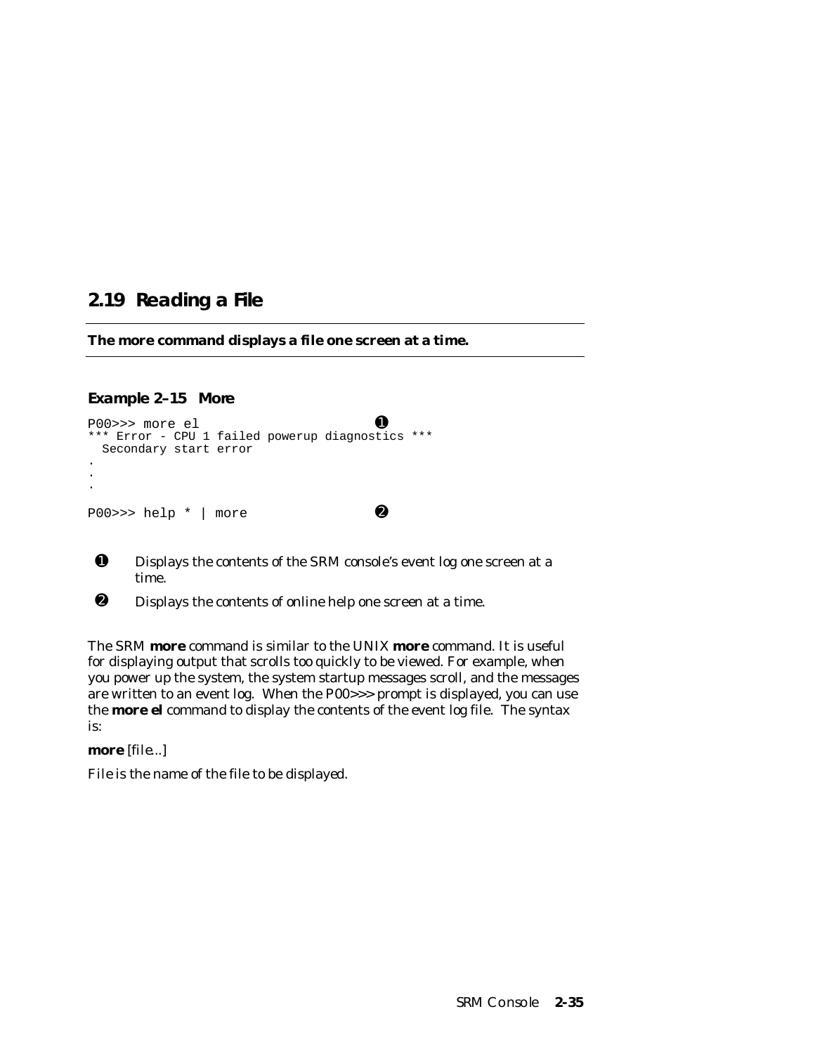## 2.19 Reading a File

**The more command displays a file one screen at a time.**

### Example 2–15 More

```
P00>>> more el                                  ➊
*** Error - CPU 1 failed powerup diagnostics ***
  Secondary start error
.
.
.

P00>>> help * | more                            ➋
```

➊ Displays the contents of the SRM console's event log one screen at a time.

➋ Displays the contents of online help one screen at a time.

The SRM **more** command is similar to the UNIX **more** command. It is useful for displaying output that scrolls too quickly to be viewed. For example, when you power up the system, the system startup messages scroll, and the messages are written to an event log. When the P00>>> prompt is displayed, you can use the **more el** command to display the contents of the event log file. The syntax is:

**more** [file...]

File is the name of the file to be displayed.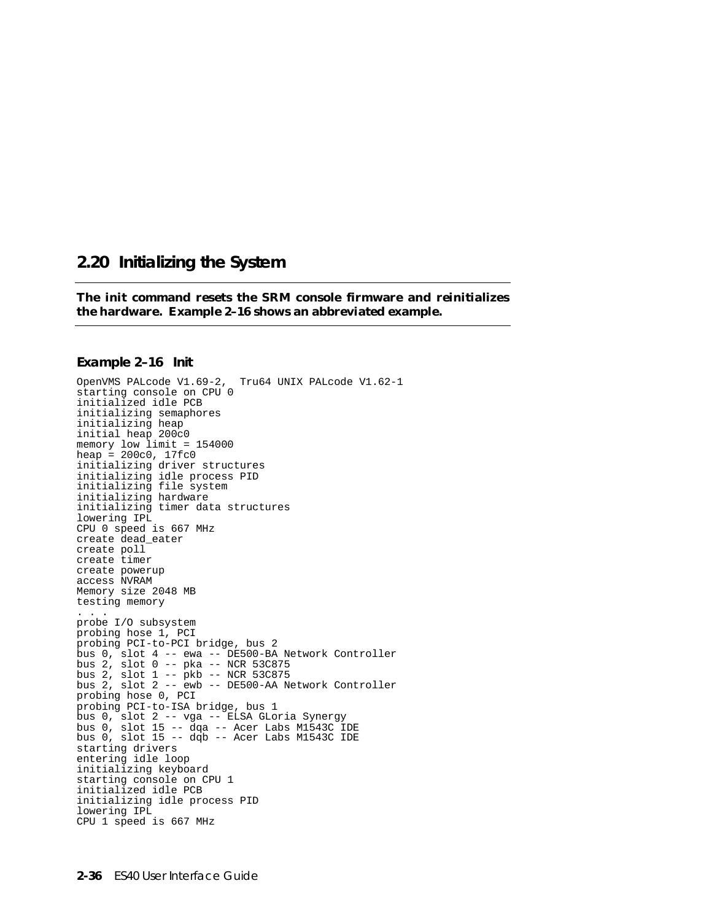## 2.20 Initializing the System

**The init command resets the SRM console firmware and reinitializes the hardware. Example 2–16 shows an abbreviated example.**

### Example 2–16 Init

```
OpenVMS PALcode V1.69-2,  Tru64 UNIX PALcode V1.62-1
starting console on CPU 0
initialized idle PCB
initializing semaphores
initializing heap
initial heap 200c0
memory low limit = 154000
heap = 200c0, 17fc0
initializing driver structures
initializing idle process PID
initializing file system
initializing hardware
initializing timer data structures
lowering IPL
CPU 0 speed is 667 MHz
create dead_eater
create poll
create timer
create powerup
access NVRAM
Memory size 2048 MB
testing memory
. . .
probe I/O subsystem
probing hose 1, PCI
probing PCI-to-PCI bridge, bus 2
bus 0, slot 4 -- ewa -- DE500-BA Network Controller
bus 2, slot 0 -- pka -- NCR 53C875
bus 2, slot 1 -- pkb -- NCR 53C875
bus 2, slot 2 -- ewb -- DE500-AA Network Controller
probing hose 0, PCI
probing PCI-to-ISA bridge, bus 1
bus 0, slot 2 -- vga -- ELSA GLoria Synergy
bus 0, slot 15 -- dqa -- Acer Labs M1543C IDE
bus 0, slot 15 -- dqb -- Acer Labs M1543C IDE
starting drivers
entering idle loop
initializing keyboard
starting console on CPU 1
initialized idle PCB
initializing idle process PID
lowering IPL
CPU 1 speed is 667 MHz
```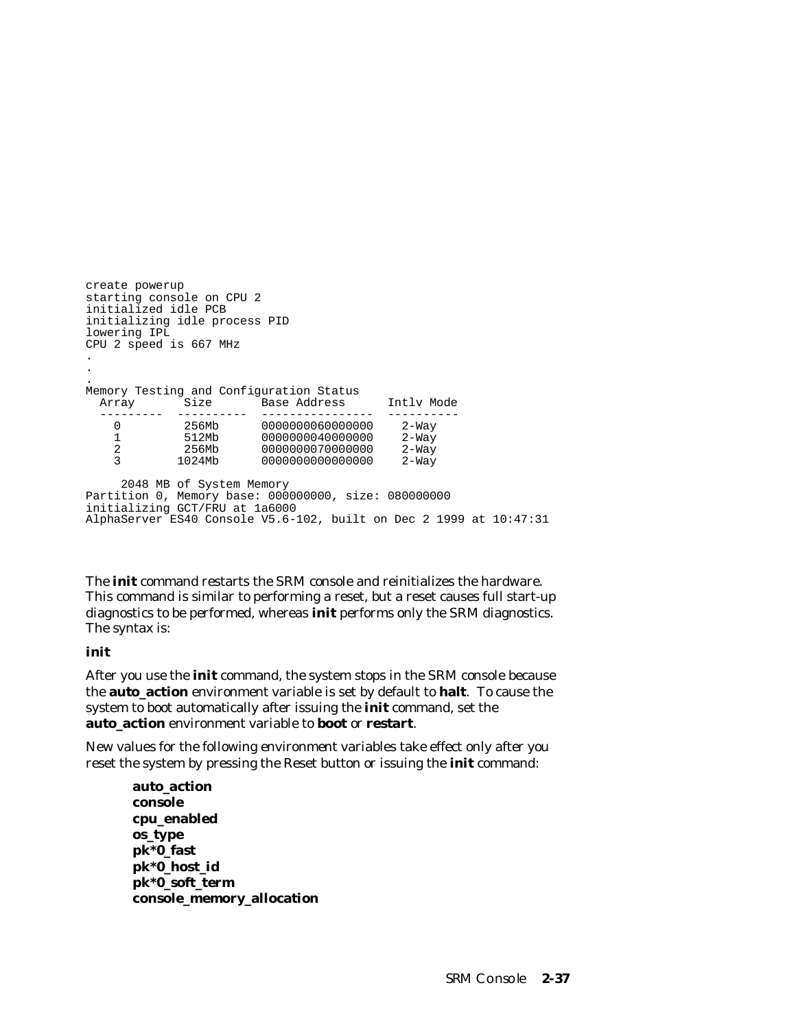```
create powerup
starting console on CPU 2
initialized idle PCB
initializing idle process PID
lowering IPL
CPU 2 speed is 667 MHz
.
.
.
Memory Testing and Configuration Status
  Array       Size       Base Address      Intlv Mode
  ---------  ----------  ----------------  ----------
    0          256Mb      0000000060000000    2-Way
    1          512Mb      0000000040000000    2-Way
    2          256Mb      0000000070000000    2-Way
    3         1024Mb      0000000000000000    2-Way

     2048 MB of System Memory
Partition 0, Memory base: 000000000, size: 080000000
initializing GCT/FRU at 1a6000
AlphaServer ES40 Console V5.6-102, built on Dec 2 1999 at 10:47:31
```

The **init** command restarts the SRM console and reinitializes the hardware. This command is similar to performing a reset, but a reset causes full start-up diagnostics to be performed, whereas **init** performs only the SRM diagnostics. The syntax is:

**init**

After you use the **init** command, the system stops in the SRM console because the **auto_action** environment variable is set by default to **halt**. To cause the system to boot automatically after issuing the **init** command, set the **auto_action** environment variable to **boot** or **restart**.

New values for the following environment variables take effect only after you reset the system by pressing the Reset button or issuing the **init** command:

- **auto_action**
- **console**
- **cpu_enabled**
- **os_type**
- **pk*0_fast**
- **pk*0_host_id**
- **pk*0_soft_term**
- **console_memory_allocation**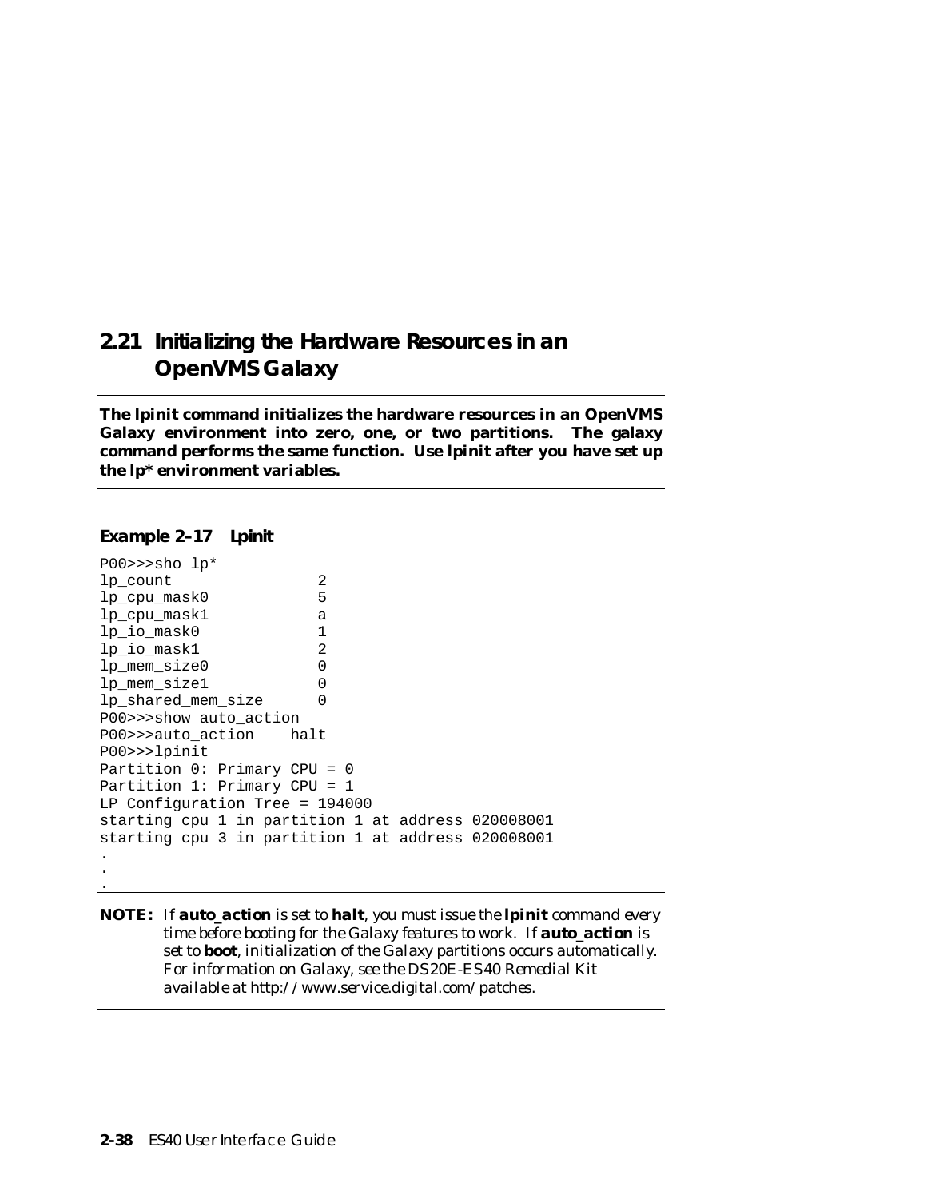## 2.21 Initializing the Hardware Resources in an OpenVMS Galaxy

**The lpinit command initializes the hardware resources in an OpenVMS Galaxy environment into zero, one, or two partitions. The galaxy command performs the same function. Use lpinit after you have set up the lp* environment variables.**

**Example 2–17 Lpinit**

```
P00>>>sho lp*
lp_count              2
lp_cpu_mask0          5
lp_cpu_mask1          a
lp_io_mask0           1
lp_io_mask1           2
lp_mem_size0          0
lp_mem_size1          0
lp_shared_mem_size    0
P00>>>show auto_action
P00>>>auto_action    halt
P00>>>lpinit
Partition 0: Primary CPU = 0
Partition 1: Primary CPU = 1
LP Configuration Tree = 194000
starting cpu 1 in partition 1 at address 020008001
starting cpu 3 in partition 1 at address 020008001
.
.
.
```

**NOTE:** *If* **auto_action** *is set to* **halt**, *you must issue the* **lpinit** *command every time before booting for the Galaxy features to work. If* **auto_action** *is set to* **boot**, *initialization of the Galaxy partitions occurs automatically. For information on Galaxy, see the DS20E-ES40 Remedial Kit available at http://www.service.digital.com/patches.*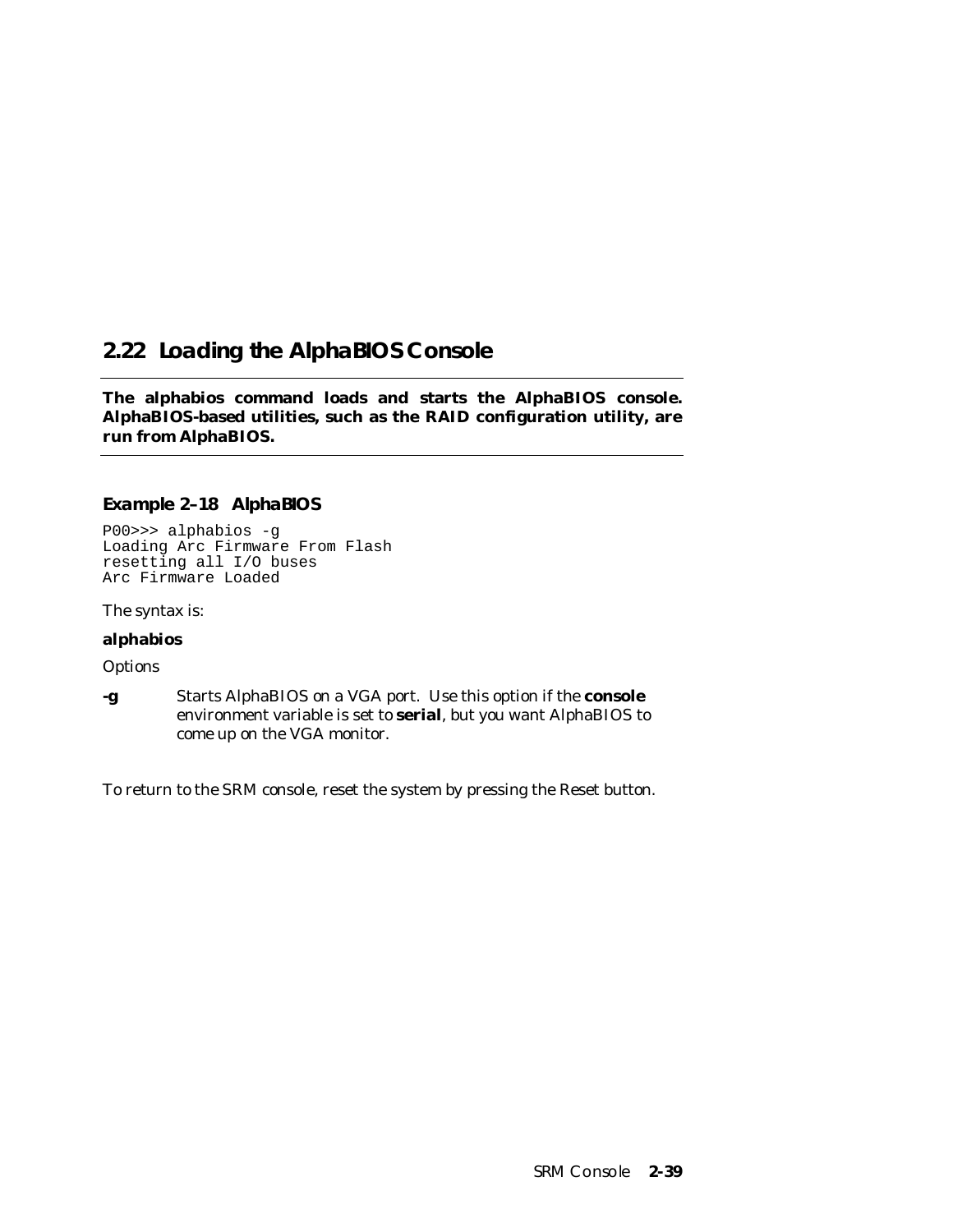## 2.22 Loading the AlphaBIOS Console

**The alphabios command loads and starts the AlphaBIOS console. AlphaBIOS-based utilities, such as the RAID configuration utility, are run from AlphaBIOS.**

**Example 2–18 AlphaBIOS**

```
P00>>> alphabios -g
Loading Arc Firmware From Flash
resetting all I/O buses
Arc Firmware Loaded
```

The syntax is:

**alphabios**

Options

**-g** Starts AlphaBIOS on a VGA port. Use this option if the **console** environment variable is set to **serial**, but you want AlphaBIOS to come up on the VGA monitor.

To return to the SRM console, reset the system by pressing the Reset button.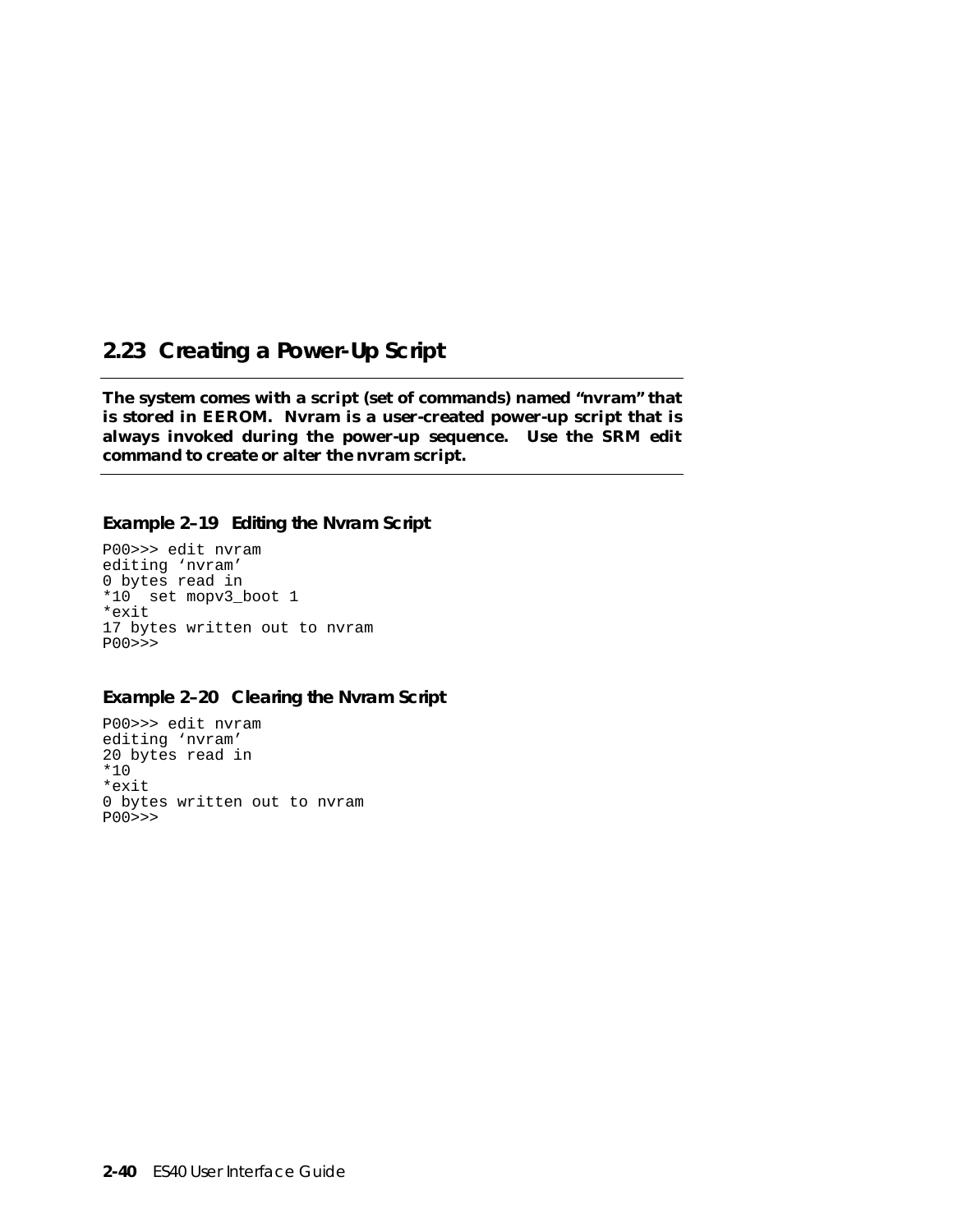## 2.23 Creating a Power-Up Script

**The system comes with a script (set of commands) named "nvram" that is stored in EEROM. Nvram is a user-created power-up script that is always invoked during the power-up sequence. Use the SRM edit command to create or alter the nvram script.**

### Example 2–19 Editing the Nvram Script

```
P00>>> edit nvram
editing 'nvram'
0 bytes read in
*10  set mopv3_boot 1
*exit
17 bytes written out to nvram
P00>>>
```

### Example 2–20 Clearing the Nvram Script

```
P00>>> edit nvram
editing 'nvram'
20 bytes read in
*10
*exit
0 bytes written out to nvram
P00>>>
```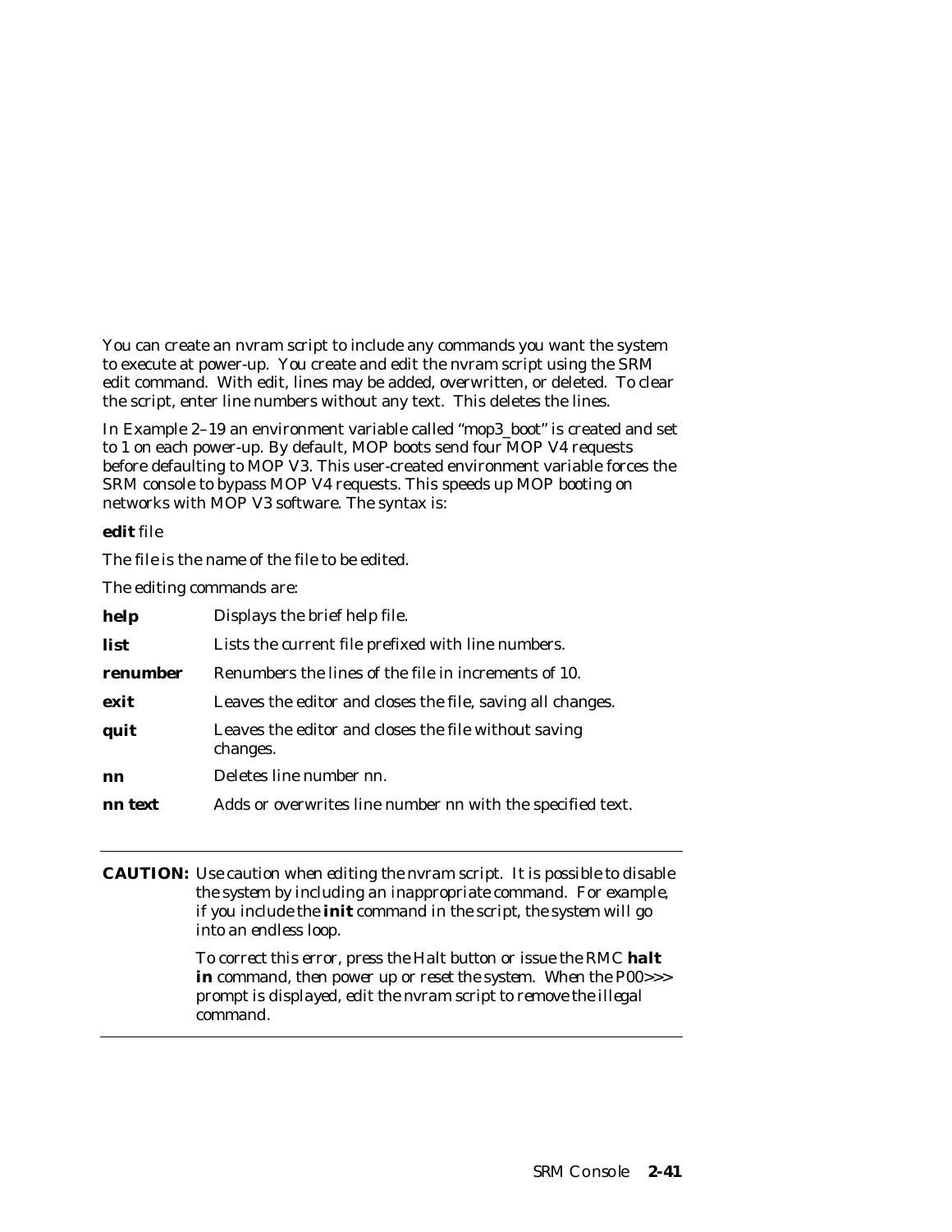You can create an nvram script to include any commands you want the system to execute at power-up. You create and edit the nvram script using the SRM edit command. With edit, lines may be added, overwritten, or deleted. To clear the script, enter line numbers without any text. This deletes the lines.

In Example 2–19 an environment variable called "mop3_boot" is created and set to 1 on each power-up. By default, MOP boots send four MOP V4 requests before defaulting to MOP V3. This user-created environment variable forces the SRM console to bypass MOP V4 requests. This speeds up MOP booting on networks with MOP V3 software. The syntax is:

**edit** *file*

The *file* is the name of the file to be edited.

The editing commands are:

| | |
|---|---|
| **help** | Displays the brief help file. |
| **list** | Lists the current file prefixed with line numbers. |
| **renumber** | Renumbers the lines of the file in increments of 10. |
| **exit** | Leaves the editor and closes the file, saving all changes. |
| **quit** | Leaves the editor and closes the file without saving changes. |
| **nn** | Deletes line number nn. |
| **nn text** | Adds or overwrites line number nn with the specified text. |

---

**CAUTION:** *Use caution when editing the nvram script. It is possible to disable the system by including an inappropriate command. For example, if you include the* **init** *command in the script, the system will go into an endless loop.*

*To correct this error, press the Halt button or issue the RMC* **halt in** *command, then power up or reset the system. When the P00>>> prompt is displayed, edit the nvram script to remove the illegal command.*

---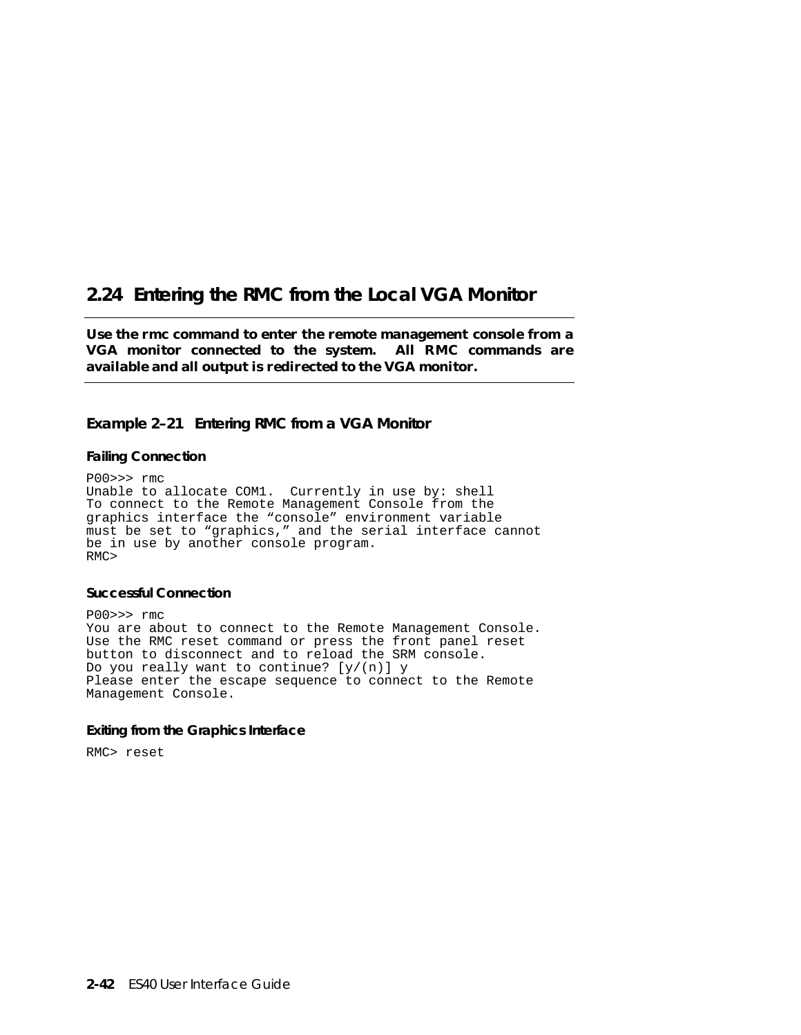## 2.24 Entering the RMC from the Local VGA Monitor

**Use the rmc command to enter the remote management console from a VGA monitor connected to the system. All RMC commands are available and all output is redirected to the VGA monitor.**

---

#### Example 2–21 Entering RMC from a VGA Monitor

**Failing Connection**

```
P00>>> rmc
Unable to allocate COM1.  Currently in use by: shell
To connect to the Remote Management Console from the
graphics interface the “console” environment variable
must be set to “graphics,” and the serial interface cannot
be in use by another console program.
RMC>
```

**Successful Connection**

```
P00>>> rmc
You are about to connect to the Remote Management Console.
Use the RMC reset command or press the front panel reset
button to disconnect and to reload the SRM console.
Do you really want to continue? [y/(n)] y
Please enter the escape sequence to connect to the Remote
Management Console.
```

**Exiting from the Graphics Interface**

```
RMC> reset
```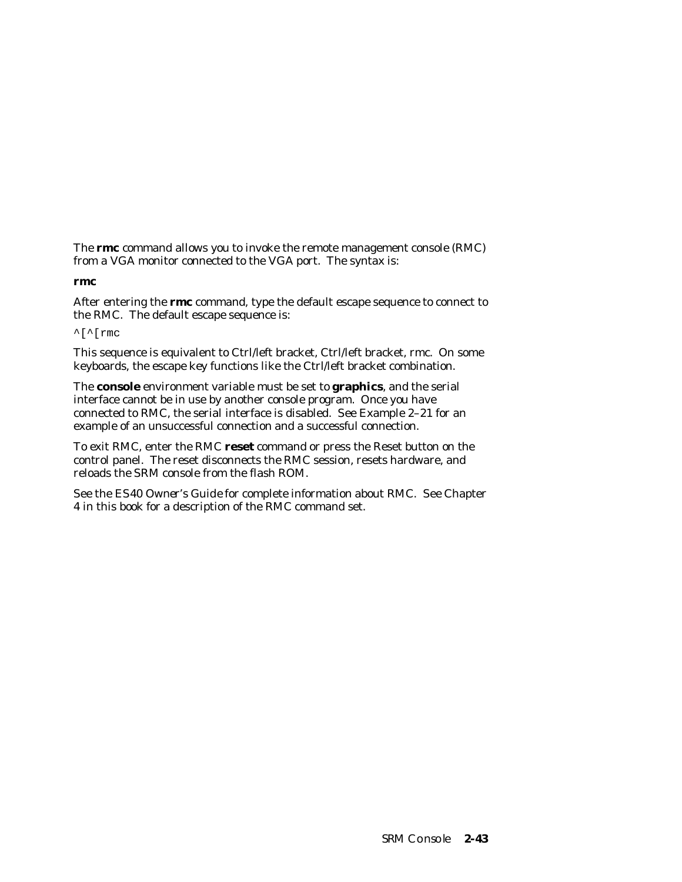The **rmc** command allows you to invoke the remote management console (RMC) from a VGA monitor connected to the VGA port. The syntax is:

**rmc**

After entering the **rmc** command, type the default escape sequence to connect to the RMC. The default escape sequence is:

```
^[^[rmc
```

This sequence is equivalent to Ctrl/left bracket, Ctrl/left bracket, rmc. On some keyboards, the escape key functions like the Ctrl/left bracket combination.

The **console** environment variable must be set to **graphics**, and the serial interface cannot be in use by another console program. Once you have connected to RMC, the serial interface is disabled. See Example 2–21 for an example of an unsuccessful connection and a successful connection.

To exit RMC, enter the RMC **reset** command or press the Reset button on the control panel. The reset disconnects the RMC session, resets hardware, and reloads the SRM console from the flash ROM.

See the *ES40 Owner's Guide* for complete information about RMC. See Chapter 4 in this book for a description of the RMC command set.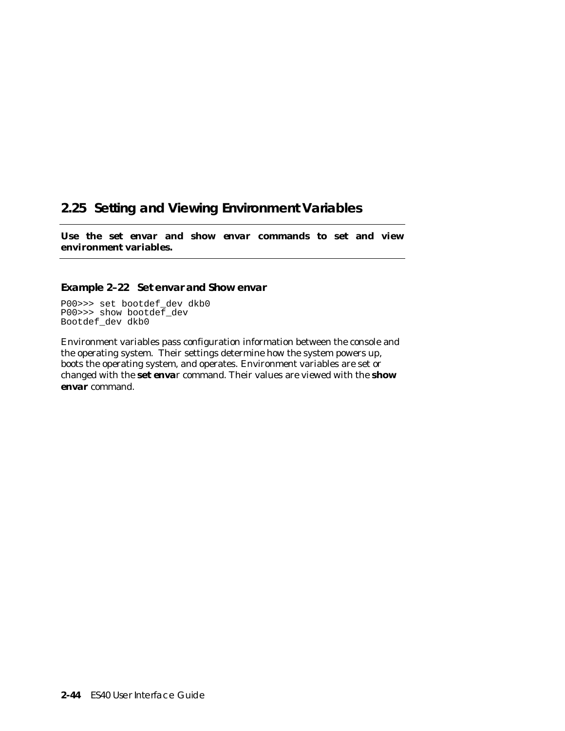## 2.25 Setting and Viewing Environment Variables

**Use the set envar and show envar commands to set and view environment variables.**

### Example 2–22 Set envar and Show envar

```
P00>>> set bootdef_dev dkb0
P00>>> show bootdef_dev
Bootdef_dev dkb0
```

Environment variables pass configuration information between the console and the operating system. Their settings determine how the system powers up, boots the operating system, and operates. Environment variables are set or changed with the **set enva**r command. Their values are viewed with the **show envar** command.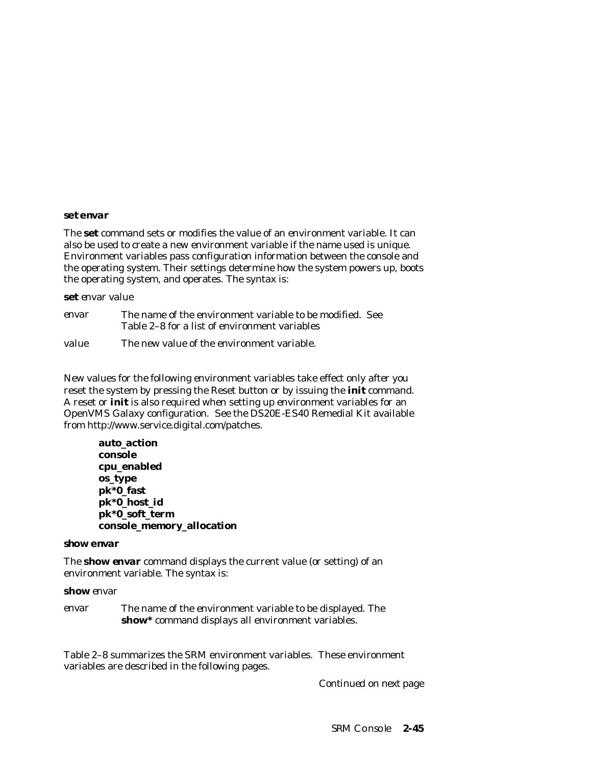**set envar**

The **set** command sets or modifies the value of an environment variable. It can also be used to create a new environment variable if the name used is unique. Environment variables pass configuration information between the console and the operating system. Their settings determine how the system powers up, boots the operating system, and operates. The syntax is:

**set** *envar value*

| | |
|---|---|
| *envar* | The name of the environment variable to be modified. See Table 2–8 for a list of environment variables |
| *value* | The new value of the environment variable. |

New values for the following environment variables take effect only after you reset the system by pressing the Reset button or by issuing the **init** command. A reset or **init** is also required when setting up environment variables for an OpenVMS Galaxy configuration. See the DS20E-ES40 Remedial Kit available from http://www.service.digital.com/patches.

**auto_action**
**console**
**cpu_enabled**
**os_type**
**pk*0_fast**
**pk*0_host_id**
**pk*0_soft_term**
**console_memory_allocation**

**show envar**

The **show envar** command displays the current value (or setting) of an environment variable. The syntax is:

**show** *envar*

| | |
|---|---|
| *envar* | The name of the environment variable to be displayed. The **show*** command displays all environment variables. |

Table 2–8 summarizes the SRM environment variables. These environment variables are described in the following pages.

*Continued on next page*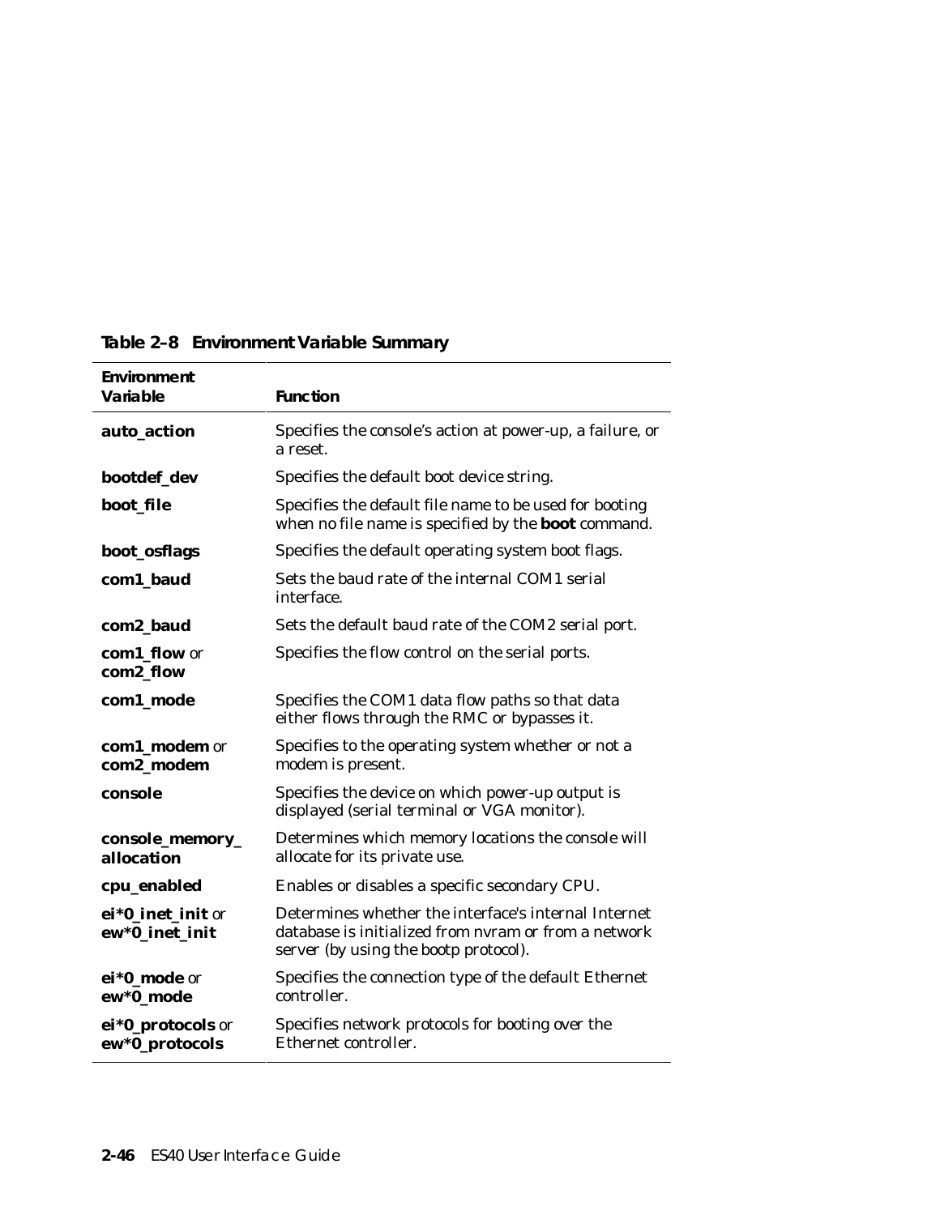**Table 2–8 Environment Variable Summary**

| Environment Variable | Function |
|---|---|
| **auto_action** | Specifies the console's action at power-up, a failure, or a reset. |
| **bootdef_dev** | Specifies the default boot device string. |
| **boot_file** | Specifies the default file name to be used for booting when no file name is specified by the **boot** command. |
| **boot_osflags** | Specifies the default operating system boot flags. |
| **com1_baud** | Sets the baud rate of the internal COM1 serial interface. |
| **com2_baud** | Sets the default baud rate of the COM2 serial port. |
| **com1_flow** or **com2_flow** | Specifies the flow control on the serial ports. |
| **com1_mode** | Specifies the COM1 data flow paths so that data either flows through the RMC or bypasses it. |
| **com1_modem** or **com2_modem** | Specifies to the operating system whether or not a modem is present. |
| **console** | Specifies the device on which power-up output is displayed (serial terminal or VGA monitor). |
| **console_memory_ allocation** | Determines which memory locations the console will allocate for its private use. |
| **cpu_enabled** | Enables or disables a specific secondary CPU. |
| **ei*0_inet_init** or **ew*0_inet_init** | Determines whether the interface's internal Internet database is initialized from nvram or from a network server (by using the bootp protocol). |
| **ei*0_mode** or **ew*0_mode** | Specifies the connection type of the default Ethernet controller. |
| **ei*0_protocols** or **ew*0_protocols** | Specifies network protocols for booting over the Ethernet controller. |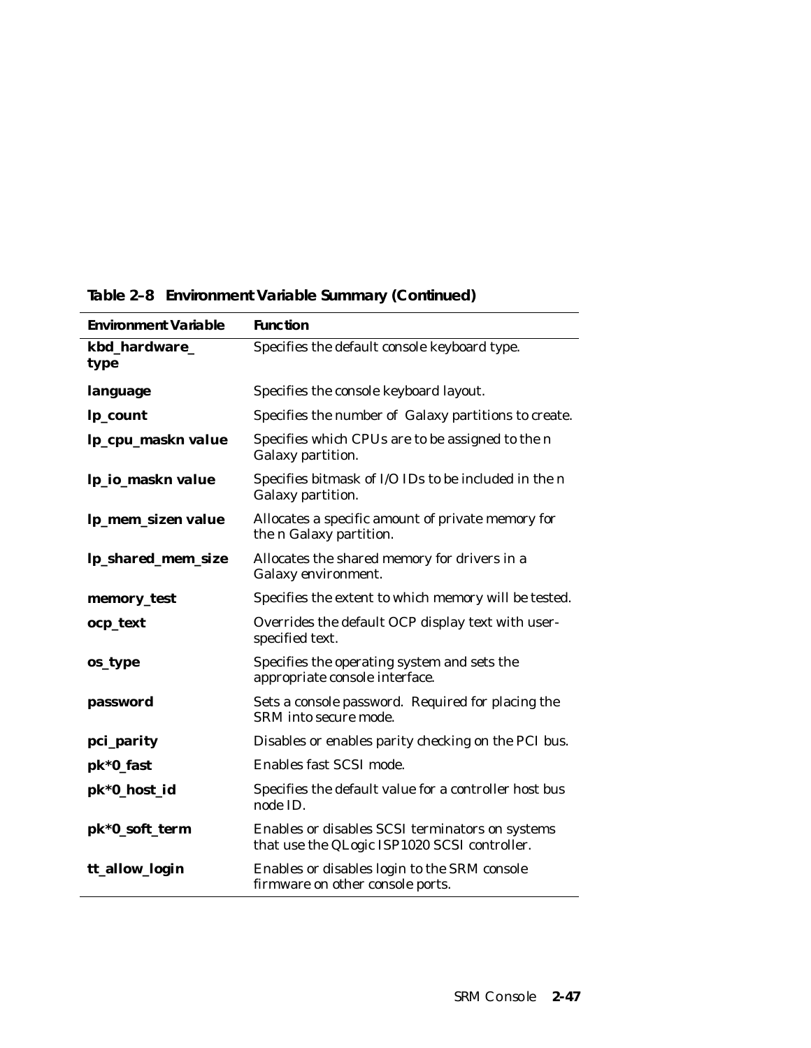**Table 2–8 Environment Variable Summary (Continued)**

| Environment Variable | Function |
|---|---|
| **kbd_hardware_ type** | Specifies the default console keyboard type. |
| **language** | Specifies the console keyboard layout. |
| **lp_count** | Specifies the number of Galaxy partitions to create. |
| **lp_cpu_maskn *value*** | Specifies which CPUs are to be assigned to the n Galaxy partition. |
| **lp_io_maskn *value*** | Specifies bitmask of I/O IDs to be included in the n Galaxy partition. |
| **lp_mem_sizen *value*** | Allocates a specific amount of private memory for the n Galaxy partition. |
| **lp_shared_mem_size** | Allocates the shared memory for drivers in a Galaxy environment. |
| **memory_test** | Specifies the extent to which memory will be tested. |
| **ocp_text** | Overrides the default OCP display text with user-specified text. |
| **os_type** | Specifies the operating system and sets the appropriate console interface. |
| **password** | Sets a console password. Required for placing the SRM into secure mode. |
| **pci_parity** | Disables or enables parity checking on the PCI bus. |
| **pk*0_fast** | Enables fast SCSI mode. |
| **pk*0_host_id** | Specifies the default value for a controller host bus node ID. |
| **pk*0_soft_term** | Enables or disables SCSI terminators on systems that use the QLogic ISP1020 SCSI controller. |
| **tt_allow_login** | Enables or disables login to the SRM console firmware on other console ports. |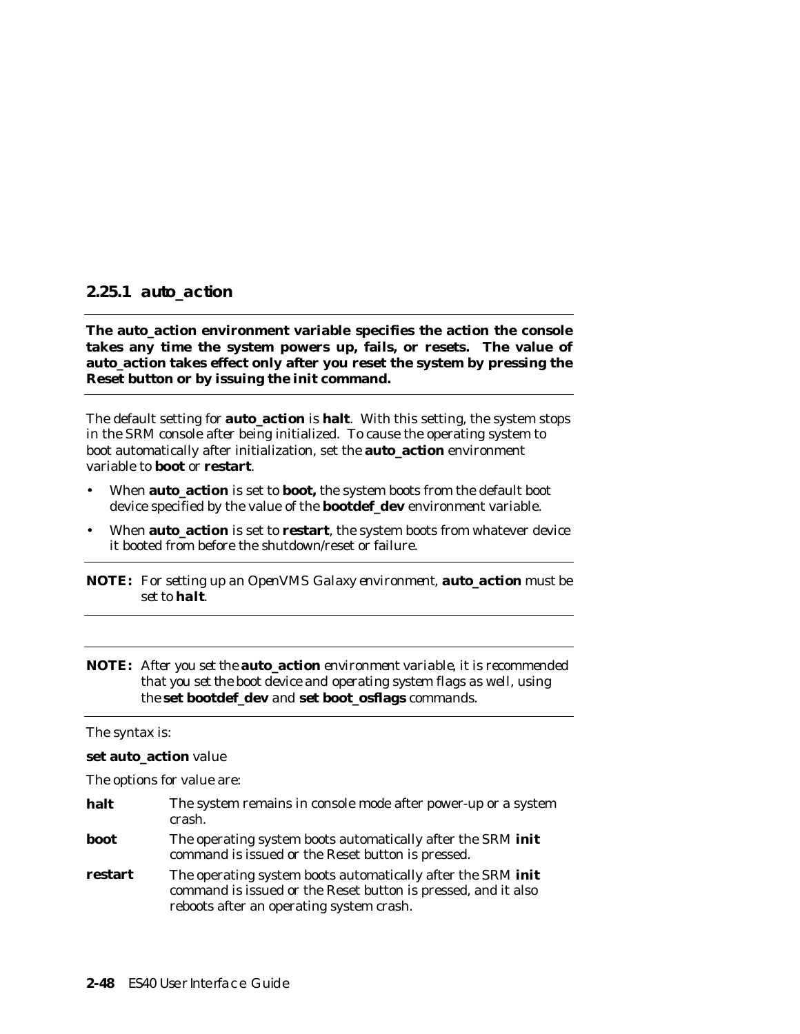### 2.25.1 auto_action

**The auto_action environment variable specifies the action the console takes any time the system powers up, fails, or resets. The value of auto_action takes effect only after you reset the system by pressing the Reset button or by issuing the init command.**

The default setting for **auto_action** is **halt**. With this setting, the system stops in the SRM console after being initialized. To cause the operating system to boot automatically after initialization, set the **auto_action** environment variable to **boot** or **restart**.

- When **auto_action** is set to **boot,** the system boots from the default boot device specified by the value of the **bootdef_dev** environment variable.
- When **auto_action** is set to **restart**, the system boots from whatever device it booted from before the shutdown/reset or failure.

---

**NOTE:** *For setting up an OpenVMS Galaxy environment,* **auto_action** *must be set to* **halt**.

---

---

**NOTE:** *After you set the* **auto_action** *environment variable, it is recommended that you set the boot device and operating system flags as well, using the* **set bootdef_dev** *and* **set boot_osflags** *commands.*

---

The syntax is:

**set auto_action** value

The options for value are:

| | |
|---|---|
| **halt** | The system remains in console mode after power-up or a system crash. |
| **boot** | The operating system boots automatically after the SRM **init** command is issued or the Reset button is pressed. |
| **restart** | The operating system boots automatically after the SRM **init** command is issued or the Reset button is pressed, and it also reboots after an operating system crash. |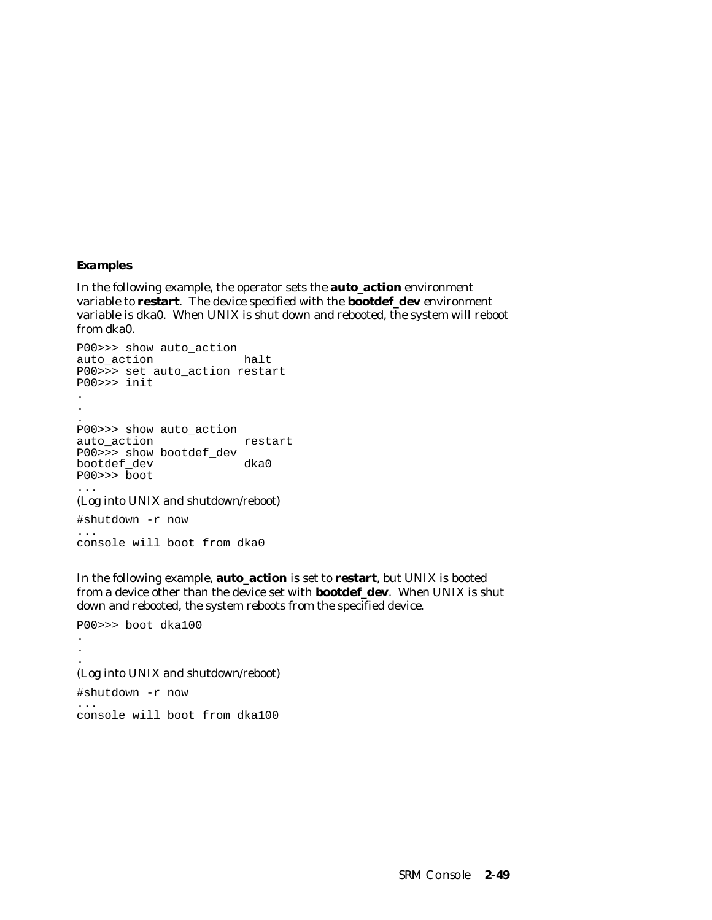### Examples

In the following example, the operator sets the **auto_action** environment variable to **restart**. The device specified with the **bootdef_dev** environment variable is dka0. When UNIX is shut down and rebooted, the system will reboot from dka0.

```
P00>>> show auto_action
auto_action             halt
P00>>> set auto_action restart
P00>>> init
.
.
.
P00>>> show auto_action
auto_action             restart
P00>>> show bootdef_dev
bootdef_dev             dka0
P00>>> boot
...
```

(Log into UNIX and shutdown/reboot)

```
#shutdown -r now
...
console will boot from dka0
```

In the following example, **auto_action** is set to **restart**, but UNIX is booted from a device other than the device set with **bootdef_dev**. When UNIX is shut down and rebooted, the system reboots from the specified device.

```
P00>>> boot dka100
.
.
.
```

(Log into UNIX and shutdown/reboot)

```
#shutdown -r now
...
console will boot from dka100
```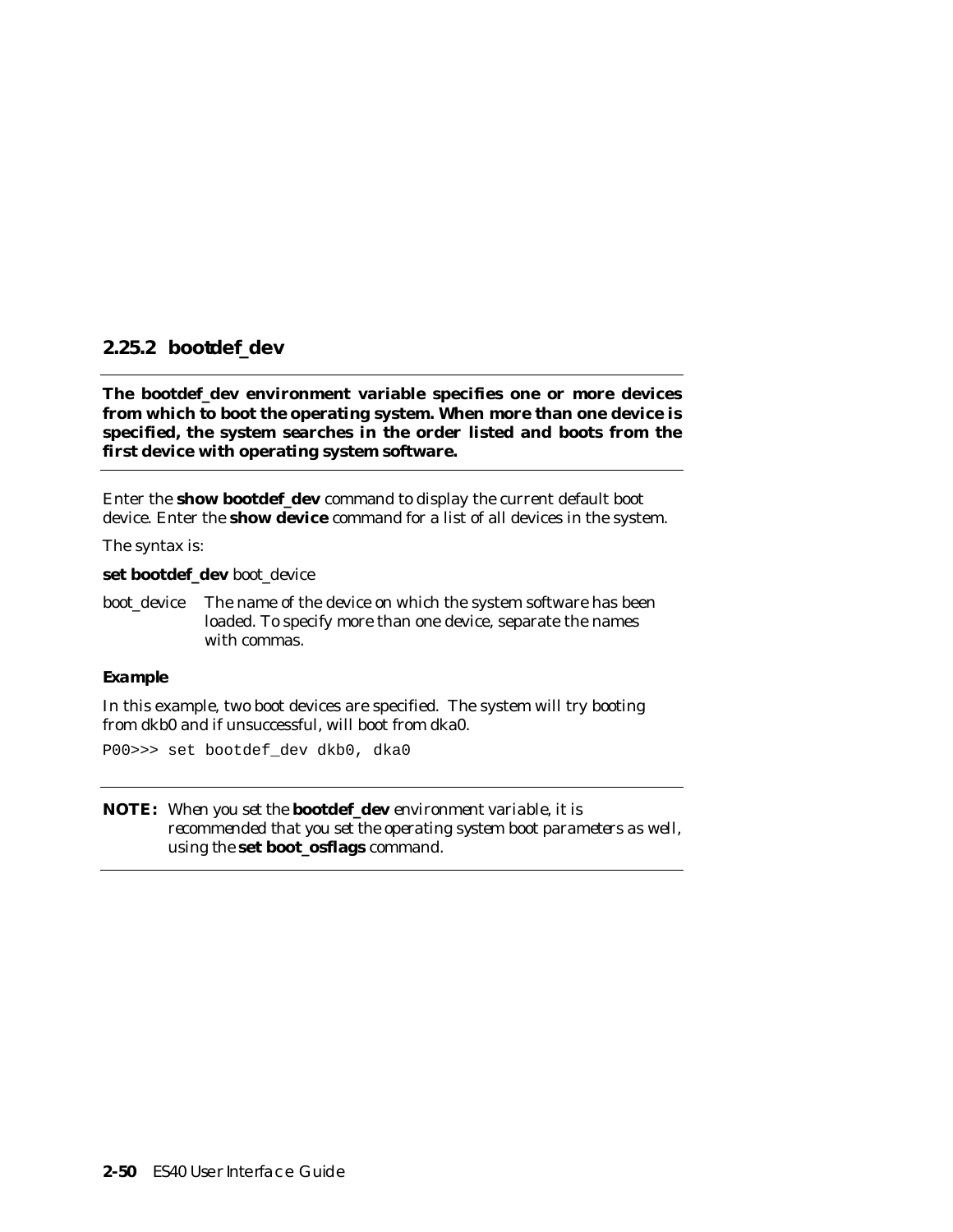### 2.25.2 bootdef_dev

**The bootdef_dev environment variable specifies one or more devices from which to boot the operating system. When more than one device is specified, the system searches in the order listed and boots from the first device with operating system software.**

Enter the **show bootdef_dev** command to display the current default boot device. Enter the **show device** command for a list of all devices in the system.

The syntax is:

**set bootdef_dev** boot_device

boot_device The name of the device on which the system software has been loaded. To specify more than one device, separate the names with commas.

**Example**

In this example, two boot devices are specified. The system will try booting from dkb0 and if unsuccessful, will boot from dka0.

```
P00>>> set bootdef_dev dkb0, dka0
```

**NOTE:** *When you set the* **bootdef_dev** *environment variable, it is recommended that you set the operating system boot parameters as well, using the* **set boot_osflags** *command.*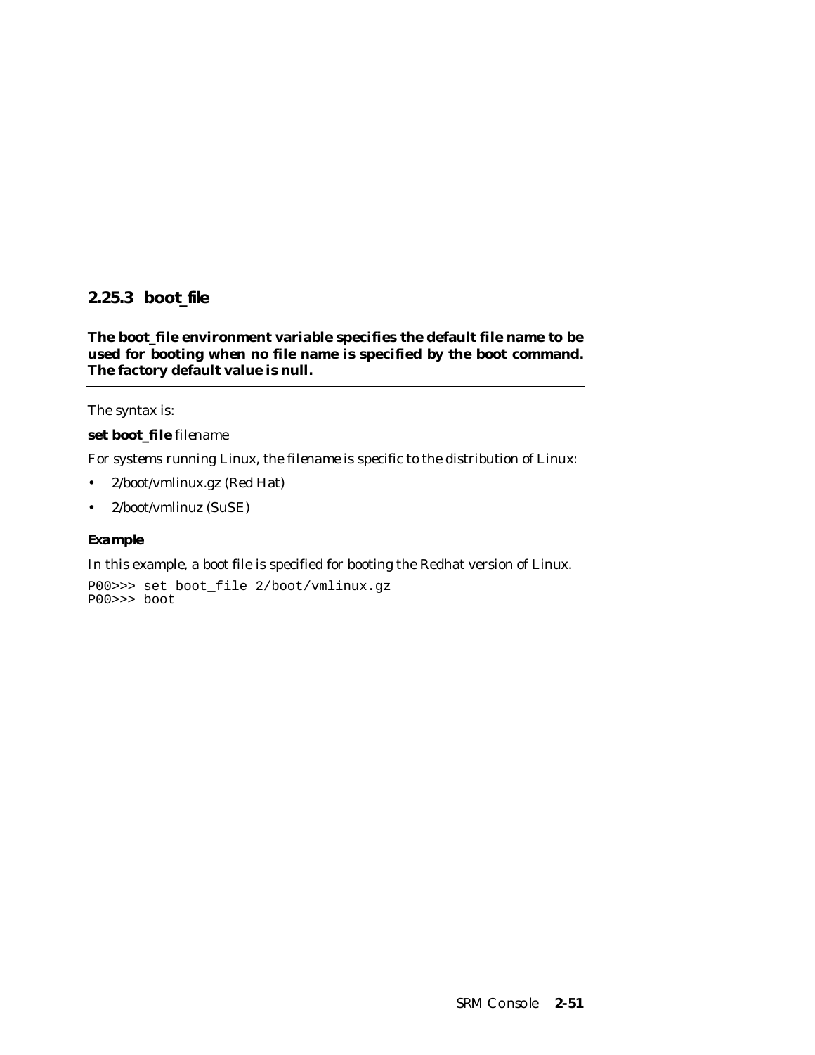### 2.25.3 boot_file

**The boot_file environment variable specifies the default file name to be used for booting when no file name is specified by the boot command. The factory default value is null.**

The syntax is:

**set boot_file** *filename*

For systems running Linux, the *filename* is specific to the distribution of Linux:

- 2/boot/vmlinux.gz (Red Hat)
- 2/boot/vmlinuz (SuSE)

#### *Example*

In this example, a boot file is specified for booting the Redhat version of Linux.

```
P00>>> set boot_file 2/boot/vmlinux.gz
P00>>> boot
```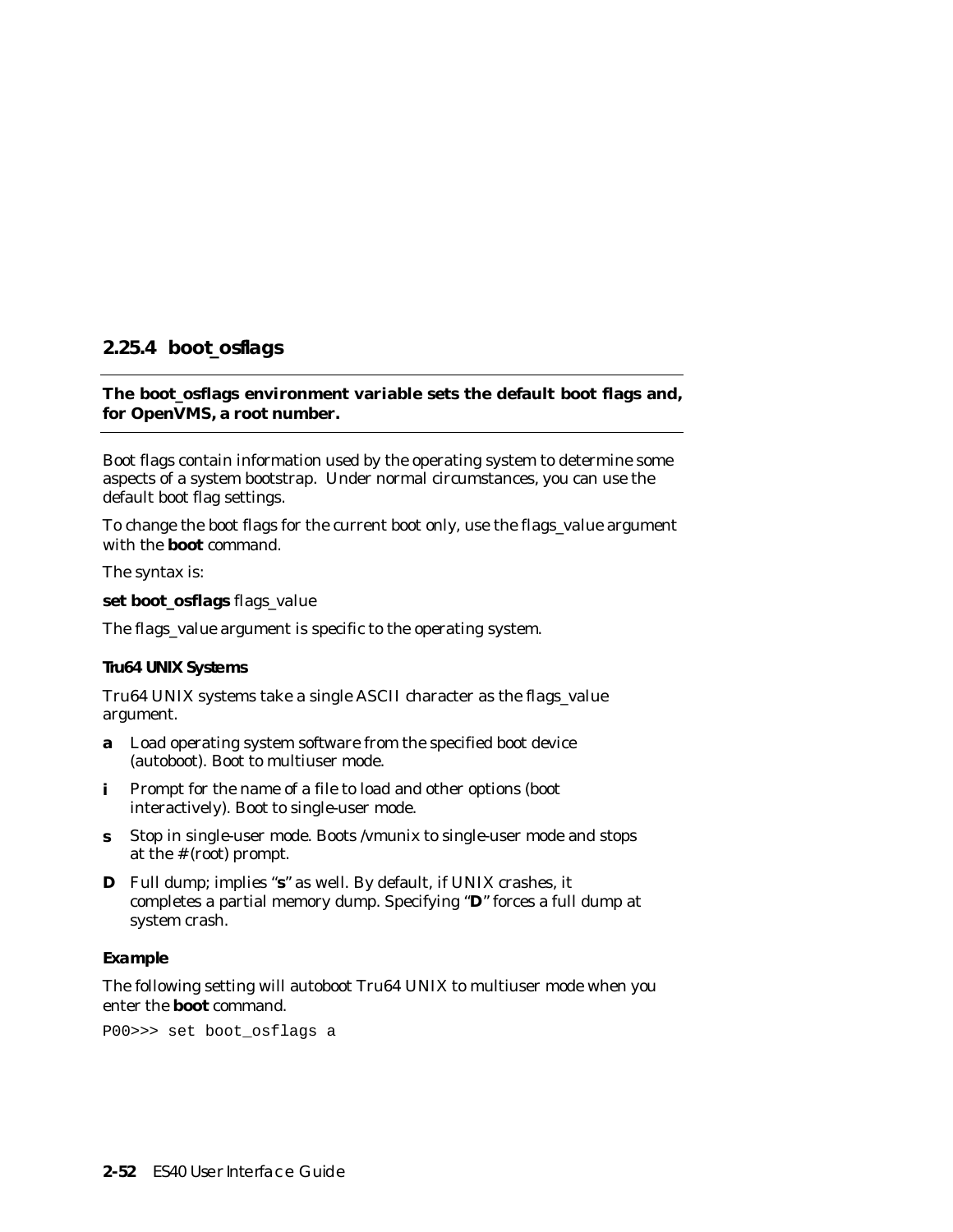## 2.25.4 boot_osflags

**The boot_osflags environment variable sets the default boot flags and, for OpenVMS, a root number.**

Boot flags contain information used by the operating system to determine some aspects of a system bootstrap. Under normal circumstances, you can use the default boot flag settings.

To change the boot flags for the current boot only, use the flags_value argument with the **boot** command.

The syntax is:

**set boot_osflags** flags_value

The flags_value argument is specific to the operating system.

#### Tru64 UNIX Systems

Tru64 UNIX systems take a single ASCII character as the flags_value argument.

- **a** Load operating system software from the specified boot device (autoboot). Boot to multiuser mode.
- **i** Prompt for the name of a file to load and other options (boot interactively). Boot to single-user mode.
- **s** Stop in single-user mode. Boots /vmunix to single-user mode and stops at the # (root) prompt.
- **D** Full dump; implies "**s**" as well. By default, if UNIX crashes, it completes a partial memory dump. Specifying "**D**" forces a full dump at system crash.

#### *Example*

The following setting will autoboot Tru64 UNIX to multiuser mode when you enter the **boot** command.

```
P00>>> set boot_osflags a
```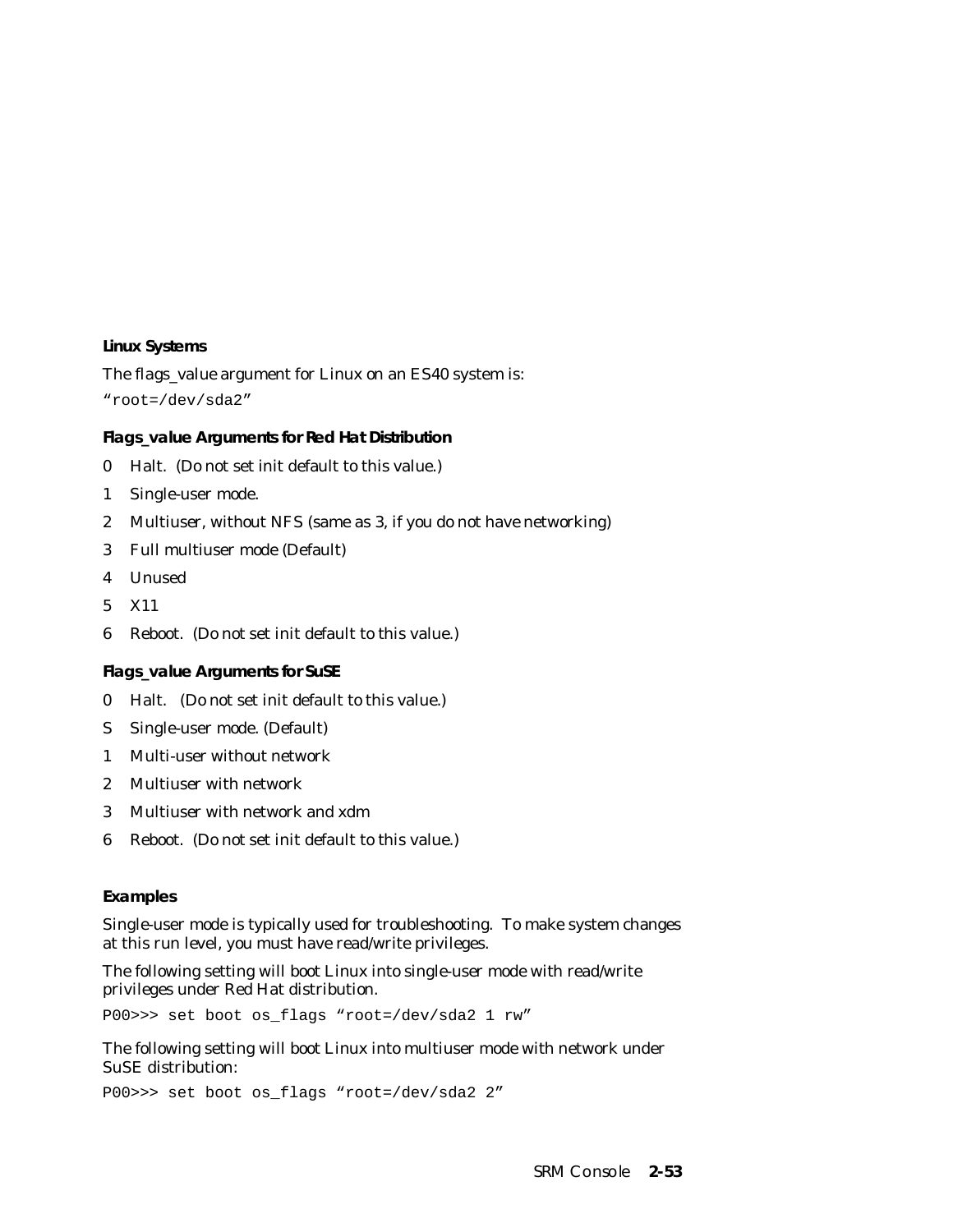### Linux Systems

The flags_value argument for Linux on an ES40 system is:

```
"root=/dev/sda2"
```

#### Flags_value Arguments for Red Hat Distribution

0 Halt. (Do not set init default to this value.)

1 Single-user mode.

2 Multiuser, without NFS (same as 3, if you do not have networking)

3 Full multiuser mode (Default)

4 Unused

5 X11

6 Reboot. (Do not set init default to this value.)

#### Flags_value Arguments for SuSE

0 Halt. (Do not set init default to this value.)

S Single-user mode. (Default)

1 Multi-user without network

2 Multiuser with network

3 Multiuser with network and xdm

6 Reboot. (Do not set init default to this value.)

### Examples

Single-user mode is typically used for troubleshooting. To make system changes at this run level, you must have read/write privileges.

The following setting will boot Linux into single-user mode with read/write privileges under Red Hat distribution.

```
P00>>> set boot os_flags "root=/dev/sda2 1 rw"
```

The following setting will boot Linux into multiuser mode with network under SuSE distribution:

```
P00>>> set boot os_flags "root=/dev/sda2 2"
```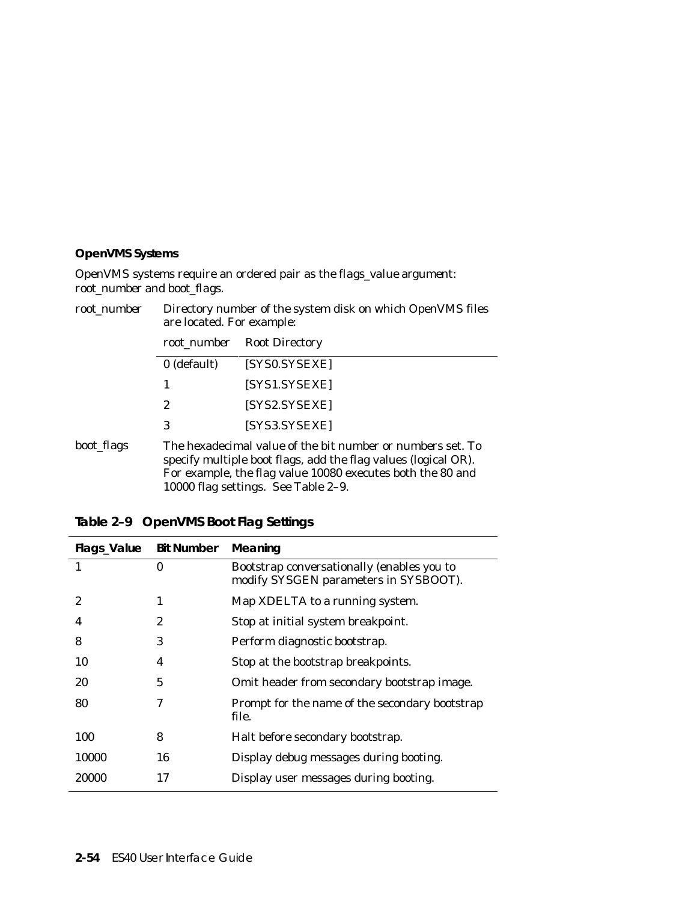### OpenVMS Systems

OpenVMS systems require an ordered pair as the flags_value argument: root_number and boot_flags.

root_number — Directory number of the system disk on which OpenVMS files are located. For example:

| root_number | Root Directory |
|---|---|
| 0 (default) | [SYS0.SYSEXE] |
| 1 | [SYS1.SYSEXE] |
| 2 | [SYS2.SYSEXE] |
| 3 | [SYS3.SYSEXE] |

boot_flags — The hexadecimal value of the bit number or numbers set. To specify multiple boot flags, add the flag values (logical OR). For example, the flag value 10080 executes both the 80 and 10000 flag settings. See Table 2–9.

**Table 2–9 OpenVMS Boot Flag Settings**

| Flags_Value | Bit Number | Meaning |
|---|---|---|
| 1 | 0 | Bootstrap conversationally (enables you to modify SYSGEN parameters in SYSBOOT). |
| 2 | 1 | Map XDELTA to a running system. |
| 4 | 2 | Stop at initial system breakpoint. |
| 8 | 3 | Perform diagnostic bootstrap. |
| 10 | 4 | Stop at the bootstrap breakpoints. |
| 20 | 5 | Omit header from secondary bootstrap image. |
| 80 | 7 | Prompt for the name of the secondary bootstrap file. |
| 100 | 8 | Halt before secondary bootstrap. |
| 10000 | 16 | Display debug messages during booting. |
| 20000 | 17 | Display user messages during booting. |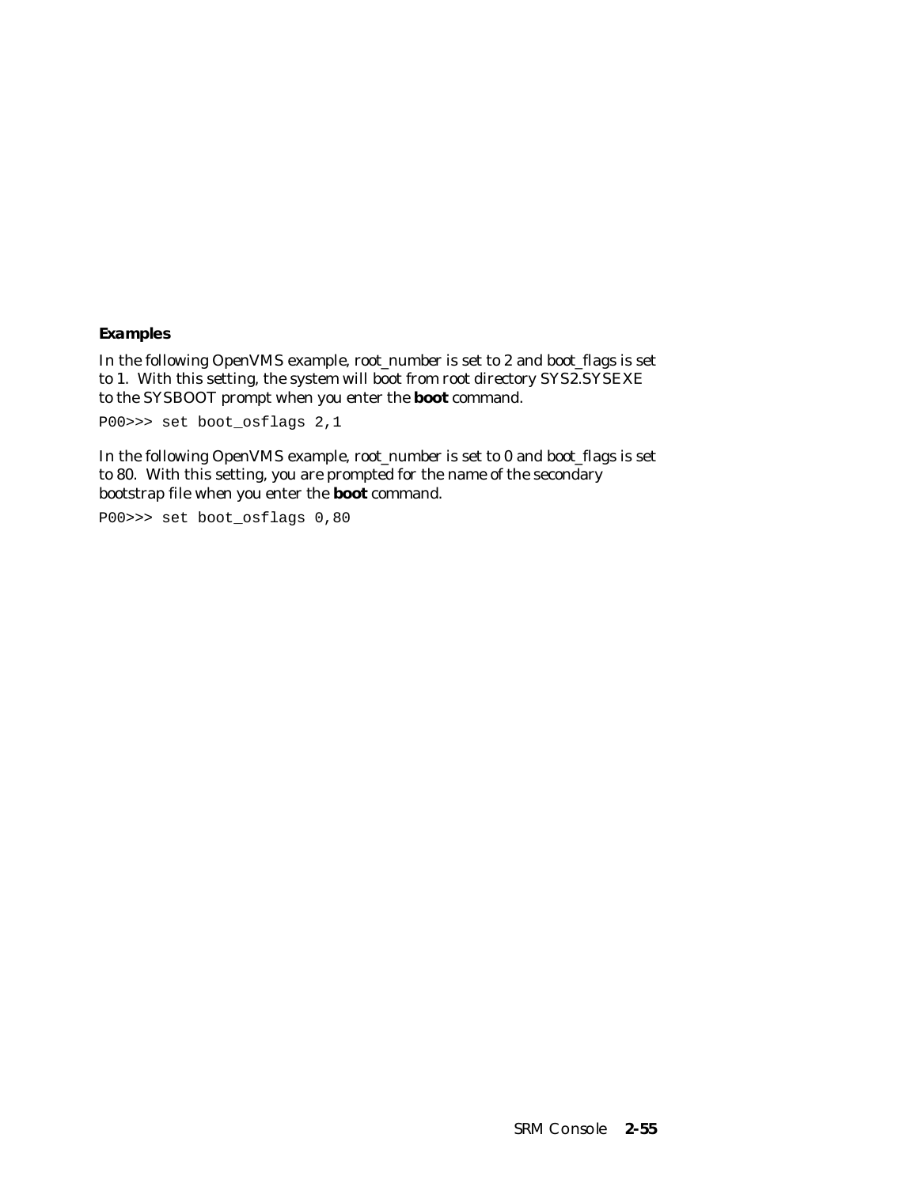**Examples**

In the following OpenVMS example, root_number is set to 2 and boot_flags is set to 1. With this setting, the system will boot from root directory SYS2.SYSEXE to the SYSBOOT prompt when you enter the **boot** command.

```
P00>>> set boot_osflags 2,1
```

In the following OpenVMS example, root_number is set to 0 and boot_flags is set to 80. With this setting, you are prompted for the name of the secondary bootstrap file when you enter the **boot** command.

```
P00>>> set boot_osflags 0,80
```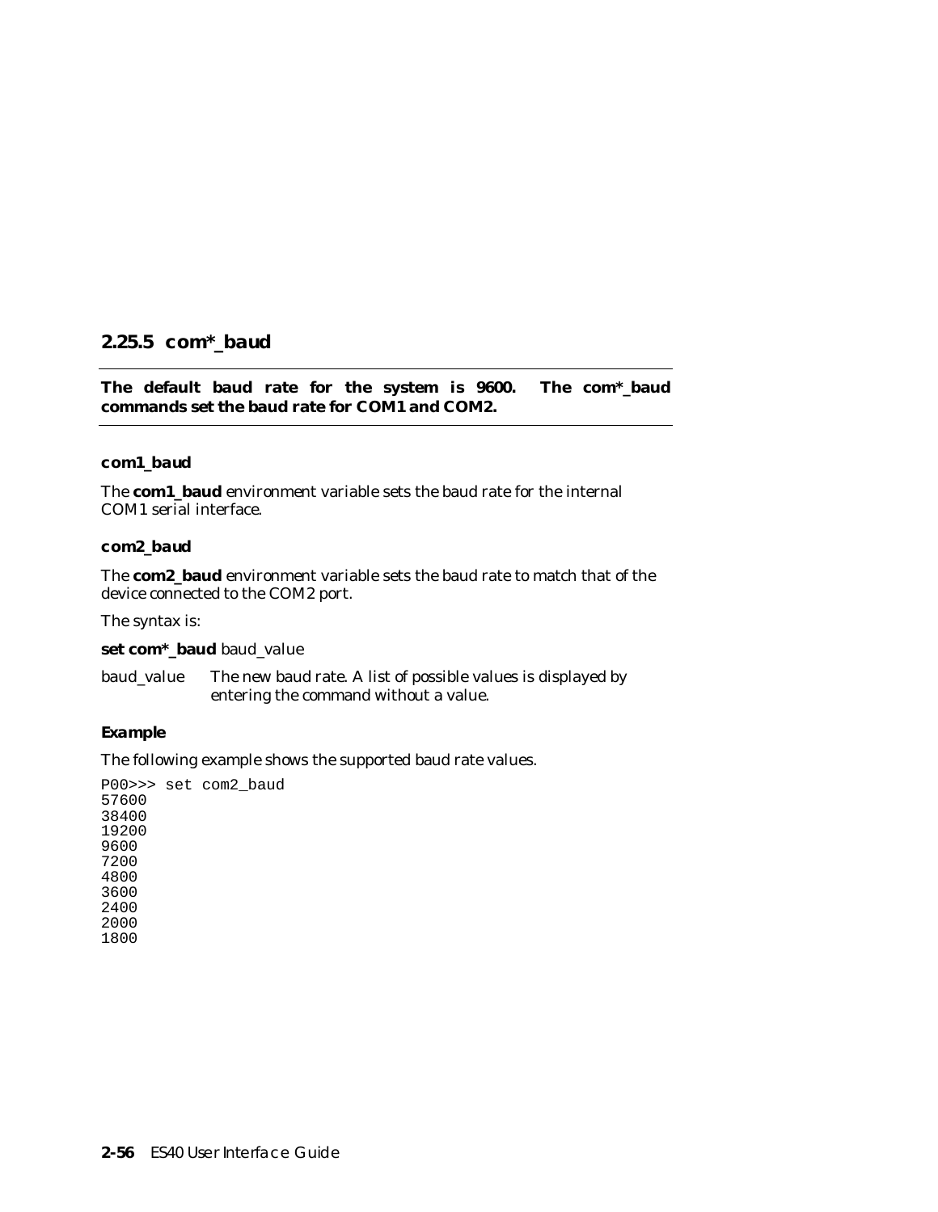### 2.25.5 com*_baud

**The default baud rate for the system is 9600. The com*_baud commands set the baud rate for COM1 and COM2.**

---

**com1_baud**

The **com1_baud** environment variable sets the baud rate for the internal COM1 serial interface.

**com2_baud**

The **com2_baud** environment variable sets the baud rate to match that of the device connected to the COM2 port.

The syntax is:

**set com*_baud** baud_value

baud_value — The new baud rate. A list of possible values is displayed by entering the command without a value.

***Example***

The following example shows the supported baud rate values.

```
P00>>> set com2_baud
57600
38400
19200
9600
7200
4800
3600
2400
2000
1800
```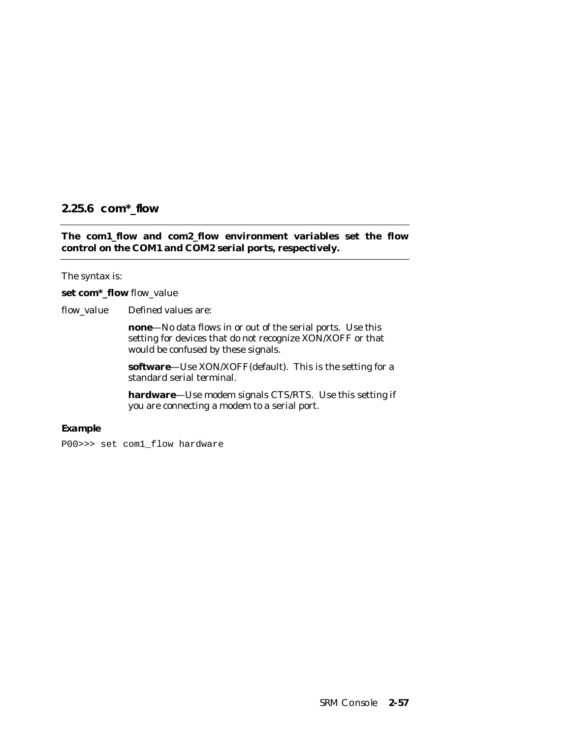### 2.25.6 com*_flow

**The com1_flow and com2_flow environment variables set the flow control on the COM1 and COM2 serial ports, respectively.**

The syntax is:

**set com*_flow** *flow_value*

*flow_value* Defined values are:

**none**—No data flows in or out of the serial ports. Use this setting for devices that do not recognize XON/XOFF or that would be confused by these signals.

**software**—Use XON/XOFF(default). This is the setting for a standard serial terminal.

**hardware**—Use modem signals CTS/RTS. Use this setting if you are connecting a modem to a serial port.

**Example**

```
P00>>> set com1_flow hardware
```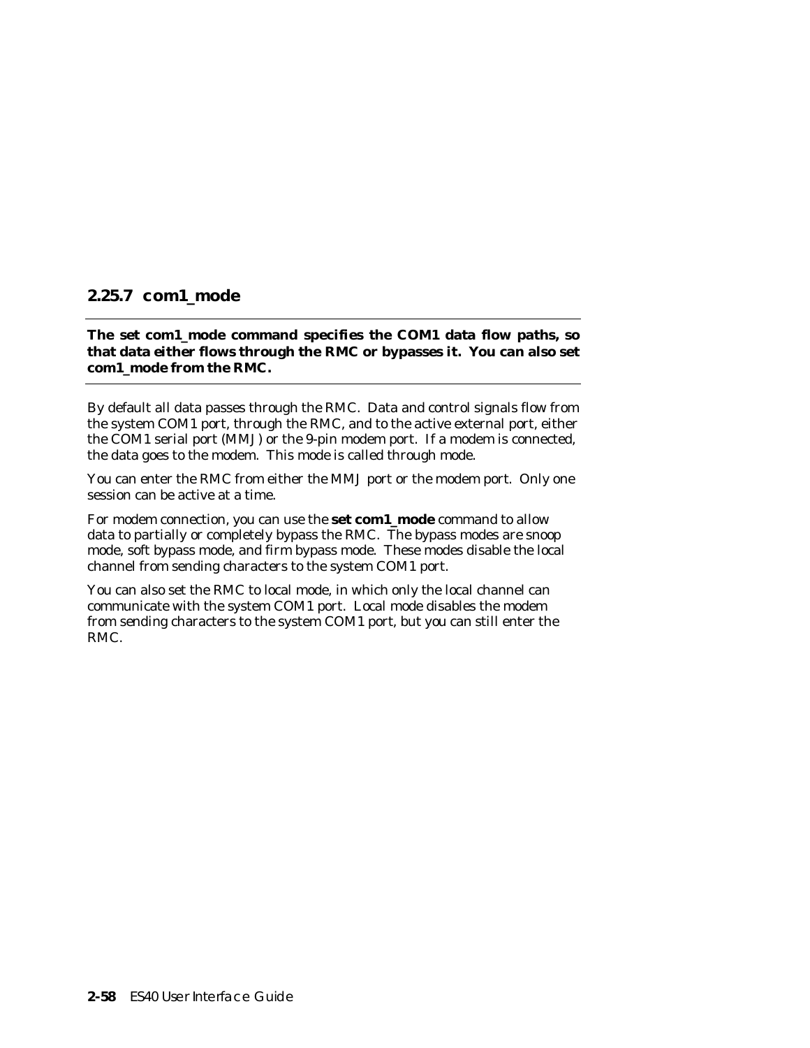### 2.25.7 com1_mode

**The set com1_mode command specifies the COM1 data flow paths, so that data either flows through the RMC or bypasses it. You can also set com1_mode from the RMC.**

By default all data passes through the RMC. Data and control signals flow from the system COM1 port, through the RMC, and to the active external port, either the COM1 serial port (MMJ) or the 9-pin modem port. If a modem is connected, the data goes to the modem. This mode is called through mode.

You can enter the RMC from either the MMJ port or the modem port. Only one session can be active at a time.

For modem connection, you can use the **set com1_mode** command to allow data to partially or completely bypass the RMC. The bypass modes are snoop mode, soft bypass mode, and firm bypass mode. These modes disable the local channel from sending characters to the system COM1 port.

You can also set the RMC to local mode, in which only the local channel can communicate with the system COM1 port. Local mode disables the modem from sending characters to the system COM1 port, but you can still enter the RMC.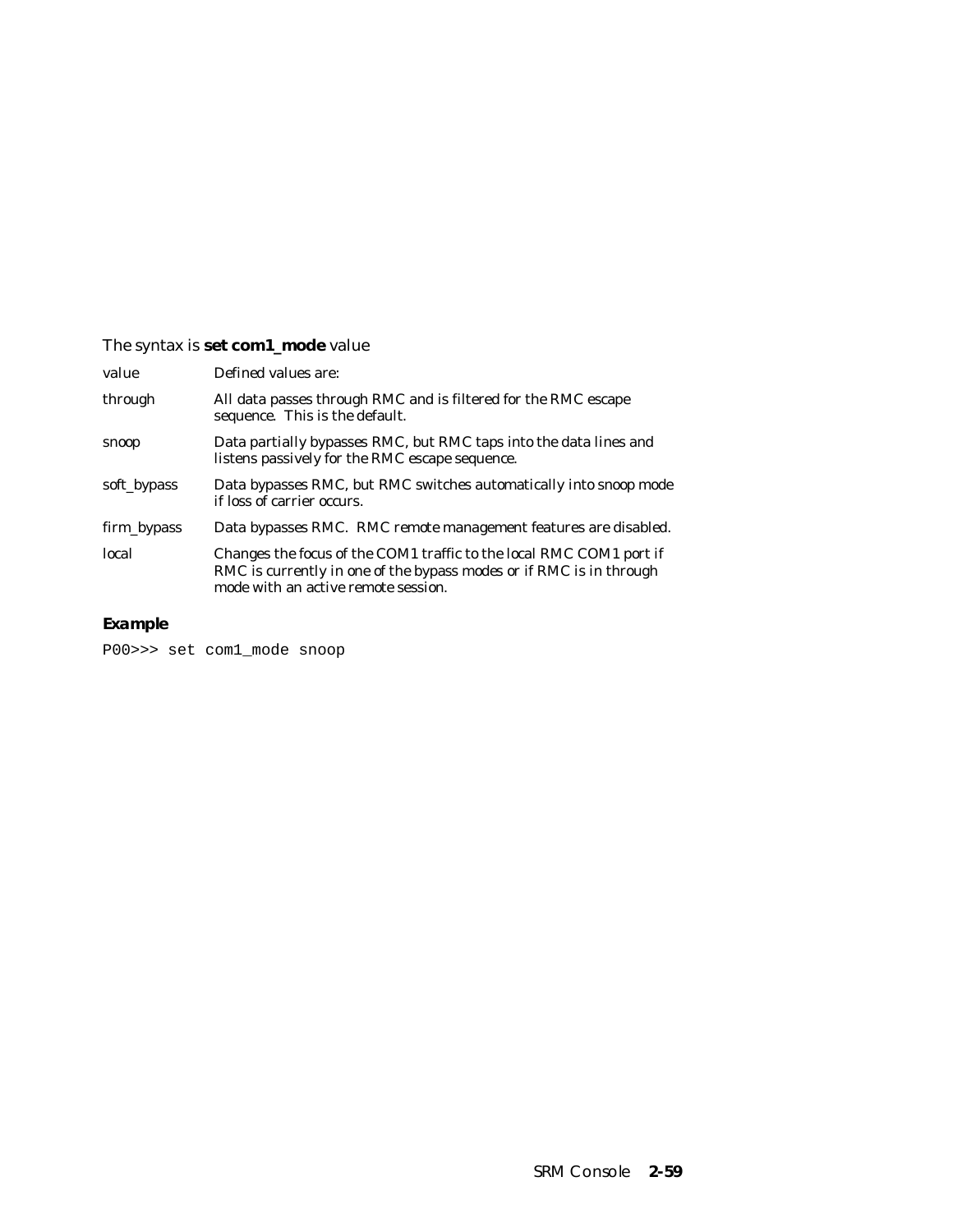The syntax is **set com1_mode** value

| value | Defined values are: |
| --- | --- |
| through | All data passes through RMC and is filtered for the RMC escape sequence. This is the default. |
| snoop | Data partially bypasses RMC, but RMC taps into the data lines and listens passively for the RMC escape sequence. |
| soft_bypass | Data bypasses RMC, but RMC switches automatically into snoop mode if loss of carrier occurs. |
| firm_bypass | Data bypasses RMC. RMC remote management features are disabled. |
| local | Changes the focus of the COM1 traffic to the local RMC COM1 port if RMC is currently in one of the bypass modes or if RMC is in through mode with an active remote session. |

### *Example*

```
P00>>> set com1_mode snoop
```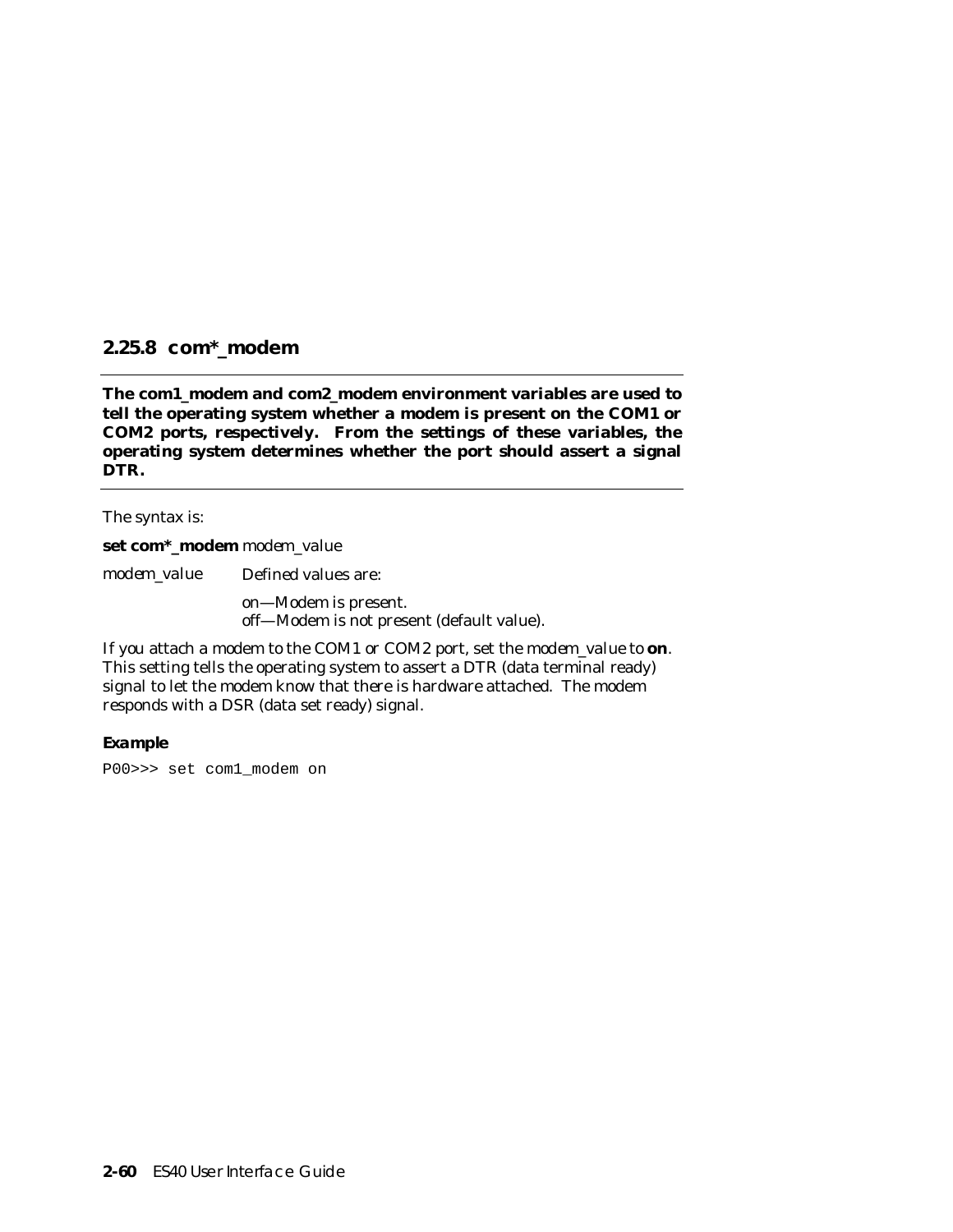### 2.25.8 com*_modem

**The com1_modem and com2_modem environment variables are used to tell the operating system whether a modem is present on the COM1 or COM2 ports, respectively. From the settings of these variables, the operating system determines whether the port should assert a signal DTR.**

The syntax is:

**set com*_modem** *modem_value*

*modem_value* Defined values are:

on—Modem is present.
off—Modem is not present (default value).

If you attach a modem to the COM1 or COM2 port, set the *modem_value* to **on**. This setting tells the operating system to assert a DTR (data terminal ready) signal to let the modem know that there is hardware attached. The modem responds with a DSR (data set ready) signal.

**Example**

```
P00>>> set com1_modem on
```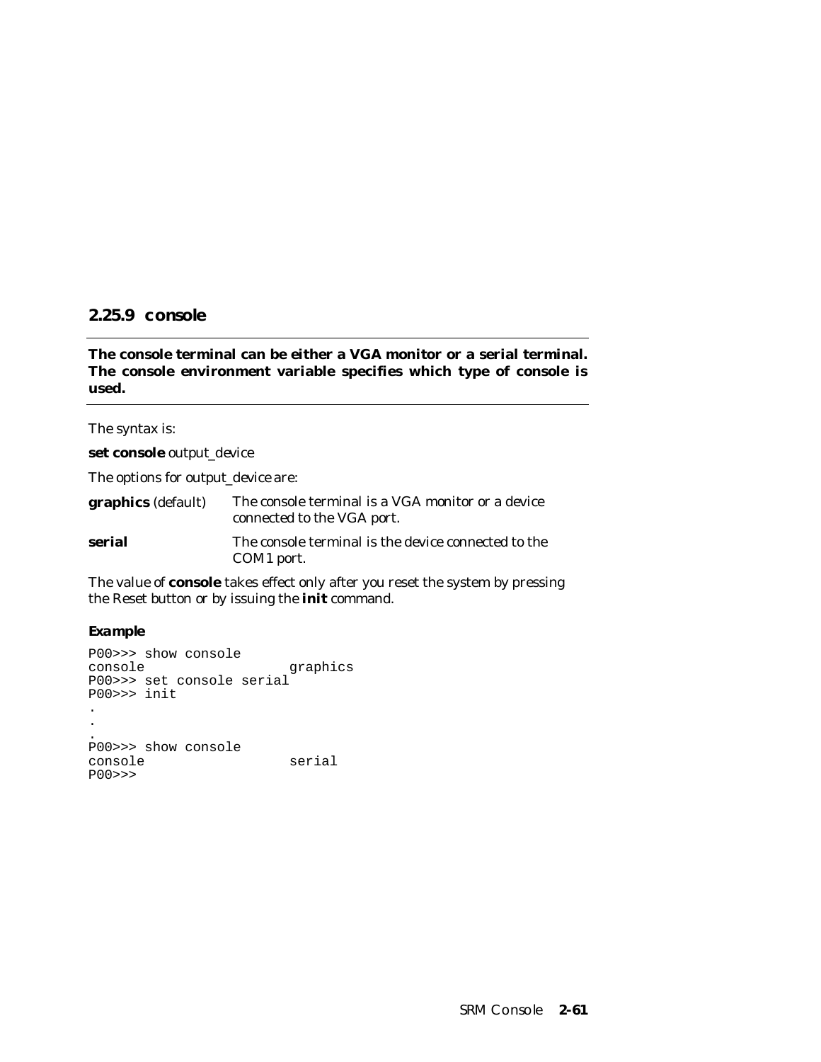### 2.25.9 console

**The console terminal can be either a VGA monitor or a serial terminal. The console environment variable specifies which type of console is used.**

The syntax is:

**set console** output_device

The options for output_device are:

| | |
|---|---|
| **graphics** (default) | The console terminal is a VGA monitor or a device connected to the VGA port. |
| **serial** | The console terminal is the device connected to the COM1 port. |

The value of **console** takes effect only after you reset the system by pressing the Reset button or by issuing the **init** command.

***Example***

```
P00>>> show console
console                 graphics
P00>>> set console serial
P00>>> init
.
.
.
P00>>> show console
console                 serial
P00>>>
```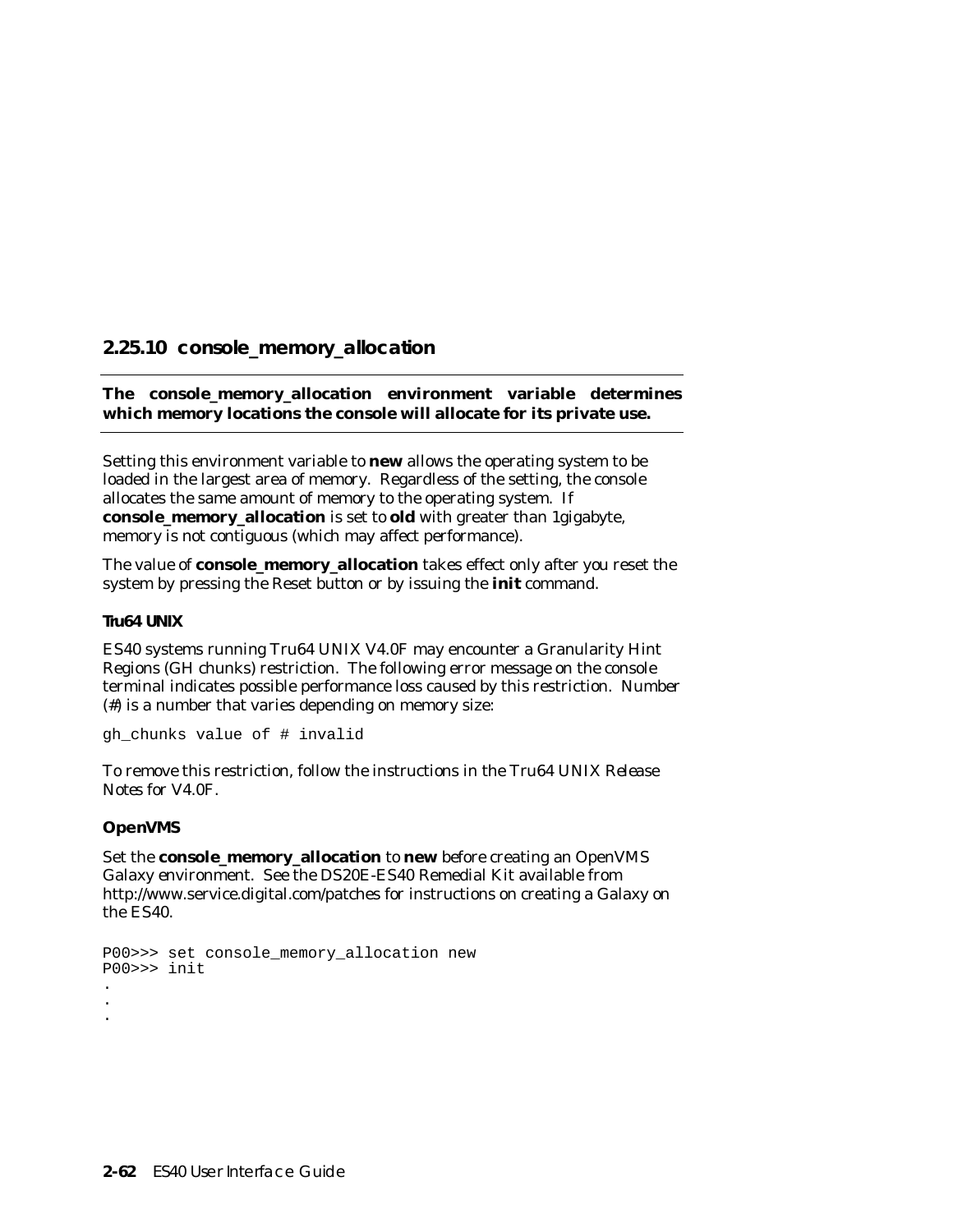### 2.25.10 console_memory_allocation

**The console_memory_allocation environment variable determines which memory locations the console will allocate for its private use.**

Setting this environment variable to **new** allows the operating system to be loaded in the largest area of memory. Regardless of the setting, the console allocates the same amount of memory to the operating system. If **console_memory_allocation** is set to **old** with greater than 1gigabyte, memory is not contiguous (which may affect performance).

The value of **console_memory_allocation** takes effect only after you reset the system by pressing the Reset button or by issuing the **init** command.

#### Tru64 UNIX

ES40 systems running Tru64 UNIX V4.0F may encounter a Granularity Hint Regions (GH chunks) restriction. The following error message on the console terminal indicates possible performance loss caused by this restriction. Number (#) is a number that varies depending on memory size:

```
gh_chunks value of # invalid
```

To remove this restriction, follow the instructions in the *Tru64 UNIX Release Notes for V4.0F*.

#### OpenVMS

Set the **console_memory_allocation** to **new** before creating an OpenVMS Galaxy environment. See the DS20E-ES40 Remedial Kit available from http://www.service.digital.com/patches for instructions on creating a Galaxy on the ES40.

```
P00>>> set console_memory_allocation new
P00>>> init
.
.
.
```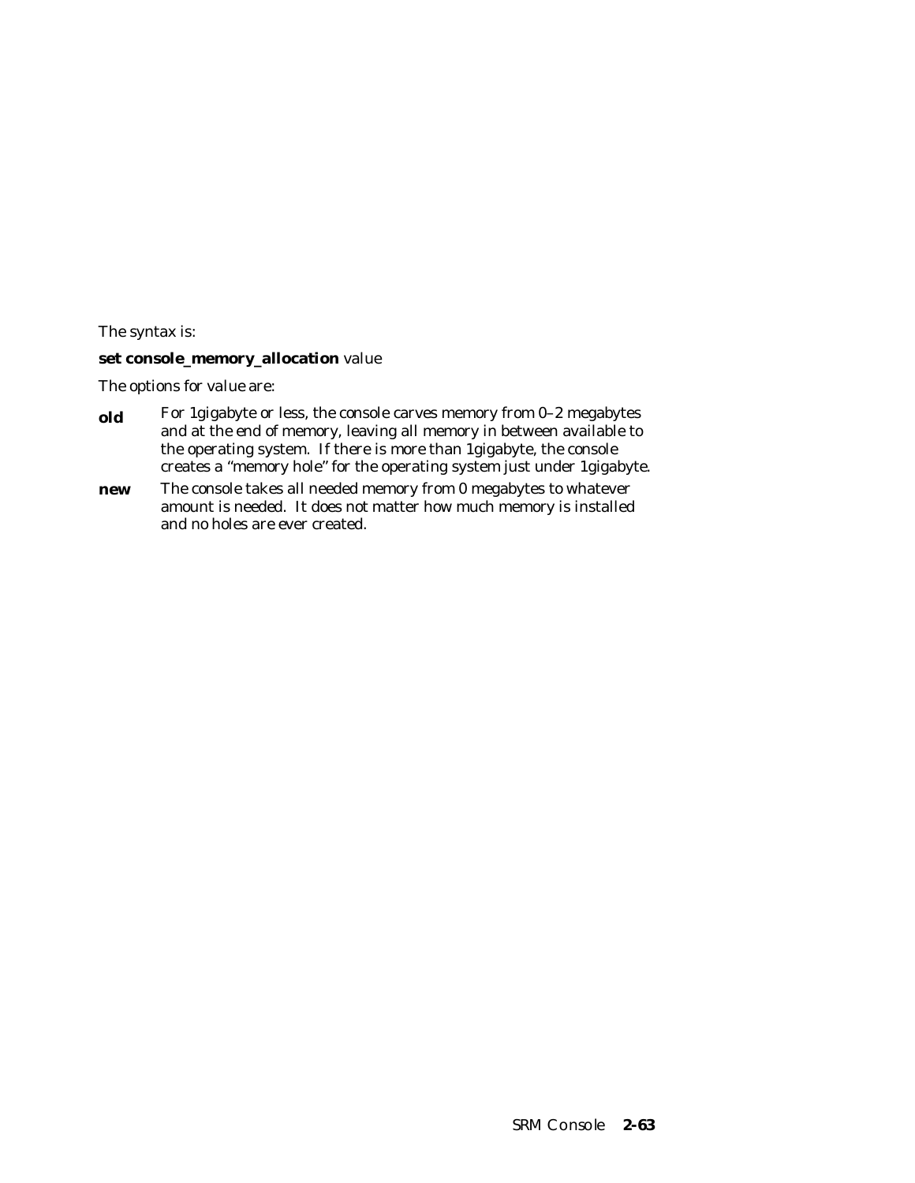The syntax is:

**set console_memory_allocation** value

The options for *value* are:

**old** For 1gigabyte or less, the console carves memory from 0–2 megabytes and at the end of memory, leaving all memory in between available to the operating system. If there is more than 1gigabyte, the console creates a "memory hole" for the operating system just under 1gigabyte.

**new** The console takes all needed memory from 0 megabytes to whatever amount is needed. It does not matter how much memory is installed and no holes are ever created.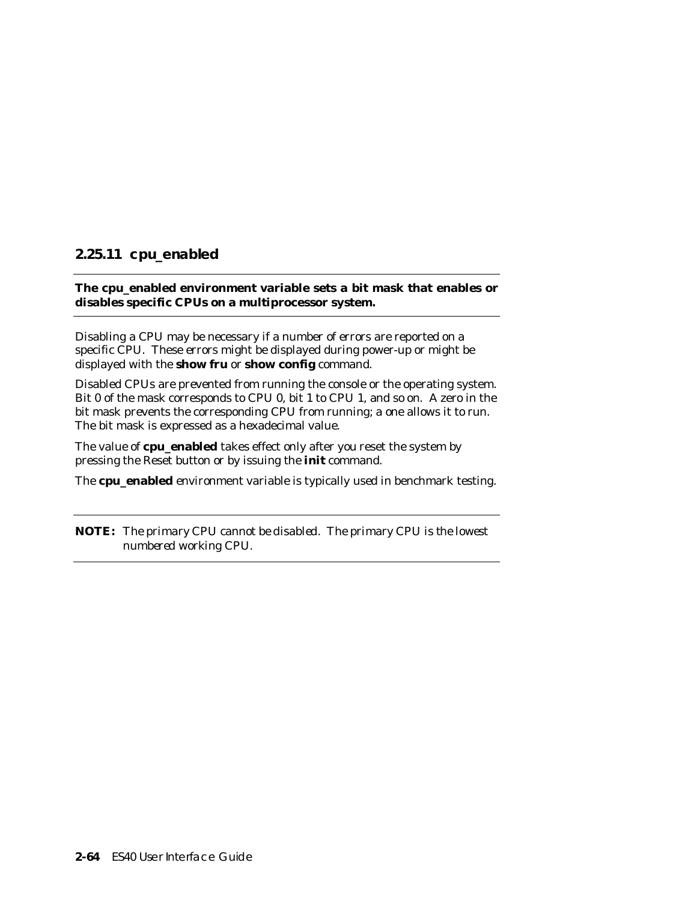### 2.25.11 cpu_enabled

**The cpu_enabled environment variable sets a bit mask that enables or disables specific CPUs on a multiprocessor system.**

Disabling a CPU may be necessary if a number of errors are reported on a specific CPU. These errors might be displayed during power-up or might be displayed with the **show fru** or **show config** command.

Disabled CPUs are prevented from running the console or the operating system. Bit 0 of the mask corresponds to CPU 0, bit 1 to CPU 1, and so on. A zero in the bit mask prevents the corresponding CPU from running; a one allows it to run. The bit mask is expressed as a hexadecimal value.

The value of **cpu_enabled** takes effect only after you reset the system by pressing the Reset button or by issuing the **init** command.

The **cpu_enabled** environment variable is typically used in benchmark testing.

---

**NOTE:** *The primary CPU cannot be disabled. The primary CPU is the lowest numbered working CPU.*

---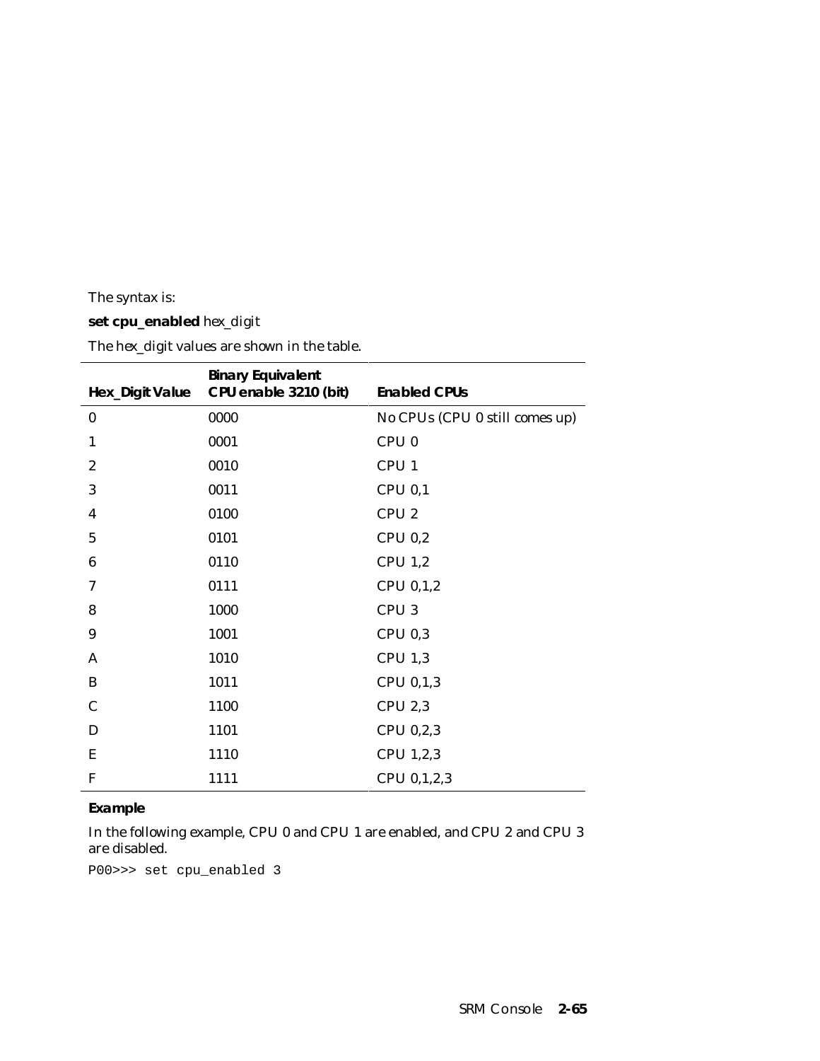The syntax is:

**set cpu_enabled** *hex_digit*

The hex_digit values are shown in the table.

| Hex_Digit Value | Binary Equivalent CPU enable 3210 (bit) | Enabled CPUs |
|---|---|---|
| 0 | 0000 | No CPUs (CPU 0 still comes up) |
| 1 | 0001 | CPU 0 |
| 2 | 0010 | CPU 1 |
| 3 | 0011 | CPU 0,1 |
| 4 | 0100 | CPU 2 |
| 5 | 0101 | CPU 0,2 |
| 6 | 0110 | CPU 1,2 |
| 7 | 0111 | CPU 0,1,2 |
| 8 | 1000 | CPU 3 |
| 9 | 1001 | CPU 0,3 |
| A | 1010 | CPU 1,3 |
| B | 1011 | CPU 0,1,3 |
| C | 1100 | CPU 2,3 |
| D | 1101 | CPU 0,2,3 |
| E | 1110 | CPU 1,2,3 |
| F | 1111 | CPU 0,1,2,3 |

**Example**

In the following example, CPU 0 and CPU 1 are enabled, and CPU 2 and CPU 3 are disabled.

```
P00>>> set cpu_enabled 3
```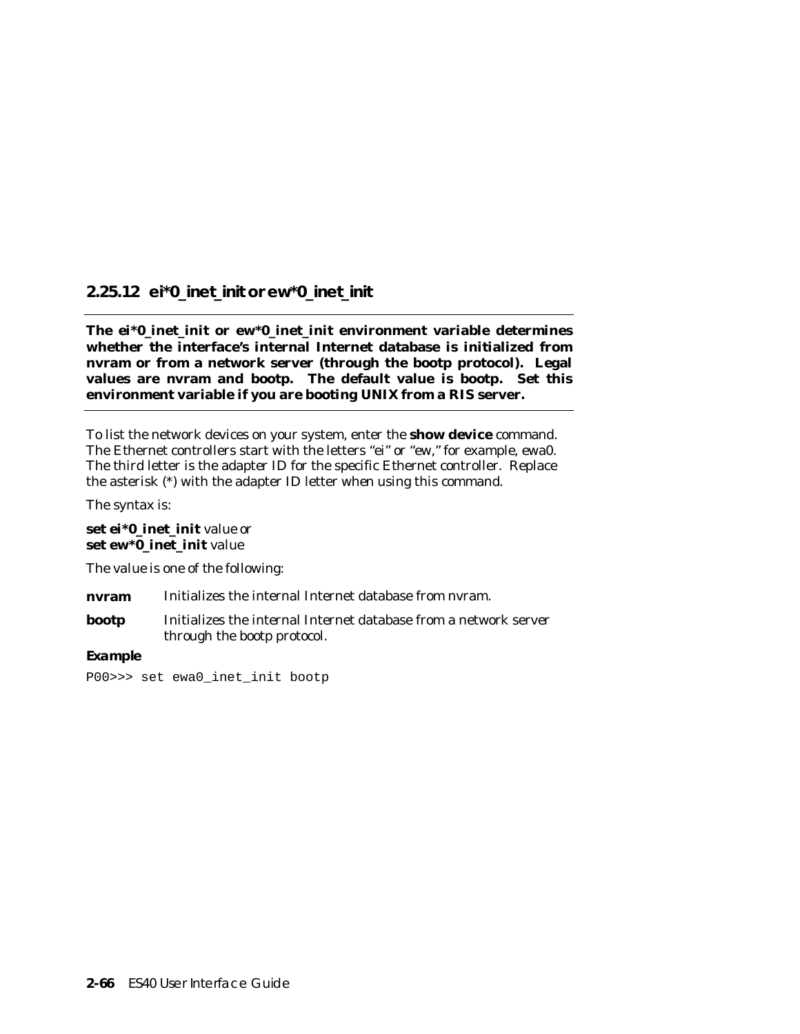### 2.25.12 ei*0_inet_init or ew*0_inet_init

**The ei*0_inet_init or ew*0_inet_init environment variable determines whether the interface's internal Internet database is initialized from nvram or from a network server (through the bootp protocol). Legal values are nvram and bootp. The default value is bootp. Set this environment variable if you are booting UNIX from a RIS server.**

To list the network devices on your system, enter the **show device** command. The Ethernet controllers start with the letters "ei" or "ew," for example, ewa0. The third letter is the adapter ID for the specific Ethernet controller. Replace the asterisk (*) with the adapter ID letter when using this command.

The syntax is:

**set ei*0_inet_init** *value* or
**set ew*0_inet_init** *value*

The value is one of the following:

**nvram** Initializes the internal Internet database from nvram.

**bootp** Initializes the internal Internet database from a network server through the bootp protocol.

***Example***

```
P00>>> set ewa0_inet_init bootp
```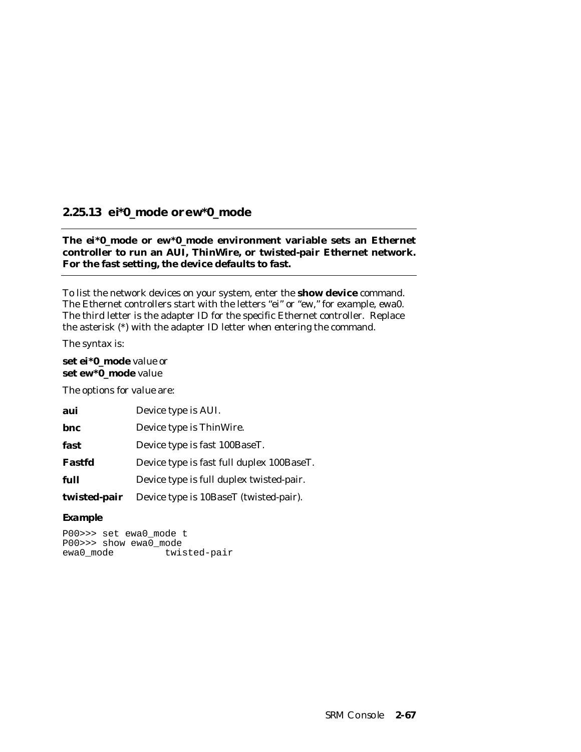### 2.25.13 ei*0_mode or ew*0_mode

**The ei*0_mode or ew*0_mode environment variable sets an Ethernet controller to run an AUI, ThinWire, or twisted-pair Ethernet network. For the fast setting, the device defaults to fast.**

To list the network devices on your system, enter the **show device** command. The Ethernet controllers start with the letters "ei" or "ew," for example, ewa0. The third letter is the adapter ID for the specific Ethernet controller. Replace the asterisk (*) with the adapter ID letter when entering the command.

The syntax is:

**set ei*0_mode** *value* or
**set ew*0_mode** *value*

The options for *value* are:

| | |
|---|---|
| **aui** | Device type is AUI. |
| **bnc** | Device type is ThinWire. |
| **fast** | Device type is fast 100BaseT. |
| **Fastfd** | Device type is fast full duplex 100BaseT. |
| **full** | Device type is full duplex twisted-pair. |
| **twisted-pair** | Device type is 10BaseT (twisted-pair). |

**Example**

```
P00>>> set ewa0_mode t
P00>>> show ewa0_mode
ewa0_mode          twisted-pair
```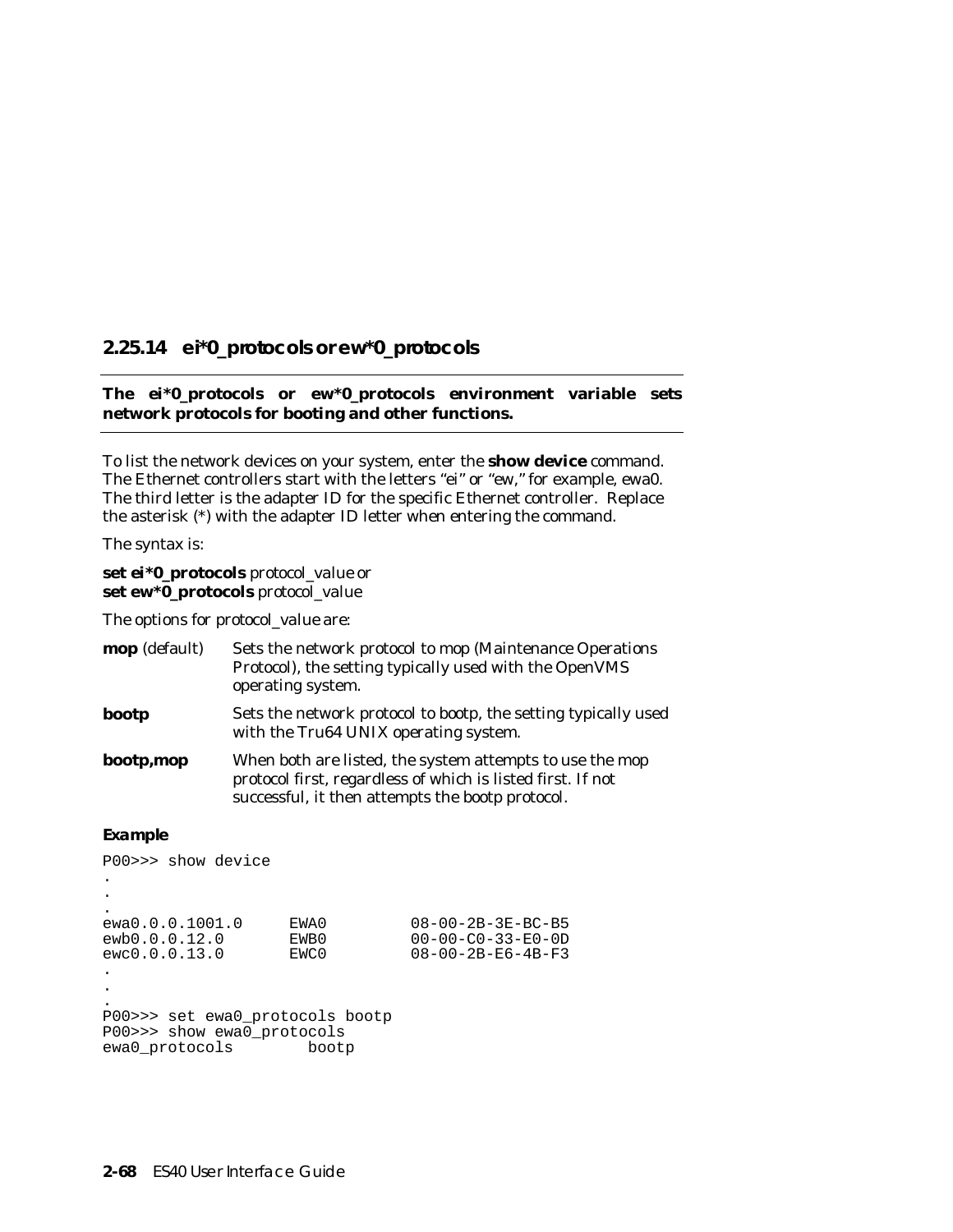### 2.25.14 ei*0_protocols or ew*0_protocols

**The ei*0_protocols or ew*0_protocols environment variable sets network protocols for booting and other functions.**

To list the network devices on your system, enter the **show device** command. The Ethernet controllers start with the letters "ei" or "ew," for example, ewa0. The third letter is the adapter ID for the specific Ethernet controller. Replace the asterisk (*) with the adapter ID letter when entering the command.

The syntax is:

**set ei*0_protocols** protocol_value or
**set ew*0_protocols** protocol_value

The options for protocol_value are:

| | |
|---|---|
| **mop** (default) | Sets the network protocol to mop (Maintenance Operations Protocol), the setting typically used with the OpenVMS operating system. |
| **bootp** | Sets the network protocol to bootp, the setting typically used with the Tru64 UNIX operating system. |
| **bootp,mop** | When both are listed, the system attempts to use the mop protocol first, regardless of which is listed first. If not successful, it then attempts the bootp protocol. |

**Example**

```
P00>>> show device
.
.
.
ewa0.0.0.1001.0      EWA0          08-00-2B-3E-BC-B5
ewb0.0.0.12.0        EWB0          00-00-C0-33-E0-0D
ewc0.0.0.13.0        EWC0          08-00-2B-E6-4B-F3
.
.
.
P00>>> set ewa0_protocols bootp
P00>>> show ewa0_protocols
ewa0_protocols         bootp
```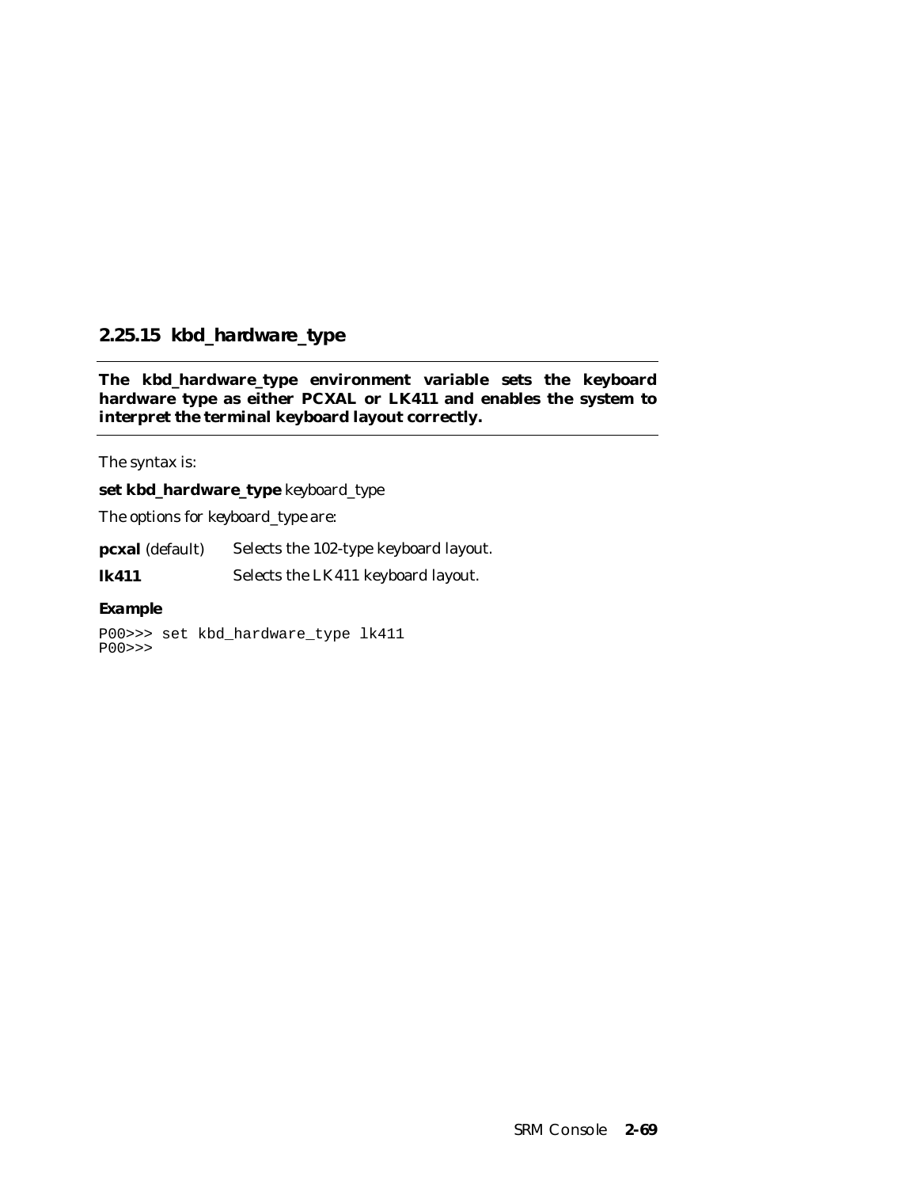### 2.25.15 kbd_hardware_type

**The kbd_hardware_type environment variable sets the keyboard hardware type as either PCXAL or LK411 and enables the system to interpret the terminal keyboard layout correctly.**

The syntax is:

**set kbd_hardware_type** *keyboard_type*

The options for *keyboard_type* are:

| | |
|---|---|
| **pcxal** (default) | Selects the 102-type keyboard layout. |
| **lk411** | Selects the LK411 keyboard layout. |

**Example**

```
P00>>> set kbd_hardware_type lk411
P00>>>
```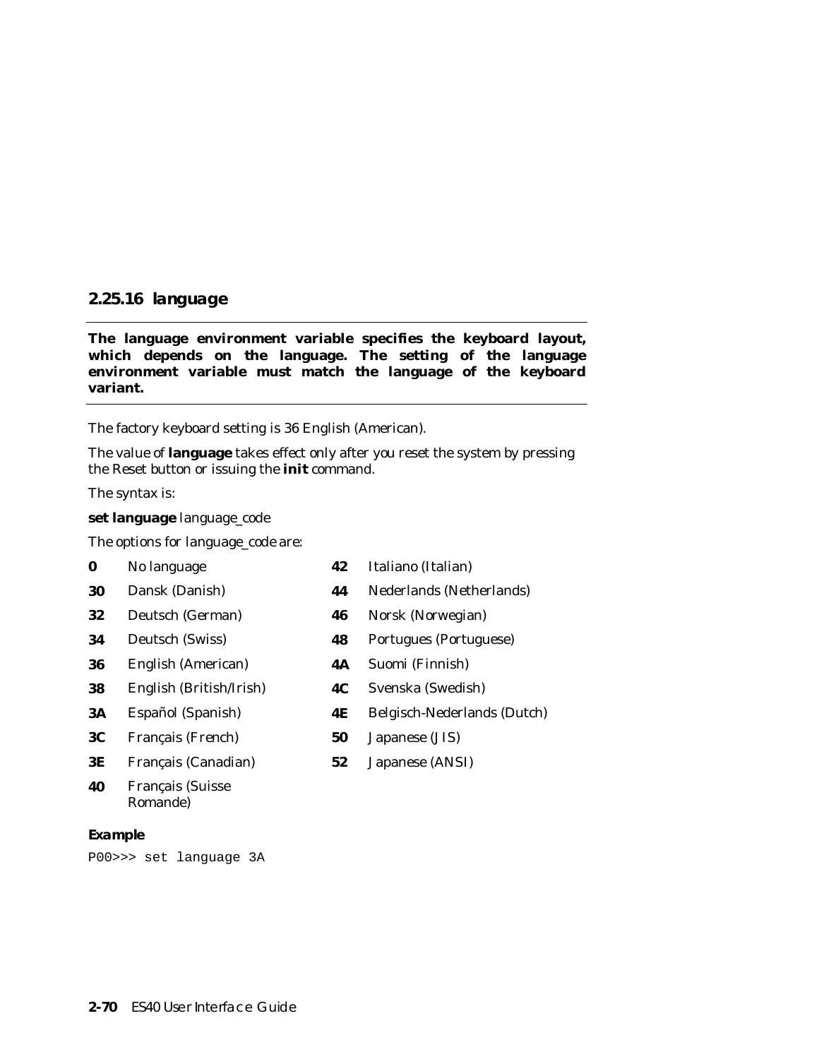### 2.25.16 language

**The language environment variable specifies the keyboard layout, which depends on the language. The setting of the language environment variable must match the language of the keyboard variant.**

The factory keyboard setting is 36 English (American).

The value of **language** takes effect only after you reset the system by pressing the Reset button or issuing the **init** command.

The syntax is:

**set language** language_code

The options for language_code are:

| Code | Language | Code | Language |
|---|---|---|---|
| **0** | No language | **42** | Italiano (Italian) |
| **30** | Dansk (Danish) | **44** | Nederlands (Netherlands) |
| **32** | Deutsch (German) | **46** | Norsk (Norwegian) |
| **34** | Deutsch (Swiss) | **48** | Portugues (Portuguese) |
| **36** | English (American) | **4A** | Suomi (Finnish) |
| **38** | English (British/Irish) | **4C** | Svenska (Swedish) |
| **3A** | Español (Spanish) | **4E** | Belgisch-Nederlands (Dutch) |
| **3C** | Français (French) | **50** | Japanese (JIS) |
| **3E** | Français (Canadian) | **52** | Japanese (ANSI) |
| **40** | Français (Suisse Romande) | | |

#### Example

```
P00>>> set language 3A
```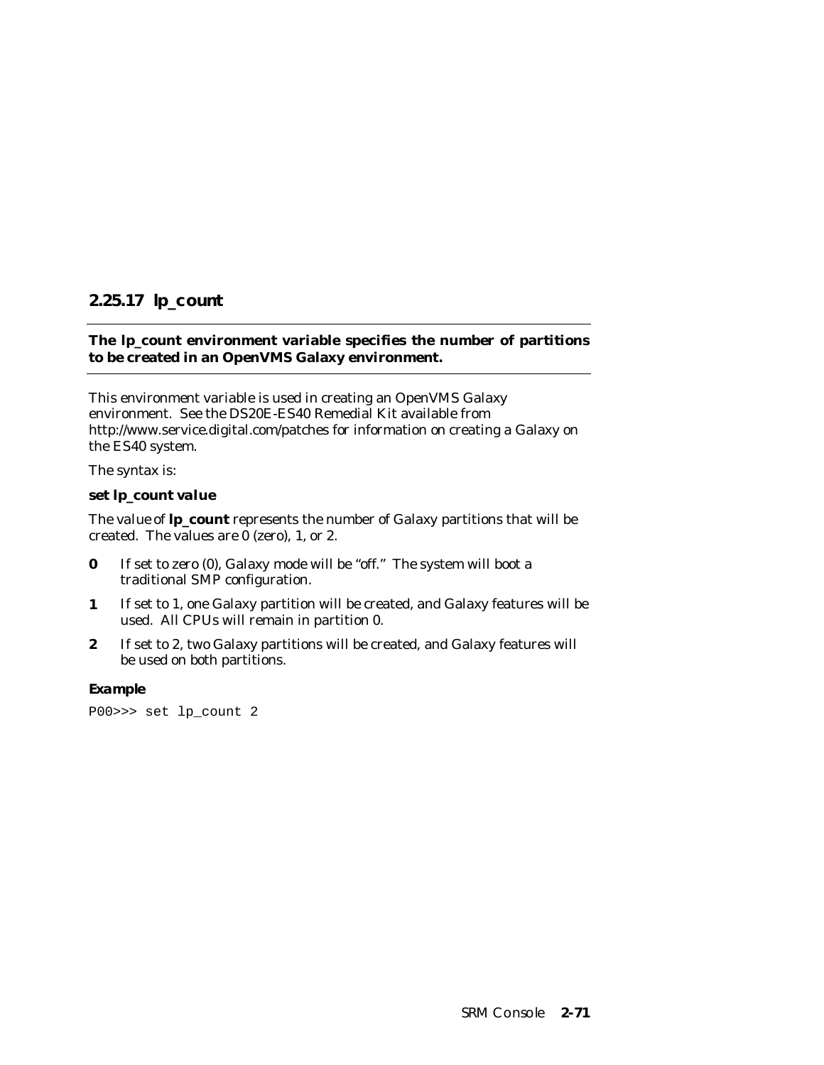### 2.25.17 lp_count

**The lp_count environment variable specifies the number of partitions to be created in an OpenVMS Galaxy environment.**

This environment variable is used in creating an OpenVMS Galaxy environment. See the DS20E-ES40 Remedial Kit available from http://www.service.digital.com/patches for information on creating a Galaxy on the ES40 system.

The syntax is:

**set lp_count *value***

The value of **lp_count** represents the number of Galaxy partitions that will be created. The values are 0 (zero), 1, or 2.

**0** If set to zero (0), Galaxy mode will be "off." The system will boot a traditional SMP configuration.

**1** If set to 1, one Galaxy partition will be created, and Galaxy features will be used. All CPUs will remain in partition 0.

**2** If set to 2, two Galaxy partitions will be created, and Galaxy features will be used on both partitions.

***Example***

```
P00>>> set lp_count 2
```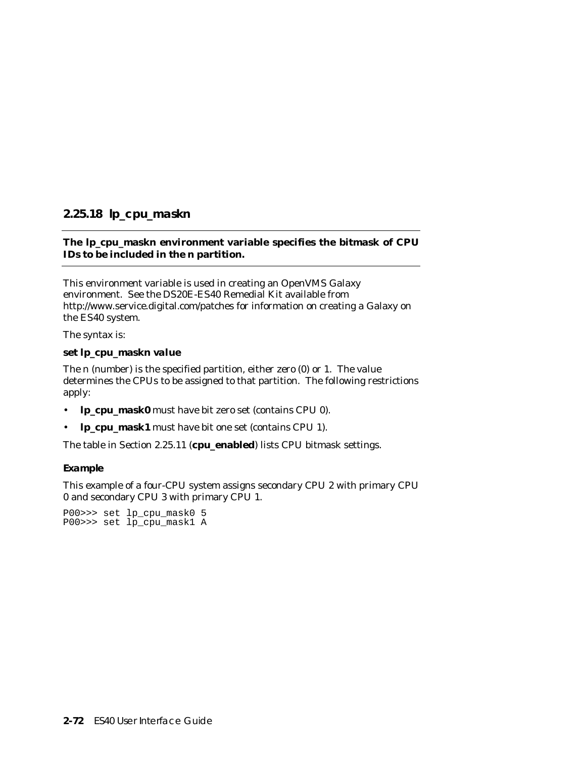### 2.25.18 lp_cpu_maskn

**The lp_cpu_maskn environment variable specifies the bitmask of CPU IDs to be included in the n partition.**

This environment variable is used in creating an OpenVMS Galaxy environment. See the DS20E-ES40 Remedial Kit available from http://www.service.digital.com/patches for information on creating a Galaxy on the ES40 system.

The syntax is:

**set lp_cpu_mask*n* *value***

The *n* (number) is the specified partition, either zero (0) or 1. The *value* determines the CPUs to be assigned to that partition. The following restrictions apply:

- **lp_cpu_mask0** must have bit zero set (contains CPU 0).
- **lp_cpu_mask1** must have bit one set (contains CPU 1).

The table in Section 2.25.11 (**cpu_enabled**) lists CPU bitmask settings.

**Example**

This example of a four-CPU system assigns secondary CPU 2 with primary CPU 0 and secondary CPU 3 with primary CPU 1.

```
P00>>> set lp_cpu_mask0 5
P00>>> set lp_cpu_mask1 A
```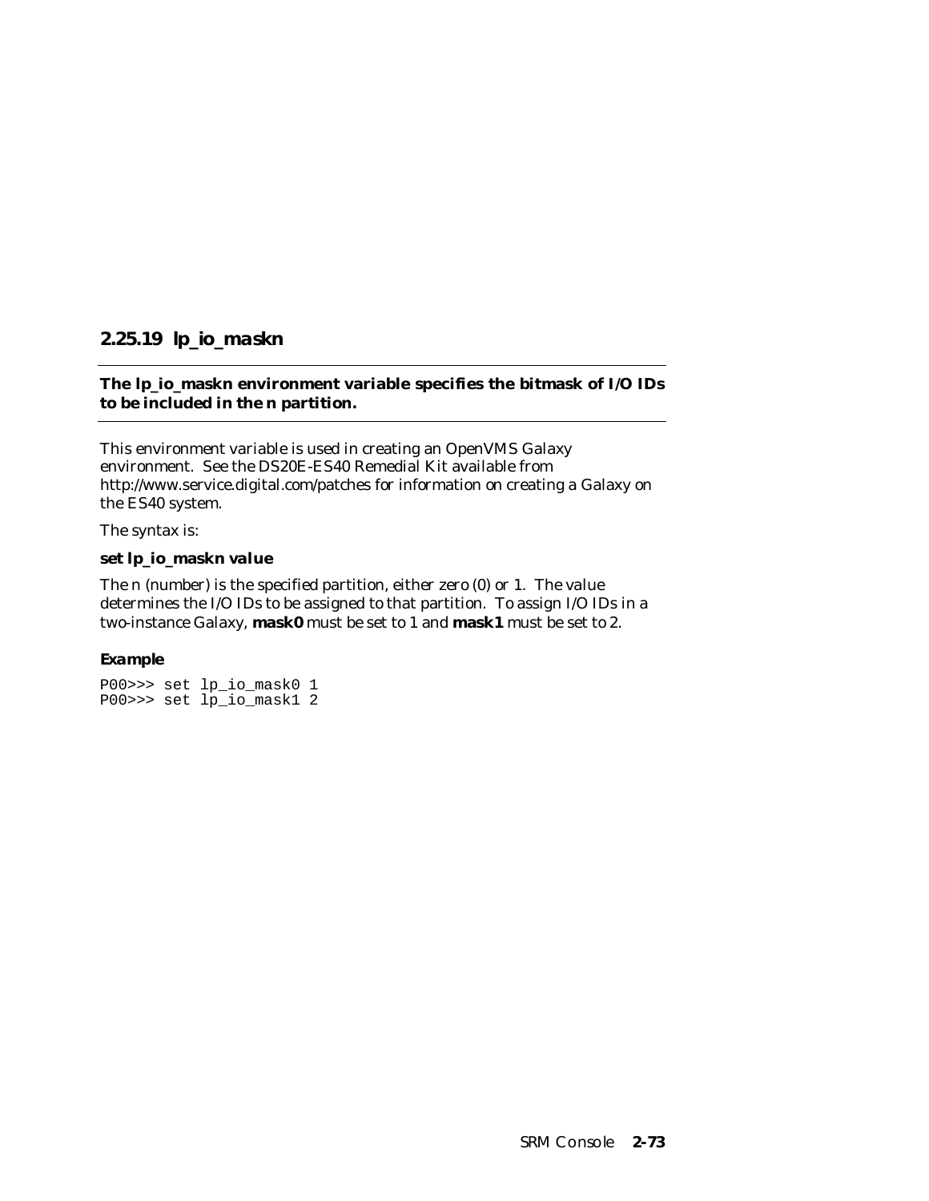### 2.25.19 lp_io_maskn

**The lp_io_maskn environment variable specifies the bitmask of I/O IDs to be included in the n partition.**

This environment variable is used in creating an OpenVMS Galaxy environment. See the DS20E-ES40 Remedial Kit available from http://www.service.digital.com/patches for information on creating a Galaxy on the ES40 system.

The syntax is:

**set lp_io_maskn *value***

The *n* (number) is the specified partition, either zero (0) or 1. The *value* determines the I/O IDs to be assigned to that partition. To assign I/O IDs in a two-instance Galaxy, **mask0** must be set to 1 and **mask1** must be set to 2.

#### Example

```
P00>>> set lp_io_mask0 1
P00>>> set lp_io_mask1 2
```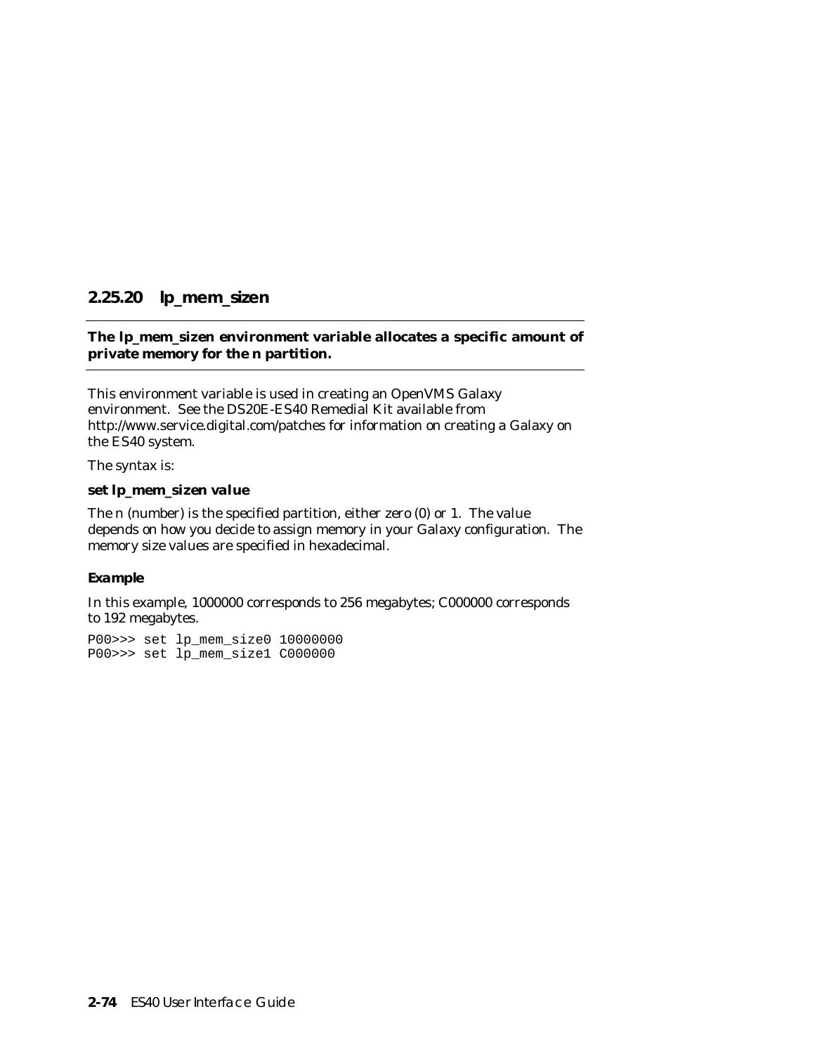## 2.25.20 lp_mem_sizen

**The lp_mem_sizen environment variable allocates a specific amount of private memory for the n partition.**

This environment variable is used in creating an OpenVMS Galaxy environment. See the DS20E-ES40 Remedial Kit available from http://www.service.digital.com/patches for information on creating a Galaxy on the ES40 system.

The syntax is:

**set lp_mem_sizen *value***

The n (number) is the specified partition, either zero (0) or 1. The value depends on how you decide to assign memory in your Galaxy configuration. The memory size values are specified in hexadecimal.

***Example***

In this example, 1000000 corresponds to 256 megabytes; C000000 corresponds to 192 megabytes.

```
P00>>> set lp_mem_size0 10000000
P00>>> set lp_mem_size1 C000000
```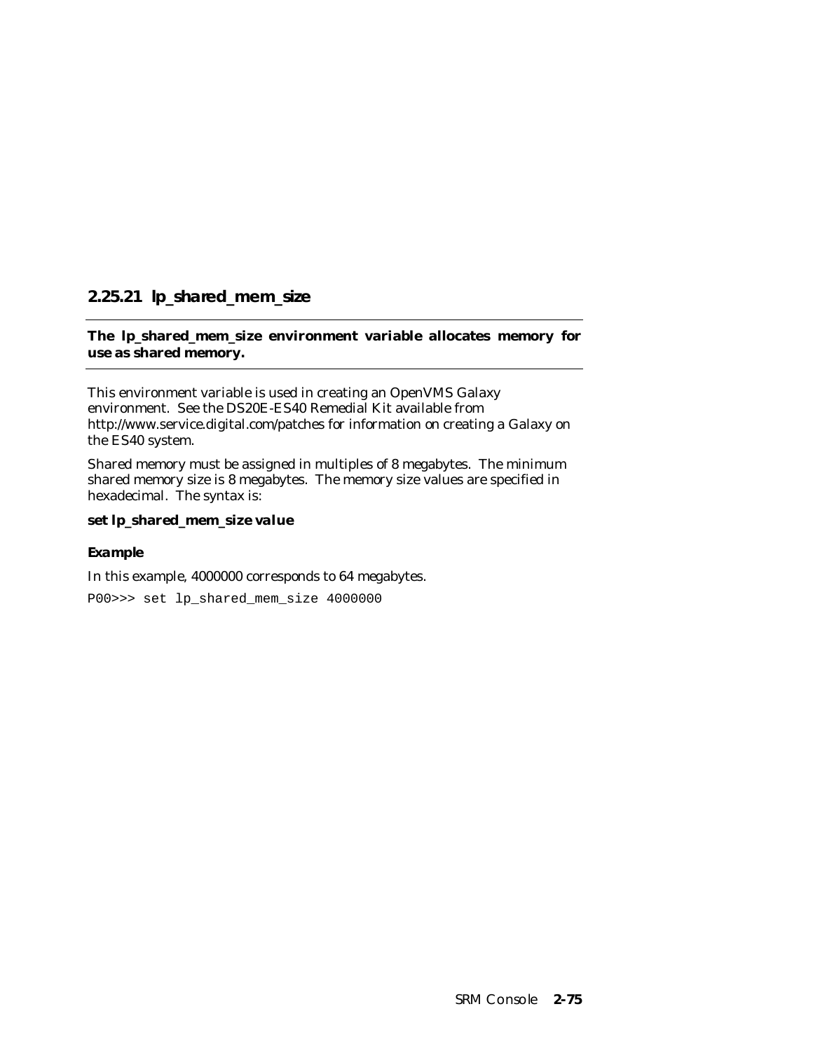### 2.25.21 lp_shared_mem_size

**The lp_shared_mem_size environment variable allocates memory for use as shared memory.**

This environment variable is used in creating an OpenVMS Galaxy environment. See the DS20E-ES40 Remedial Kit available from http://www.service.digital.com/patches for information on creating a Galaxy on the ES40 system.

Shared memory must be assigned in multiples of 8 megabytes. The minimum shared memory size is 8 megabytes. The memory size values are specified in hexadecimal. The syntax is:

**set lp_shared_mem_size *value***

***Example***

In this example, 4000000 corresponds to 64 megabytes.

```
P00>>> set lp_shared_mem_size 4000000
```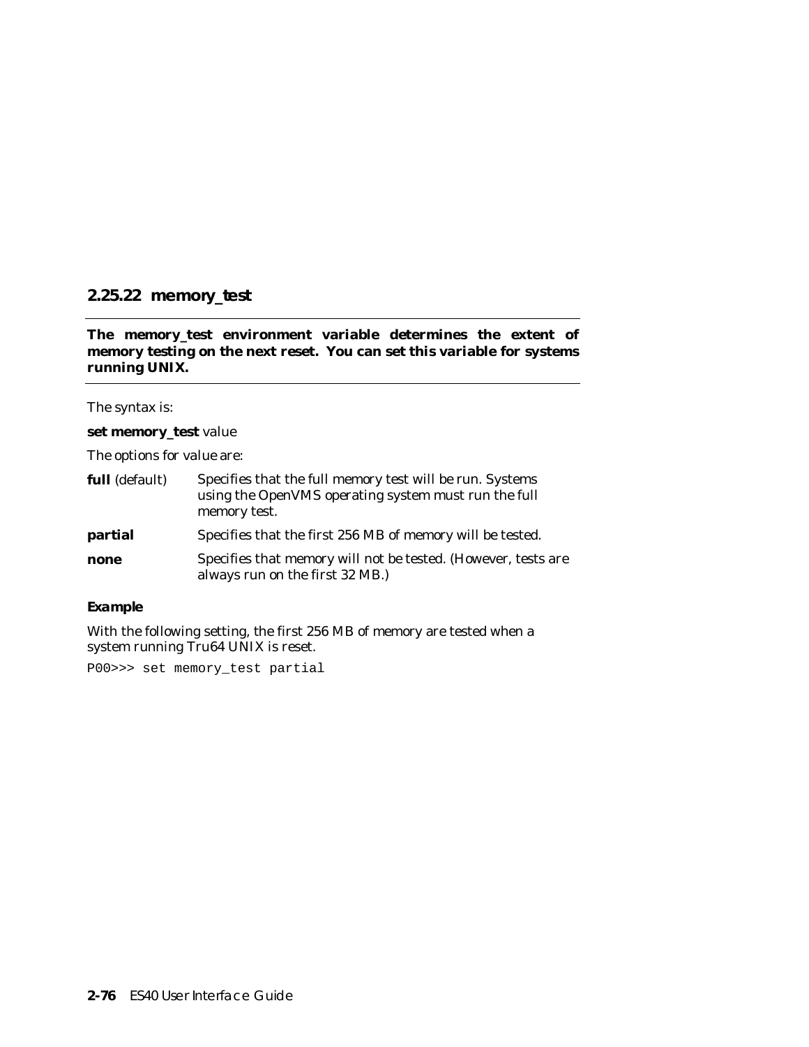### 2.25.22 memory_test

**The memory_test environment variable determines the extent of memory testing on the next reset. You can set this variable for systems running UNIX.**

The syntax is:

**set memory_test** *value*

The options for *value* are:

| | |
|---|---|
| **full** (default) | Specifies that the full memory test will be run. Systems using the OpenVMS operating system must run the full memory test. |
| **partial** | Specifies that the first 256 MB of memory will be tested. |
| **none** | Specifies that memory will not be tested. (However, tests are always run on the first 32 MB.) |

**Example**

With the following setting, the first 256 MB of memory are tested when a system running Tru64 UNIX is reset.

```
P00>>> set memory_test partial
```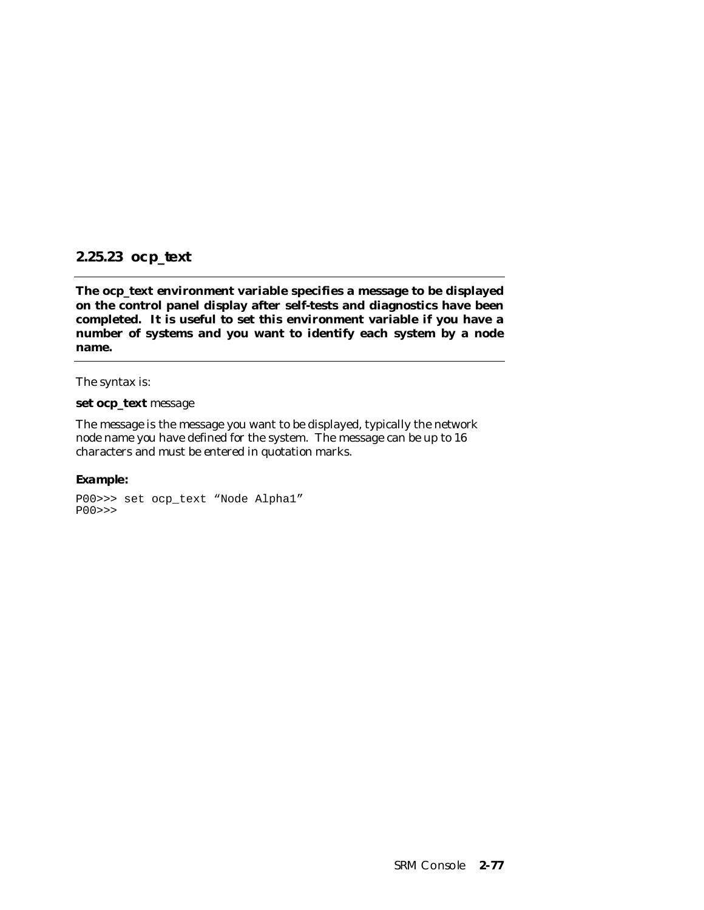### 2.25.23 ocp_text

**The ocp_text environment variable specifies a message to be displayed on the control panel display after self-tests and diagnostics have been completed. It is useful to set this environment variable if you have a number of systems and you want to identify each system by a node name.**

The syntax is:

**set ocp_text** *message*

The message is the message you want to be displayed, typically the network node name you have defined for the system. The message can be up to 16 characters and must be entered in quotation marks.

***Example:***

```
P00>>> set ocp_text “Node Alpha1”
P00>>>
```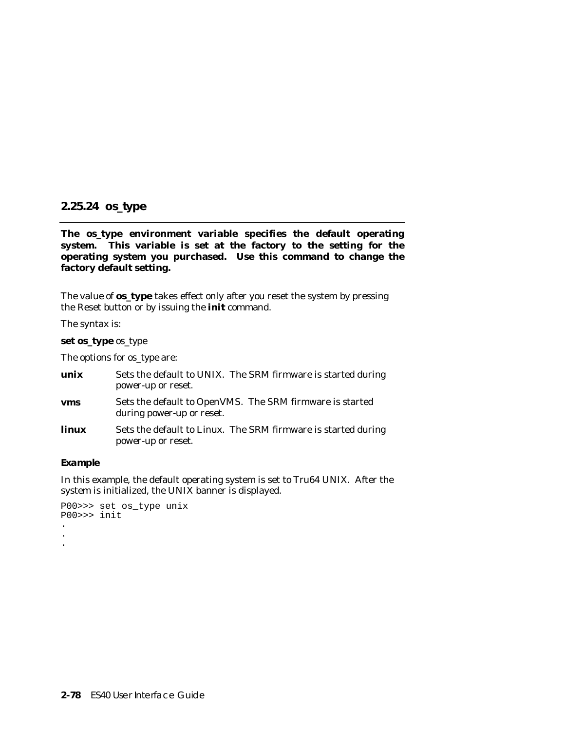### 2.25.24 os_type

**The os_type environment variable specifies the default operating system. This variable is set at the factory to the setting for the operating system you purchased. Use this command to change the factory default setting.**

---

The value of **os_type** takes effect only after you reset the system by pressing the Reset button or by issuing the **init** command.

The syntax is:

**set os_type** os_type

The options for os_type are:

**unix** Sets the default to UNIX. The SRM firmware is started during power-up or reset.

**vms** Sets the default to OpenVMS. The SRM firmware is started during power-up or reset.

**linux** Sets the default to Linux. The SRM firmware is started during power-up or reset.

***Example***

In this example, the default operating system is set to Tru64 UNIX. After the system is initialized, the UNIX banner is displayed.

```
P00>>> set os_type unix
P00>>> init
.
.
.
```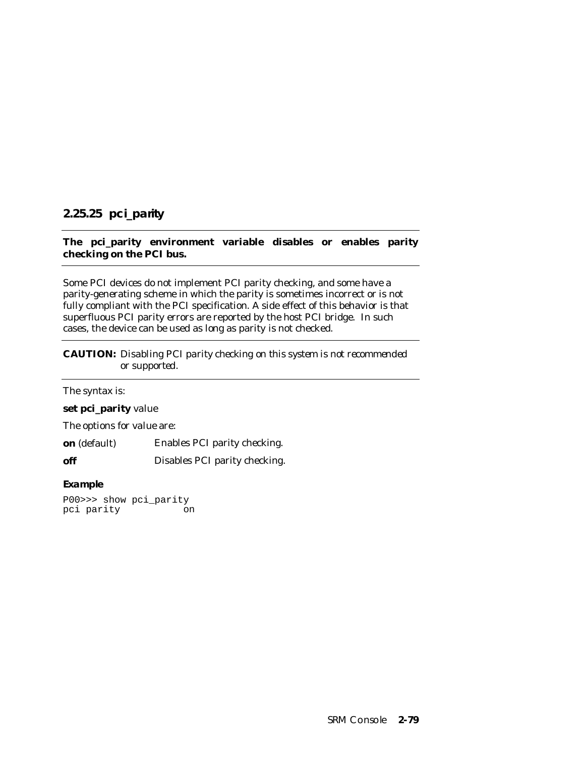## 2.25.25 pci_parity

**The pci_parity environment variable disables or enables parity checking on the PCI bus.**

Some PCI devices do not implement PCI parity checking, and some have a parity-generating scheme in which the parity is sometimes incorrect or is not fully compliant with the PCI specification. A side effect of this behavior is that superfluous PCI parity errors are reported by the host PCI bridge. In such cases, the device can be used as long as parity is not checked.

---

**CAUTION:** *Disabling PCI parity checking on this system is not recommended or supported.*

---

The syntax is:

**set pci_parity** value

The options for *value* are:

| | |
|---|---|
| **on** (default) | Enables PCI parity checking. |
| **off** | Disables PCI parity checking. |

### Example

```
P00>>> show pci_parity
pci parity            on
```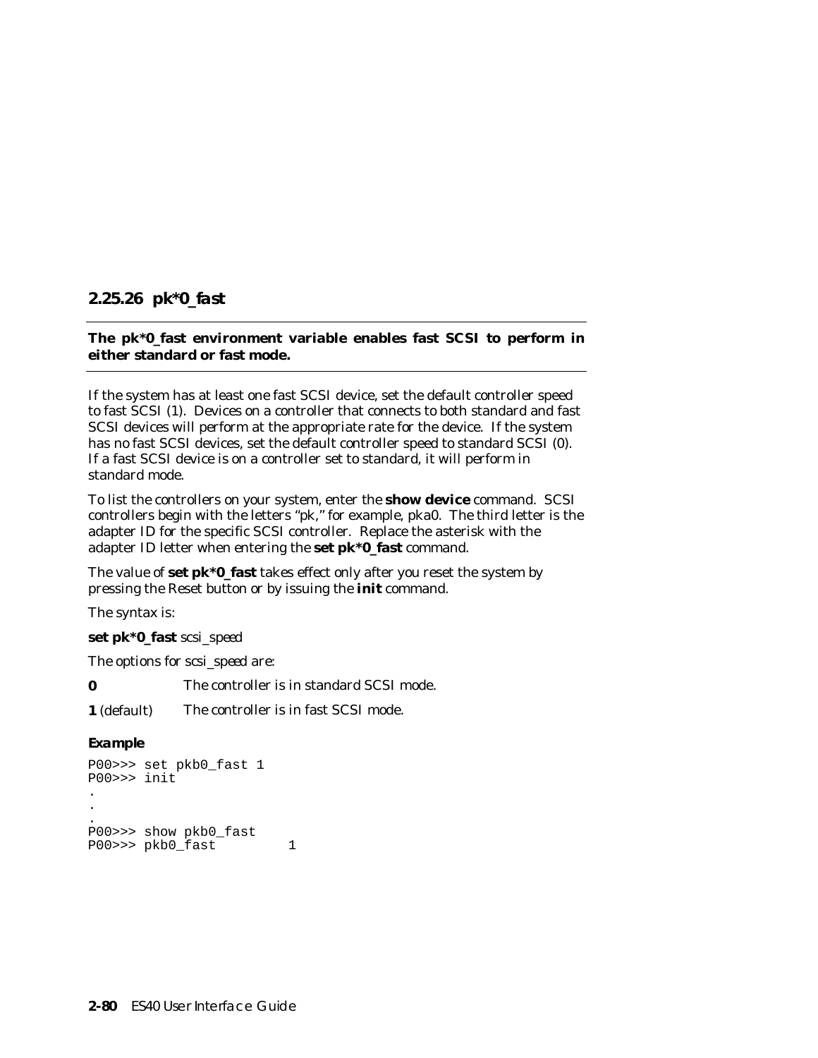### 2.25.26 pk*0_fast

**The pk*0_fast environment variable enables fast SCSI to perform in either standard or fast mode.**

If the system has at least one fast SCSI device, set the default controller speed to fast SCSI (1). Devices on a controller that connects to both standard and fast SCSI devices will perform at the appropriate rate for the device. If the system has no fast SCSI devices, set the default controller speed to standard SCSI (0). If a fast SCSI device is on a controller set to standard, it will perform in standard mode.

To list the controllers on your system, enter the **show device** command. SCSI controllers begin with the letters "pk," for example, pka0. The third letter is the adapter ID for the specific SCSI controller. Replace the asterisk with the adapter ID letter when entering the **set pk*0_fast** command.

The value of **set pk*0_fast** takes effect only after you reset the system by pressing the Reset button or by issuing the **init** command.

The syntax is:

**set pk*0_fast** *scsi_speed*

The options for *scsi_speed* are:

**0** The controller is in standard SCSI mode.

**1** (default) The controller is in fast SCSI mode.

**Example**

```
P00>>> set pkb0_fast 1
P00>>> init
.
.
.
P00>>> show pkb0_fast
P00>>> pkb0_fast         1
```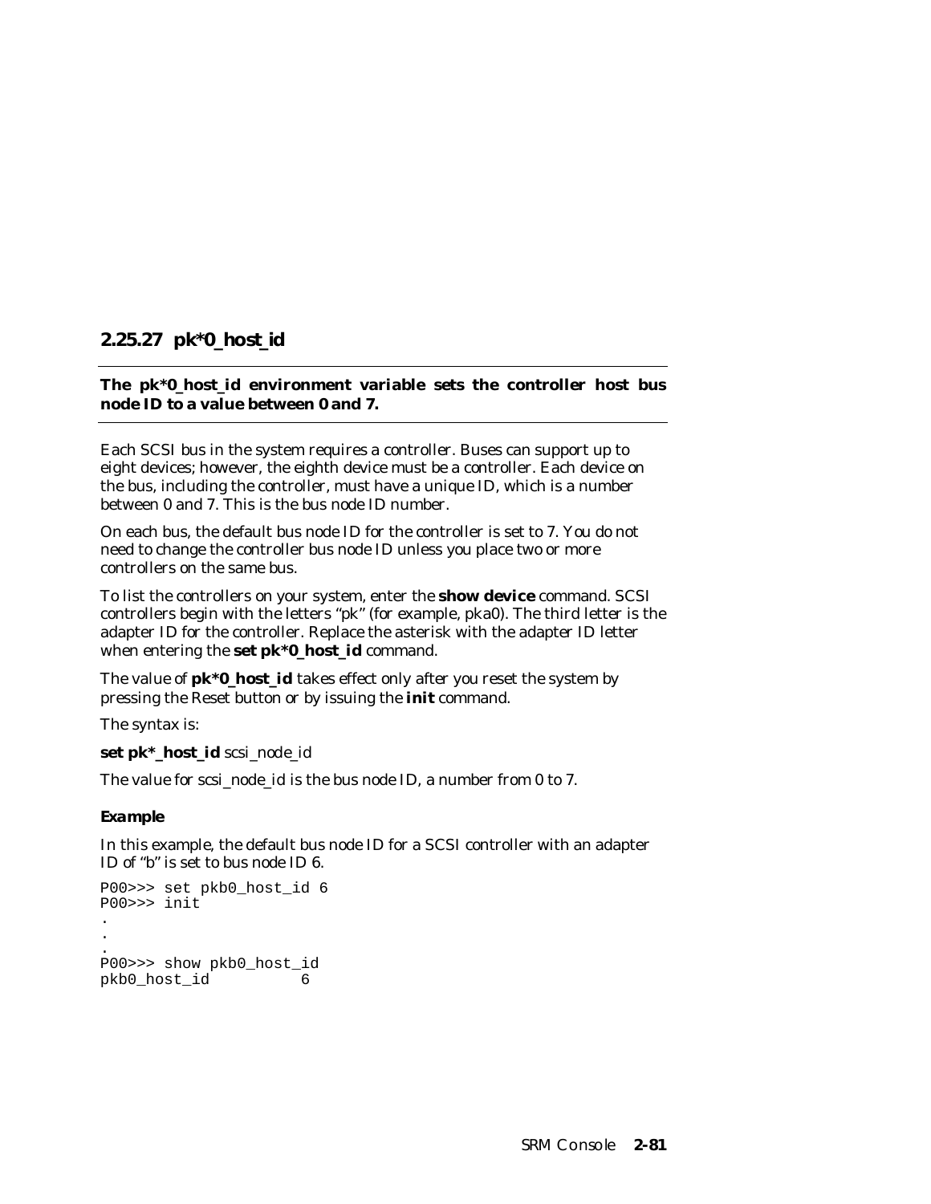### 2.25.27 pk*0_host_id

**The pk*0_host_id environment variable sets the controller host bus node ID to a value between 0 and 7.**

Each SCSI bus in the system requires a controller. Buses can support up to eight devices; however, the eighth device must be a controller. Each device on the bus, including the controller, must have a unique ID, which is a number between 0 and 7. This is the bus node ID number.

On each bus, the default bus node ID for the controller is set to 7. You do not need to change the controller bus node ID unless you place two or more controllers on the same bus.

To list the controllers on your system, enter the **show device** command. SCSI controllers begin with the letters "pk" (for example, pka0). The third letter is the adapter ID for the controller. Replace the asterisk with the adapter ID letter when entering the **set pk*0_host_id** command.

The value of **pk*0_host_id** takes effect only after you reset the system by pressing the Reset button or by issuing the **init** command.

The syntax is:

**set pk*_host_id** scsi_node_id

The value for scsi_node_id is the bus node ID, a number from 0 to 7.

#### Example

In this example, the default bus node ID for a SCSI controller with an adapter ID of "b" is set to bus node ID 6.

```
P00>>> set pkb0_host_id 6
P00>>> init
.
.
.
P00>>> show pkb0_host_id
pkb0_host_id          6
```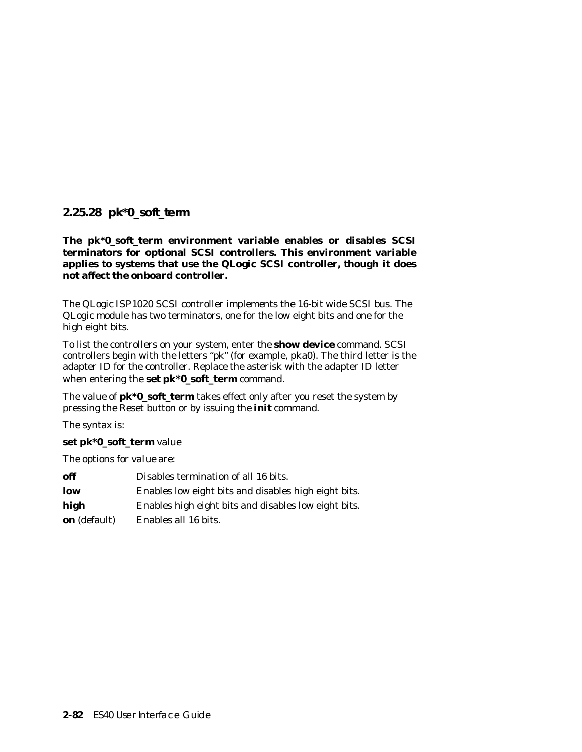### 2.25.28 pk*0_soft_term

**The pk*0_soft_term environment variable enables or disables SCSI terminators for optional SCSI controllers. This environment variable applies to systems that use the QLogic SCSI controller, though it does not affect the onboard controller.**

The QLogic ISP1020 SCSI controller implements the 16-bit wide SCSI bus. The QLogic module has two terminators, one for the low eight bits and one for the high eight bits.

To list the controllers on your system, enter the **show device** command. SCSI controllers begin with the letters "pk" (for example, pka0). The third letter is the adapter ID for the controller. Replace the asterisk with the adapter ID letter when entering the **set pk*0_soft_term** command.

The value of **pk*0_soft_term** takes effect only after you reset the system by pressing the Reset button or by issuing the **init** command.

The syntax is:

**set pk*0_soft_term** value

The options for value are:

| | |
|---|---|
| **off** | Disables termination of all 16 bits. |
| **low** | Enables low eight bits and disables high eight bits. |
| **high** | Enables high eight bits and disables low eight bits. |
| **on** (default) | Enables all 16 bits. |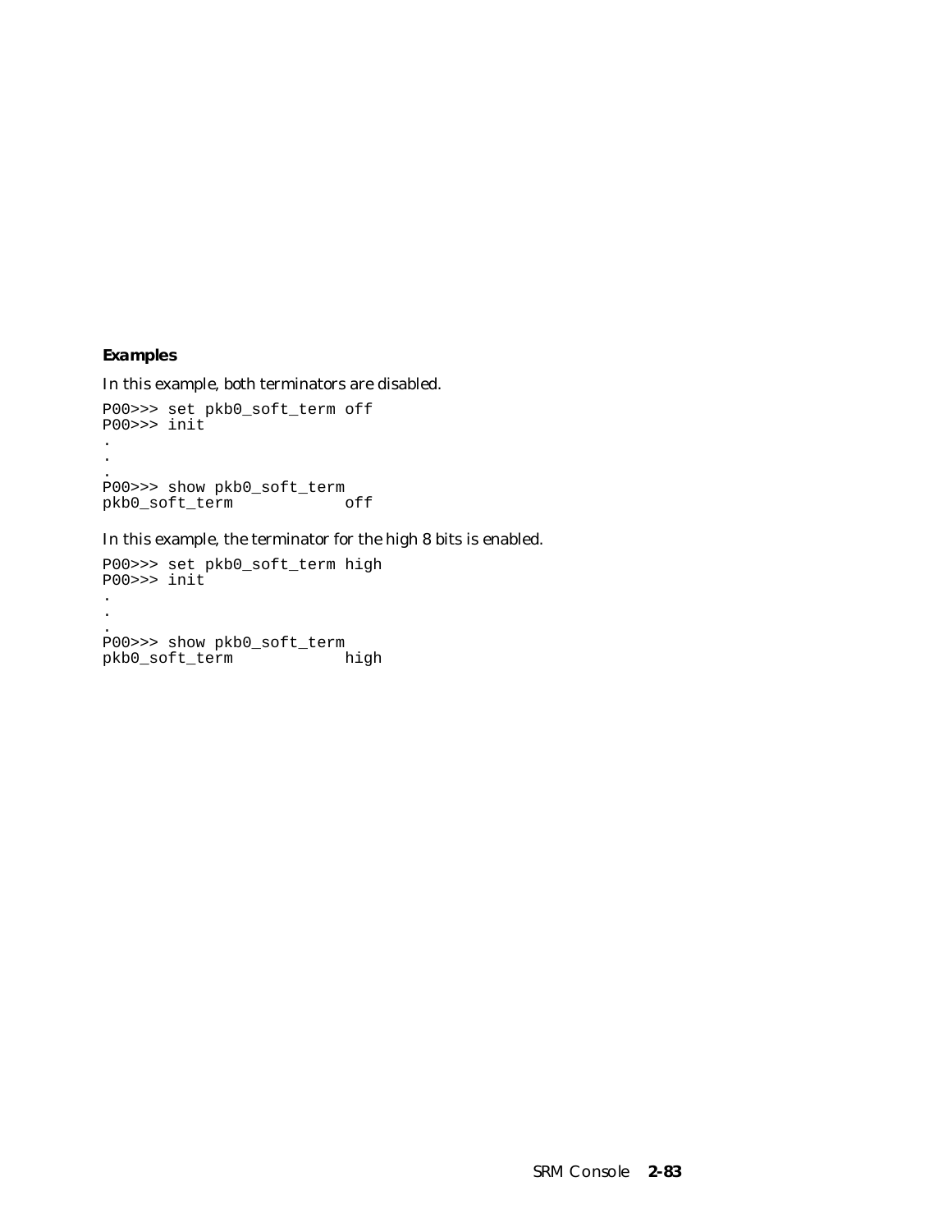**Examples**

In this example, both terminators are disabled.

```
P00>>> set pkb0_soft_term off
P00>>> init
.
.
.
P00>>> show pkb0_soft_term
pkb0_soft_term            off
```

In this example, the terminator for the high 8 bits is enabled.

```
P00>>> set pkb0_soft_term high
P00>>> init
.
.
.
P00>>> show pkb0_soft_term
pkb0_soft_term            high
```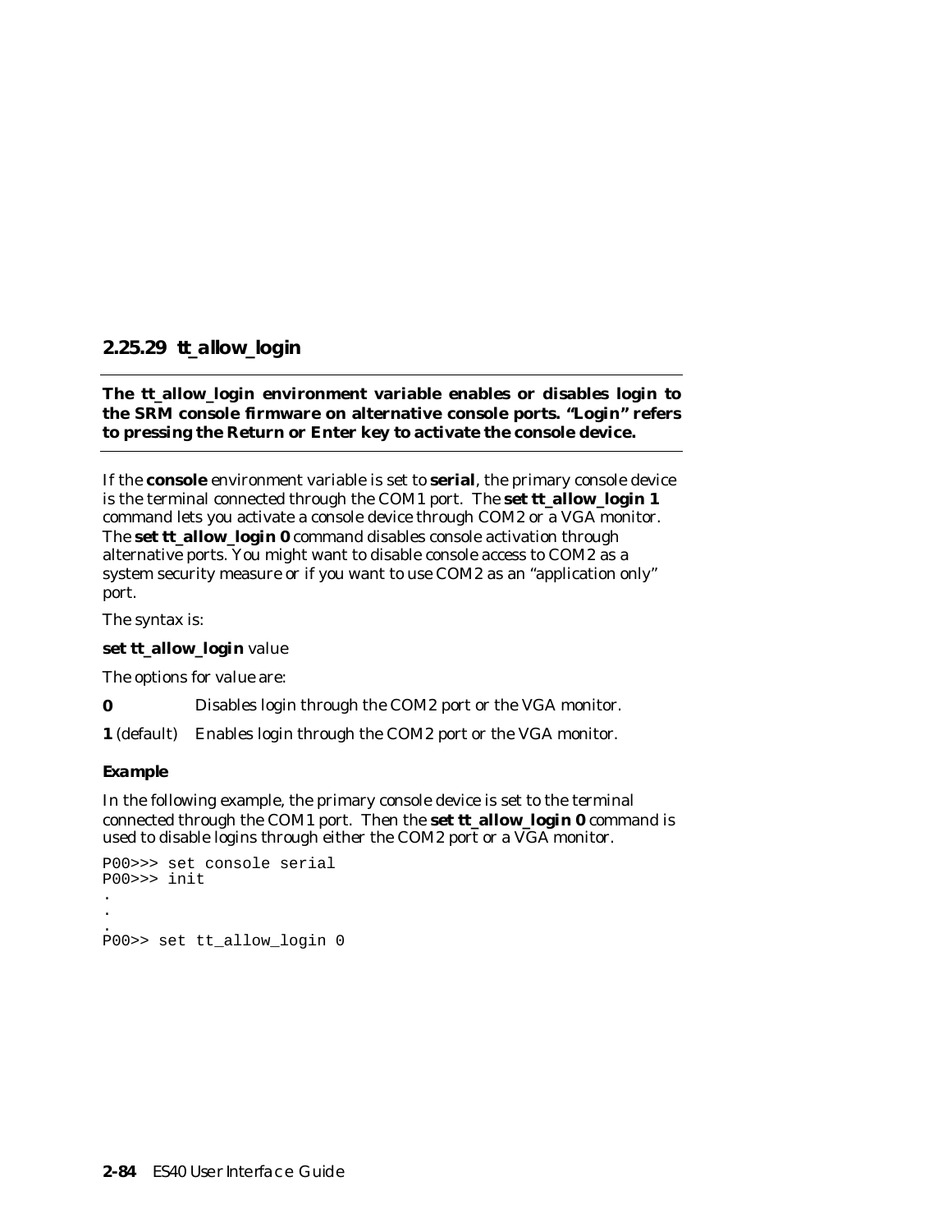### 2.25.29 tt_allow_login

**The tt_allow_login environment variable enables or disables login to the SRM console firmware on alternative console ports. "Login" refers to pressing the Return or Enter key to activate the console device.**

If the **console** environment variable is set to **serial**, the primary console device is the terminal connected through the COM1 port. The **set tt_allow_login 1** command lets you activate a console device through COM2 or a VGA monitor. The **set tt_allow_login 0** command disables console activation through alternative ports. You might want to disable console access to COM2 as a system security measure or if you want to use COM2 as an "application only" port.

The syntax is:

**set tt_allow_login** value

The options for value are:

**0** Disables login through the COM2 port or the VGA monitor.

**1** (default) Enables login through the COM2 port or the VGA monitor.

#### Example

In the following example, the primary console device is set to the terminal connected through the COM1 port. Then the **set tt_allow_login 0** command is used to disable logins through either the COM2 port or a VGA monitor.

```
P00>>> set console serial
P00>>> init
.
.
.
P00>> set tt_allow_login 0
```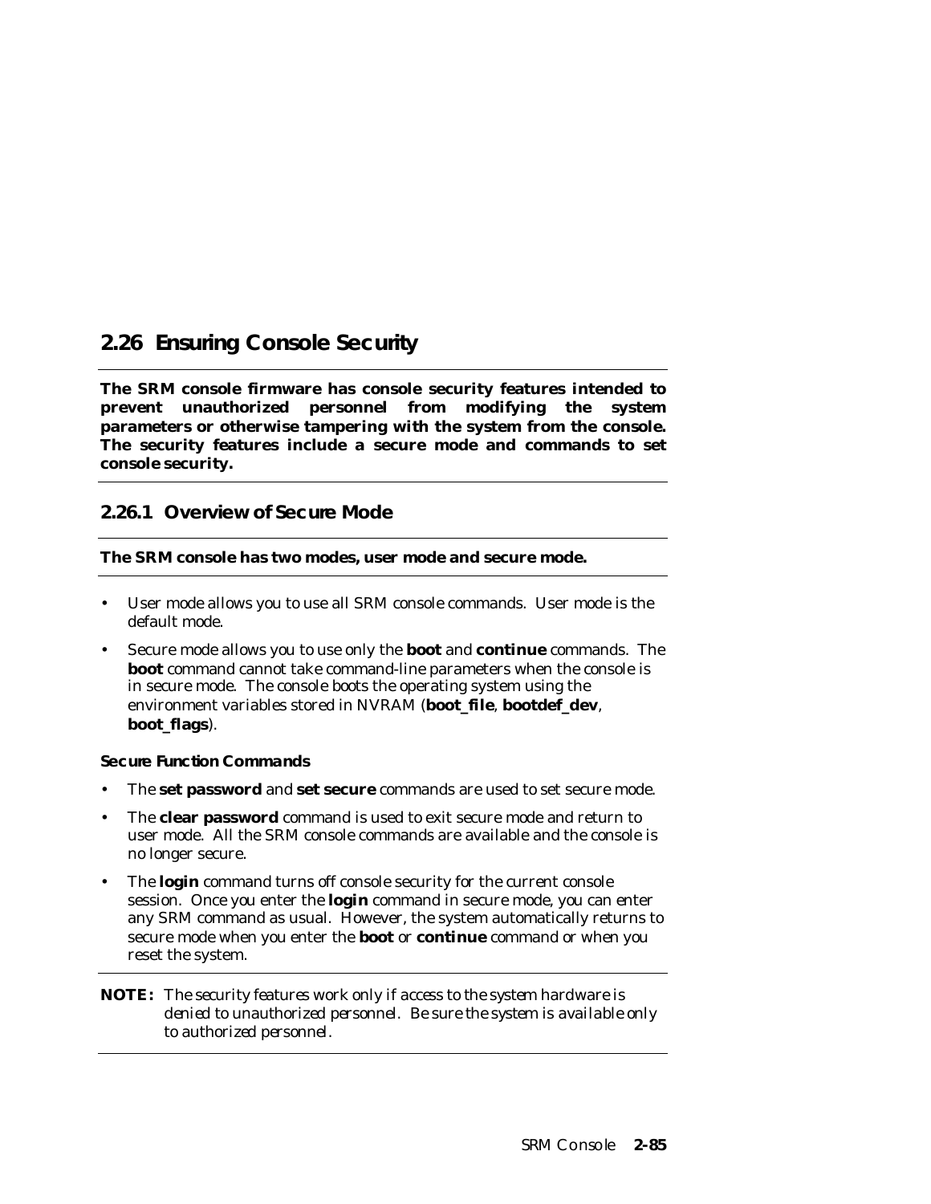## 2.26 Ensuring Console Security

**The SRM console firmware has console security features intended to prevent unauthorized personnel from modifying the system parameters or otherwise tampering with the system from the console. The security features include a secure mode and commands to set console security.**

### 2.26.1 Overview of Secure Mode

**The SRM console has two modes, user mode and secure mode.**

- User mode allows you to use all SRM console commands. User mode is the default mode.
- Secure mode allows you to use only the **boot** and **continue** commands. The **boot** command cannot take command-line parameters when the console is in secure mode. The console boots the operating system using the environment variables stored in NVRAM (**boot_file**, **bootdef_dev**, **boot_flags**).

**Secure Function Commands**

- The **set password** and **set secure** commands are used to set secure mode.
- The **clear password** command is used to exit secure mode and return to user mode. All the SRM console commands are available and the console is no longer secure.
- The **login** command turns off console security for the current console session. Once you enter the **login** command in secure mode, you can enter any SRM command as usual. However, the system automatically returns to secure mode when you enter the **boot** or **continue** command or when you reset the system.

**NOTE:** *The security features work only if access to the system hardware is denied to unauthorized personnel. Be sure the system is available only to authorized personnel.*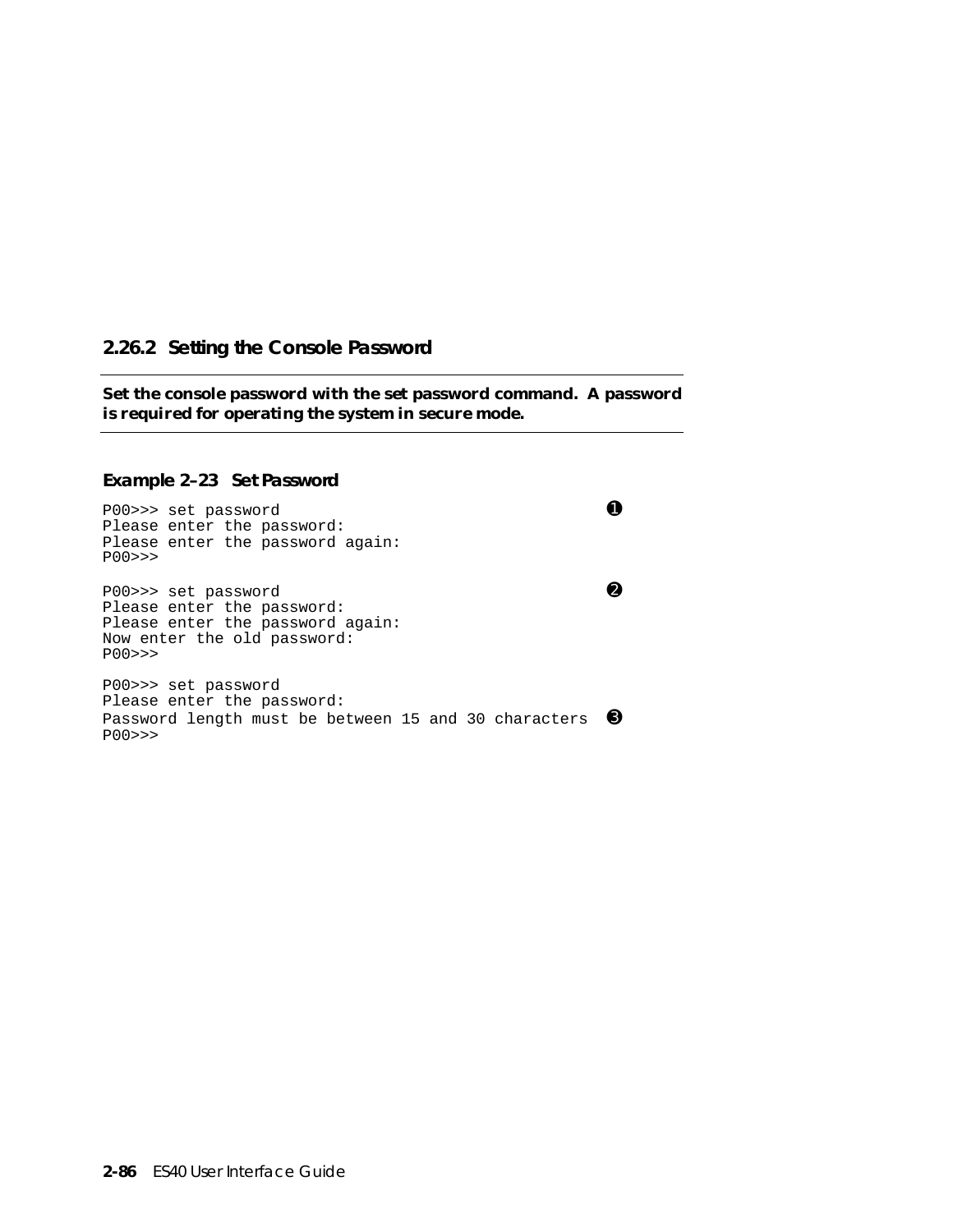### 2.26.2 Setting the Console Password

**Set the console password with the set password command. A password is required for operating the system in secure mode.**

***Example 2–23 Set Password***

```
P00>>> set password                                   ❶
Please enter the password:
Please enter the password again:
P00>>>

P00>>> set password                                   ❷
Please enter the password:
Please enter the password again:
Now enter the old password:
P00>>>

P00>>> set password
Please enter the password:
Password length must be between 15 and 30 characters  ❸
P00>>>
```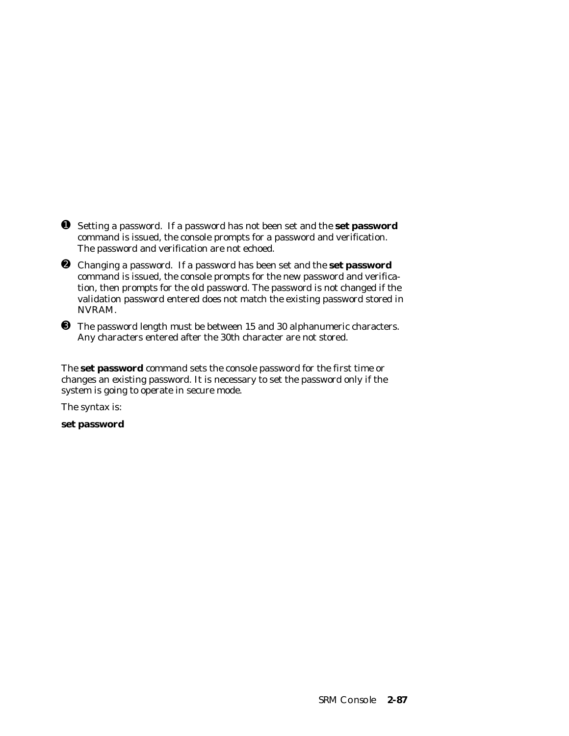❶ Setting a password. If a password has not been set and the **set password** command is issued, the console prompts for a password and verification. The password and verification are not echoed.

❷ Changing a password. If a password has been set and the **set password** command is issued, the console prompts for the new password and verification, then prompts for the old password. The password is not changed if the validation password entered does not match the existing password stored in NVRAM.

❸ The password length must be between 15 and 30 alphanumeric characters. Any characters entered after the 30th character are not stored.

The **set password** command sets the console password for the first time or changes an existing password. It is necessary to set the password only if the system is going to operate in secure mode.

The syntax is:

**set password**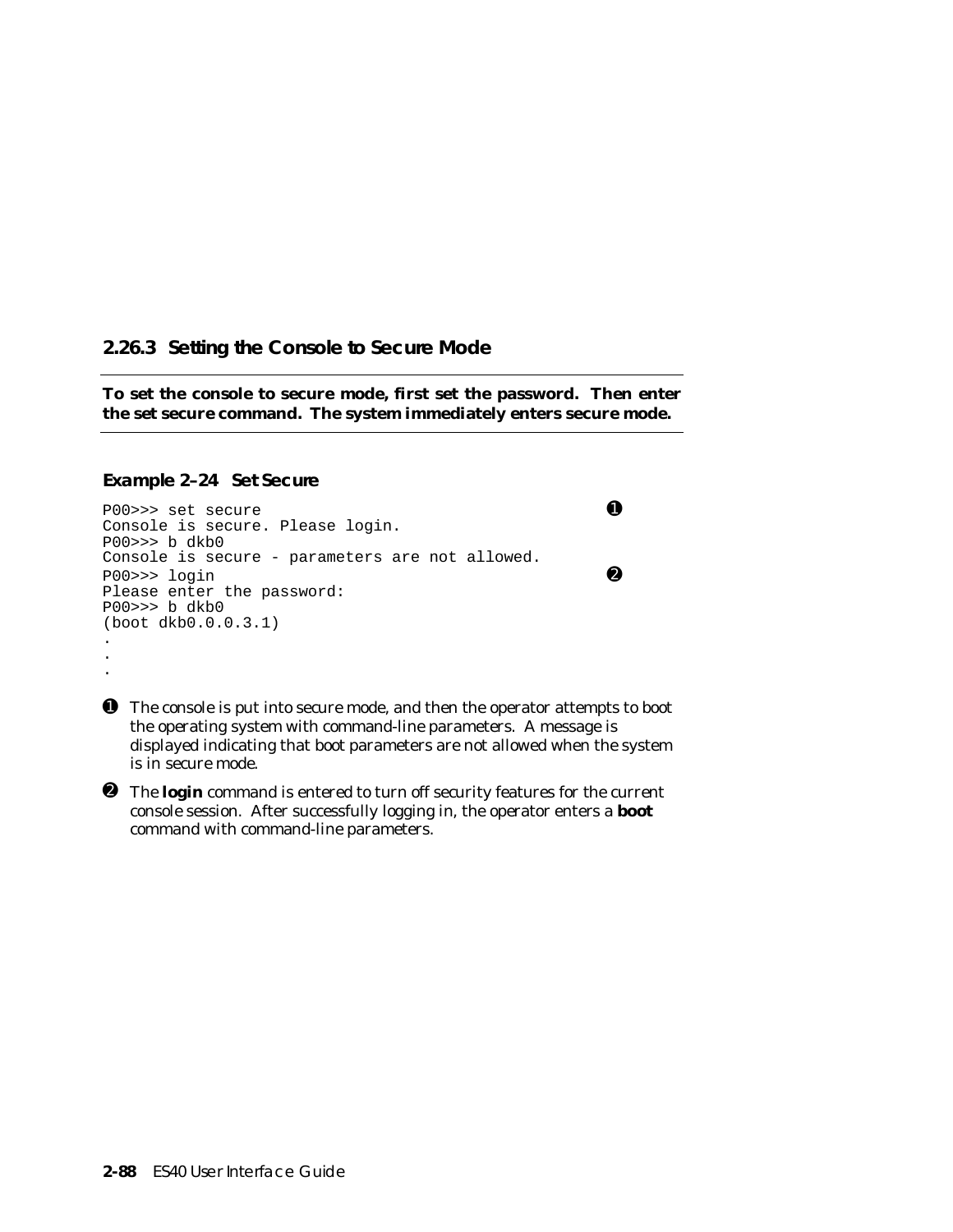### 2.26.3 Setting the Console to Secure Mode

**To set the console to secure mode, first set the password. Then enter the set secure command. The system immediately enters secure mode.**

**Example 2–24 Set Secure**

```
P00>>> set secure                                        ❶
Console is secure. Please login.
P00>>> b dkb0
Console is secure - parameters are not allowed.
P00>>> login                                             ❷
Please enter the password:
P00>>> b dkb0
(boot dkb0.0.0.3.1)
.
.
.
```

❶ The console is put into secure mode, and then the operator attempts to boot the operating system with command-line parameters. A message is displayed indicating that boot parameters are not allowed when the system is in secure mode.

❷ The **login** command is entered to turn off security features for the current console session. After successfully logging in, the operator enters a **boot** command with command-line parameters.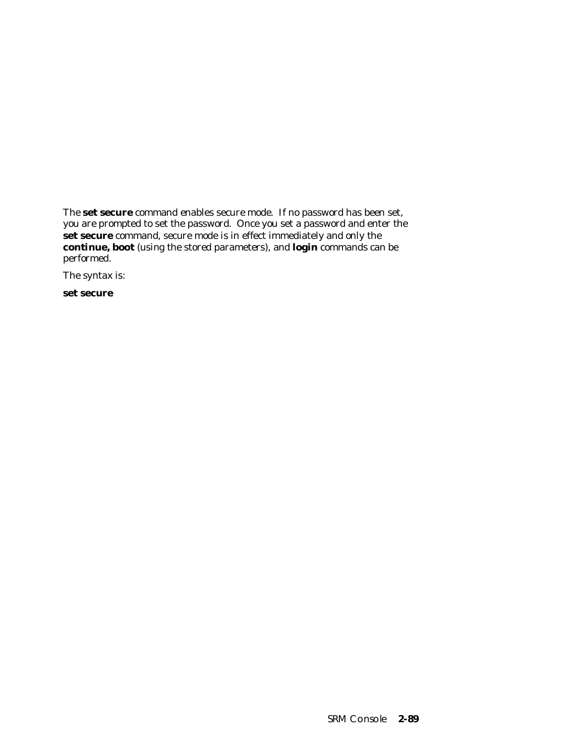The **set secure** command enables secure mode. If no password has been set, you are prompted to set the password. Once you set a password and enter the **set secure** command, secure mode is in effect immediately and only the **continue, boot** (using the stored parameters), and **login** commands can be performed.

The syntax is:

**set secure**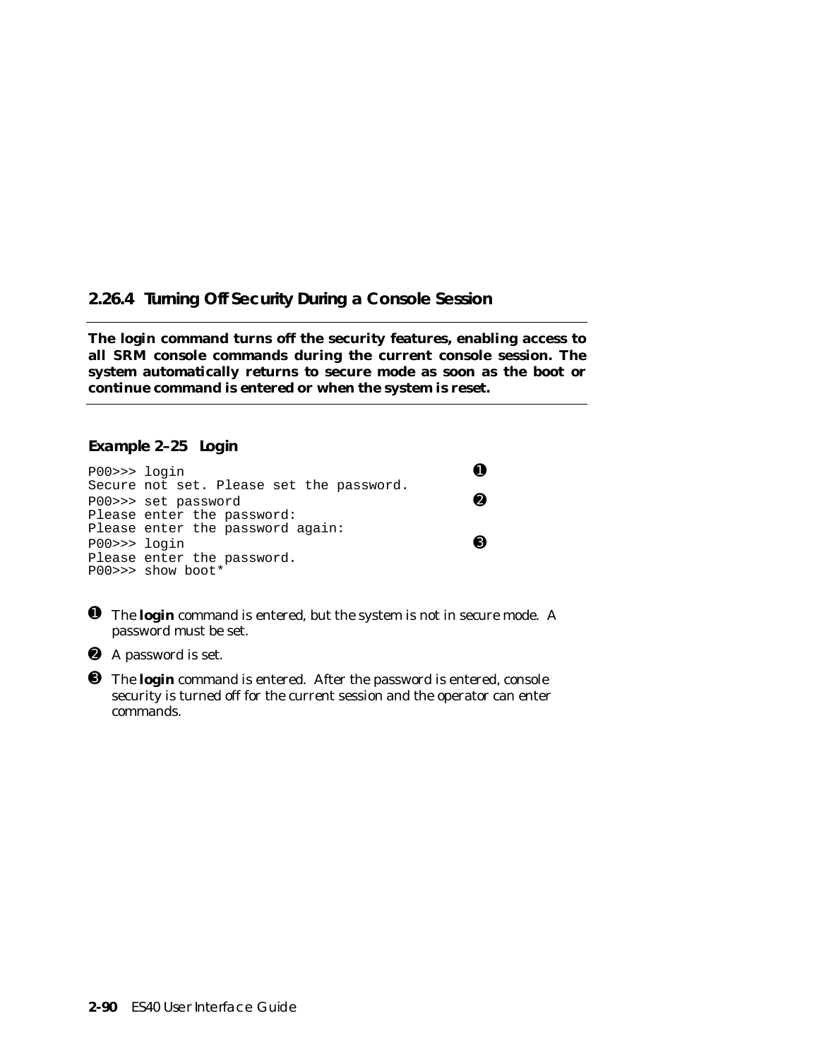### 2.26.4 Turning Off Security During a Console Session

**The login command turns off the security features, enabling access to all SRM console commands during the current console session. The system automatically returns to secure mode as soon as the boot or continue command is entered or when the system is reset.**

**Example 2–25 Login**

```
P00>>> login                                          ➊
Secure not set. Please set the password.
P00>>> set password                                   ➋
Please enter the password:
Please enter the password again:
P00>>> login                                          ➌
Please enter the password.
P00>>> show boot*
```

➊ The **login** command is entered, but the system is not in secure mode. A password must be set.

➋ A password is set.

➌ The **login** command is entered. After the password is entered, console security is turned off for the current session and the operator can enter commands.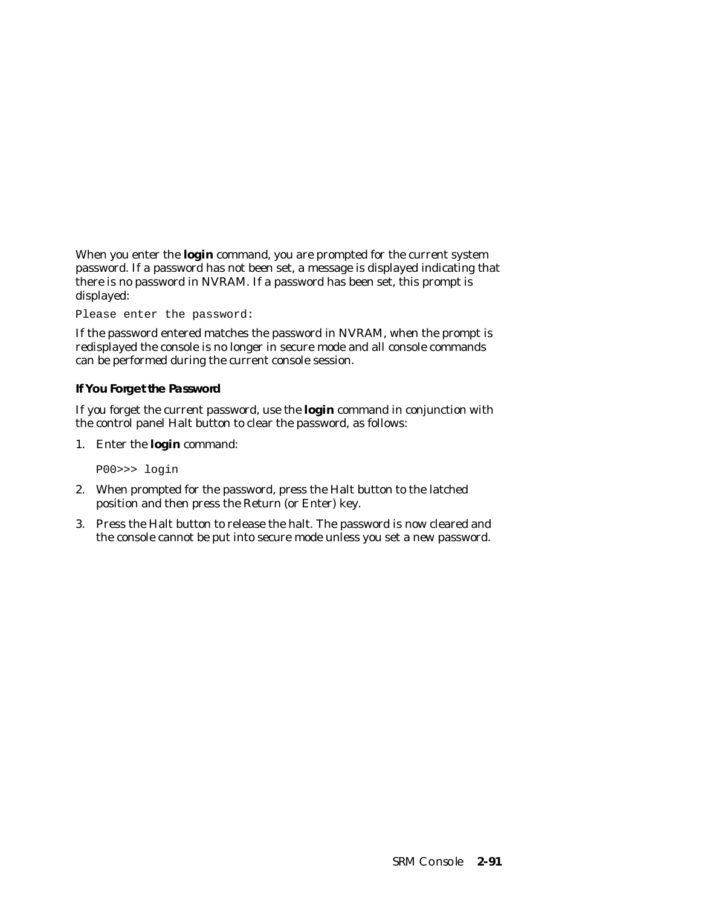When you enter the **login** command, you are prompted for the current system password. If a password has not been set, a message is displayed indicating that there is no password in NVRAM. If a password has been set, this prompt is displayed:

```
Please enter the password:
```

If the password entered matches the password in NVRAM, when the prompt is redisplayed the console is no longer in secure mode and all console commands can be performed during the current console session.

#### If You Forget the Password

If you forget the current password, use the **login** command in conjunction with the control panel Halt button to clear the password, as follows:

1. Enter the **login** command:

   ```
   P00>>> login
   ```

2. When prompted for the password, press the Halt button to the latched position and then press the Return (or Enter) key.
3. Press the Halt button to release the halt. The password is now cleared and the console cannot be put into secure mode unless you set a new password.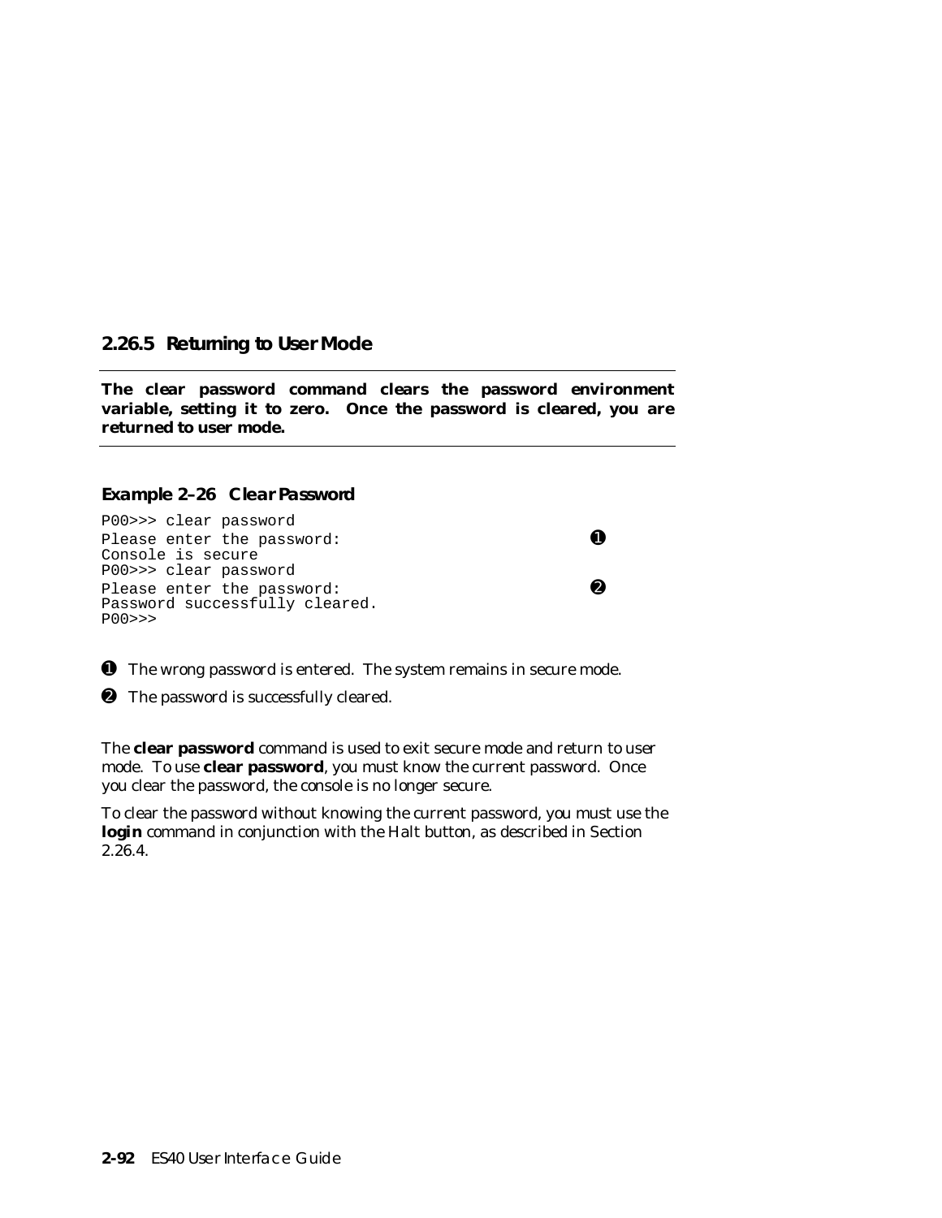### 2.26.5 Returning to User Mode

**The clear password command clears the password environment variable, setting it to zero. Once the password is cleared, you are returned to user mode.**

**Example 2–26 Clear Password**

```
P00>>> clear password
Please enter the password:                                  ➊
Console is secure
P00>>> clear password
Please enter the password:                                  ➋
Password successfully cleared.
P00>>>
```

➊ The wrong password is entered. The system remains in secure mode.

➋ The password is successfully cleared.

The **clear password** command is used to exit secure mode and return to user mode. To use **clear password**, you must know the current password. Once you clear the password, the console is no longer secure.

To clear the password without knowing the current password, you must use the **login** command in conjunction with the Halt button, as described in Section 2.26.4.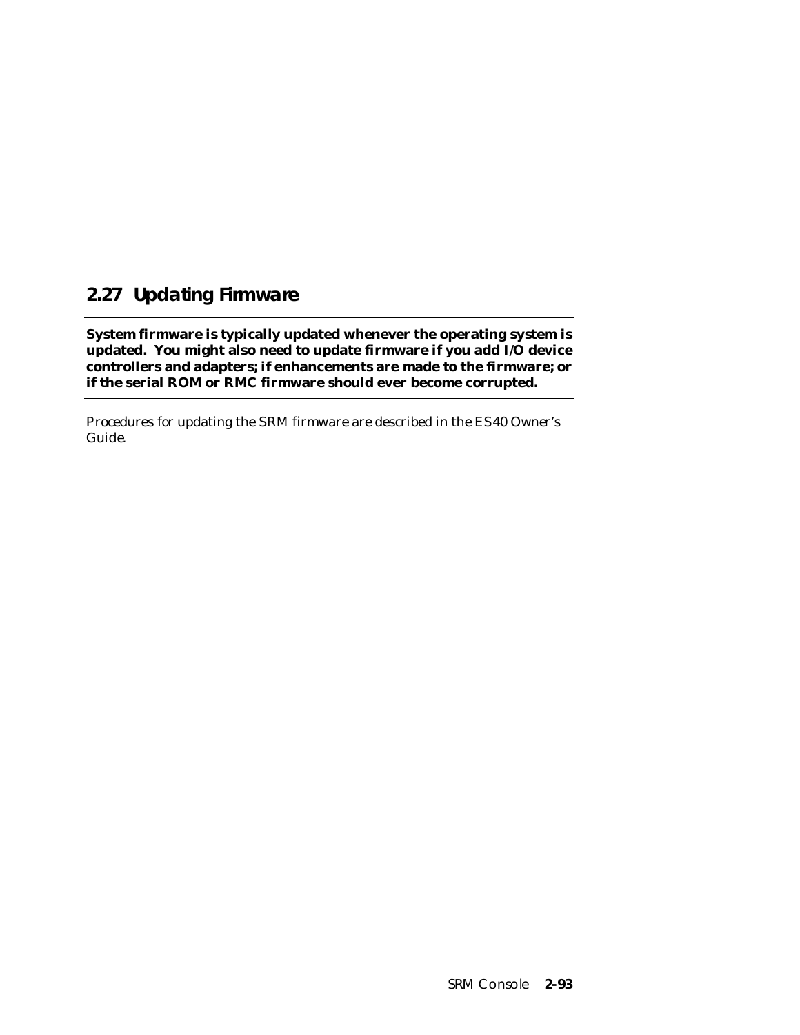## 2.27 Updating Firmware

**System firmware is typically updated whenever the operating system is updated. You might also need to update firmware if you add I/O device controllers and adapters; if enhancements are made to the firmware; or if the serial ROM or RMC firmware should ever become corrupted.**

Procedures for updating the SRM firmware are described in the *ES40 Owner's Guide*.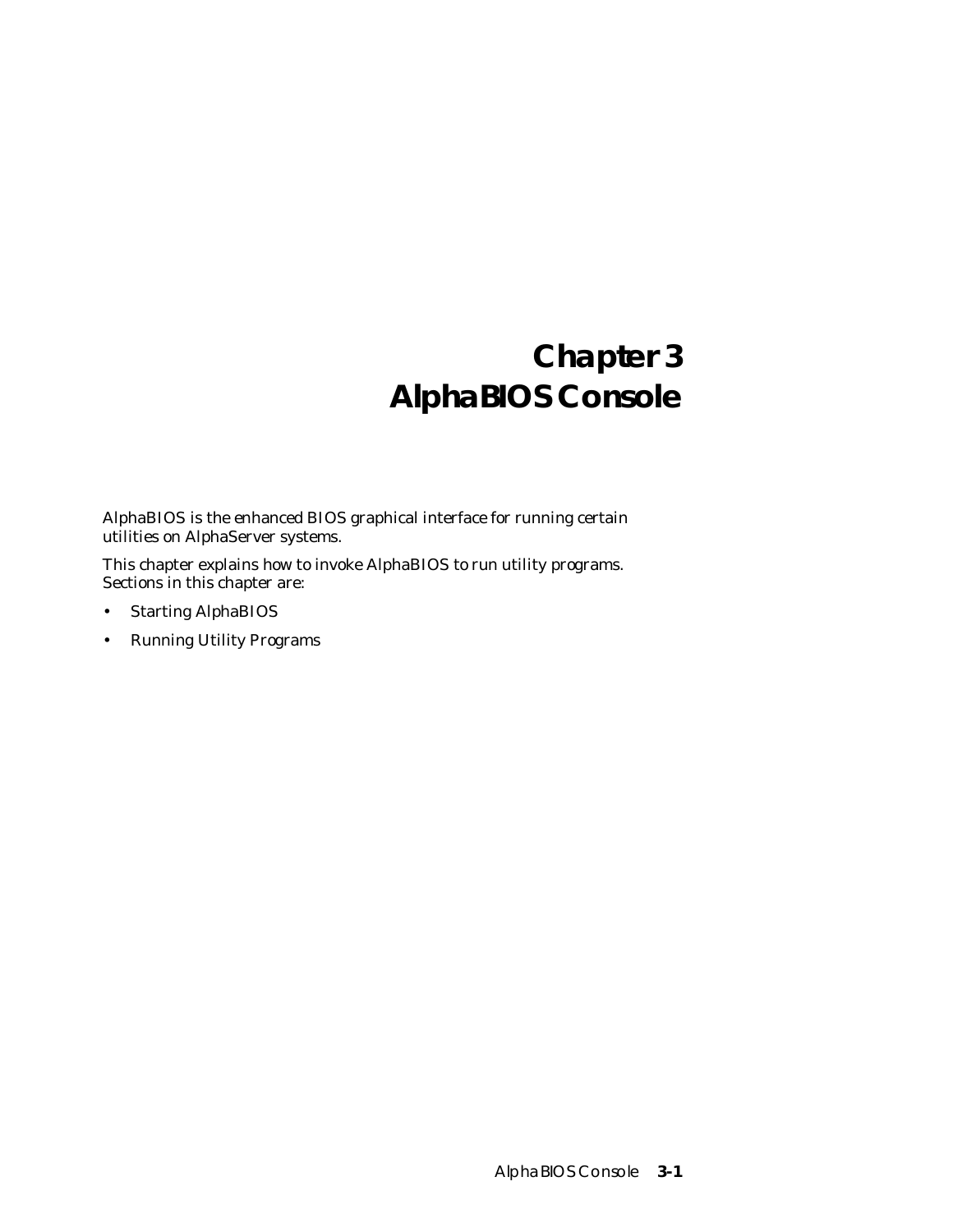# Chapter 3
# AlphaBIOS Console

AlphaBIOS is the enhanced BIOS graphical interface for running certain utilities on AlphaServer systems.

This chapter explains how to invoke AlphaBIOS to run utility programs. Sections in this chapter are:

- Starting AlphaBIOS
- Running Utility Programs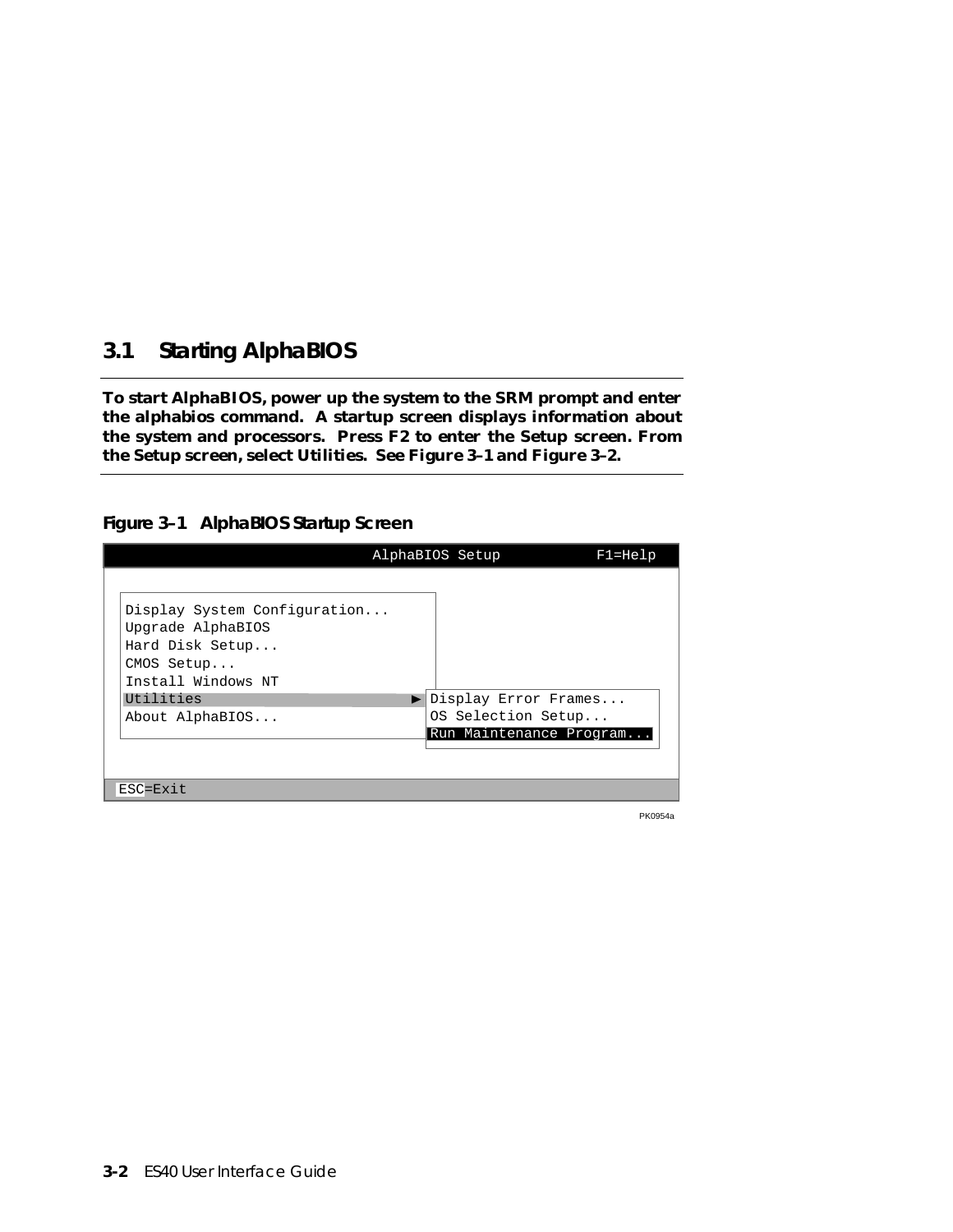## 3.1 Starting AlphaBIOS

**To start AlphaBIOS, power up the system to the SRM prompt and enter the alphabios command. A startup screen displays information about the system and processors. Press F2 to enter the Setup screen. From the Setup screen, select Utilities. See Figure 3–1 and Figure 3–2.**

**Figure 3–1 AlphaBIOS Startup Screen**

```
                              AlphaBIOS Setup          F1=Help

  Display System Configuration...
  Upgrade AlphaBIOS
  Hard Disk Setup...
  CMOS Setup...
  Install Windows NT
  Utilities                      ▶ Display Error Frames...
  About AlphaBIOS...               OS Selection Setup...
                                   Run Maintenance Program...

 ESC=Exit
```

PK0954a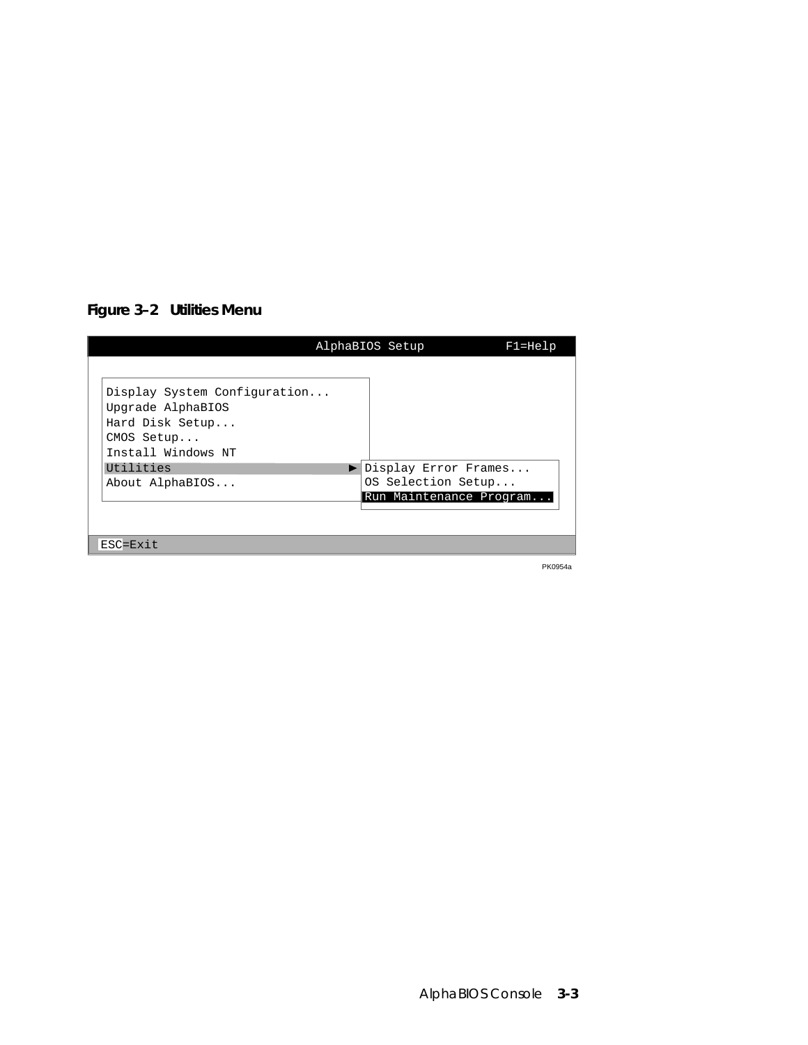**Figure 3–2 Utilities Menu**

```
                              AlphaBIOS Setup          F1=Help

 Display System Configuration...
 Upgrade AlphaBIOS
 Hard Disk Setup...
 CMOS Setup...
 Install Windows NT
 Utilities                        ► Display Error Frames...
 About AlphaBIOS...                 OS Selection Setup...
                                    Run Maintenance Program...

 ESC=Exit
```

PK0954a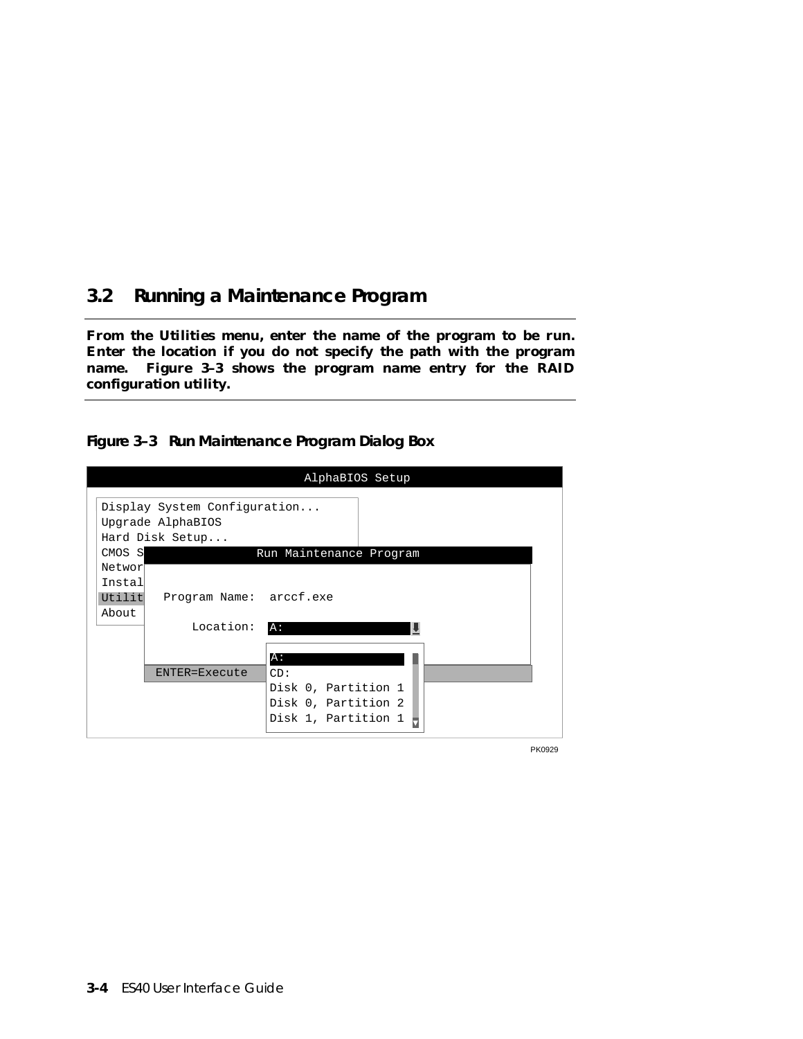## 3.2 Running a Maintenance Program

**From the Utilities menu, enter the name of the program to be run. Enter the location if you do not specify the path with the program name. Figure 3–3 shows the program name entry for the RAID configuration utility.**

**Figure 3–3 Run Maintenance Program Dialog Box**

```
                         AlphaBIOS Setup

 Display System Configuration...
 Upgrade AlphaBIOS
 Hard Disk Setup...
 CMOS S            Run Maintenance Program
 Networ
 Instal
 Utilit   Program Name:  arccf.exe
 About
              Location:  A:
                         A:
    ENTER=Execute        CD:
                         Disk 0, Partition 1
                         Disk 0, Partition 2
                         Disk 1, Partition 1
```

PK0929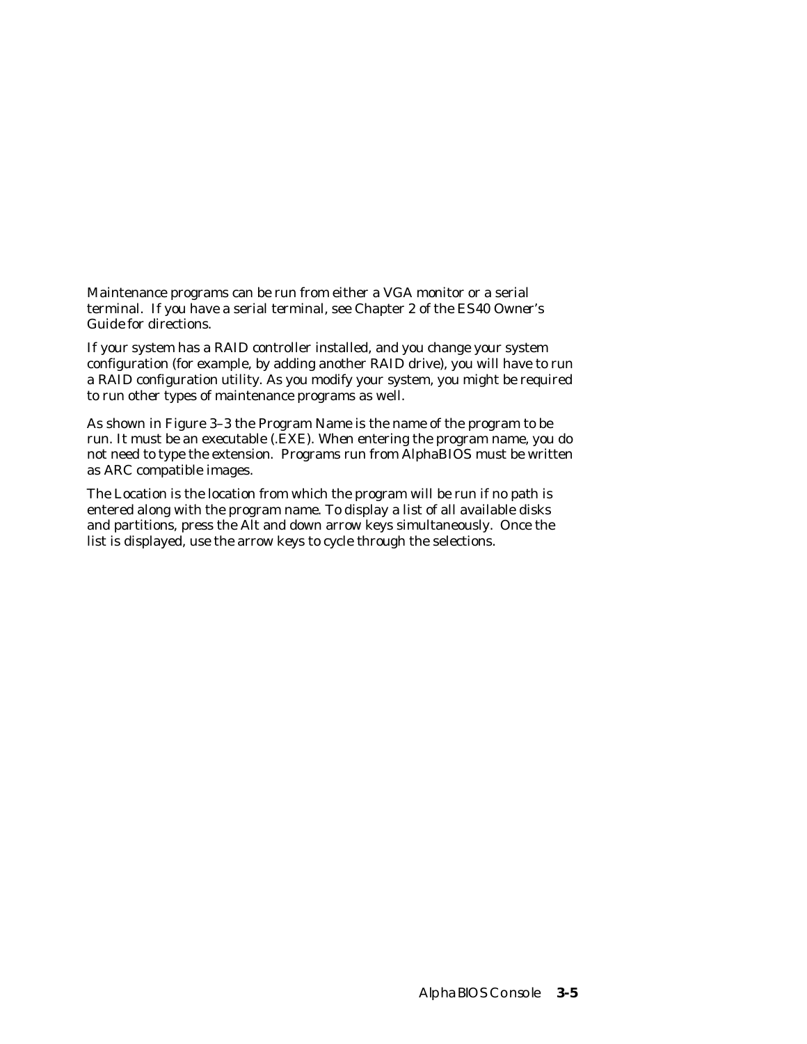Maintenance programs can be run from either a VGA monitor or a serial terminal. If you have a serial terminal, see Chapter 2 of the *ES40 Owner's Guide* for directions.

If your system has a RAID controller installed, and you change your system configuration (for example, by adding another RAID drive), you will have to run a RAID configuration utility. As you modify your system, you might be required to run other types of maintenance programs as well.

As shown in Figure 3–3 the Program Name is the name of the program to be run. It must be an executable (.EXE). When entering the program name, you do not need to type the extension. Programs run from AlphaBIOS must be written as ARC compatible images.

The Location is the location from which the program will be run if no path is entered along with the program name. To display a list of all available disks and partitions, press the Alt and down arrow keys simultaneously. Once the list is displayed, use the arrow keys to cycle through the selections.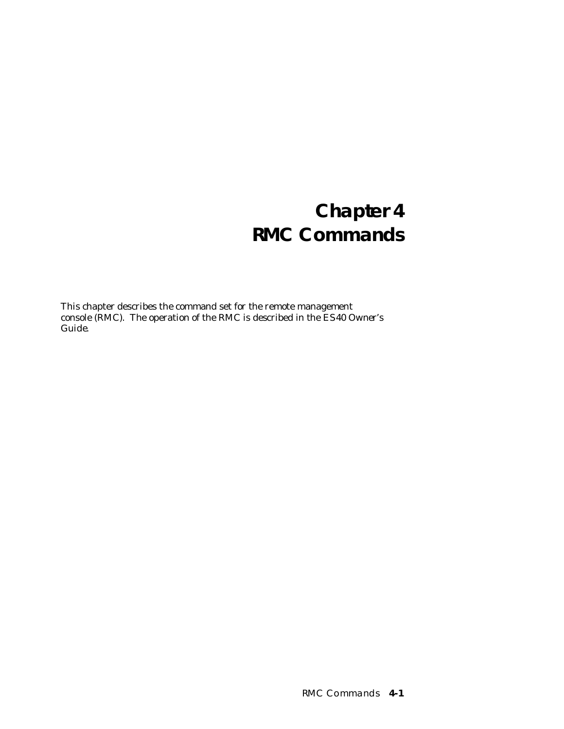# Chapter 4
# RMC Commands

This chapter describes the command set for the remote management console (RMC). The operation of the RMC is described in the ES40 Owner's Guide.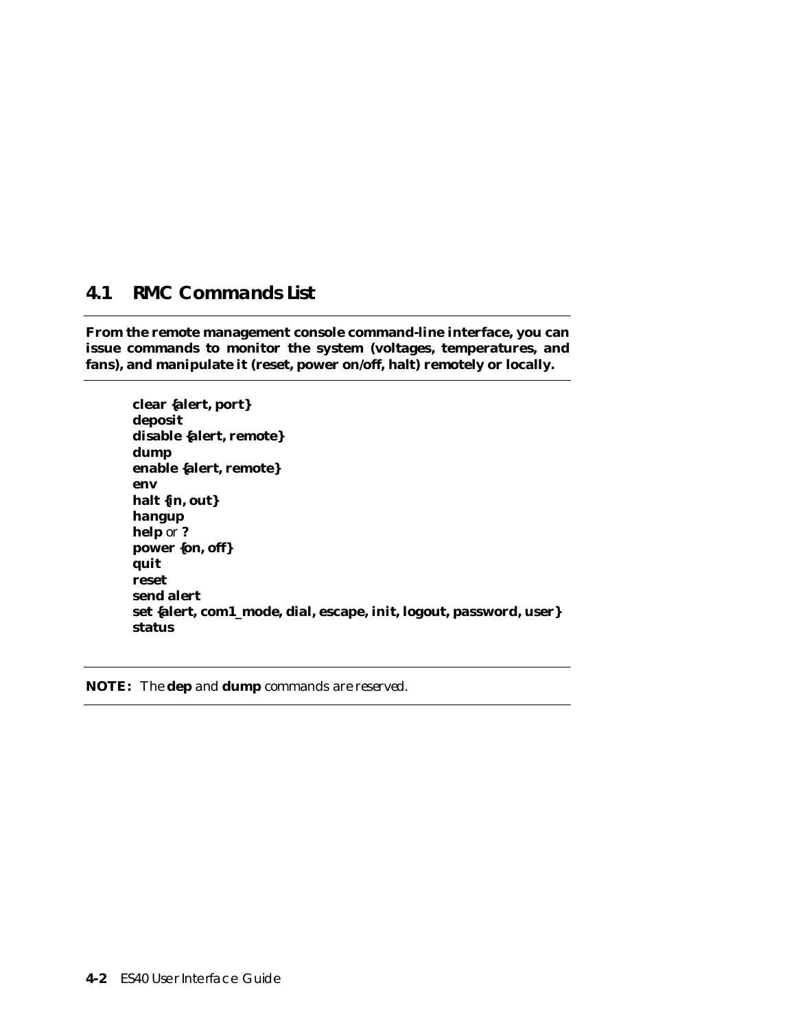## 4.1 RMC Commands List

**From the remote management console command-line interface, you can issue commands to monitor the system (voltages, temperatures, and fans), and manipulate it (reset, power on/off, halt) remotely or locally.**

**clear {alert, port}**
**deposit**
**disable {alert, remote}**
**dump**
**enable {alert, remote}**
**env**
**halt {in, out}**
**hangup**
**help** *or* **?**
**power {on, off}**
**quit**
**reset**
**send alert**
**set {alert, com1_mode, dial, escape, init, logout, password, user}**
**status**

**NOTE:** *The* **dep** *and* **dump** *commands are reserved.*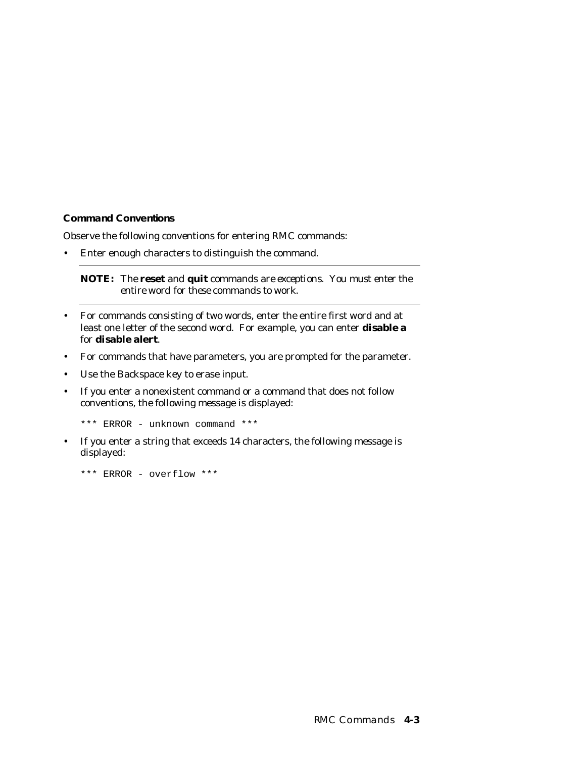### Command Conventions

Observe the following conventions for entering RMC commands:

- Enter enough characters to distinguish the command.

---

**NOTE:** *The* **reset** *and* **quit** *commands are exceptions. You must enter the entire word for these commands to work.*

---

- For commands consisting of two words, enter the entire first word and at least one letter of the second word. For example, you can enter **disable a** for **disable alert**.
- For commands that have parameters, you are prompted for the parameter.
- Use the Backspace key to erase input.
- If you enter a nonexistent command or a command that does not follow conventions, the following message is displayed:

```
*** ERROR - unknown command ***
```

- If you enter a string that exceeds 14 characters, the following message is displayed:

```
*** ERROR - overflow ***
```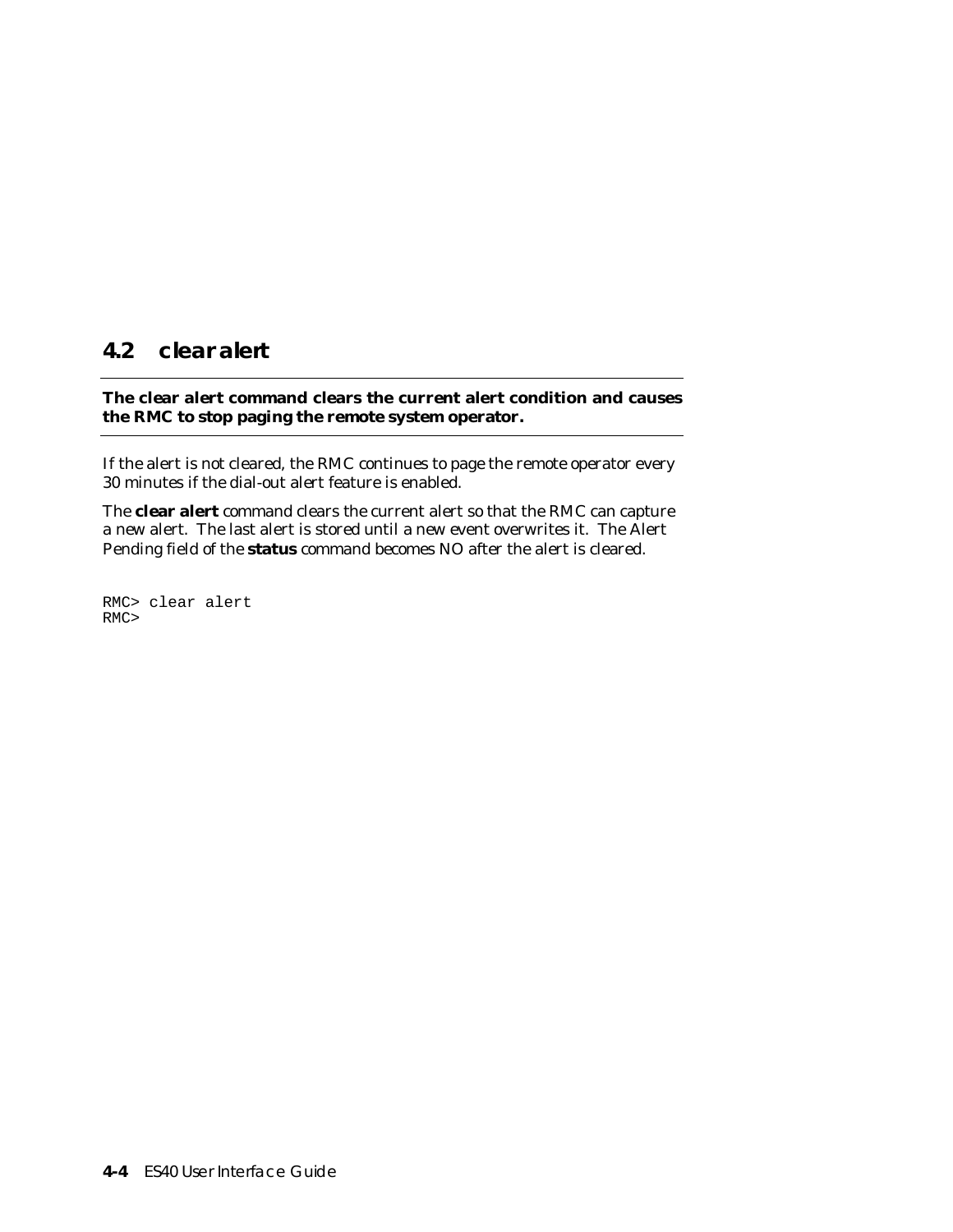## 4.2 clear alert

**The clear alert command clears the current alert condition and causes the RMC to stop paging the remote system operator.**

If the alert is not cleared, the RMC continues to page the remote operator every 30 minutes if the dial-out alert feature is enabled.

The **clear alert** command clears the current alert so that the RMC can capture a new alert. The last alert is stored until a new event overwrites it. The Alert Pending field of the **status** command becomes NO after the alert is cleared.

```
RMC> clear alert
RMC>
```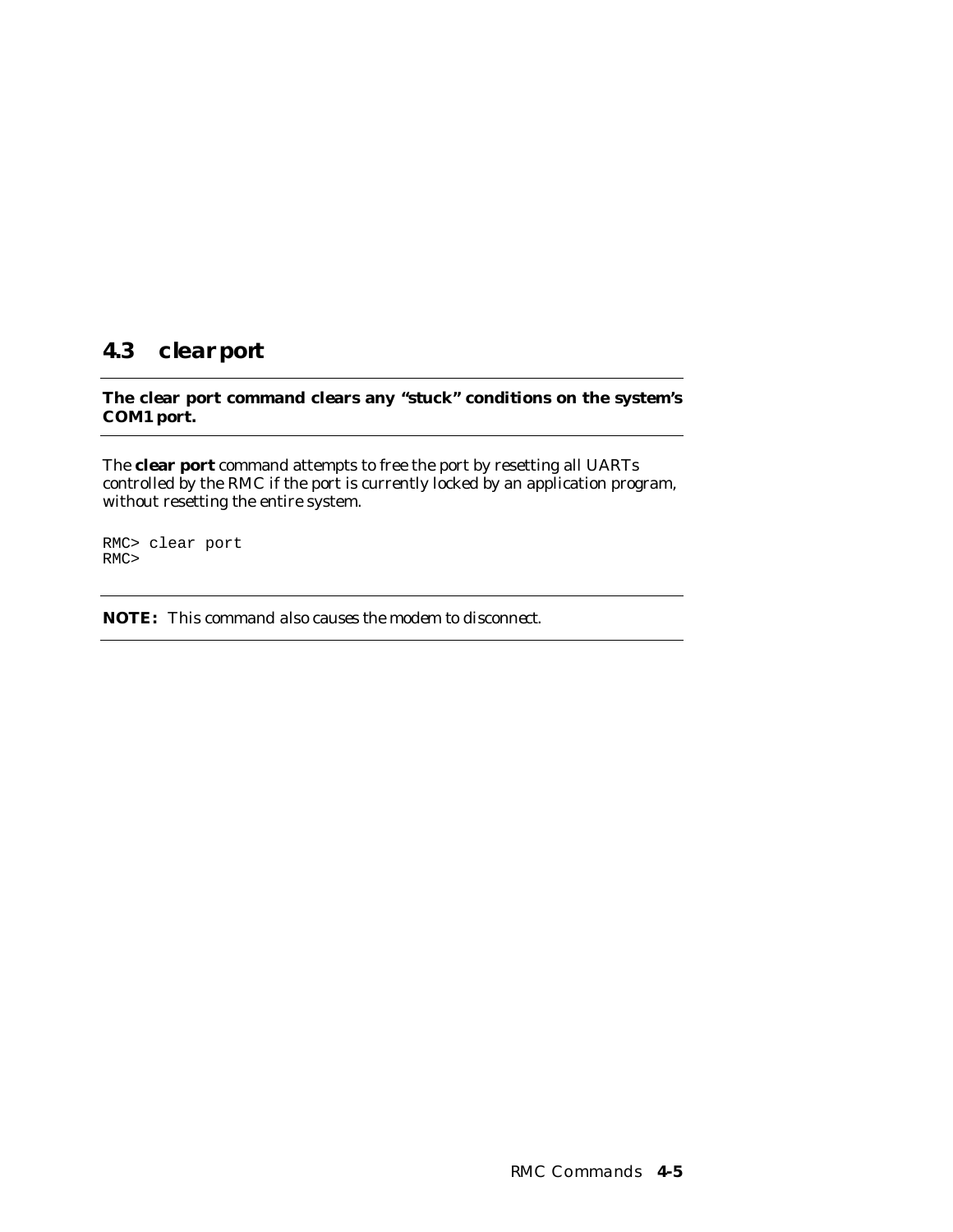## 4.3 clear port

**The clear port command clears any “stuck” conditions on the system’s COM1 port.**

The **clear port** command attempts to free the port by resetting all UARTs controlled by the RMC if the port is currently locked by an application program, without resetting the entire system.

```
RMC> clear port
RMC>
```

**NOTE:** *This command also causes the modem to disconnect.*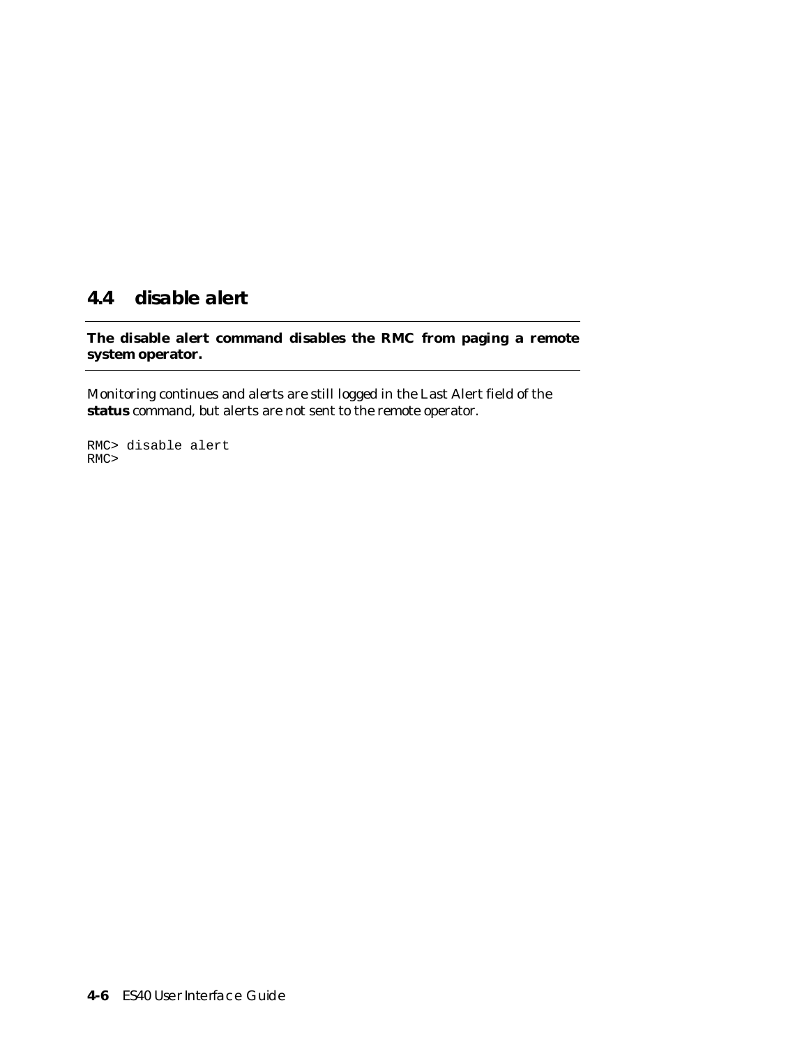## 4.4 disable alert

**The disable alert command disables the RMC from paging a remote system operator.**

Monitoring continues and alerts are still logged in the Last Alert field of the **status** command, but alerts are not sent to the remote operator.

```
RMC> disable alert
RMC>
```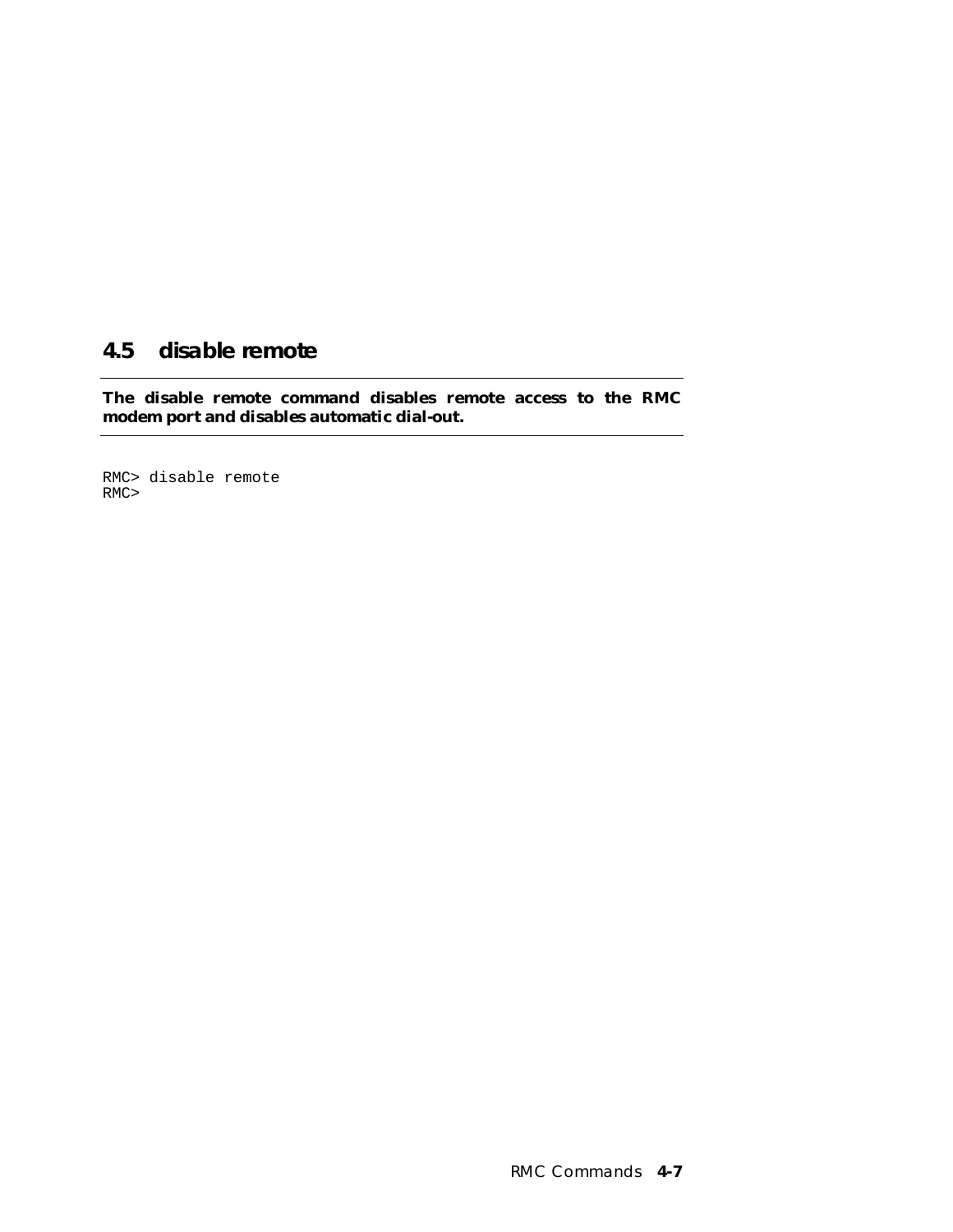## 4.5 disable remote

**The disable remote command disables remote access to the RMC modem port and disables automatic dial-out.**

```
RMC> disable remote
RMC>
```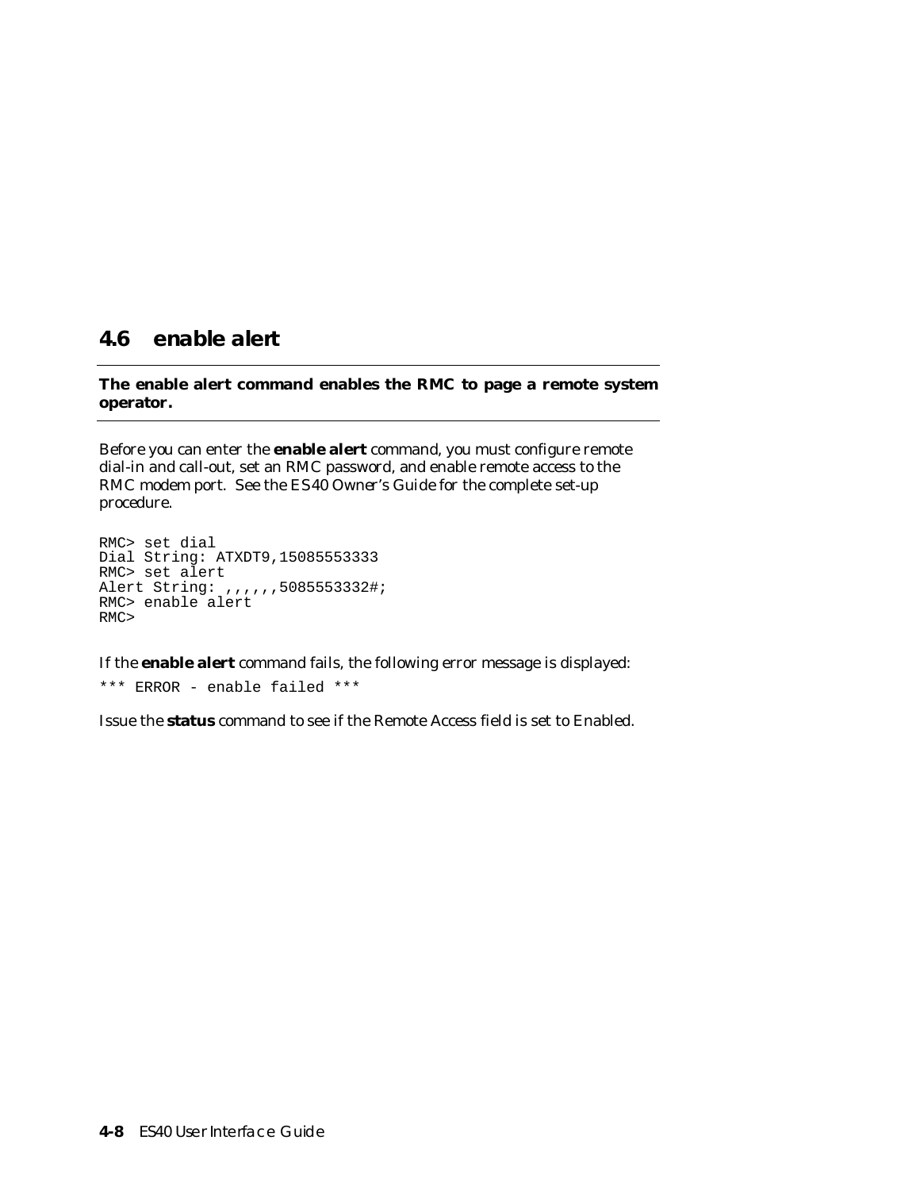## 4.6 enable alert

**The enable alert command enables the RMC to page a remote system operator.**

Before you can enter the **enable alert** command, you must configure remote dial-in and call-out, set an RMC password, and enable remote access to the RMC modem port. See the *ES40 Owner's Guide* for the complete set-up procedure.

```
RMC> set dial
Dial String: ATXDT9,15085553333
RMC> set alert
Alert String: ,,,,,,5085553332#;
RMC> enable alert
RMC>
```

If the **enable alert** command fails, the following error message is displayed:

```
*** ERROR - enable failed ***
```

Issue the **status** command to see if the Remote Access field is set to Enabled.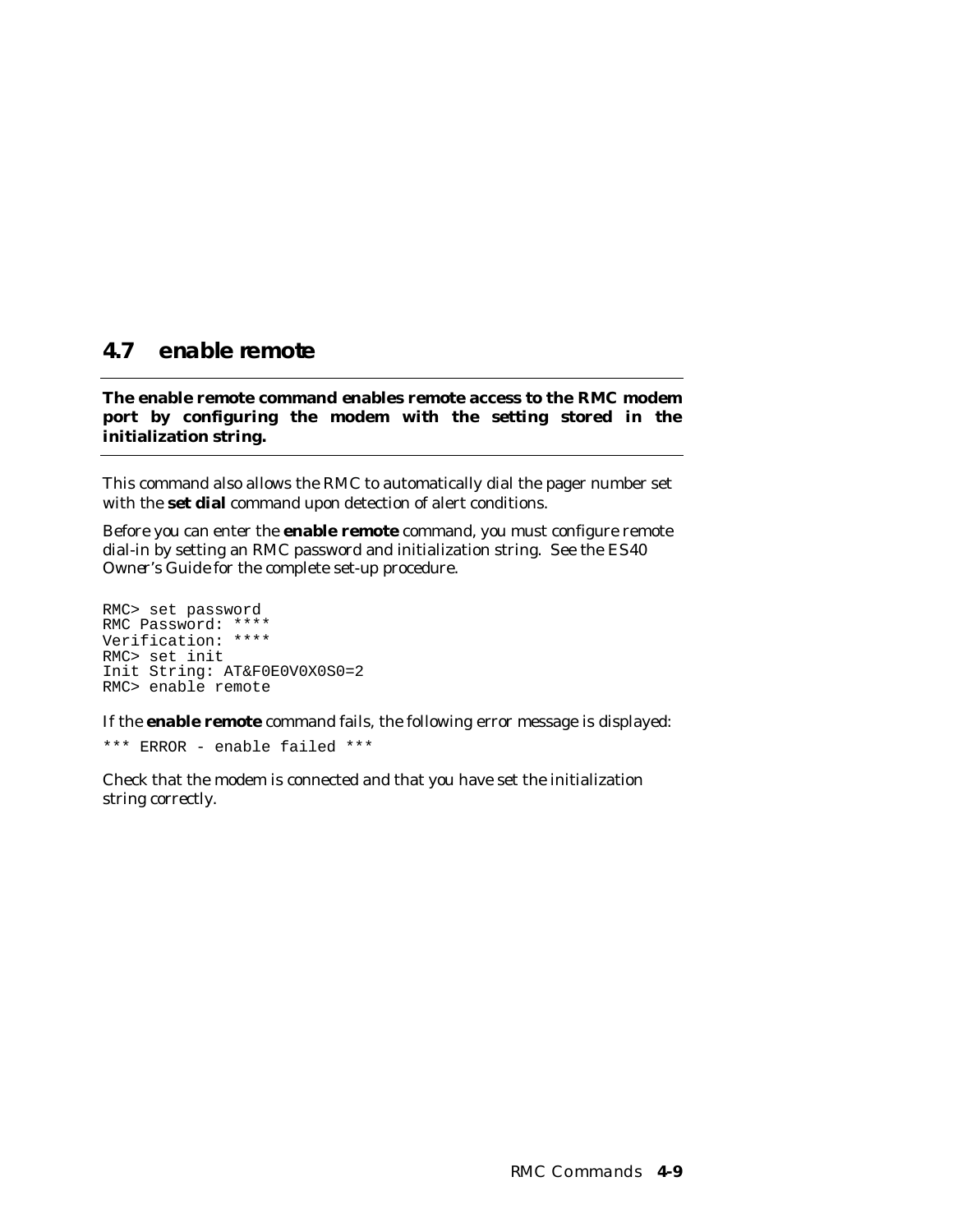## 4.7 enable remote

**The enable remote command enables remote access to the RMC modem port by configuring the modem with the setting stored in the initialization string.**

This command also allows the RMC to automatically dial the pager number set with the **set dial** command upon detection of alert conditions.

Before you can enter the **enable remote** command, you must configure remote dial-in by setting an RMC password and initialization string. See the *ES40 Owner's Guide* for the complete set-up procedure.

```
RMC> set password
RMC Password: ****
Verification: ****
RMC> set init
Init String: AT&F0E0V0X0S0=2
RMC> enable remote
```

If the **enable remote** command fails, the following error message is displayed:

```
*** ERROR - enable failed ***
```

Check that the modem is connected and that you have set the initialization string correctly.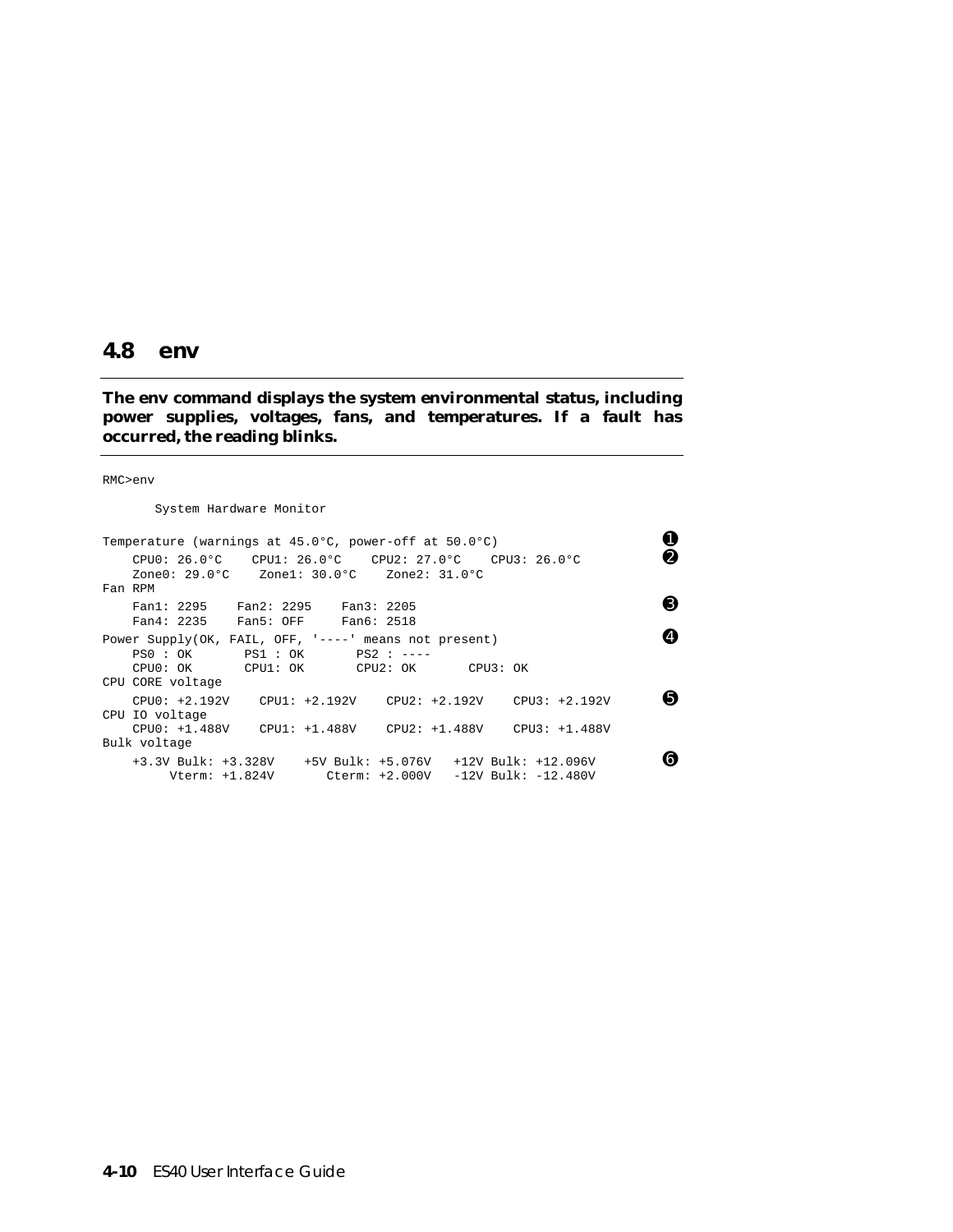## 4.8 env

**The env command displays the system environmental status, including power supplies, voltages, fans, and temperatures. If a fault has occurred, the reading blinks.**

```
RMC>env

       System Hardware Monitor

Temperature (warnings at 45.0°C, power-off at 50.0°C)                      ❶
    CPU0: 26.0°C    CPU1: 26.0°C    CPU2: 27.0°C    CPU3: 26.0°C           ❷
    Zone0: 29.0°C    Zone1: 30.0°C    Zone2: 31.0°C
Fan RPM
    Fan1: 2295    Fan2: 2295    Fan3: 2205                                 ❸
    Fan4: 2235    Fan5: OFF     Fan6: 2518
Power Supply(OK, FAIL, OFF, '----' means not present)                      ❹
    PS0 : OK       PS1 : OK       PS2 : ----
    CPU0: OK       CPU1: OK       CPU2: OK       CPU3: OK
CPU CORE voltage
    CPU0: +2.192V    CPU1: +2.192V    CPU2: +2.192V    CPU3: +2.192V       ❺
CPU IO voltage
    CPU0: +1.488V    CPU1: +1.488V    CPU2: +1.488V    CPU3: +1.488V
Bulk voltage
    +3.3V Bulk: +3.328V    +5V Bulk: +5.076V   +12V Bulk: +12.096V         ❻
         Vterm: +1.824V       Cterm: +2.000V   -12V Bulk: -12.480V
```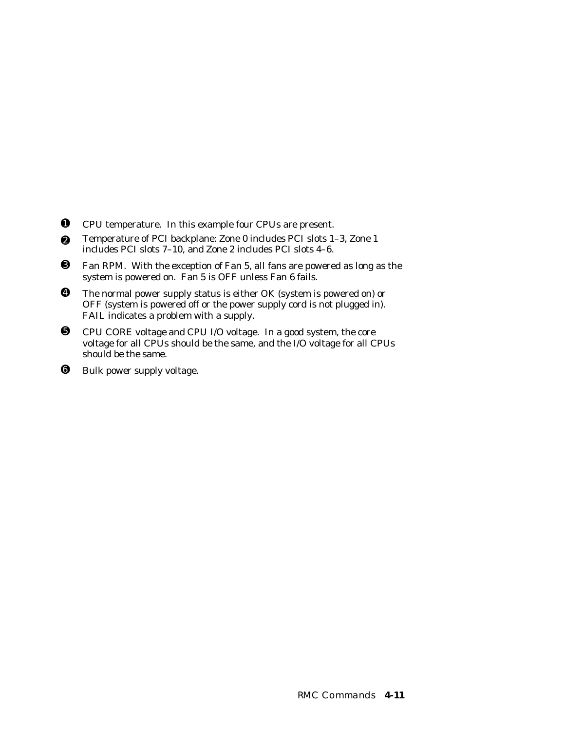❶ CPU temperature. In this example four CPUs are present.

❷ Temperature of PCI backplane: Zone 0 includes PCI slots 1–3, Zone 1 includes PCI slots 7–10, and Zone 2 includes PCI slots 4–6.

❸ Fan RPM. With the exception of Fan 5, all fans are powered as long as the system is powered on. Fan 5 is OFF unless Fan 6 fails.

❹ The normal power supply status is either OK (system is powered on) or OFF (system is powered off or the power supply cord is not plugged in). FAIL indicates a problem with a supply.

❺ CPU CORE voltage and CPU I/O voltage. In a good system, the core voltage for all CPUs should be the same, and the I/O voltage for all CPUs should be the same.

❻ Bulk power supply voltage.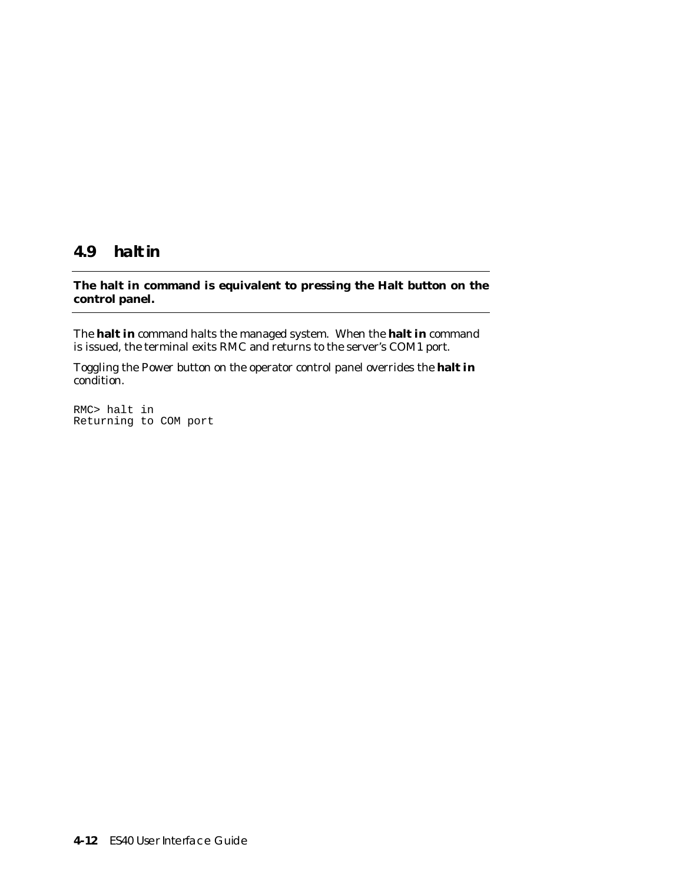## 4.9 halt in

**The halt in command is equivalent to pressing the Halt button on the control panel.**

The **halt in** command halts the managed system. When the **halt in** command is issued, the terminal exits RMC and returns to the server's COM1 port.

Toggling the Power button on the operator control panel overrides the **halt in** condition.

```
RMC> halt in
Returning to COM port
```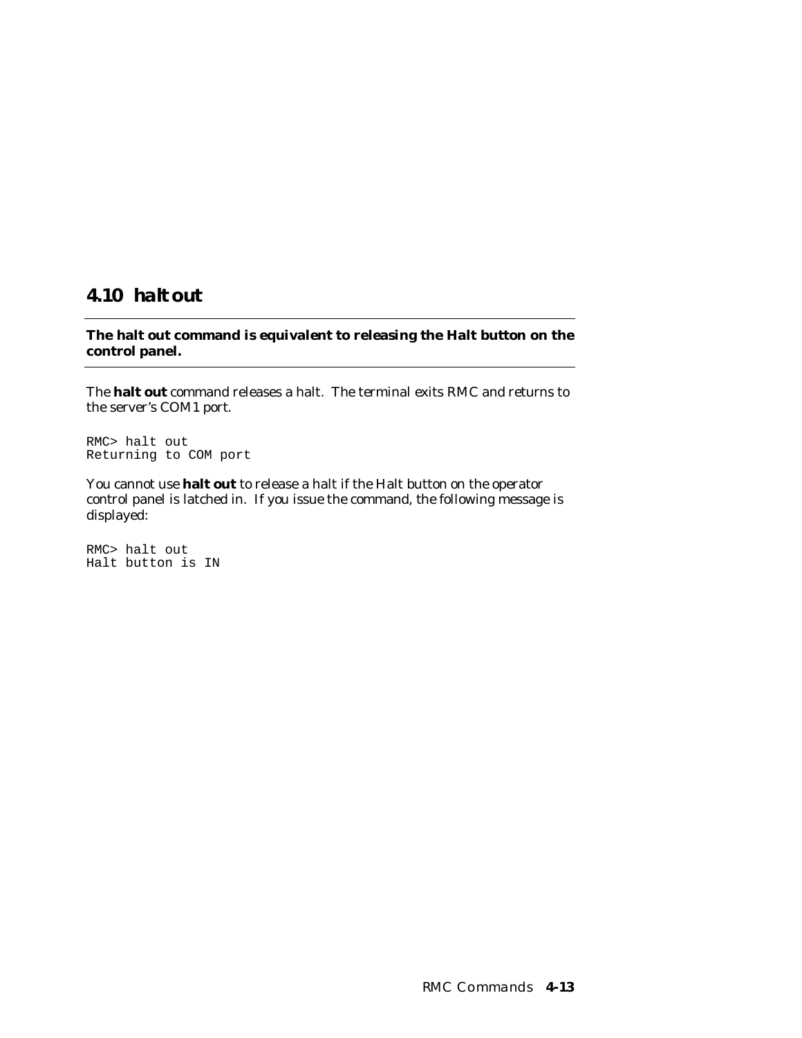## 4.10 halt out

**The halt out command is equivalent to releasing the Halt button on the control panel.**

The **halt out** command releases a halt. The terminal exits RMC and returns to the server's COM1 port.

```
RMC> halt out
Returning to COM port
```

You cannot use **halt out** to release a halt if the Halt button on the operator control panel is latched in. If you issue the command, the following message is displayed:

```
RMC> halt out
Halt button is IN
```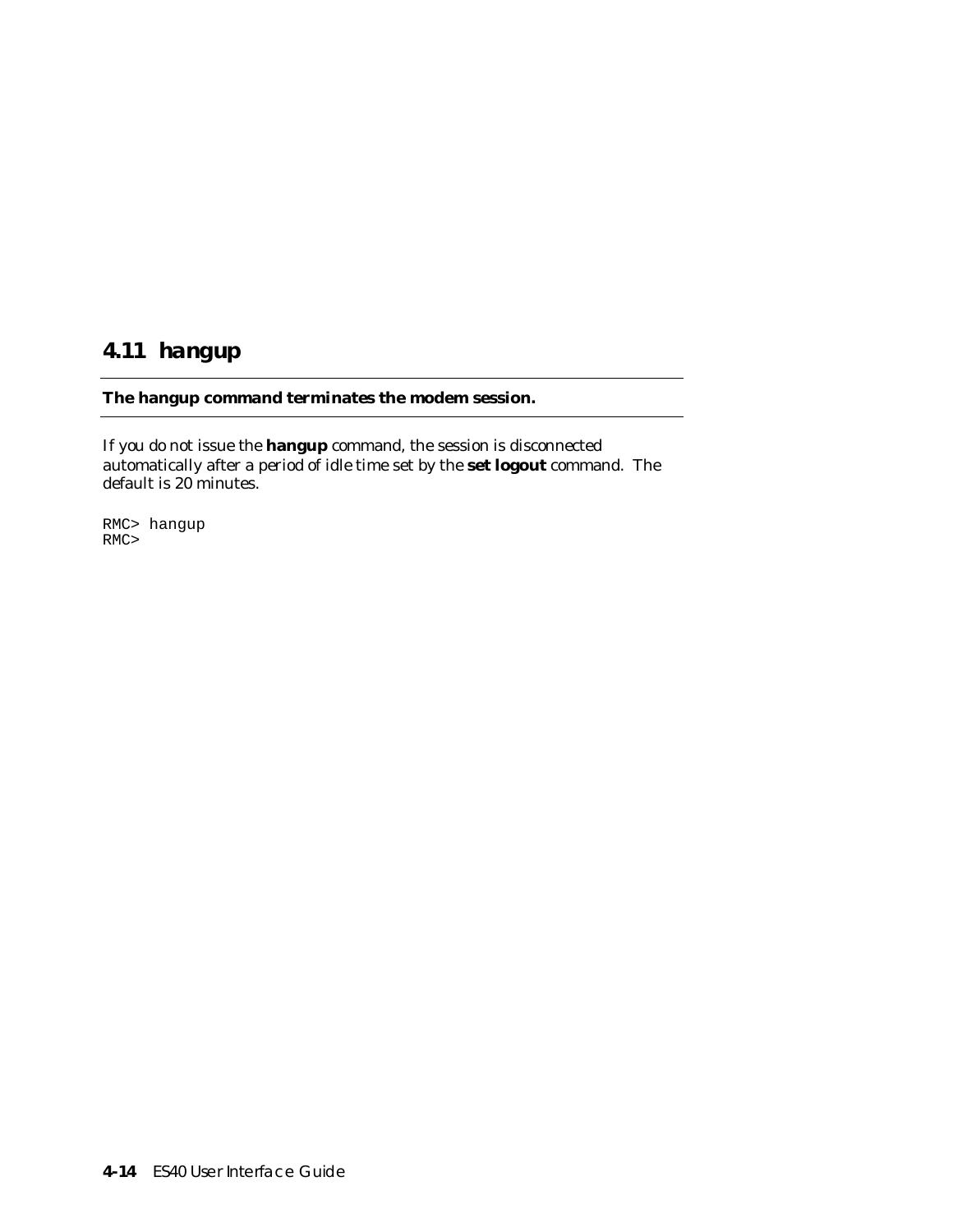## 4.11 hangup

**The hangup command terminates the modem session.**

If you do not issue the **hangup** command, the session is disconnected automatically after a period of idle time set by the **set logout** command. The default is 20 minutes.

```
RMC> hangup
RMC>
```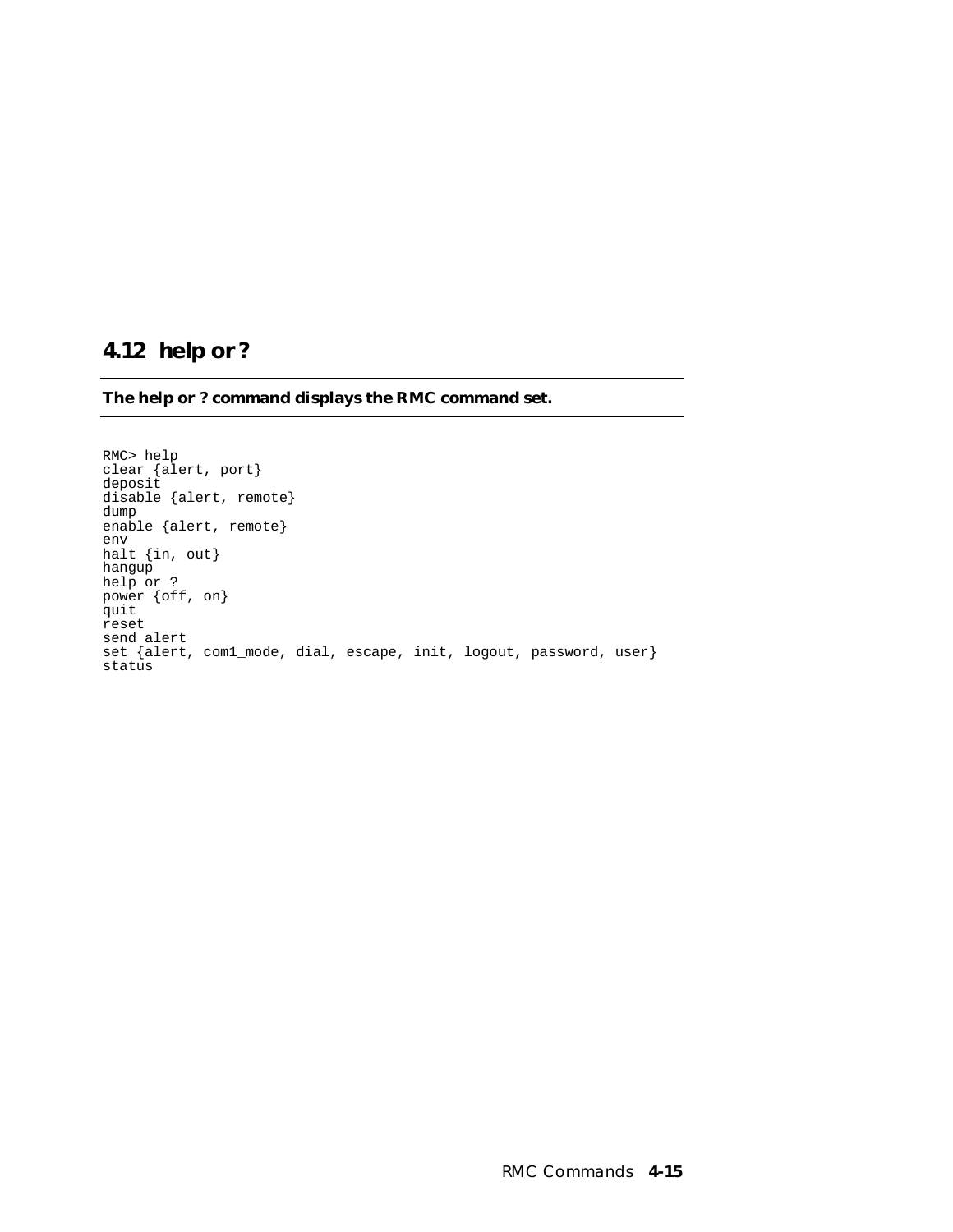## 4.12 help or ?

**The help or ? command displays the RMC command set.**

```
RMC> help
clear {alert, port}
deposit
disable {alert, remote}
dump
enable {alert, remote}
env
halt {in, out}
hangup
help or ?
power {off, on}
quit
reset
send alert
set {alert, com1_mode, dial, escape, init, logout, password, user}
status
```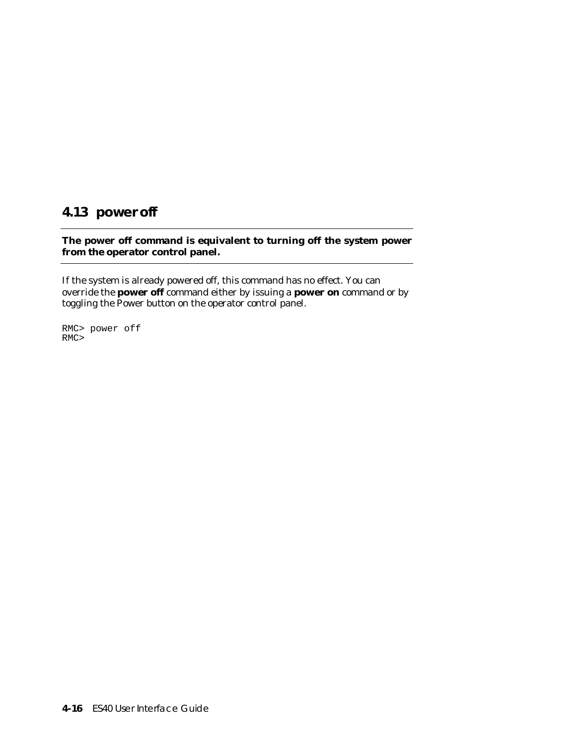## 4.13 power off

**The power off command is equivalent to turning off the system power from the operator control panel.**

If the system is already powered off, this command has no effect. You can override the **power off** command either by issuing a **power on** command or by toggling the Power button on the operator control panel.

```
RMC> power off
RMC>
```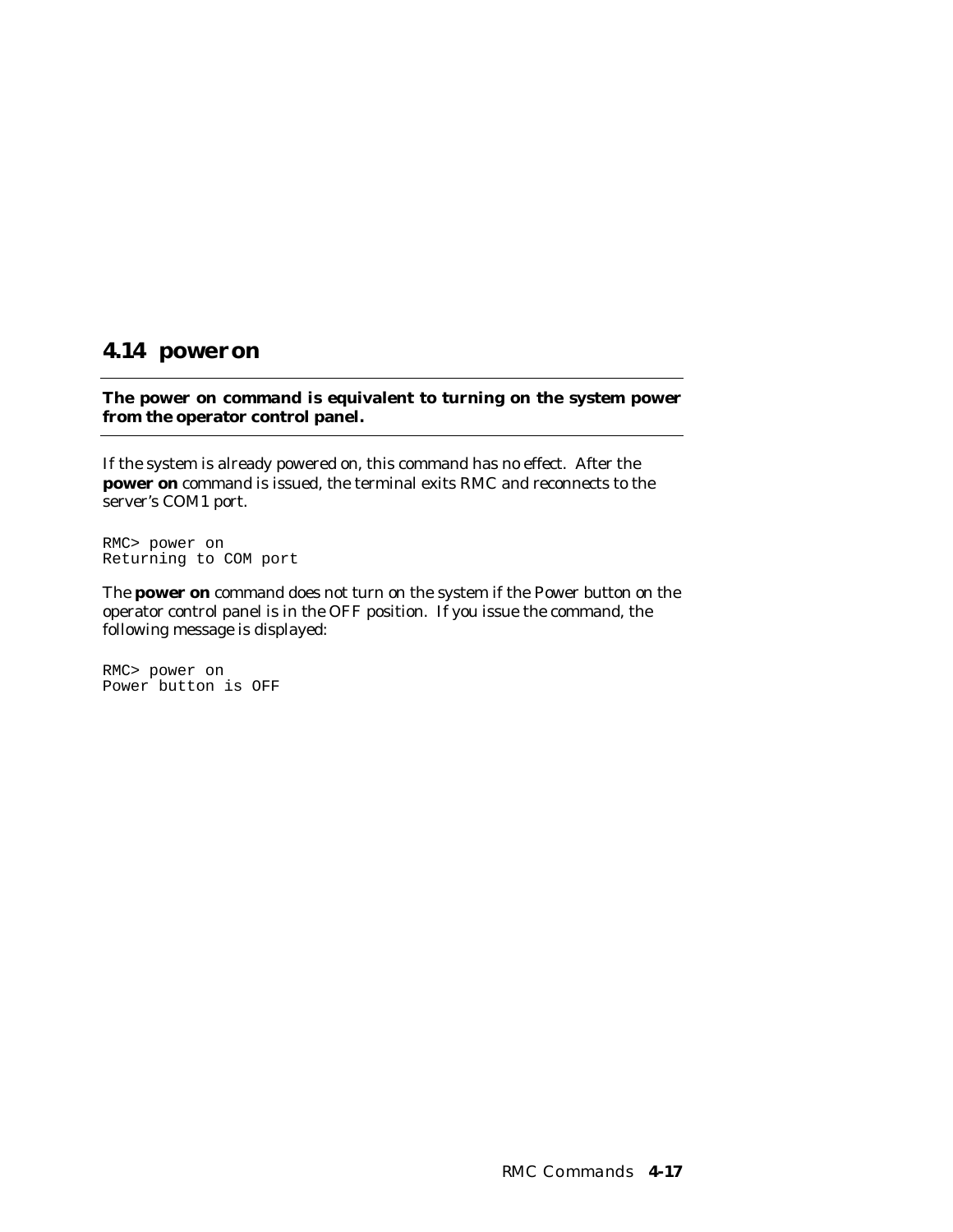## 4.14 power on

**The power on command is equivalent to turning on the system power from the operator control panel.**

If the system is already powered on, this command has no effect. After the **power on** command is issued, the terminal exits RMC and reconnects to the server's COM1 port.

```
RMC> power on
Returning to COM port
```

The **power on** command does not turn on the system if the Power button on the operator control panel is in the OFF position. If you issue the command, the following message is displayed:

```
RMC> power on
Power button is OFF
```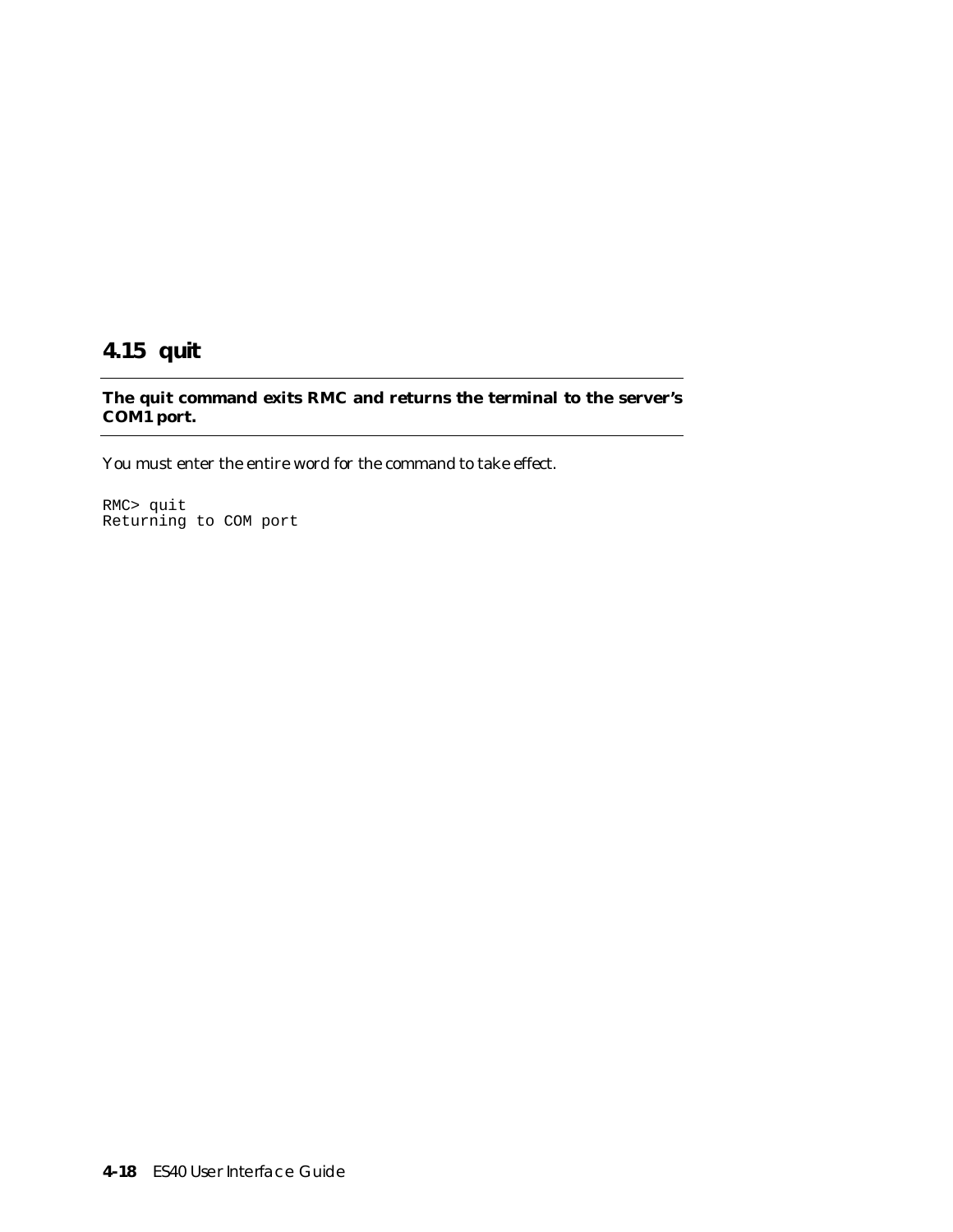## 4.15 quit

**The quit command exits RMC and returns the terminal to the server's COM1 port.**

You must enter the entire word for the command to take effect.

```
RMC> quit
Returning to COM port
```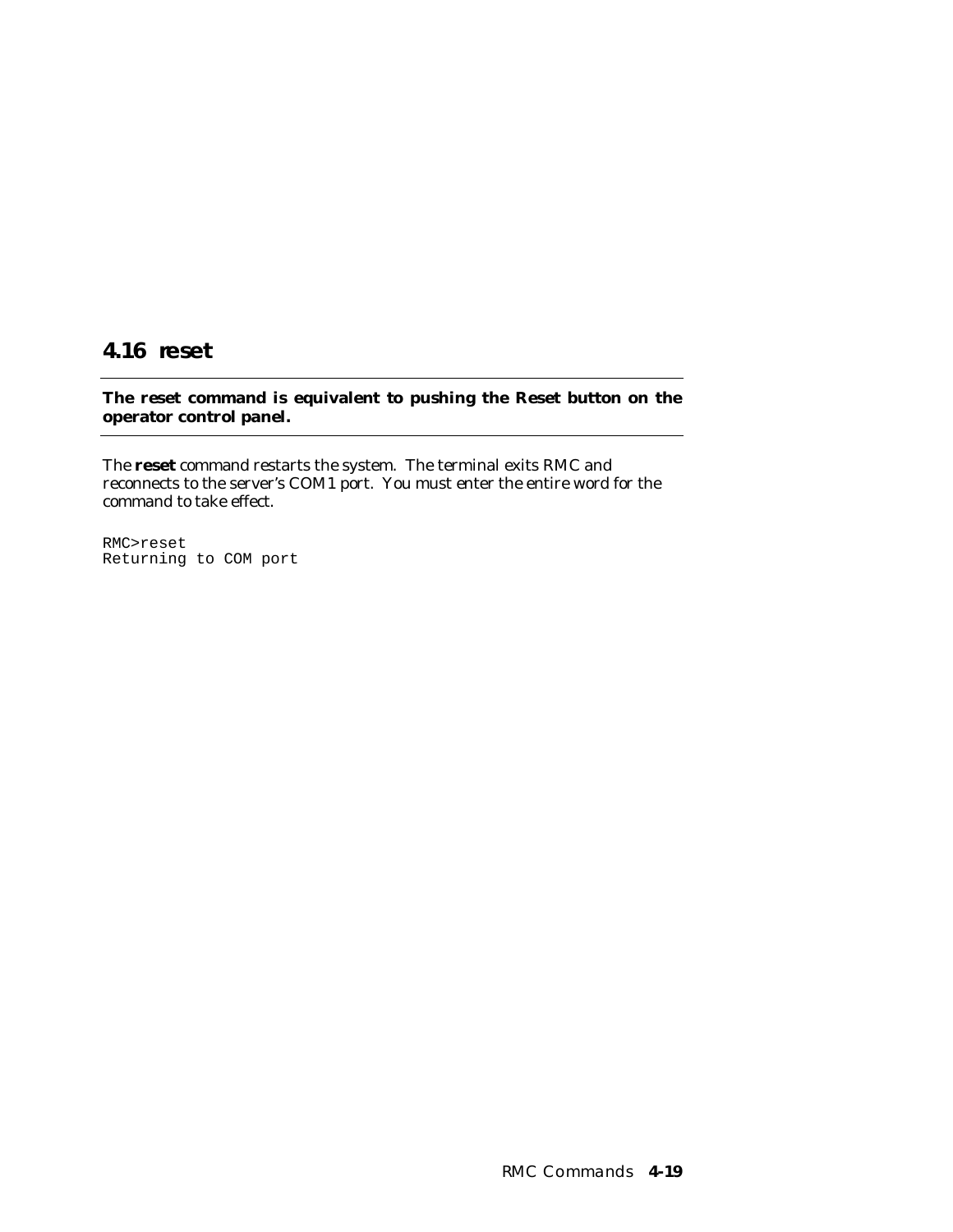## 4.16 reset

**The reset command is equivalent to pushing the Reset button on the operator control panel.**

The **reset** command restarts the system. The terminal exits RMC and reconnects to the server's COM1 port. You must enter the entire word for the command to take effect.

```
RMC>reset
Returning to COM port
```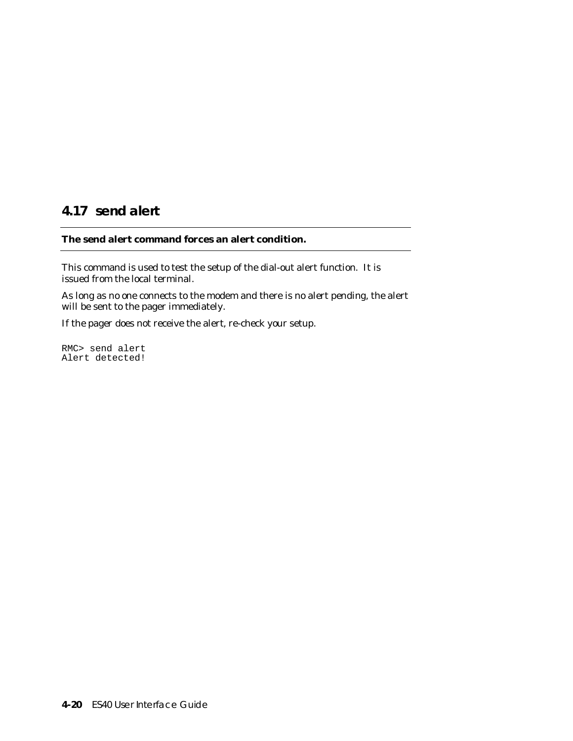## 4.17 send alert

**The send alert command forces an alert condition.**

This command is used to test the setup of the dial-out alert function. It is issued from the local terminal.

As long as no one connects to the modem and there is no alert pending, the alert will be sent to the pager immediately.

If the pager does not receive the alert, re-check your setup.

```
RMC> send alert
Alert detected!
```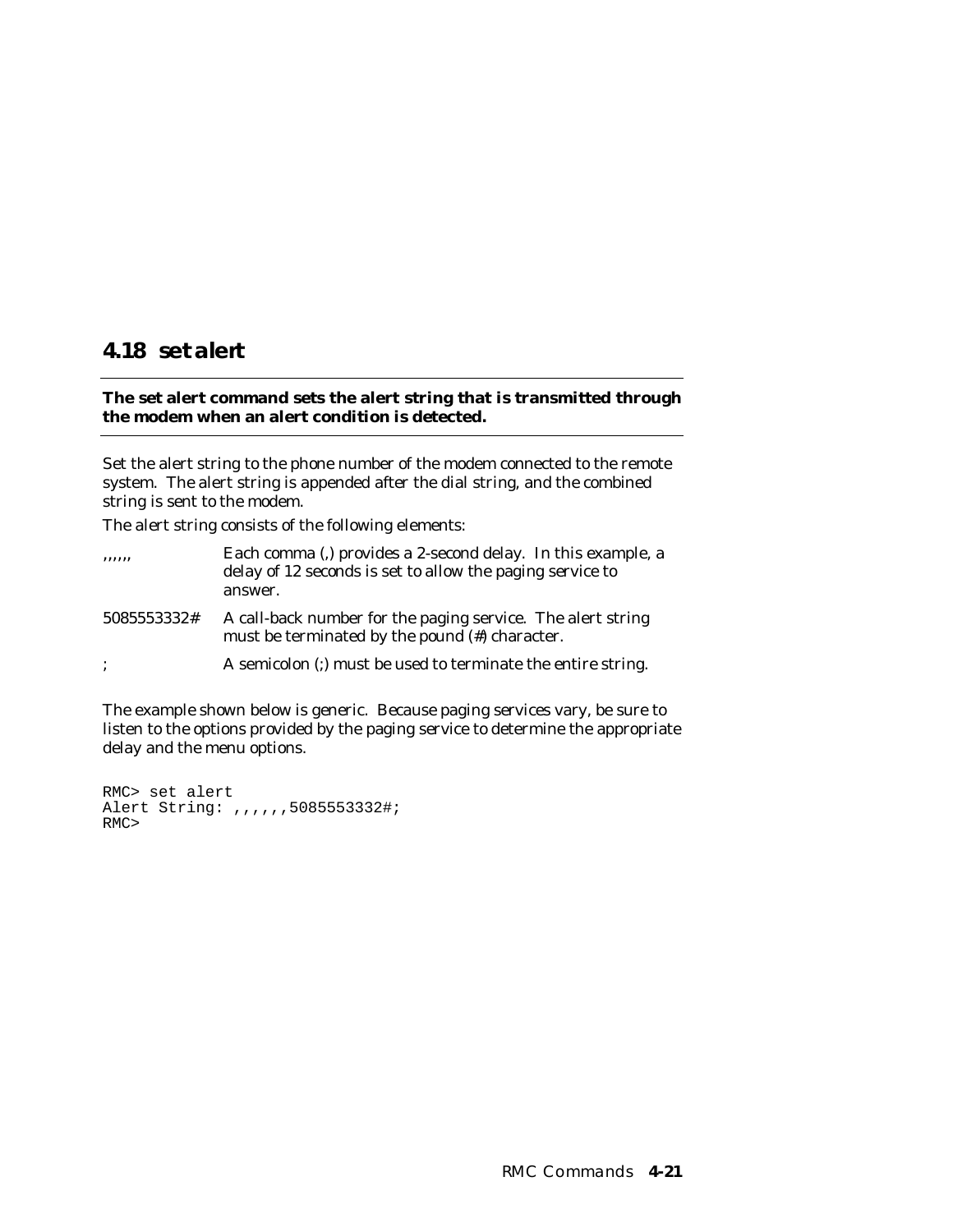## 4.18 set alert

**The set alert command sets the alert string that is transmitted through the modem when an alert condition is detected.**

Set the alert string to the phone number of the modem connected to the remote system. The alert string is appended after the dial string, and the combined string is sent to the modem.

The alert string consists of the following elements:

| | |
|---|---|
| ,,,,,, | Each comma (,) provides a 2-second delay. In this example, a delay of 12 seconds is set to allow the paging service to answer. |
| 5085553332# | A call-back number for the paging service. The alert string must be terminated by the pound (#) character. |
| ; | A semicolon (;) must be used to terminate the entire string. |

The example shown below is generic. Because paging services vary, be sure to listen to the options provided by the paging service to determine the appropriate delay and the menu options.

```
RMC> set alert
Alert String: ,,,,,,5085553332#;
RMC>
```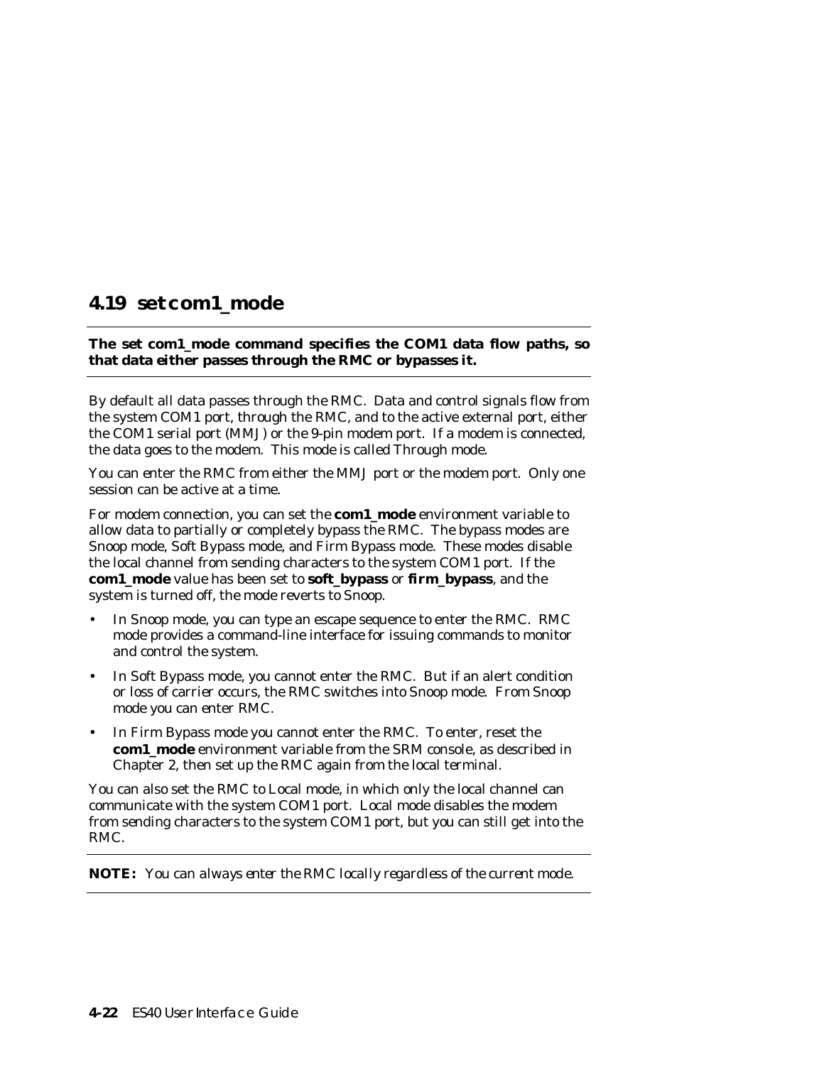## 4.19 set com1_mode

**The set com1_mode command specifies the COM1 data flow paths, so that data either passes through the RMC or bypasses it.**

---

By default all data passes through the RMC. Data and control signals flow from the system COM1 port, through the RMC, and to the active external port, either the COM1 serial port (MMJ) or the 9-pin modem port. If a modem is connected, the data goes to the modem. This mode is called Through mode.

You can enter the RMC from either the MMJ port or the modem port. Only one session can be active at a time.

For modem connection, you can set the **com1_mode** environment variable to allow data to partially or completely bypass the RMC. The bypass modes are Snoop mode, Soft Bypass mode, and Firm Bypass mode. These modes disable the local channel from sending characters to the system COM1 port. If the **com1_mode** value has been set to **soft_bypass** or **firm_bypass**, and the system is turned off, the mode reverts to Snoop.

- In Snoop mode, you can type an escape sequence to enter the RMC. RMC mode provides a command-line interface for issuing commands to monitor and control the system.
- In Soft Bypass mode, you cannot enter the RMC. But if an alert condition or loss of carrier occurs, the RMC switches into Snoop mode. From Snoop mode you can enter RMC.
- In Firm Bypass mode you cannot enter the RMC. To enter, reset the **com1_mode** environment variable from the SRM console, as described in Chapter 2, then set up the RMC again from the local terminal.

You can also set the RMC to Local mode, in which only the local channel can communicate with the system COM1 port. Local mode disables the modem from sending characters to the system COM1 port, but you can still get into the RMC.

---

**NOTE:** *You can always enter the RMC locally regardless of the current mode.*

---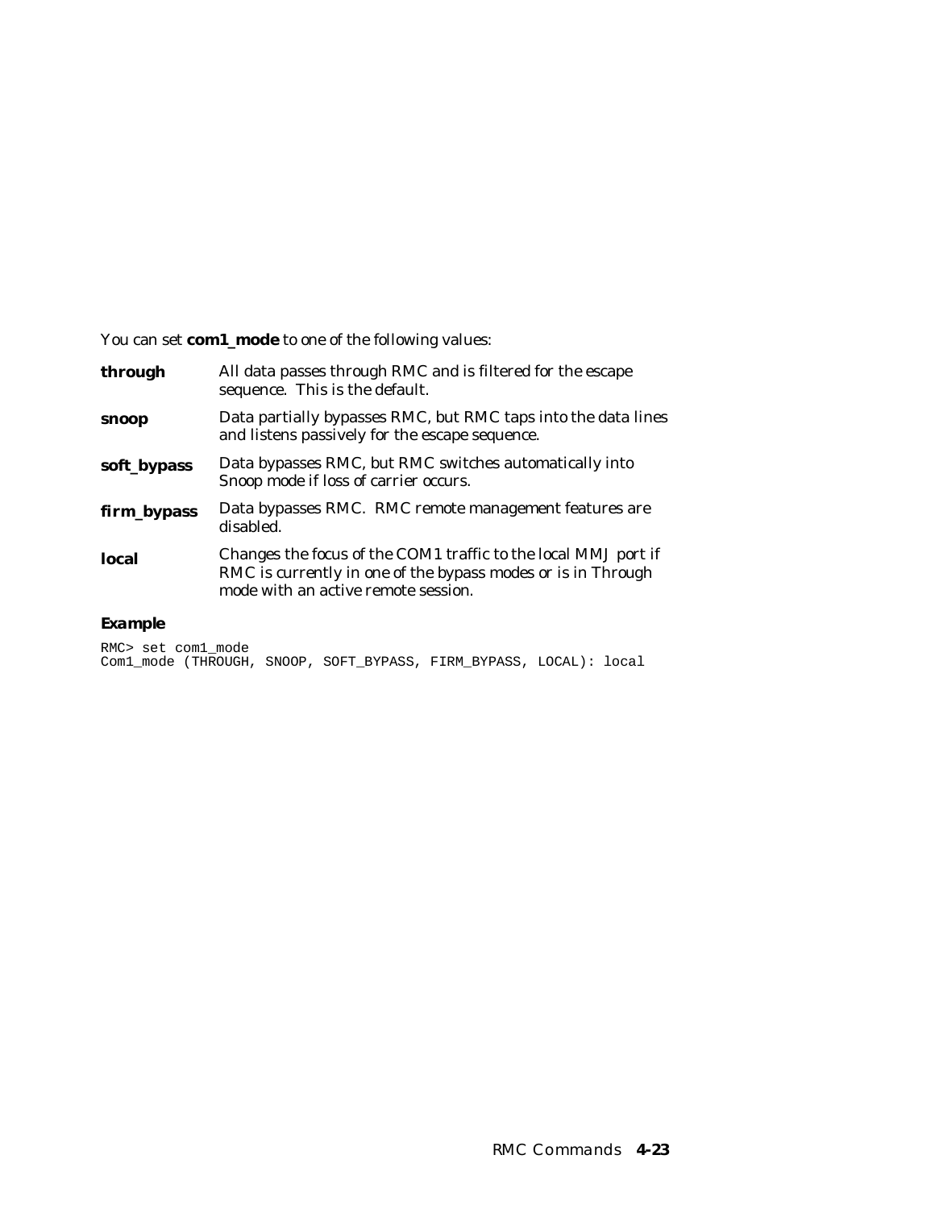You can set **com1_mode** to one of the following values:

**through** All data passes through RMC and is filtered for the escape sequence. This is the default.

**snoop** Data partially bypasses RMC, but RMC taps into the data lines and listens passively for the escape sequence.

**soft_bypass** Data bypasses RMC, but RMC switches automatically into Snoop mode if loss of carrier occurs.

**firm_bypass** Data bypasses RMC. RMC remote management features are disabled.

**local** Changes the focus of the COM1 traffic to the local MMJ port if RMC is currently in one of the bypass modes or is in Through mode with an active remote session.

### Example

```
RMC> set com1_mode
Com1_mode (THROUGH, SNOOP, SOFT_BYPASS, FIRM_BYPASS, LOCAL): local
```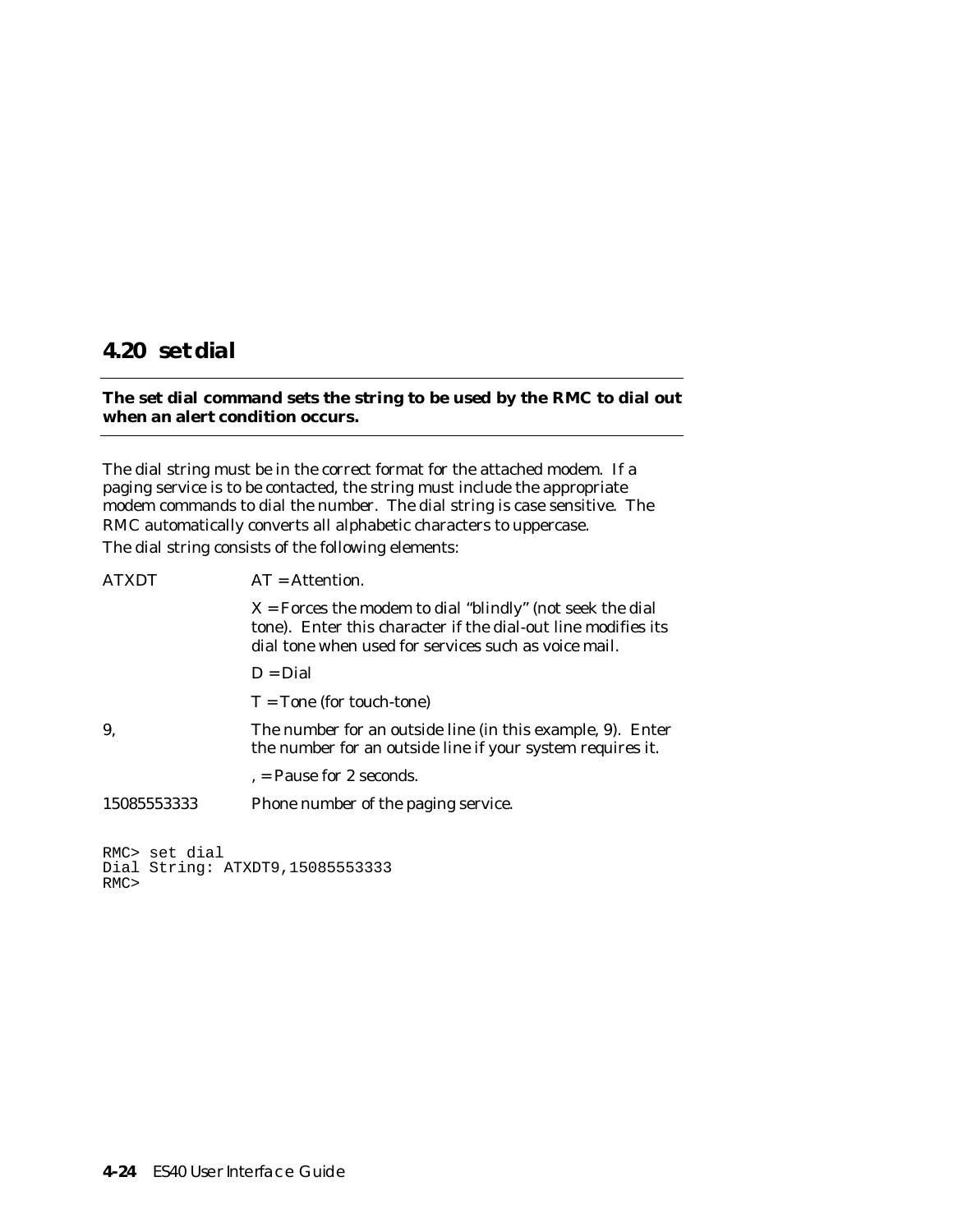## 4.20 set dial

**The set dial command sets the string to be used by the RMC to dial out when an alert condition occurs.**

The dial string must be in the correct format for the attached modem. If a paging service is to be contacted, the string must include the appropriate modem commands to dial the number. The dial string is case sensitive. The RMC automatically converts all alphabetic characters to uppercase.

The dial string consists of the following elements:

| | |
|---|---|
| ATXDT | AT = Attention. |
| | X = Forces the modem to dial "blindly" (not seek the dial tone). Enter this character if the dial-out line modifies its dial tone when used for services such as voice mail. |
| | D = Dial |
| | T = Tone (for touch-tone) |
| 9, | The number for an outside line (in this example, 9). Enter the number for an outside line if your system requires it. |
| | , = Pause for 2 seconds. |
| 15085553333 | Phone number of the paging service. |

```
RMC> set dial
Dial String: ATXDT9,15085553333
RMC>
```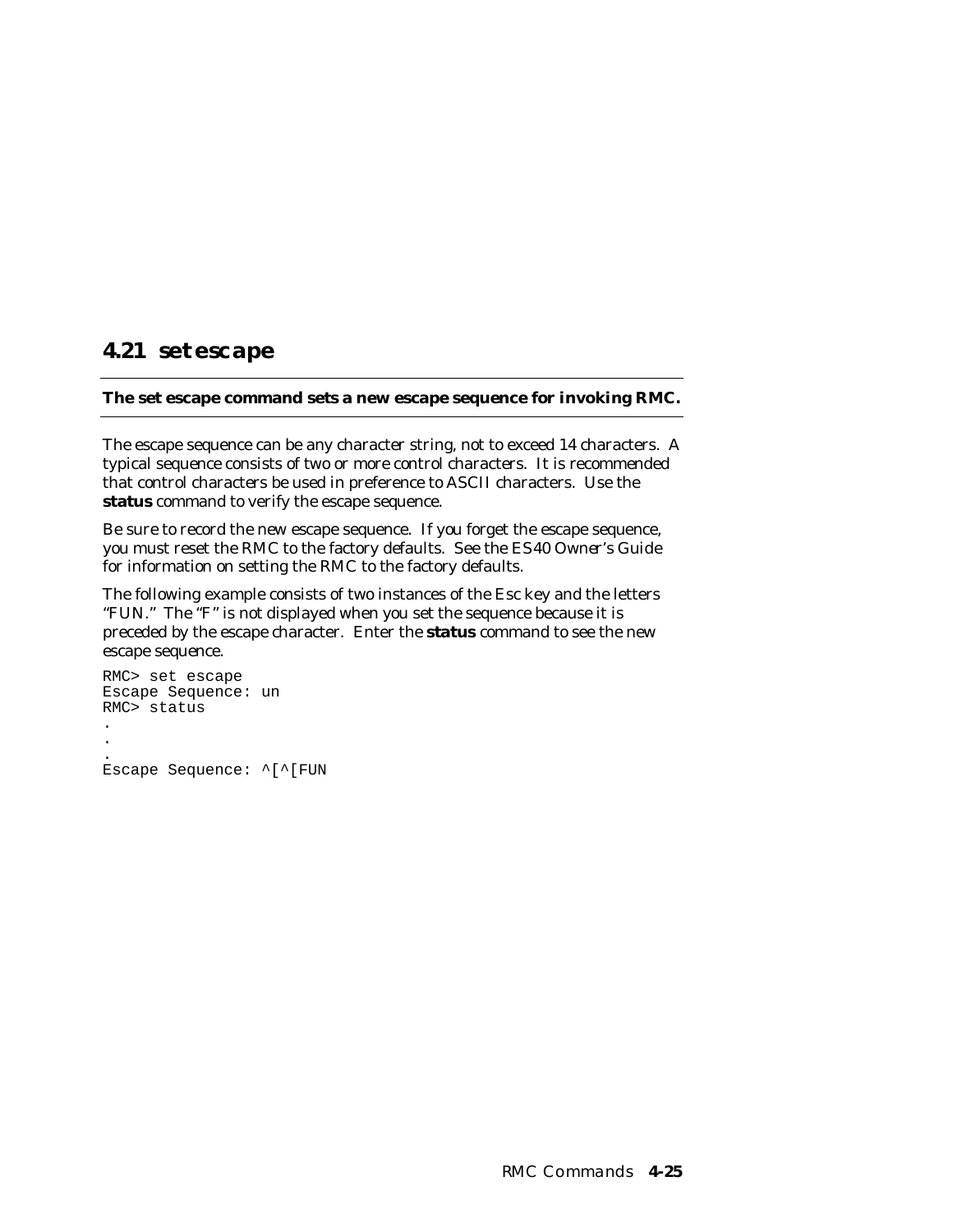## 4.21 set escape

**The set escape command sets a new escape sequence for invoking RMC.**

The escape sequence can be any character string, not to exceed 14 characters. A typical sequence consists of two or more control characters. It is recommended that control characters be used in preference to ASCII characters. Use the **status** command to verify the escape sequence.

Be sure to record the new escape sequence. If you forget the escape sequence, you must reset the RMC to the factory defaults. See the *ES40 Owner's Guide* for information on setting the RMC to the factory defaults.

The following example consists of two instances of the Esc key and the letters "FUN." The "F" is not displayed when you set the sequence because it is preceded by the escape character. Enter the **status** command to see the new escape sequence.

```
RMC> set escape
Escape Sequence: un
RMC> status
.
.
.
Escape Sequence: ^[^[FUN
```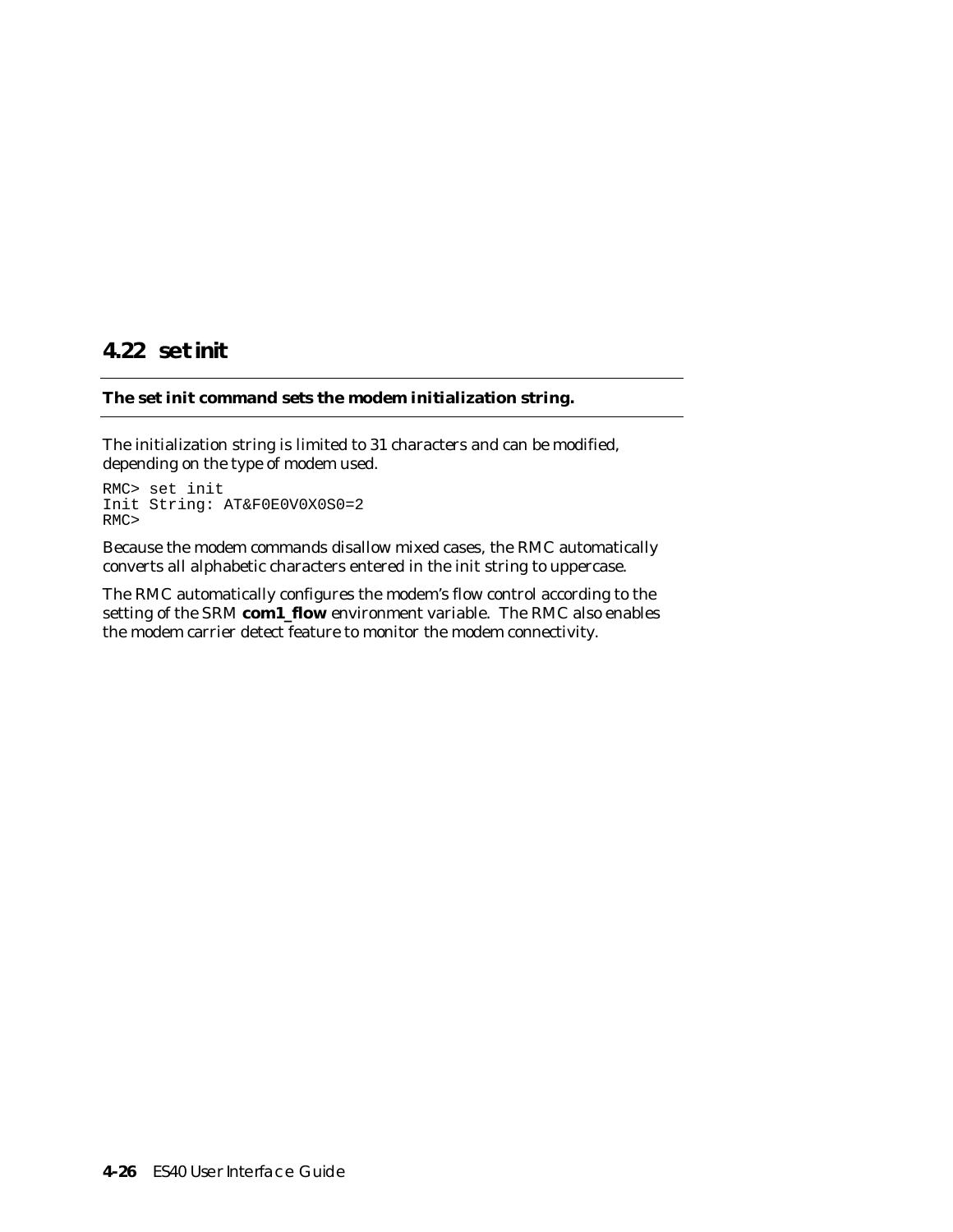## 4.22 set init

**The set init command sets the modem initialization string.**

The initialization string is limited to 31 characters and can be modified, depending on the type of modem used.

```
RMC> set init
Init String: AT&F0E0V0X0S0=2
RMC>
```

Because the modem commands disallow mixed cases, the RMC automatically converts all alphabetic characters entered in the init string to uppercase.

The RMC automatically configures the modem's flow control according to the setting of the SRM **com1_flow** environment variable. The RMC also enables the modem carrier detect feature to monitor the modem connectivity.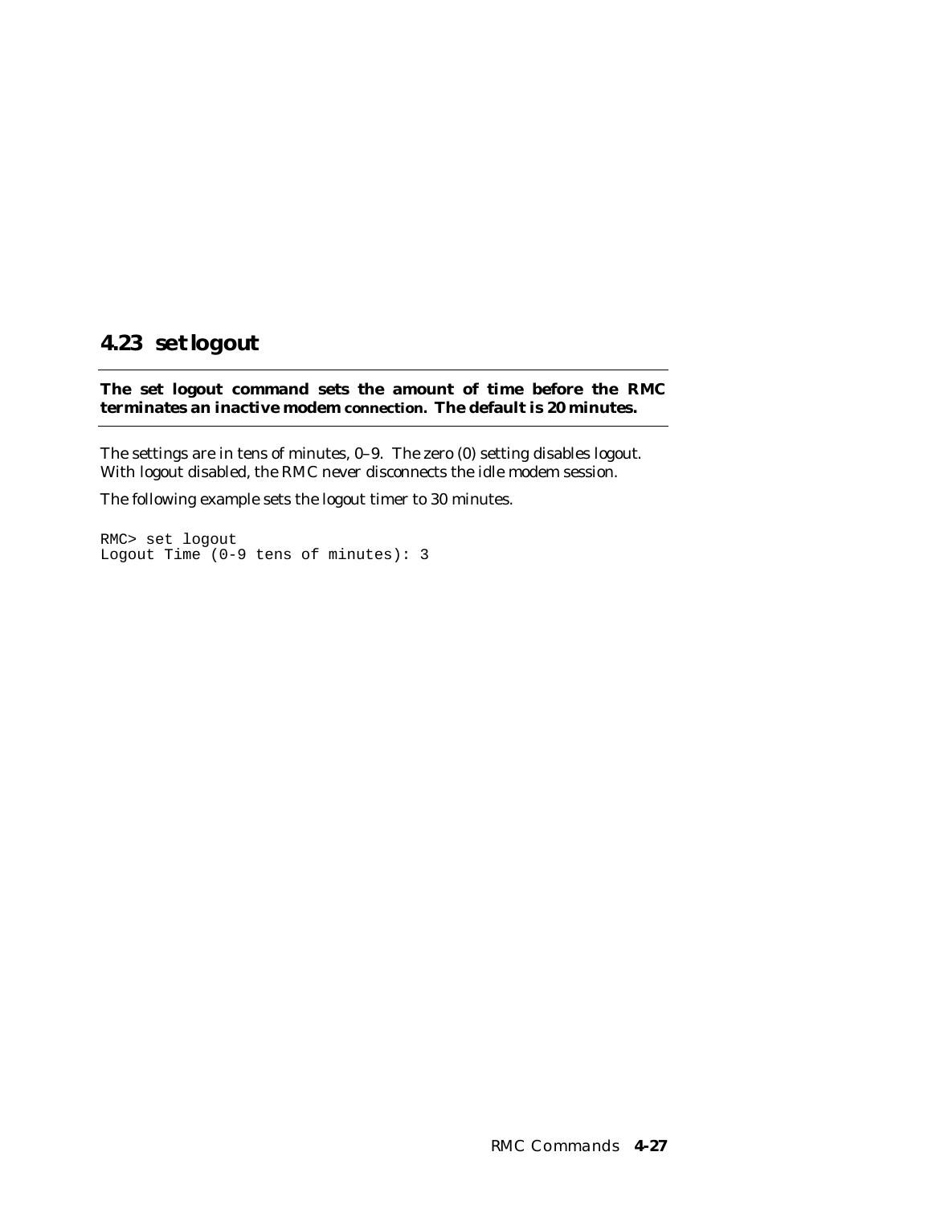## 4.23 set logout

**The set logout command sets the amount of time before the RMC terminates an inactive modem connection. The default is 20 minutes.**

The settings are in tens of minutes, 0–9. The zero (0) setting disables logout. With logout disabled, the RMC never disconnects the idle modem session.

The following example sets the logout timer to 30 minutes.

```
RMC> set logout
Logout Time (0-9 tens of minutes): 3
```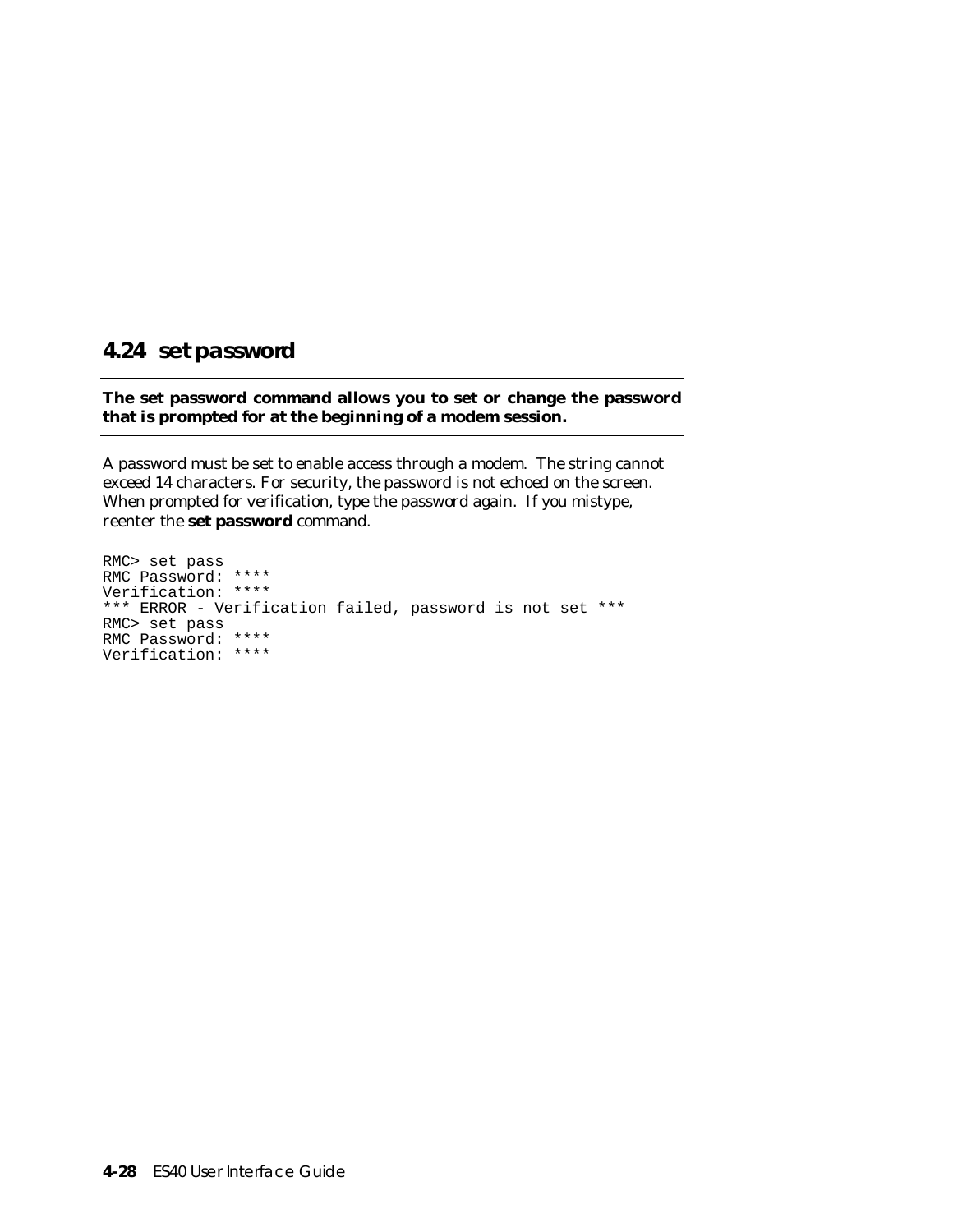## 4.24 set password

**The set password command allows you to set or change the password that is prompted for at the beginning of a modem session.**

A password must be set to enable access through a modem. The string cannot exceed 14 characters. For security, the password is not echoed on the screen. When prompted for verification, type the password again. If you mistype, reenter the **set password** command.

```
RMC> set pass
RMC Password: ****
Verification: ****
*** ERROR - Verification failed, password is not set ***
RMC> set pass
RMC Password: ****
Verification: ****
```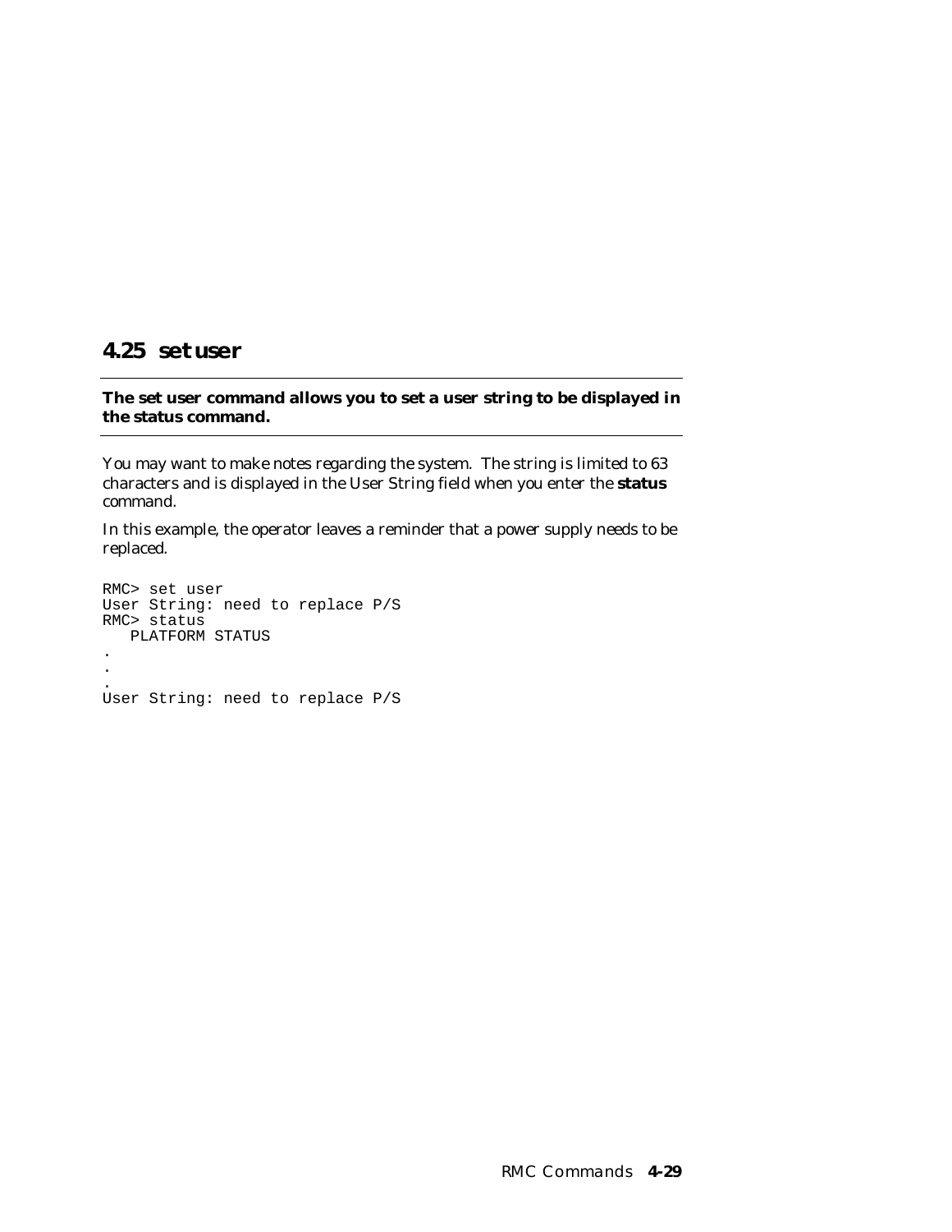## 4.25 set user

**The set user command allows you to set a user string to be displayed in the status command.**

You may want to make notes regarding the system. The string is limited to 63 characters and is displayed in the User String field when you enter the **status** command.

In this example, the operator leaves a reminder that a power supply needs to be replaced.

```
RMC> set user
User String: need to replace P/S
RMC> status
   PLATFORM STATUS
.
.
.
User String: need to replace P/S
```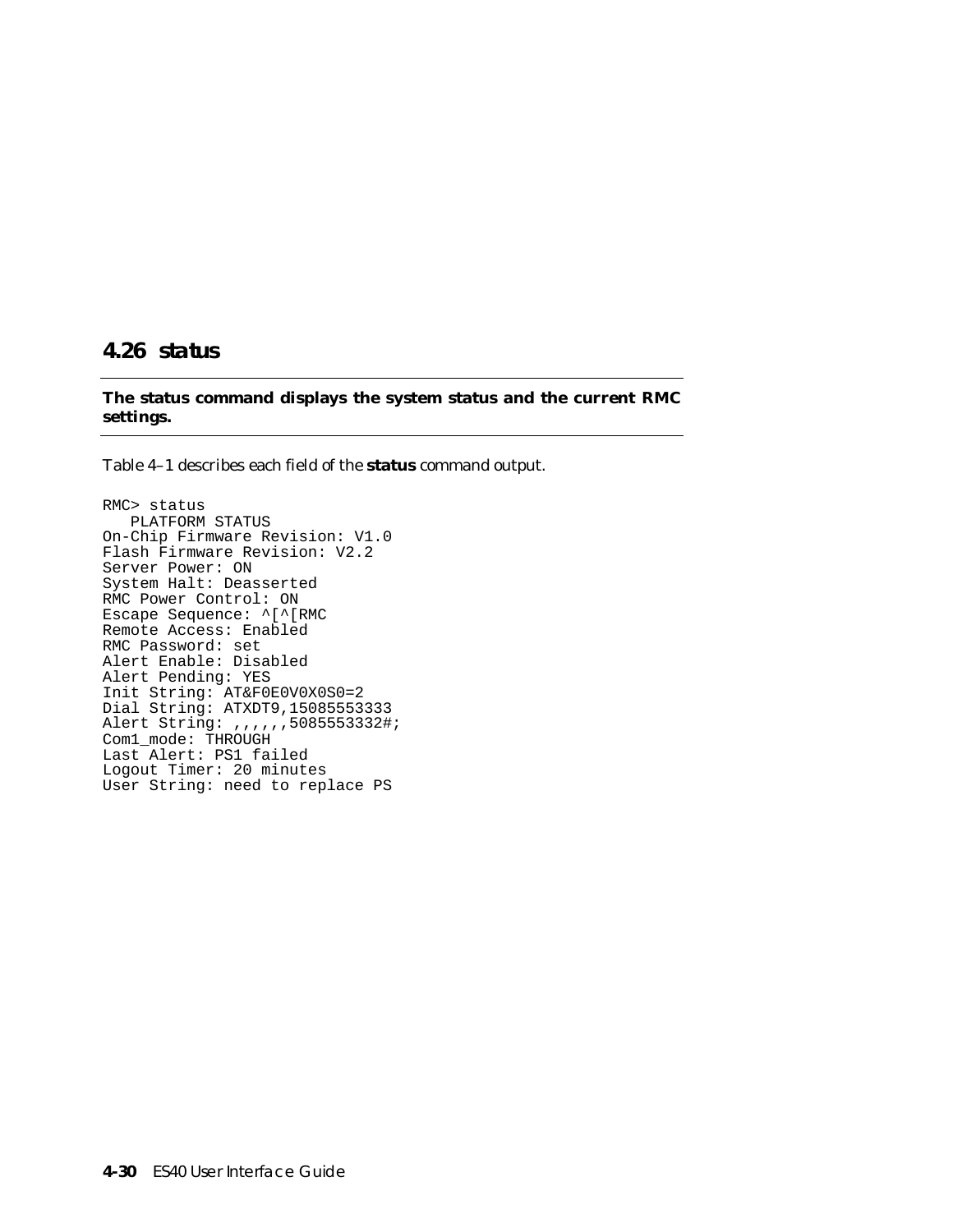## 4.26 status

**The status command displays the system status and the current RMC settings.**

Table 4–1 describes each field of the **status** command output.

```
RMC> status
   PLATFORM STATUS
On-Chip Firmware Revision: V1.0
Flash Firmware Revision: V2.2
Server Power: ON
System Halt: Deasserted
RMC Power Control: ON
Escape Sequence: ^[^[RMC
Remote Access: Enabled
RMC Password: set
Alert Enable: Disabled
Alert Pending: YES
Init String: AT&F0E0V0X0S0=2
Dial String: ATXDT9,15085553333
Alert String: ,,,,,,5085553332#;
Com1_mode: THROUGH
Last Alert: PS1 failed
Logout Timer: 20 minutes
User String: need to replace PS
```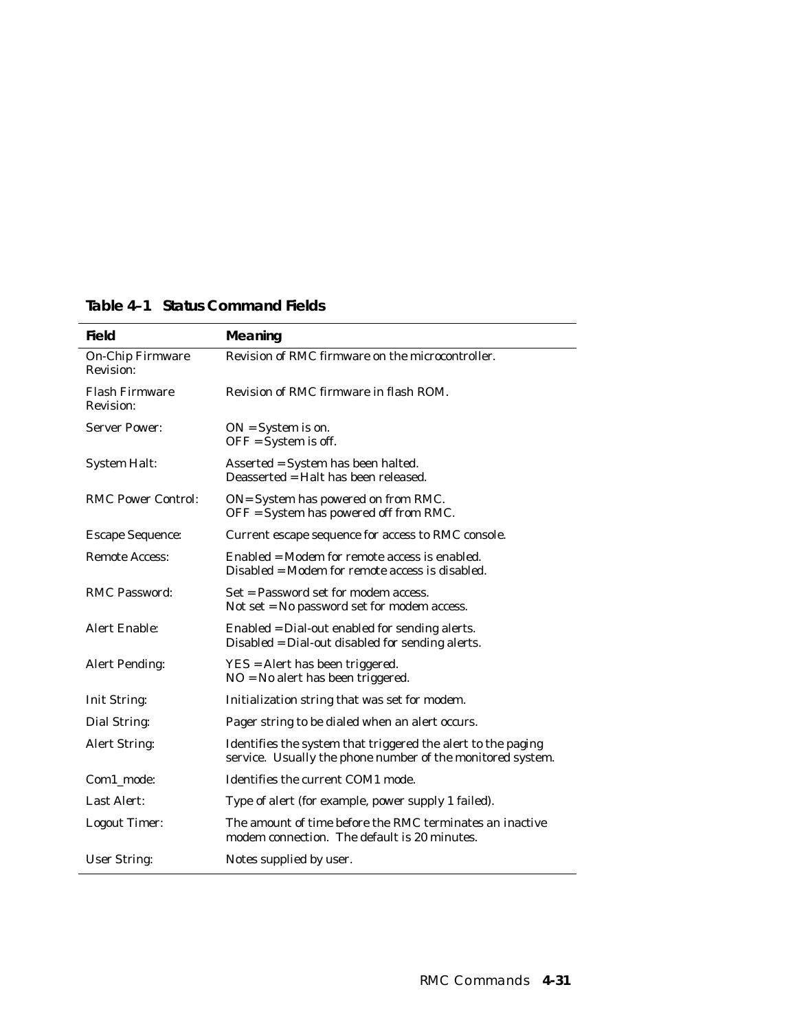**Table 4–1 Status Command Fields**

| Field | Meaning |
| --- | --- |
| On-Chip Firmware Revision: | Revision of RMC firmware on the microcontroller. |
| Flash Firmware Revision: | Revision of RMC firmware in flash ROM. |
| Server Power: | ON = System is on.<br>OFF = System is off. |
| System Halt: | Asserted = System has been halted.<br>Deasserted = Halt has been released. |
| RMC Power Control: | ON= System has powered on from RMC.<br>OFF = System has powered off from RMC. |
| Escape Sequence: | Current escape sequence for access to RMC console. |
| Remote Access: | Enabled = Modem for remote access is enabled.<br>Disabled = Modem for remote access is disabled. |
| RMC Password: | Set = Password set for modem access.<br>Not set = No password set for modem access. |
| Alert Enable: | Enabled = Dial-out enabled for sending alerts.<br>Disabled = Dial-out disabled for sending alerts. |
| Alert Pending: | YES = Alert has been triggered.<br>NO = No alert has been triggered. |
| Init String: | Initialization string that was set for modem. |
| Dial String: | Pager string to be dialed when an alert occurs. |
| Alert String: | Identifies the system that triggered the alert to the paging service. Usually the phone number of the monitored system. |
| Com1_mode: | Identifies the current COM1 mode. |
| Last Alert: | Type of alert (for example, power supply 1 failed). |
| Logout Timer: | The amount of time before the RMC terminates an inactive modem connection. The default is 20 minutes. |
| User String: | Notes supplied by user. |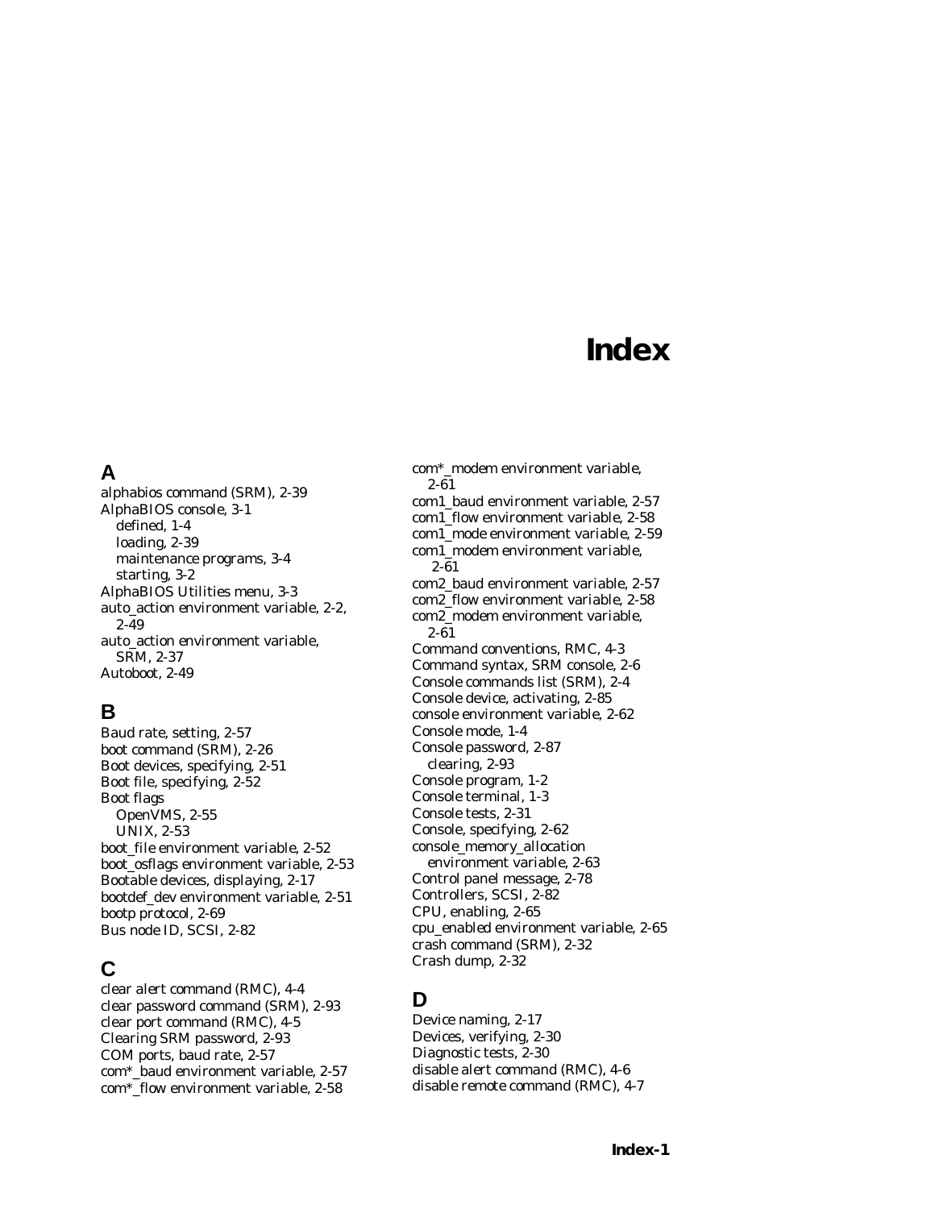# Index

## A

alphabios command (SRM), 2-39
AlphaBIOS console, 3-1
  defined, 1-4
  loading, 2-39
  maintenance programs, 3-4
  starting, 3-2
AlphaBIOS Utilities menu, 3-3
auto_action environment variable, 2-2, 2-49
auto_action environment variable, SRM, 2-37
Autoboot, 2-49

## B

Baud rate, setting, 2-57
boot command (SRM), 2-26
Boot devices, specifying, 2-51
Boot file, specifying, 2-52
Boot flags
  OpenVMS, 2-55
  UNIX, 2-53
boot_file environment variable, 2-52
boot_osflags environment variable, 2-53
Bootable devices, displaying, 2-17
bootdef_dev environment variable, 2-51
bootp protocol, 2-69
Bus node ID, SCSI, 2-82

## C

clear alert command (RMC), 4-4
clear password command (SRM), 2-93
clear port command (RMC), 4-5
Clearing SRM password, 2-93
COM ports, baud rate, 2-57
com*_baud environment variable, 2-57
com*_flow environment variable, 2-58
com*_modem environment variable, 2-61
com1_baud environment variable, 2-57
com1_flow environment variable, 2-58
com1_mode environment variable, 2-59
com1_modem environment variable, 2-61
com2_baud environment variable, 2-57
com2_flow environment variable, 2-58
com2_modem environment variable, 2-61
Command conventions, RMC, 4-3
Command syntax, SRM console, 2-6
Console commands list (SRM), 2-4
Console device, activating, 2-85
console environment variable, 2-62
Console mode, 1-4
Console password, 2-87
  clearing, 2-93
Console program, 1-2
Console terminal, 1-3
Console tests, 2-31
Console, specifying, 2-62
console_memory_allocation environment variable, 2-63
Control panel message, 2-78
Controllers, SCSI, 2-82
CPU, enabling, 2-65
cpu_enabled environment variable, 2-65
crash command (SRM), 2-32
Crash dump, 2-32

## D

Device naming, 2-17
Devices, verifying, 2-30
Diagnostic tests, 2-30
disable alert command (RMC), 4-6
disable remote command (RMC), 4-7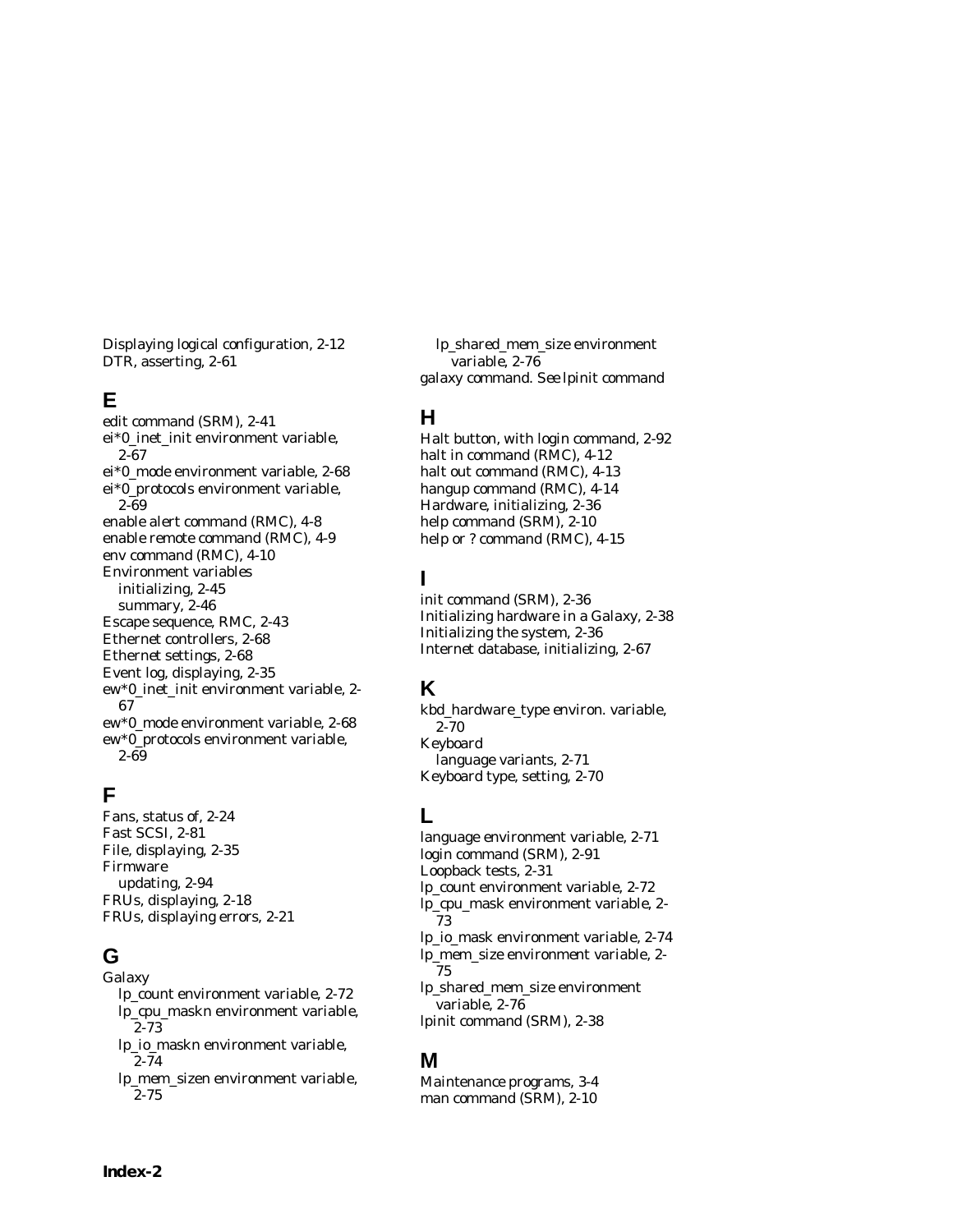Displaying logical configuration, 2-12
DTR, asserting, 2-61

## E

edit command (SRM), 2-41
ei*0_inet_init environment variable, 2-67
ei*0_mode environment variable, 2-68
ei*0_protocols environment variable, 2-69
enable alert command (RMC), 4-8
enable remote command (RMC), 4-9
env command (RMC), 4-10
Environment variables
- initializing, 2-45
- summary, 2-46

Escape sequence, RMC, 2-43
Ethernet controllers, 2-68
Ethernet settings, 2-68
Event log, displaying, 2-35
ew*0_inet_init environment variable, 2-67
ew*0_mode environment variable, 2-68
ew*0_protocols environment variable, 2-69

## F

Fans, status of, 2-24
Fast SCSI, 2-81
File, displaying, 2-35
Firmware
- updating, 2-94

FRUs, displaying, 2-18
FRUs, displaying errors, 2-21

## G

Galaxy
- lp_count environment variable, 2-72
- lp_cpu_maskn environment variable, 2-73
- lp_io_maskn environment variable, 2-74
- lp_mem_sizen environment variable, 2-75
- lp_shared_mem_size environment variable, 2-76

galaxy command. See lpinit command

## H

Halt button, with login command, 2-92
halt in command (RMC), 4-12
halt out command (RMC), 4-13
hangup command (RMC), 4-14
Hardware, initializing, 2-36
help command (SRM), 2-10
help or ? command (RMC), 4-15

## I

init command (SRM), 2-36
Initializing hardware in a Galaxy, 2-38
Initializing the system, 2-36
Internet database, initializing, 2-67

## K

kbd_hardware_type environ. variable, 2-70
Keyboard
- language variants, 2-71

Keyboard type, setting, 2-70

## L

language environment variable, 2-71
login command (SRM), 2-91
Loopback tests, 2-31
lp_count environment variable, 2-72
lp_cpu_mask environment variable, 2-73
lp_io_mask environment variable, 2-74
lp_mem_size environment variable, 2-75
lp_shared_mem_size environment variable, 2-76
lpinit command (SRM), 2-38

## M

Maintenance programs, 3-4
man command (SRM), 2-10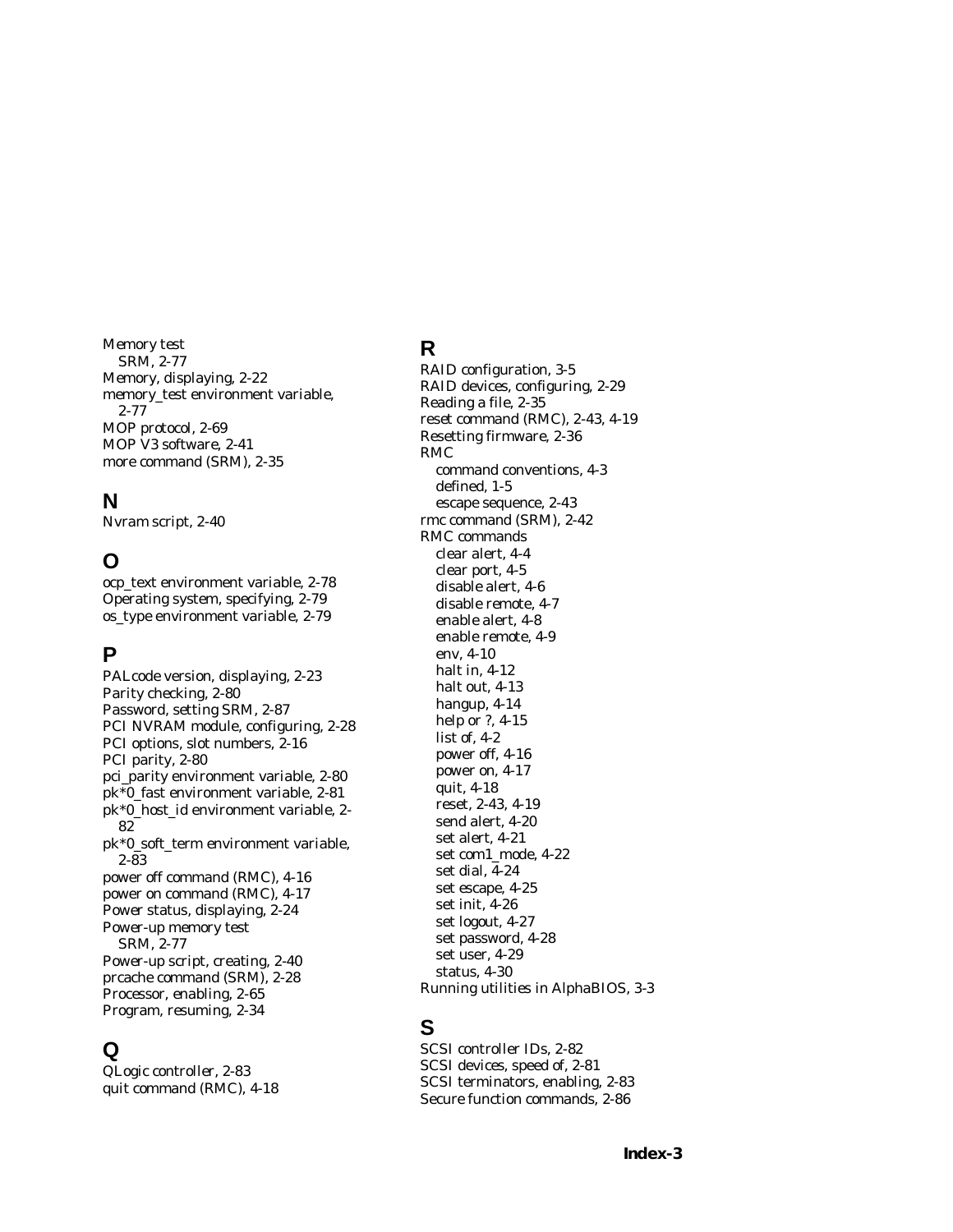Memory test
  SRM, 2-77
Memory, displaying, 2-22
memory_test environment variable, 2-77
MOP protocol, 2-69
MOP V3 software, 2-41
more command (SRM), 2-35

## N

Nvram script, 2-40

## O

ocp_text environment variable, 2-78
Operating system, specifying, 2-79
os_type environment variable, 2-79

## P

PALcode version, displaying, 2-23
Parity checking, 2-80
Password, setting SRM, 2-87
PCI NVRAM module, configuring, 2-28
PCI options, slot numbers, 2-16
PCI parity, 2-80
pci_parity environment variable, 2-80
pk*0_fast environment variable, 2-81
pk*0_host_id environment variable, 2-82
pk*0_soft_term environment variable, 2-83
power off command (RMC), 4-16
power on command (RMC), 4-17
Power status, displaying, 2-24
Power-up memory test
  SRM, 2-77
Power-up script, creating, 2-40
prcache command (SRM), 2-28
Processor, enabling, 2-65
Program, resuming, 2-34

## Q

QLogic controller, 2-83
quit command (RMC), 4-18

## R

RAID configuration, 3-5
RAID devices, configuring, 2-29
Reading a file, 2-35
reset command (RMC), 2-43, 4-19
Resetting firmware, 2-36
RMC
  command conventions, 4-3
  defined, 1-5
  escape sequence, 2-43
rmc command (SRM), 2-42
RMC commands
  clear alert, 4-4
  clear port, 4-5
  disable alert, 4-6
  disable remote, 4-7
  enable alert, 4-8
  enable remote, 4-9
  env, 4-10
  halt in, 4-12
  halt out, 4-13
  hangup, 4-14
  help or ?, 4-15
  list of, 4-2
  power off, 4-16
  power on, 4-17
  quit, 4-18
  reset, 2-43, 4-19
  send alert, 4-20
  set alert, 4-21
  set com1_mode, 4-22
  set dial, 4-24
  set escape, 4-25
  set init, 4-26
  set logout, 4-27
  set password, 4-28
  set user, 4-29
  status, 4-30
Running utilities in AlphaBIOS, 3-3

## S

SCSI controller IDs, 2-82
SCSI devices, speed of, 2-81
SCSI terminators, enabling, 2-83
Secure function commands, 2-86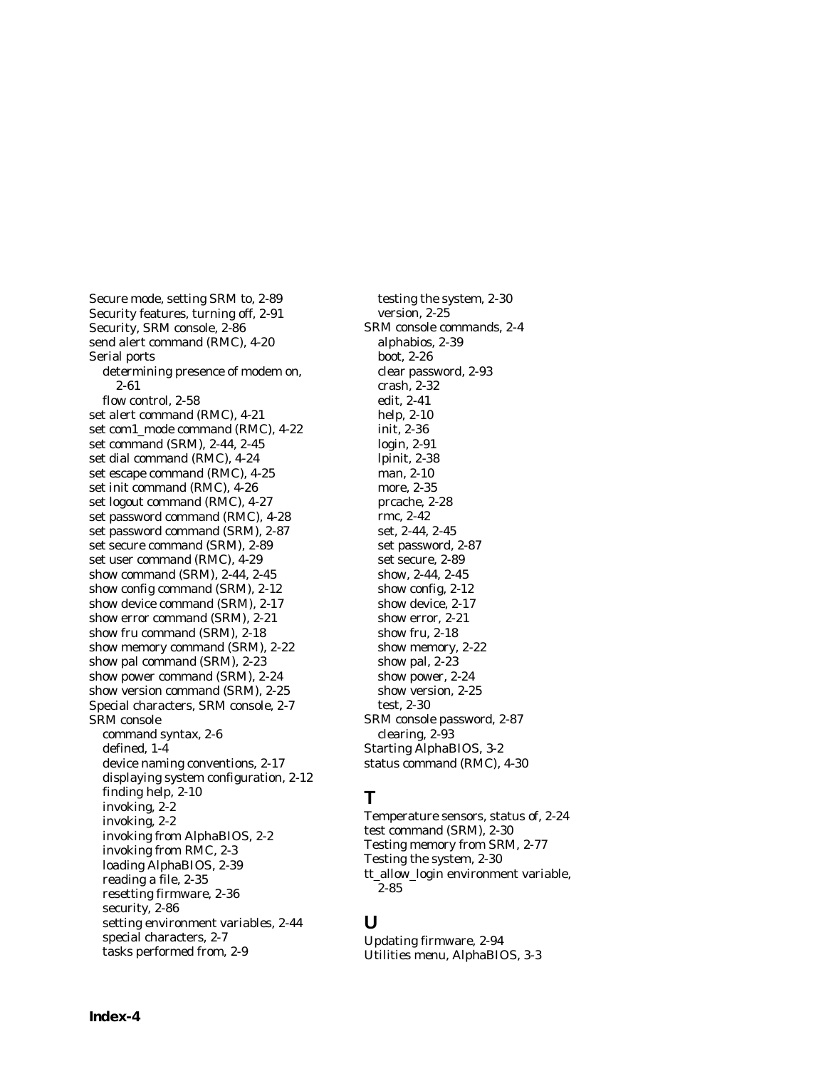Secure mode, setting SRM to, 2-89
Security features, turning off, 2-91
Security, SRM console, 2-86
send alert command (RMC), 4-20
Serial ports
  determining presence of modem on, 2-61
  flow control, 2-58
set alert command (RMC), 4-21
set com1_mode command (RMC), 4-22
set command (SRM), 2-44, 2-45
set dial command (RMC), 4-24
set escape command (RMC), 4-25
set init command (RMC), 4-26
set logout command (RMC), 4-27
set password command (RMC), 4-28
set password command (SRM), 2-87
set secure command (SRM), 2-89
set user command (RMC), 4-29
show command (SRM), 2-44, 2-45
show config command (SRM), 2-12
show device command (SRM), 2-17
show error command (SRM), 2-21
show fru command (SRM), 2-18
show memory command (SRM), 2-22
show pal command (SRM), 2-23
show power command (SRM), 2-24
show version command (SRM), 2-25
Special characters, SRM console, 2-7
SRM console
  command syntax, 2-6
  defined, 1-4
  device naming conventions, 2-17
  displaying system configuration, 2-12
  finding help, 2-10
  invoking, 2-2
  invoking, 2-2
  invoking from AlphaBIOS, 2-2
  invoking from RMC, 2-3
  loading AlphaBIOS, 2-39
  reading a file, 2-35
  resetting firmware, 2-36
  security, 2-86
  setting environment variables, 2-44
  special characters, 2-7
  tasks performed from, 2-9
  testing the system, 2-30
  version, 2-25
SRM console commands, 2-4
  alphabios, 2-39
  boot, 2-26
  clear password, 2-93
  crash, 2-32
  edit, 2-41
  help, 2-10
  init, 2-36
  login, 2-91
  lpinit, 2-38
  man, 2-10
  more, 2-35
  prcache, 2-28
  rmc, 2-42
  set, 2-44, 2-45
  set password, 2-87
  set secure, 2-89
  show, 2-44, 2-45
  show config, 2-12
  show device, 2-17
  show error, 2-21
  show fru, 2-18
  show memory, 2-22
  show pal, 2-23
  show power, 2-24
  show version, 2-25
  test, 2-30
SRM console password, 2-87
  clearing, 2-93
Starting AlphaBIOS, 3-2
status command (RMC), 4-30

## T

Temperature sensors, status of, 2-24
test command (SRM), 2-30
Testing memory from SRM, 2-77
Testing the system, 2-30
tt_allow_login environment variable, 2-85

## U

Updating firmware, 2-94
Utilities menu, AlphaBIOS, 3-3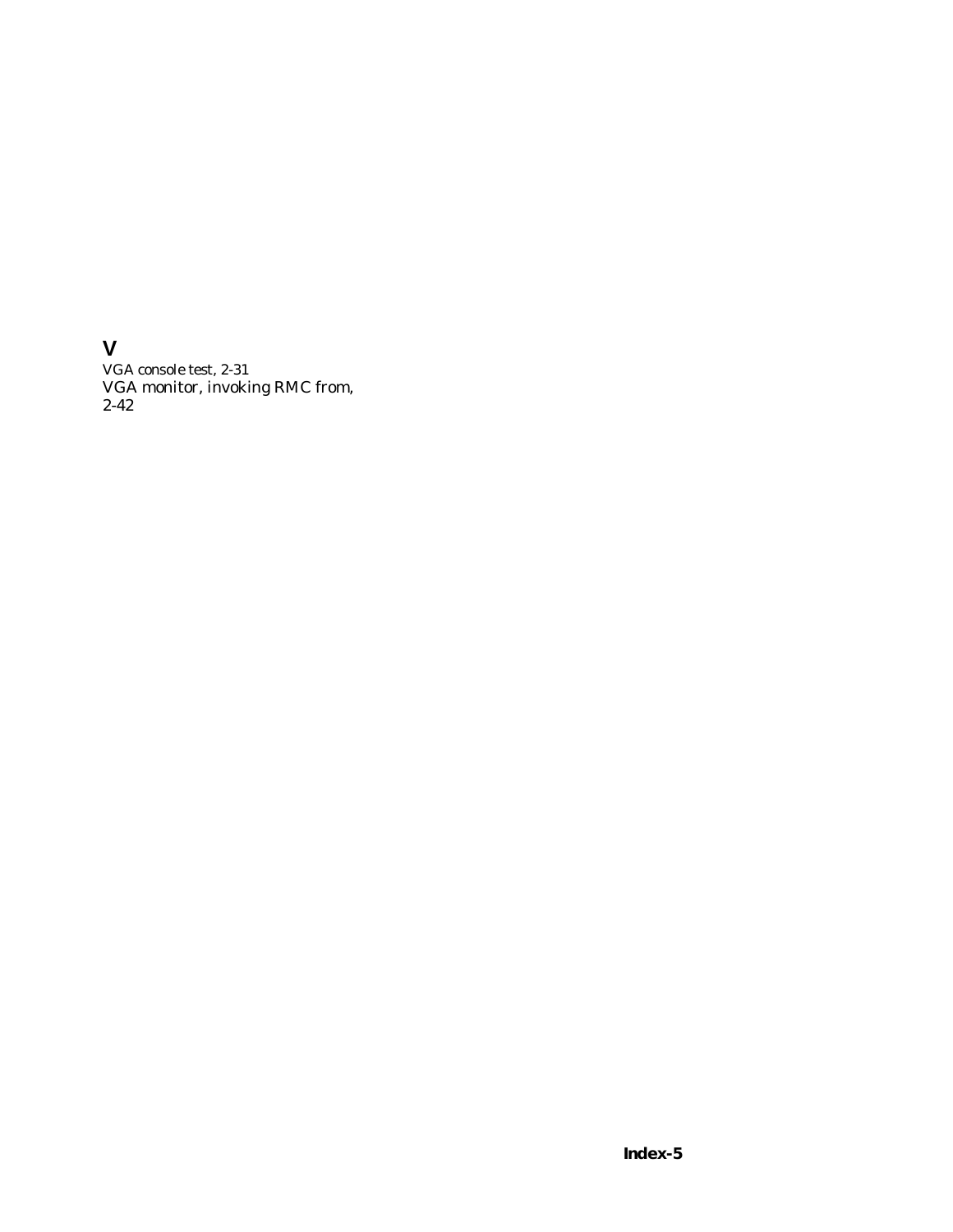## V

VGA console test, 2-31
VGA monitor, invoking RMC from, 2-42